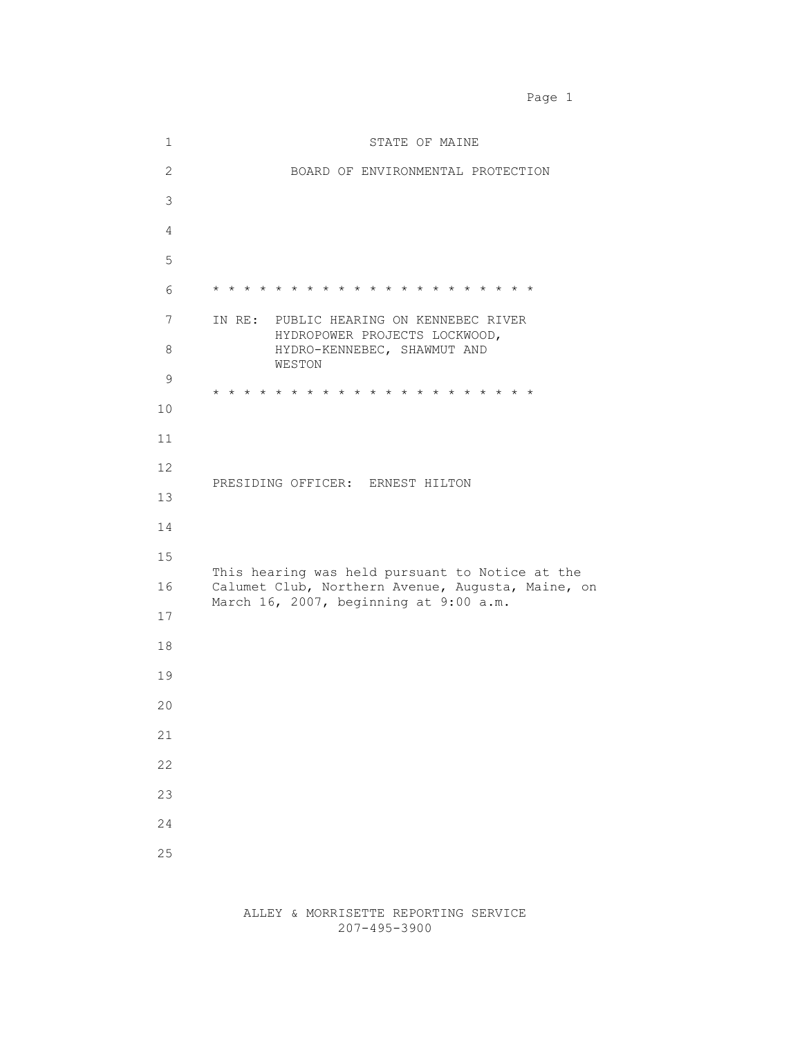STATE OF MAINE

BOARD OF ENVIRONMENTAL PROTECTION

* * * * * * * * * * * * * * * * * * * * * *

IN RE: PUBLIC HEARING ON KENNEBEC RIVER HYDROPOWER PROJECTS LOCKWOOD, HYDRO-KENNEBEC, SHAWMUT AND WESTON

* * * * * * * * * * * * * * * * * * * * * *

PRESIDING OFFICER: ERNEST HILTON

This hearing was held pursuant to Notice at the Calumet Club, Northern Avenue, Augusta, Maine, on March 16, 2007, beginning at 9:00 a.m.

ALLEY & MORRISETTE REPORTING SERVICE
207-495-3900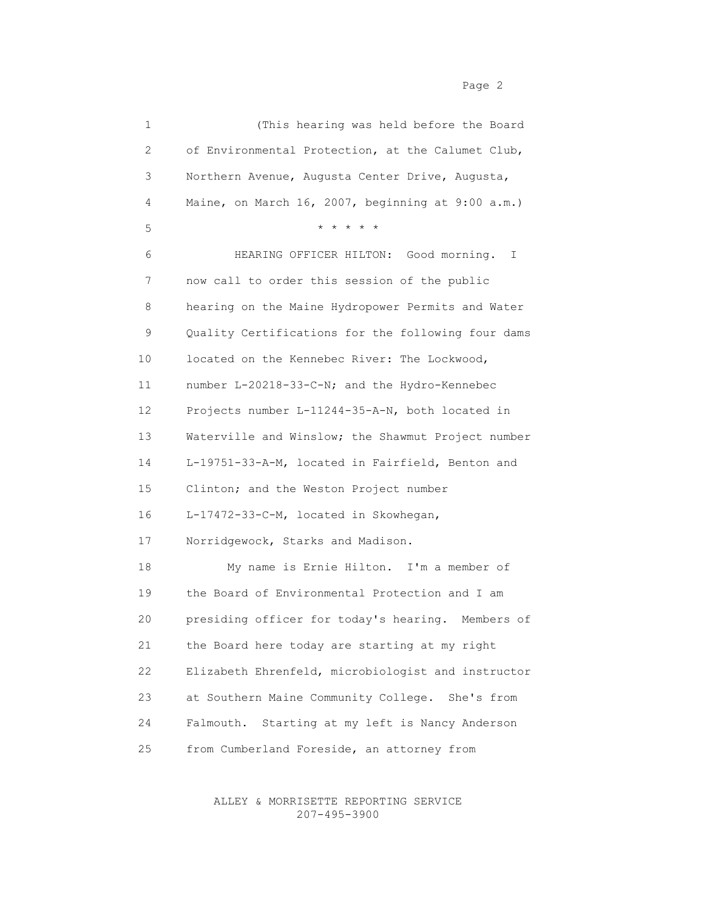(This hearing was held before the Board of Environmental Protection, at the Calumet Club, Northern Avenue, Augusta Center Drive, Augusta, Maine, on March 16, 2007, beginning at 9:00 a.m.)

* * * * *

HEARING OFFICER HILTON: Good morning. I now call to order this session of the public hearing on the Maine Hydropower Permits and Water Quality Certifications for the following four dams located on the Kennebec River: The Lockwood, number L-20218-33-C-N; and the Hydro-Kennebec Projects number L-11244-35-A-N, both located in Waterville and Winslow; the Shawmut Project number L-19751-33-A-M, located in Fairfield, Benton and Clinton; and the Weston Project number L-17472-33-C-M, located in Skowhegan, Norridgewock, Starks and Madison.

My name is Ernie Hilton. I'm a member of the Board of Environmental Protection and I am presiding officer for today's hearing. Members of the Board here today are starting at my right Elizabeth Ehrenfeld, microbiologist and instructor at Southern Maine Community College. She's from Falmouth. Starting at my left is Nancy Anderson from Cumberland Foreside, an attorney from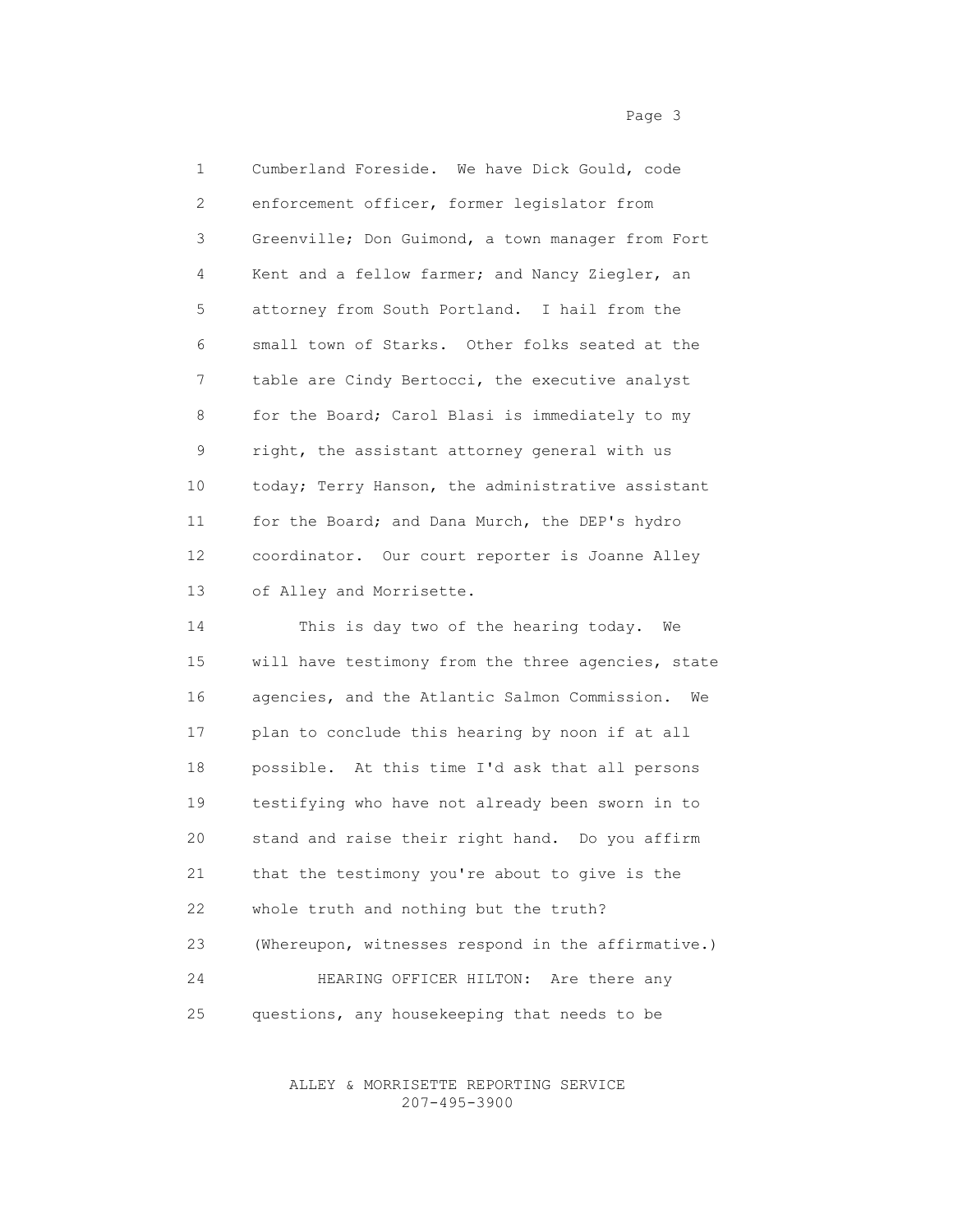Cumberland Foreside. We have Dick Gould, code enforcement officer, former legislator from Greenville; Don Guimond, a town manager from Fort Kent and a fellow farmer; and Nancy Ziegler, an attorney from South Portland. I hail from the small town of Starks. Other folks seated at the table are Cindy Bertocci, the executive analyst for the Board; Carol Blasi is immediately to my right, the assistant attorney general with us today; Terry Hanson, the administrative assistant for the Board; and Dana Murch, the DEP's hydro coordinator. Our court reporter is Joanne Alley of Alley and Morrisette.

This is day two of the hearing today. We will have testimony from the three agencies, state agencies, and the Atlantic Salmon Commission. We plan to conclude this hearing by noon if at all possible. At this time I'd ask that all persons testifying who have not already been sworn in to stand and raise their right hand. Do you affirm that the testimony you're about to give is the whole truth and nothing but the truth?

(Whereupon, witnesses respond in the affirmative.)

HEARING OFFICER HILTON: Are there any questions, any housekeeping that needs to be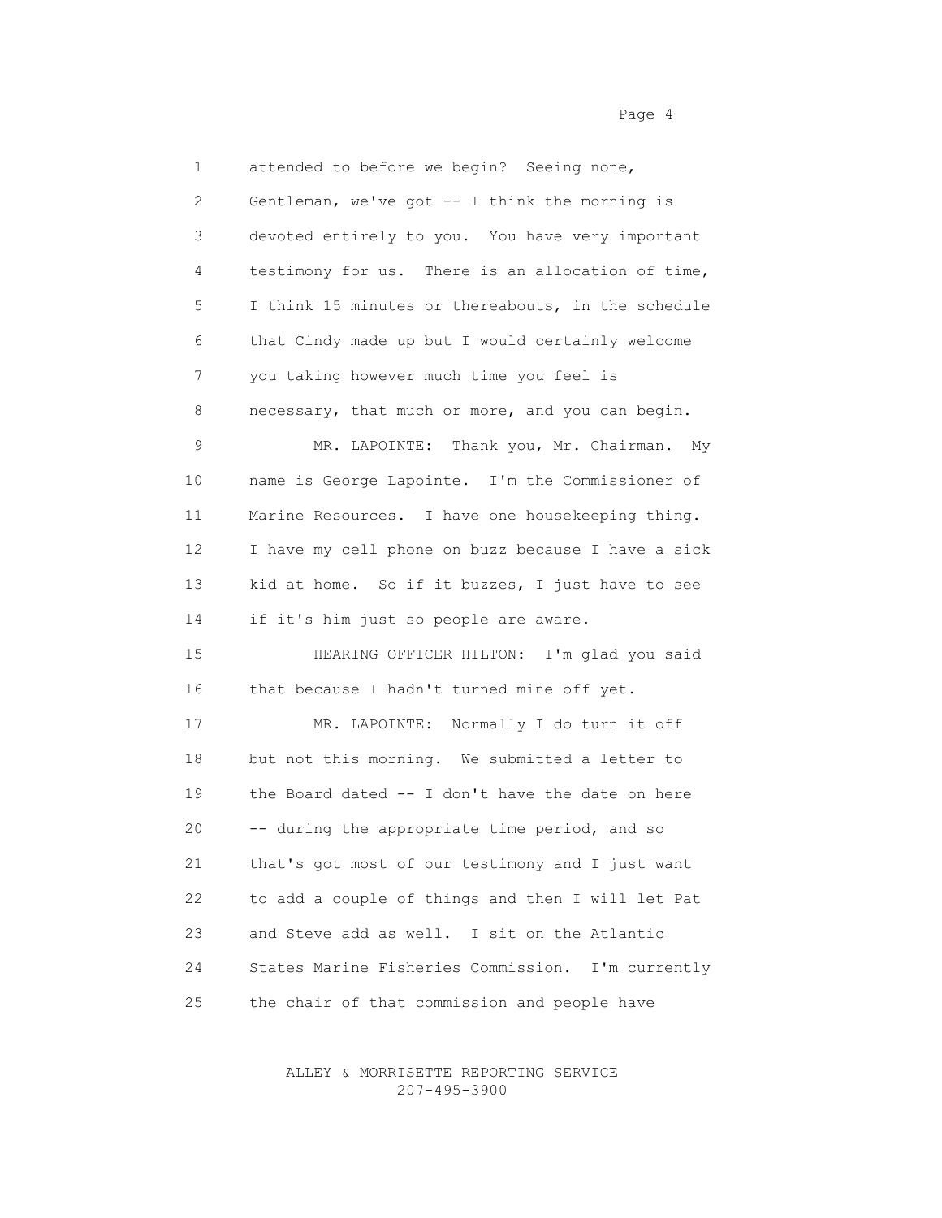1 attended to before we begin? Seeing none,
2 Gentleman, we've got -- I think the morning is
3 devoted entirely to you. You have very important
4 testimony for us. There is an allocation of time,
5 I think 15 minutes or thereabouts, in the schedule
6 that Cindy made up but I would certainly welcome
7 you taking however much time you feel is
8 necessary, that much or more, and you can begin.
9 MR. LAPOINTE: Thank you, Mr. Chairman. My
10 name is George Lapointe. I'm the Commissioner of
11 Marine Resources. I have one housekeeping thing.
12 I have my cell phone on buzz because I have a sick
13 kid at home. So if it buzzes, I just have to see
14 if it's him just so people are aware.
15 HEARING OFFICER HILTON: I'm glad you said
16 that because I hadn't turned mine off yet.
17 MR. LAPOINTE: Normally I do turn it off
18 but not this morning. We submitted a letter to
19 the Board dated -- I don't have the date on here
20 -- during the appropriate time period, and so
21 that's got most of our testimony and I just want
22 to add a couple of things and then I will let Pat
23 and Steve add as well. I sit on the Atlantic
24 States Marine Fisheries Commission. I'm currently
25 the chair of that commission and people have

ALLEY & MORRISETTE REPORTING SERVICE
207-495-3900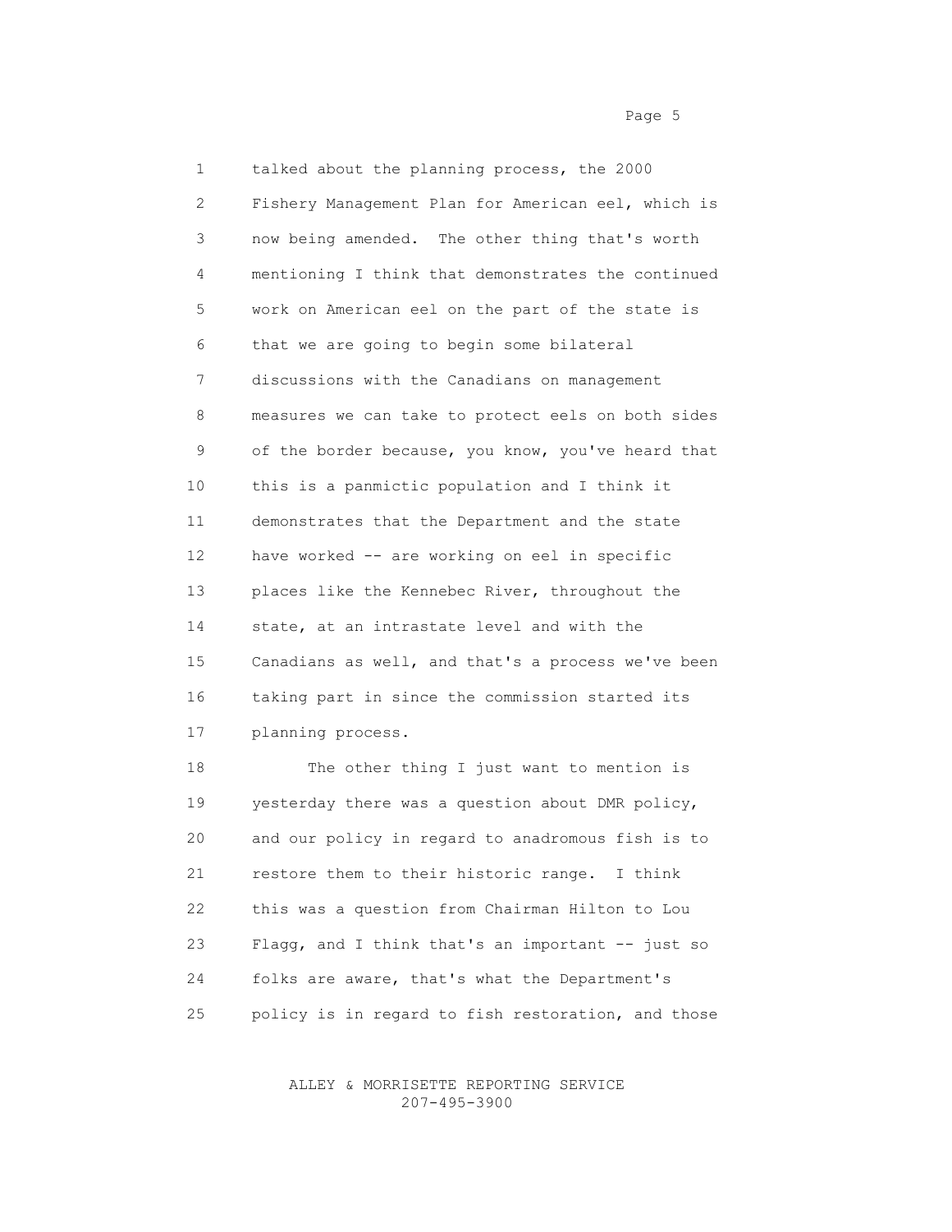talked about the planning process, the 2000 Fishery Management Plan for American eel, which is now being amended. The other thing that's worth mentioning I think that demonstrates the continued work on American eel on the part of the state is that we are going to begin some bilateral discussions with the Canadians on management measures we can take to protect eels on both sides of the border because, you know, you've heard that this is a panmictic population and I think it demonstrates that the Department and the state have worked -- are working on eel in specific places like the Kennebec River, throughout the state, at an intrastate level and with the Canadians as well, and that's a process we've been taking part in since the commission started its planning process.

The other thing I just want to mention is yesterday there was a question about DMR policy, and our policy in regard to anadromous fish is to restore them to their historic range. I think this was a question from Chairman Hilton to Lou Flagg, and I think that's an important -- just so folks are aware, that's what the Department's policy is in regard to fish restoration, and those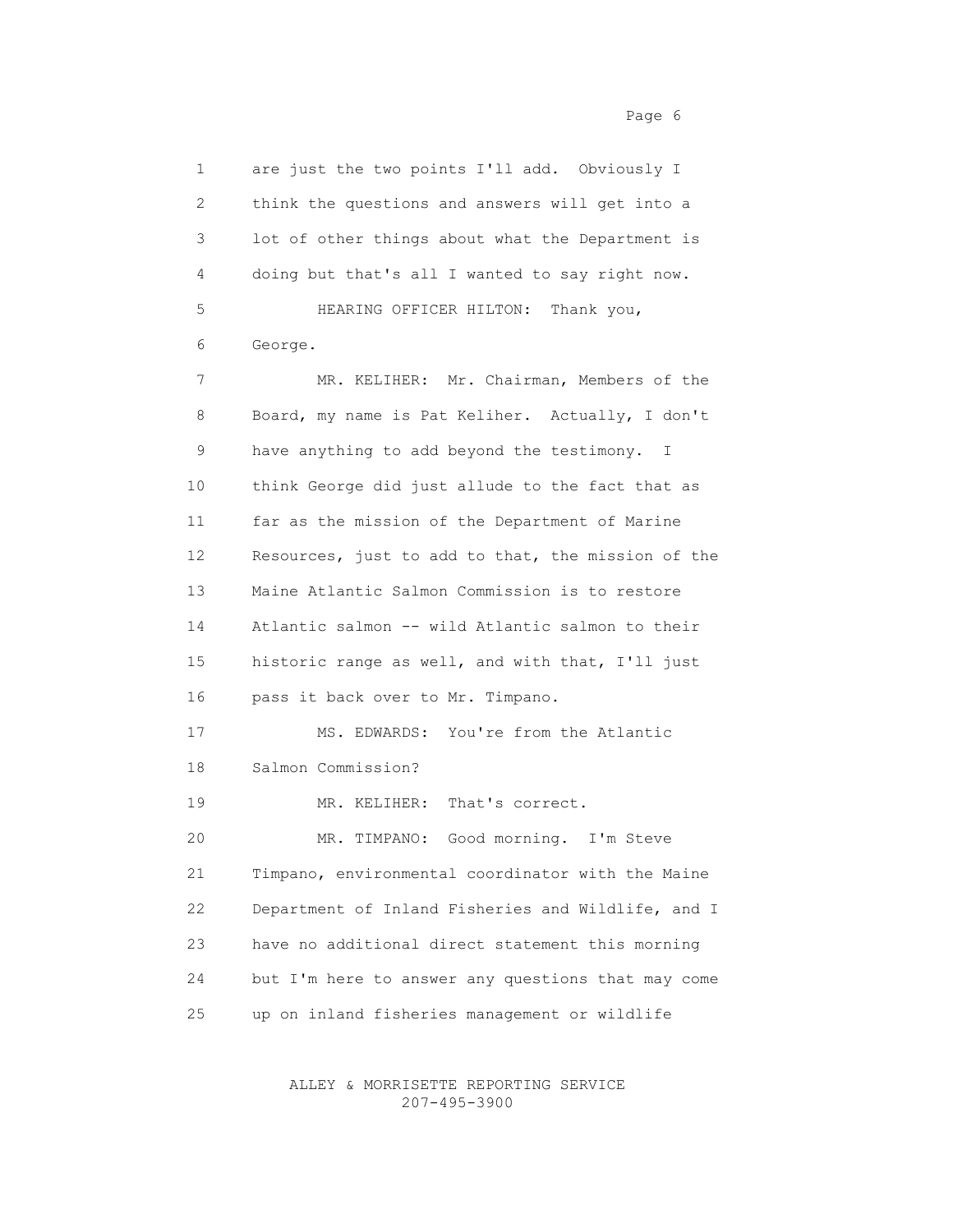are just the two points I'll add. Obviously I think the questions and answers will get into a lot of other things about what the Department is doing but that's all I wanted to say right now.

HEARING OFFICER HILTON: Thank you, George.

MR. KELIHER: Mr. Chairman, Members of the Board, my name is Pat Keliher. Actually, I don't have anything to add beyond the testimony. I think George did just allude to the fact that as far as the mission of the Department of Marine Resources, just to add to that, the mission of the Maine Atlantic Salmon Commission is to restore Atlantic salmon -- wild Atlantic salmon to their historic range as well, and with that, I'll just pass it back over to Mr. Timpano.

MS. EDWARDS: You're from the Atlantic Salmon Commission?

MR. KELIHER: That's correct.

MR. TIMPANO: Good morning. I'm Steve Timpano, environmental coordinator with the Maine Department of Inland Fisheries and Wildlife, and I have no additional direct statement this morning but I'm here to answer any questions that may come up on inland fisheries management or wildlife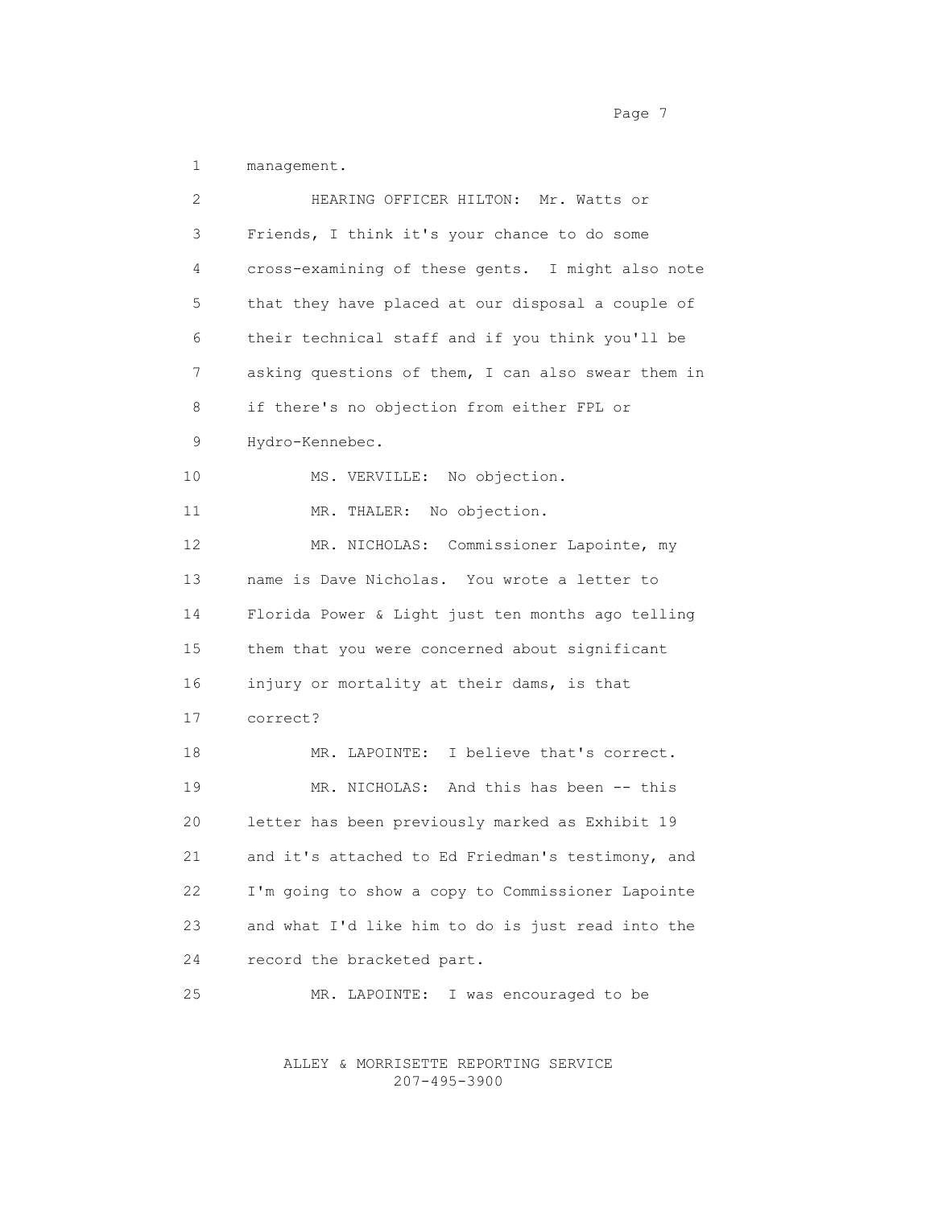1 management.

2 HEARING OFFICER HILTON: Mr. Watts or

3 Friends, I think it's your chance to do some

4 cross-examining of these gents. I might also note

5 that they have placed at our disposal a couple of

6 their technical staff and if you think you'll be

7 asking questions of them, I can also swear them in

8 if there's no objection from either FPL or

9 Hydro-Kennebec.

10 MS. VERVILLE: No objection.

11 MR. THALER: No objection.

12 MR. NICHOLAS: Commissioner Lapointe, my

13 name is Dave Nicholas. You wrote a letter to

14 Florida Power & Light just ten months ago telling

15 them that you were concerned about significant

16 injury or mortality at their dams, is that

17 correct?

18 MR. LAPOINTE: I believe that's correct.

19 MR. NICHOLAS: And this has been -- this

20 letter has been previously marked as Exhibit 19

21 and it's attached to Ed Friedman's testimony, and

22 I'm going to show a copy to Commissioner Lapointe

23 and what I'd like him to do is just read into the

24 record the bracketed part.

25 MR. LAPOINTE: I was encouraged to be

ALLEY & MORRISETTE REPORTING SERVICE
207-495-3900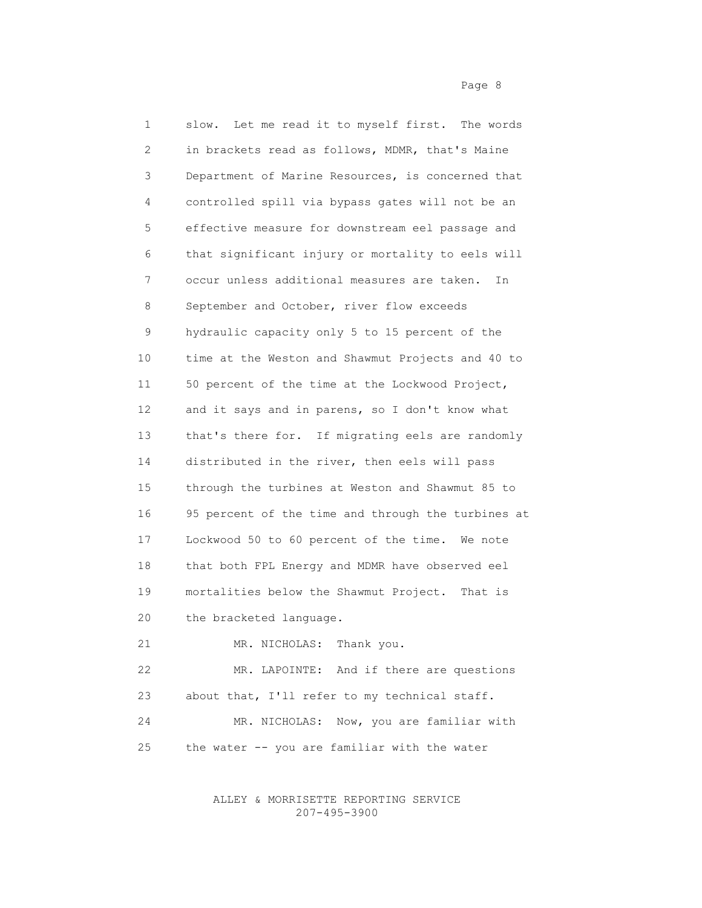slow. Let me read it to myself first. The words in brackets read as follows, MDMR, that's Maine Department of Marine Resources, is concerned that controlled spill via bypass gates will not be an effective measure for downstream eel passage and that significant injury or mortality to eels will occur unless additional measures are taken. In September and October, river flow exceeds hydraulic capacity only 5 to 15 percent of the time at the Weston and Shawmut Projects and 40 to 50 percent of the time at the Lockwood Project, and it says and in parens, so I don't know what that's there for. If migrating eels are randomly distributed in the river, then eels will pass through the turbines at Weston and Shawmut 85 to 95 percent of the time and through the turbines at Lockwood 50 to 60 percent of the time. We note that both FPL Energy and MDMR have observed eel mortalities below the Shawmut Project. That is the bracketed language.

MR. NICHOLAS: Thank you.

MR. LAPOINTE: And if there are questions about that, I'll refer to my technical staff.

MR. NICHOLAS: Now, you are familiar with the water -- you are familiar with the water

ALLEY & MORRISETTE REPORTING SERVICE
207-495-3900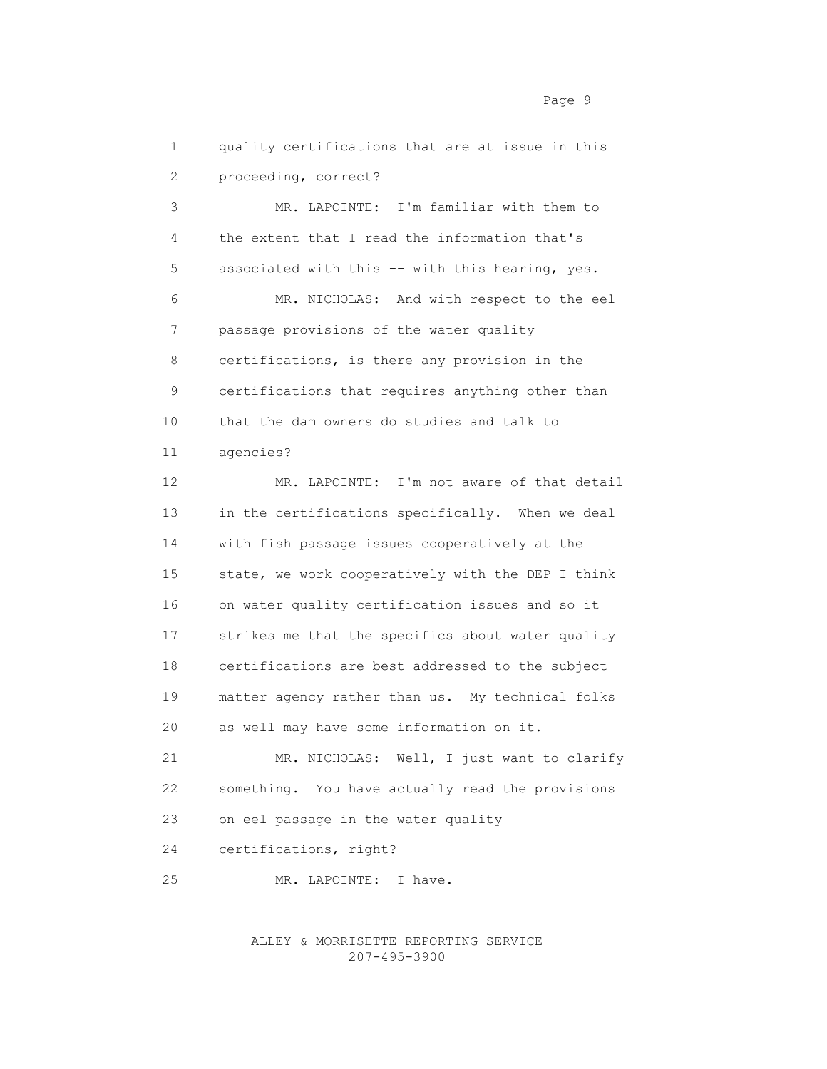quality certifications that are at issue in this proceeding, correct?

MR. LAPOINTE: I'm familiar with them to the extent that I read the information that's associated with this -- with this hearing, yes.

MR. NICHOLAS: And with respect to the eel passage provisions of the water quality certifications, is there any provision in the certifications that requires anything other than that the dam owners do studies and talk to agencies?

MR. LAPOINTE: I'm not aware of that detail in the certifications specifically. When we deal with fish passage issues cooperatively at the state, we work cooperatively with the DEP I think on water quality certification issues and so it strikes me that the specifics about water quality certifications are best addressed to the subject matter agency rather than us. My technical folks as well may have some information on it.

MR. NICHOLAS: Well, I just want to clarify something. You have actually read the provisions on eel passage in the water quality certifications, right?

MR. LAPOINTE: I have.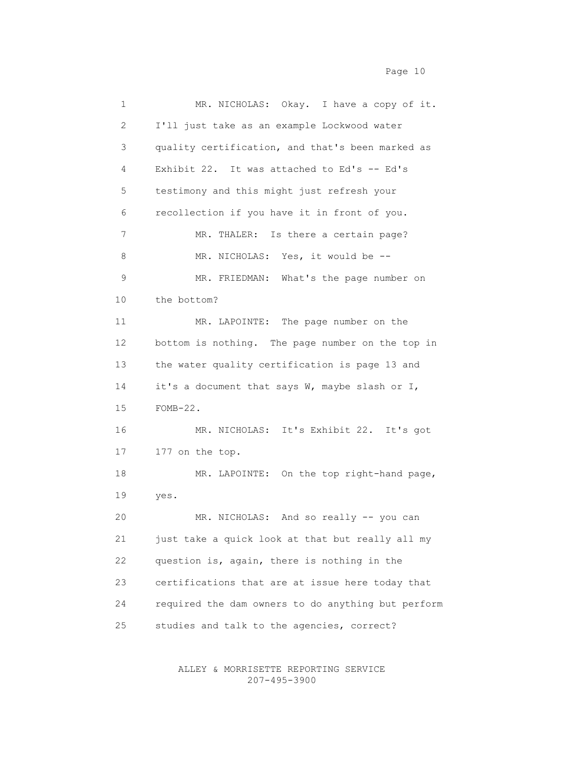MR. NICHOLAS: Okay. I have a copy of it. I'll just take as an example Lockwood water quality certification, and that's been marked as Exhibit 22. It was attached to Ed's -- Ed's testimony and this might just refresh your recollection if you have it in front of you.

MR. THALER: Is there a certain page?

MR. NICHOLAS: Yes, it would be --

MR. FRIEDMAN: What's the page number on the bottom?

MR. LAPOINTE: The page number on the bottom is nothing. The page number on the top in the water quality certification is page 13 and it's a document that says W, maybe slash or I, FOMB-22.

MR. NICHOLAS: It's Exhibit 22. It's got 177 on the top.

MR. LAPOINTE: On the top right-hand page, yes.

MR. NICHOLAS: And so really -- you can just take a quick look at that but really all my question is, again, there is nothing in the certifications that are at issue here today that required the dam owners to do anything but perform studies and talk to the agencies, correct?

ALLEY & MORRISETTE REPORTING SERVICE
207-495-3900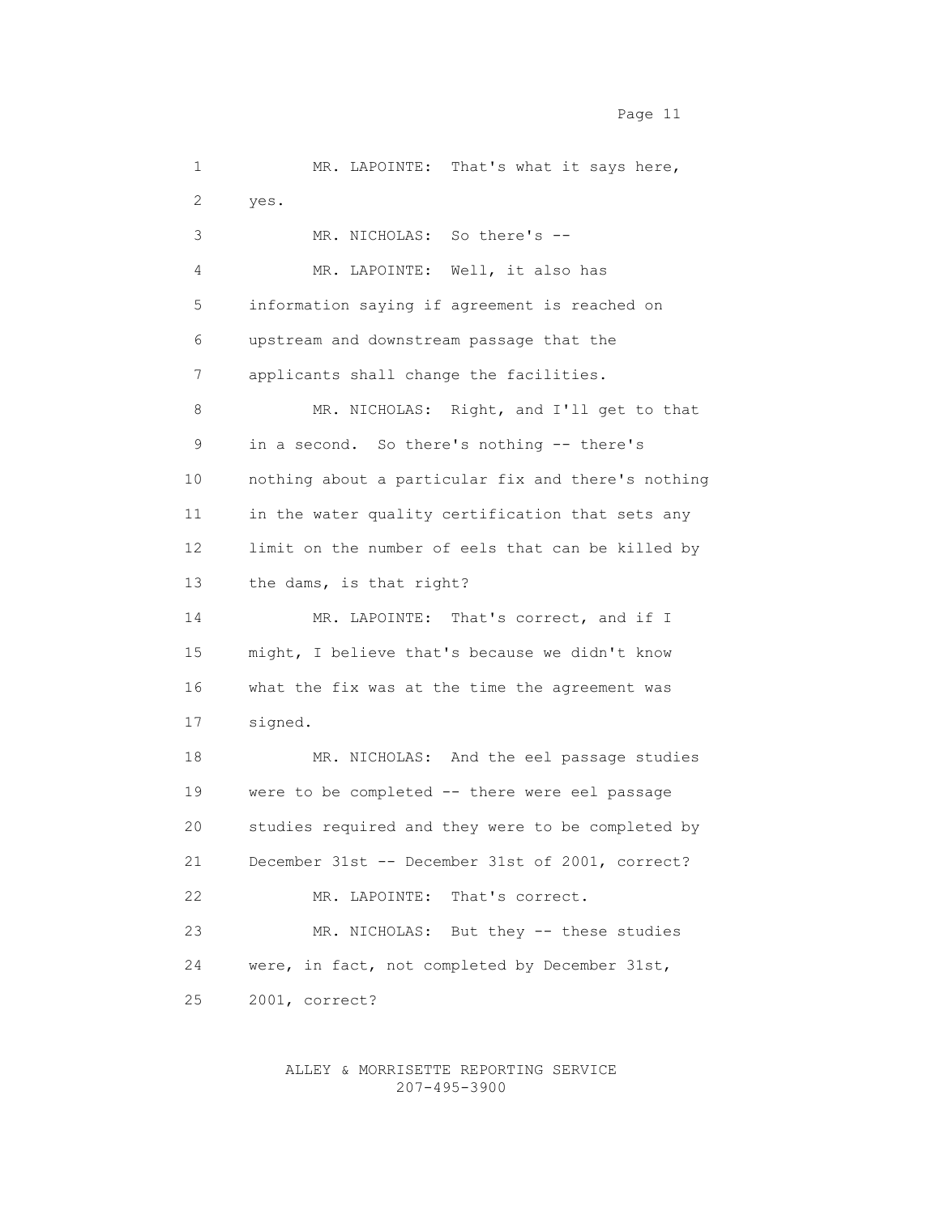MR. LAPOINTE: That's what it says here, yes.

MR. NICHOLAS: So there's --

MR. LAPOINTE: Well, it also has information saying if agreement is reached on upstream and downstream passage that the applicants shall change the facilities.

MR. NICHOLAS: Right, and I'll get to that in a second. So there's nothing -- there's nothing about a particular fix and there's nothing in the water quality certification that sets any limit on the number of eels that can be killed by the dams, is that right?

MR. LAPOINTE: That's correct, and if I might, I believe that's because we didn't know what the fix was at the time the agreement was signed.

MR. NICHOLAS: And the eel passage studies were to be completed -- there were eel passage studies required and they were to be completed by December 31st -- December 31st of 2001, correct?

MR. LAPOINTE: That's correct.

MR. NICHOLAS: But they -- these studies were, in fact, not completed by December 31st, 2001, correct?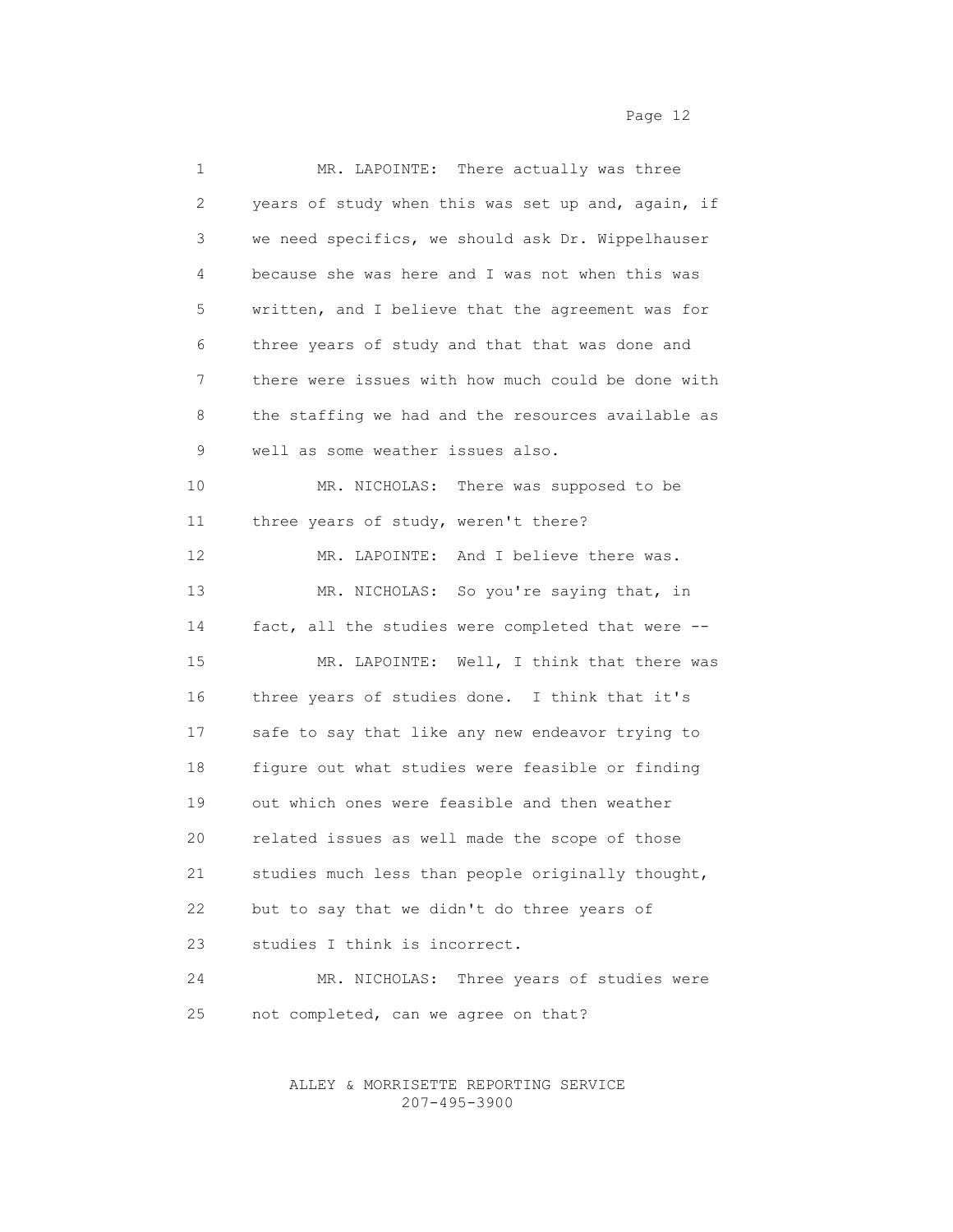MR. LAPOINTE: There actually was three years of study when this was set up and, again, if we need specifics, we should ask Dr. Wippelhauser because she was here and I was not when this was written, and I believe that the agreement was for three years of study and that that was done and there were issues with how much could be done with the staffing we had and the resources available as well as some weather issues also.

MR. NICHOLAS: There was supposed to be three years of study, weren't there?

MR. LAPOINTE: And I believe there was.

MR. NICHOLAS: So you're saying that, in fact, all the studies were completed that were --

MR. LAPOINTE: Well, I think that there was three years of studies done. I think that it's safe to say that like any new endeavor trying to figure out what studies were feasible or finding out which ones were feasible and then weather related issues as well made the scope of those studies much less than people originally thought, but to say that we didn't do three years of studies I think is incorrect.

MR. NICHOLAS: Three years of studies were not completed, can we agree on that?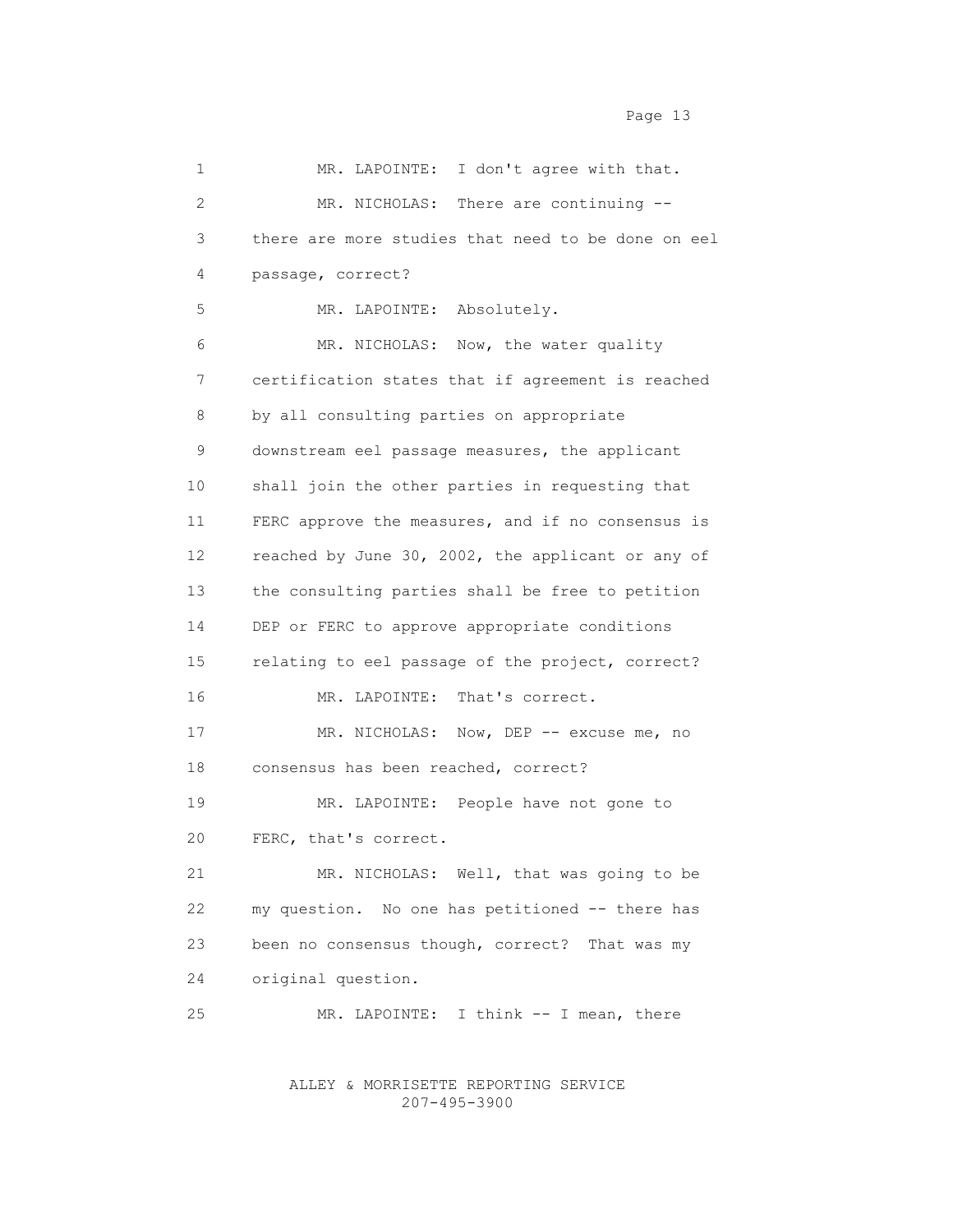MR. LAPOINTE: I don't agree with that.

MR. NICHOLAS: There are continuing -- there are more studies that need to be done on eel passage, correct?

MR. LAPOINTE: Absolutely.

MR. NICHOLAS: Now, the water quality certification states that if agreement is reached by all consulting parties on appropriate downstream eel passage measures, the applicant shall join the other parties in requesting that FERC approve the measures, and if no consensus is reached by June 30, 2002, the applicant or any of the consulting parties shall be free to petition DEP or FERC to approve appropriate conditions relating to eel passage of the project, correct?

MR. LAPOINTE: That's correct.

MR. NICHOLAS: Now, DEP -- excuse me, no consensus has been reached, correct?

MR. LAPOINTE: People have not gone to FERC, that's correct.

MR. NICHOLAS: Well, that was going to be my question. No one has petitioned -- there has been no consensus though, correct? That was my original question.

MR. LAPOINTE: I think -- I mean, there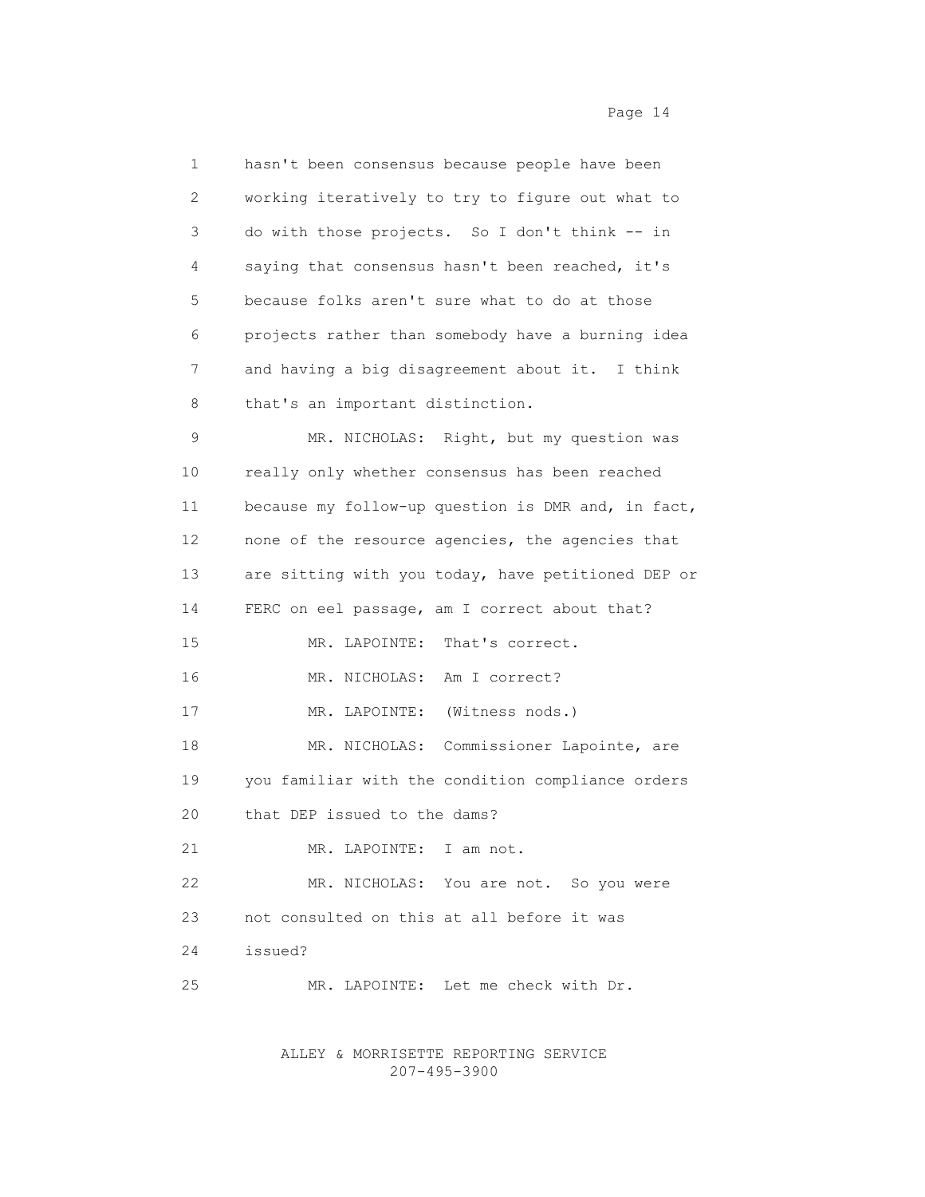hasn't been consensus because people have been working iteratively to try to figure out what to do with those projects. So I don't think -- in saying that consensus hasn't been reached, it's because folks aren't sure what to do at those projects rather than somebody have a burning idea and having a big disagreement about it. I think that's an important distinction.

MR. NICHOLAS: Right, but my question was really only whether consensus has been reached because my follow-up question is DMR and, in fact, none of the resource agencies, the agencies that are sitting with you today, have petitioned DEP or FERC on eel passage, am I correct about that?

MR. LAPOINTE: That's correct.

MR. NICHOLAS: Am I correct?

MR. LAPOINTE: (Witness nods.)

MR. NICHOLAS: Commissioner Lapointe, are you familiar with the condition compliance orders that DEP issued to the dams?

MR. LAPOINTE: I am not.

MR. NICHOLAS: You are not. So you were not consulted on this at all before it was issued?

MR. LAPOINTE: Let me check with Dr.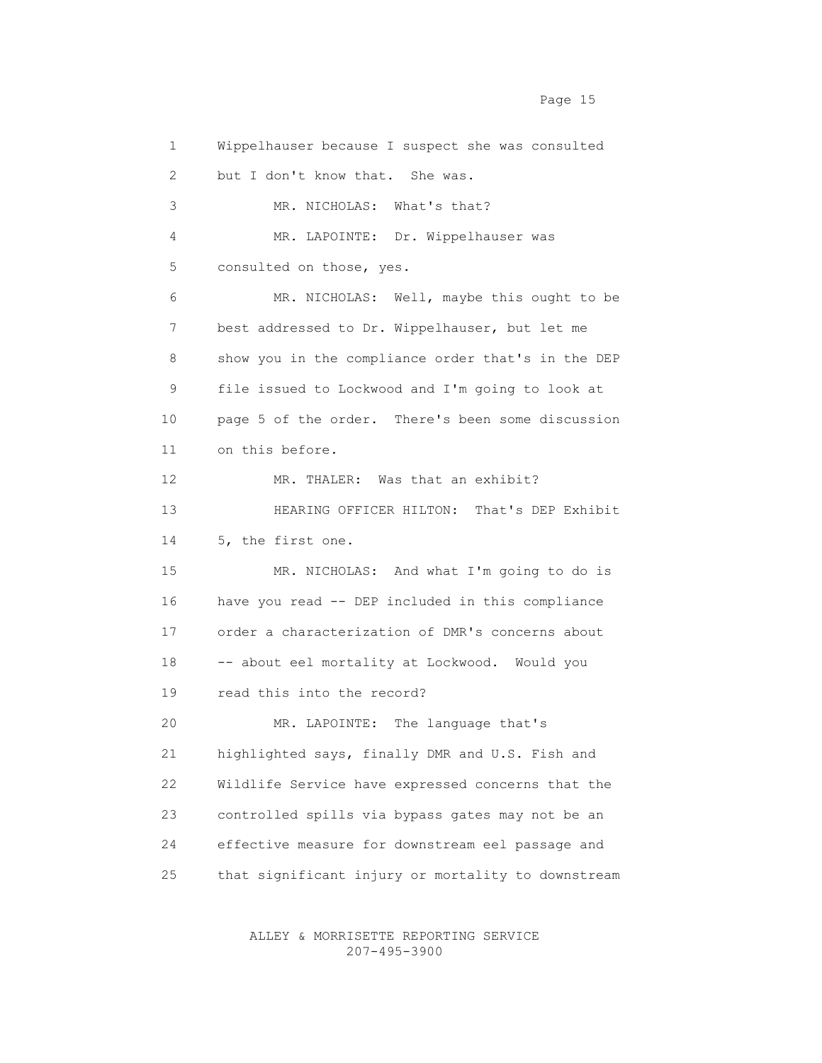Wippelhauser because I suspect she was consulted but I don't know that. She was.

MR. NICHOLAS: What's that?

MR. LAPOINTE: Dr. Wippelhauser was consulted on those, yes.

MR. NICHOLAS: Well, maybe this ought to be best addressed to Dr. Wippelhauser, but let me show you in the compliance order that's in the DEP file issued to Lockwood and I'm going to look at page 5 of the order. There's been some discussion on this before.

MR. THALER: Was that an exhibit?

HEARING OFFICER HILTON: That's DEP Exhibit 5, the first one.

MR. NICHOLAS: And what I'm going to do is have you read -- DEP included in this compliance order a characterization of DMR's concerns about -- about eel mortality at Lockwood. Would you read this into the record?

MR. LAPOINTE: The language that's highlighted says, finally DMR and U.S. Fish and Wildlife Service have expressed concerns that the controlled spills via bypass gates may not be an effective measure for downstream eel passage and that significant injury or mortality to downstream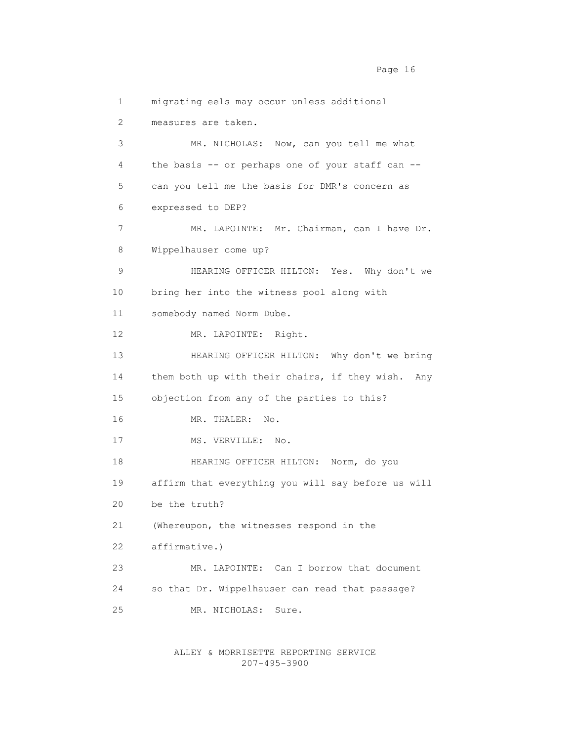migrating eels may occur unless additional measures are taken.

MR. NICHOLAS: Now, can you tell me what the basis -- or perhaps one of your staff can -- can you tell me the basis for DMR's concern as expressed to DEP?

MR. LAPOINTE: Mr. Chairman, can I have Dr. Wippelhauser come up?

HEARING OFFICER HILTON: Yes. Why don't we bring her into the witness pool along with somebody named Norm Dube.

MR. LAPOINTE: Right.

HEARING OFFICER HILTON: Why don't we bring them both up with their chairs, if they wish. Any objection from any of the parties to this?

MR. THALER: No.

MS. VERVILLE: No.

HEARING OFFICER HILTON: Norm, do you affirm that everything you will say before us will be the truth?

(Whereupon, the witnesses respond in the affirmative.)

MR. LAPOINTE: Can I borrow that document so that Dr. Wippelhauser can read that passage?

MR. NICHOLAS: Sure.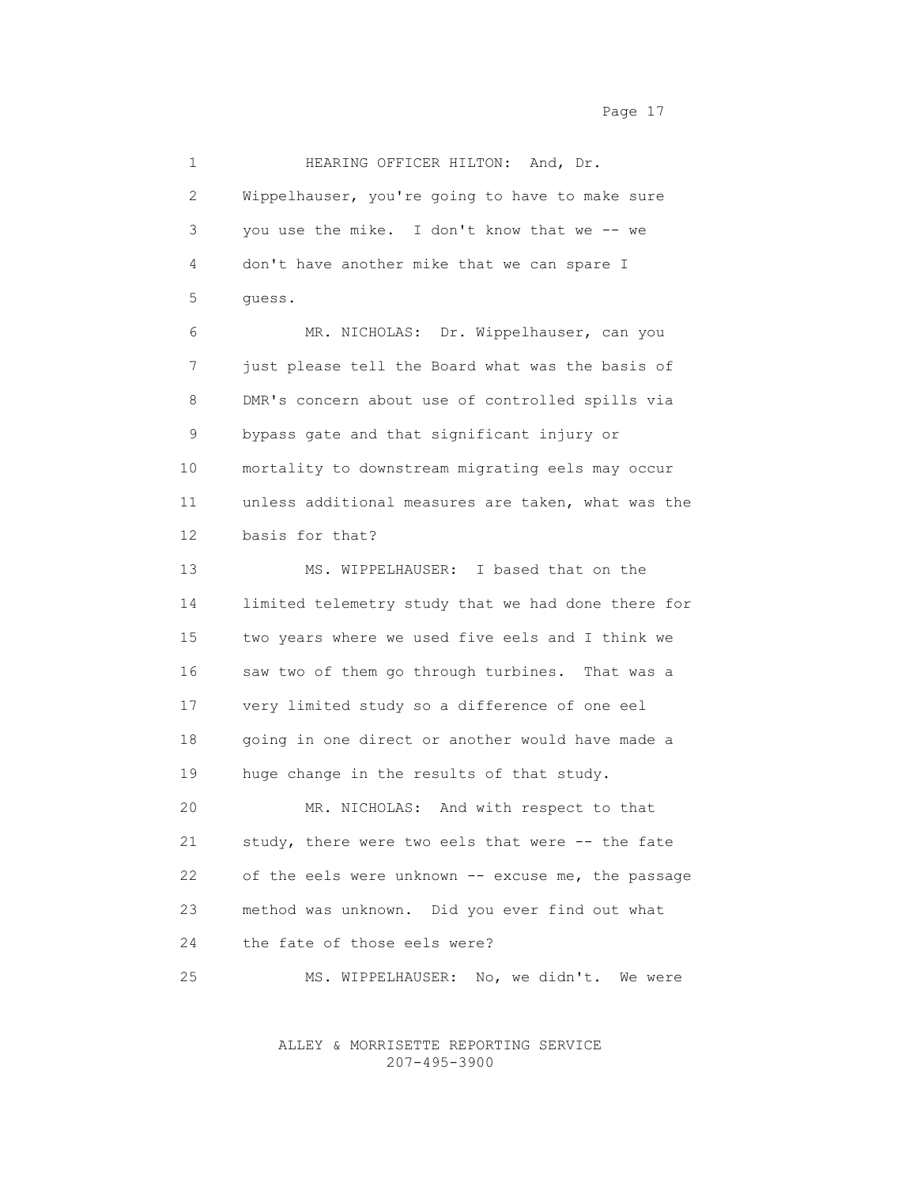HEARING OFFICER HILTON: And, Dr. Wippelhauser, you're going to have to make sure you use the mike. I don't know that we -- we don't have another mike that we can spare I guess.

MR. NICHOLAS: Dr. Wippelhauser, can you just please tell the Board what was the basis of DMR's concern about use of controlled spills via bypass gate and that significant injury or mortality to downstream migrating eels may occur unless additional measures are taken, what was the basis for that?

MS. WIPPELHAUSER: I based that on the limited telemetry study that we had done there for two years where we used five eels and I think we saw two of them go through turbines. That was a very limited study so a difference of one eel going in one direct or another would have made a huge change in the results of that study.

MR. NICHOLAS: And with respect to that study, there were two eels that were -- the fate of the eels were unknown -- excuse me, the passage method was unknown. Did you ever find out what the fate of those eels were?

MS. WIPPELHAUSER: No, we didn't. We were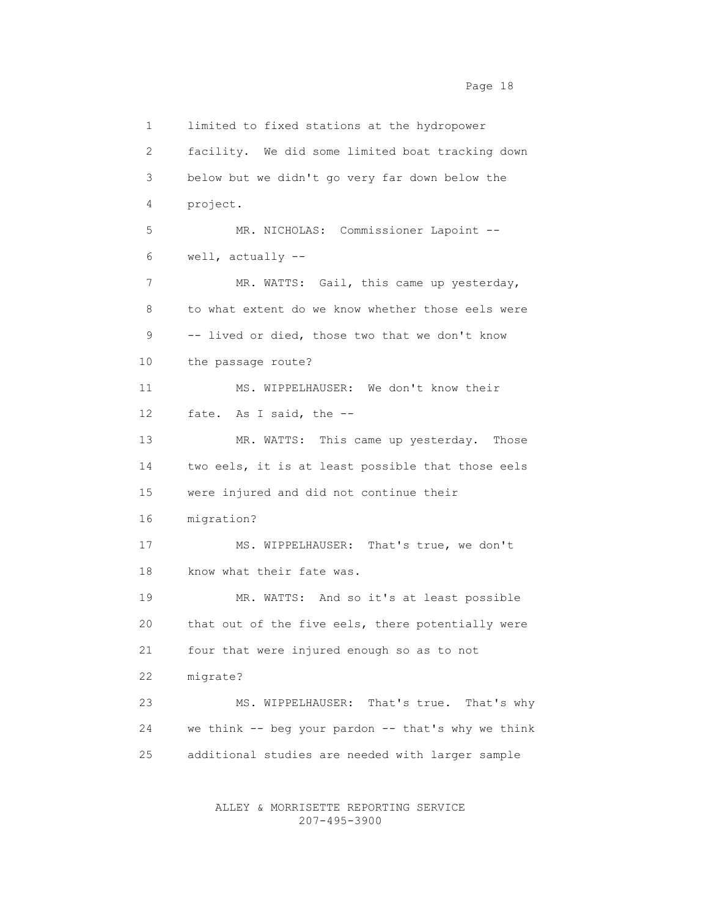limited to fixed stations at the hydropower facility. We did some limited boat tracking down below but we didn't go very far down below the project.

MR. NICHOLAS: Commissioner Lapoint -- well, actually --

MR. WATTS: Gail, this came up yesterday, to what extent do we know whether those eels were -- lived or died, those two that we don't know the passage route?

MS. WIPPELHAUSER: We don't know their fate. As I said, the --

MR. WATTS: This came up yesterday. Those two eels, it is at least possible that those eels were injured and did not continue their migration?

MS. WIPPELHAUSER: That's true, we don't know what their fate was.

MR. WATTS: And so it's at least possible that out of the five eels, there potentially were four that were injured enough so as to not migrate?

MS. WIPPELHAUSER: That's true. That's why we think -- beg your pardon -- that's why we think additional studies are needed with larger sample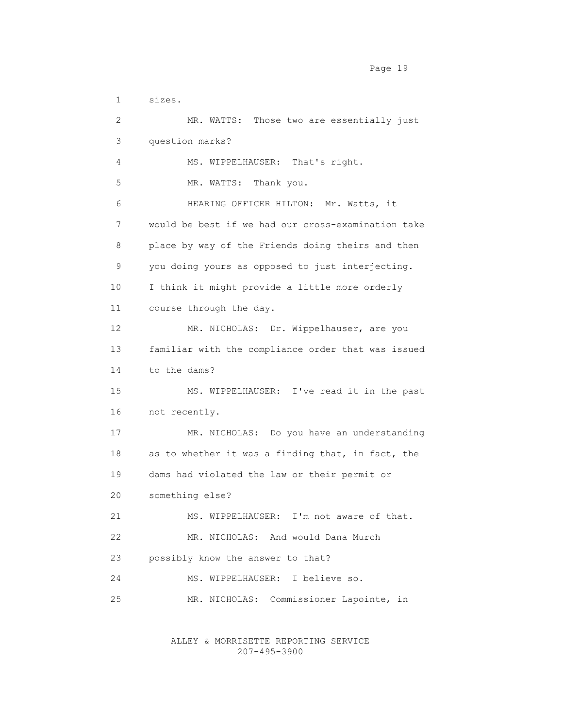1 sizes.

2 MR. WATTS: Those two are essentially just

3 question marks?

4 MS. WIPPELHAUSER: That's right.

5 MR. WATTS: Thank you.

6 HEARING OFFICER HILTON: Mr. Watts, it

7 would be best if we had our cross-examination take

8 place by way of the Friends doing theirs and then

9 you doing yours as opposed to just interjecting.

10 I think it might provide a little more orderly

11 course through the day.

12 MR. NICHOLAS: Dr. Wippelhauser, are you

13 familiar with the compliance order that was issued

14 to the dams?

15 MS. WIPPELHAUSER: I've read it in the past

16 not recently.

17 MR. NICHOLAS: Do you have an understanding

18 as to whether it was a finding that, in fact, the

19 dams had violated the law or their permit or

20 something else?

21 MS. WIPPELHAUSER: I'm not aware of that.

22 MR. NICHOLAS: And would Dana Murch

23 possibly know the answer to that?

24 MS. WIPPELHAUSER: I believe so.

25 MR. NICHOLAS: Commissioner Lapointe, in

ALLEY & MORRISETTE REPORTING SERVICE
207-495-3900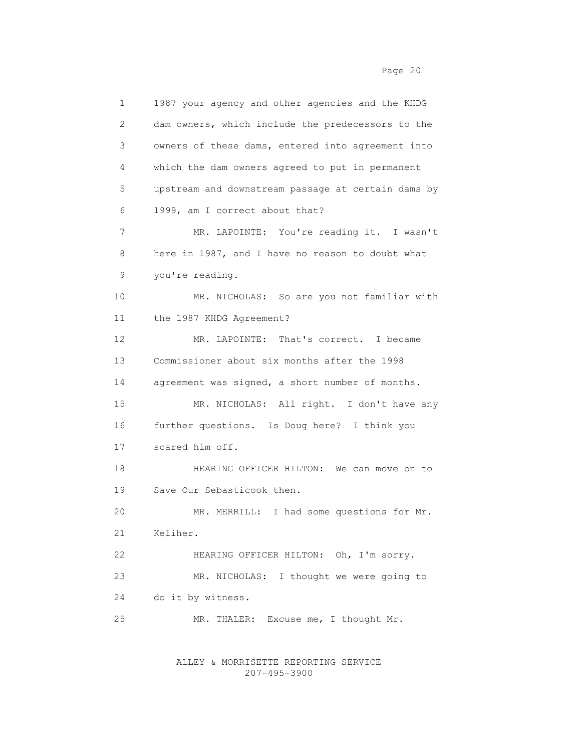1987 your agency and other agencies and the KHDG dam owners, which include the predecessors to the owners of these dams, entered into agreement into which the dam owners agreed to put in permanent upstream and downstream passage at certain dams by 1999, am I correct about that?

MR. LAPOINTE: You're reading it. I wasn't here in 1987, and I have no reason to doubt what you're reading.

MR. NICHOLAS: So are you not familiar with the 1987 KHDG Agreement?

MR. LAPOINTE: That's correct. I became Commissioner about six months after the 1998 agreement was signed, a short number of months.

MR. NICHOLAS: All right. I don't have any further questions. Is Doug here? I think you scared him off.

HEARING OFFICER HILTON: We can move on to Save Our Sebasticook then.

MR. MERRILL: I had some questions for Mr. Keliher.

HEARING OFFICER HILTON: Oh, I'm sorry.

MR. NICHOLAS: I thought we were going to do it by witness.

MR. THALER: Excuse me, I thought Mr.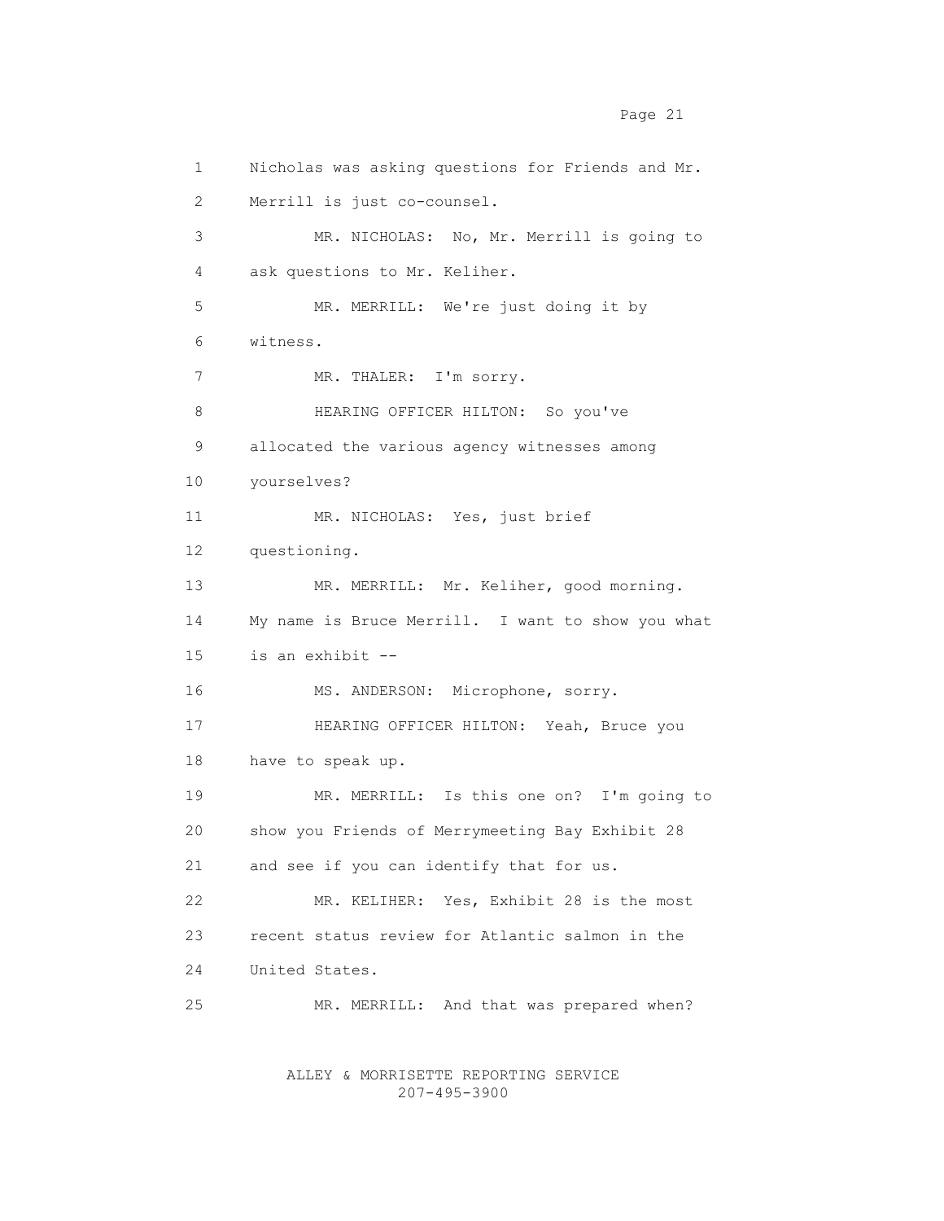Nicholas was asking questions for Friends and Mr. Merrill is just co-counsel.

MR. NICHOLAS: No, Mr. Merrill is going to ask questions to Mr. Keliher.

MR. MERRILL: We're just doing it by witness.

MR. THALER: I'm sorry.

HEARING OFFICER HILTON: So you've allocated the various agency witnesses among yourselves?

MR. NICHOLAS: Yes, just brief questioning.

MR. MERRILL: Mr. Keliher, good morning. My name is Bruce Merrill. I want to show you what is an exhibit --

MS. ANDERSON: Microphone, sorry.

HEARING OFFICER HILTON: Yeah, Bruce you have to speak up.

MR. MERRILL: Is this one on? I'm going to show you Friends of Merrymeeting Bay Exhibit 28 and see if you can identify that for us.

MR. KELIHER: Yes, Exhibit 28 is the most recent status review for Atlantic salmon in the United States.

MR. MERRILL: And that was prepared when?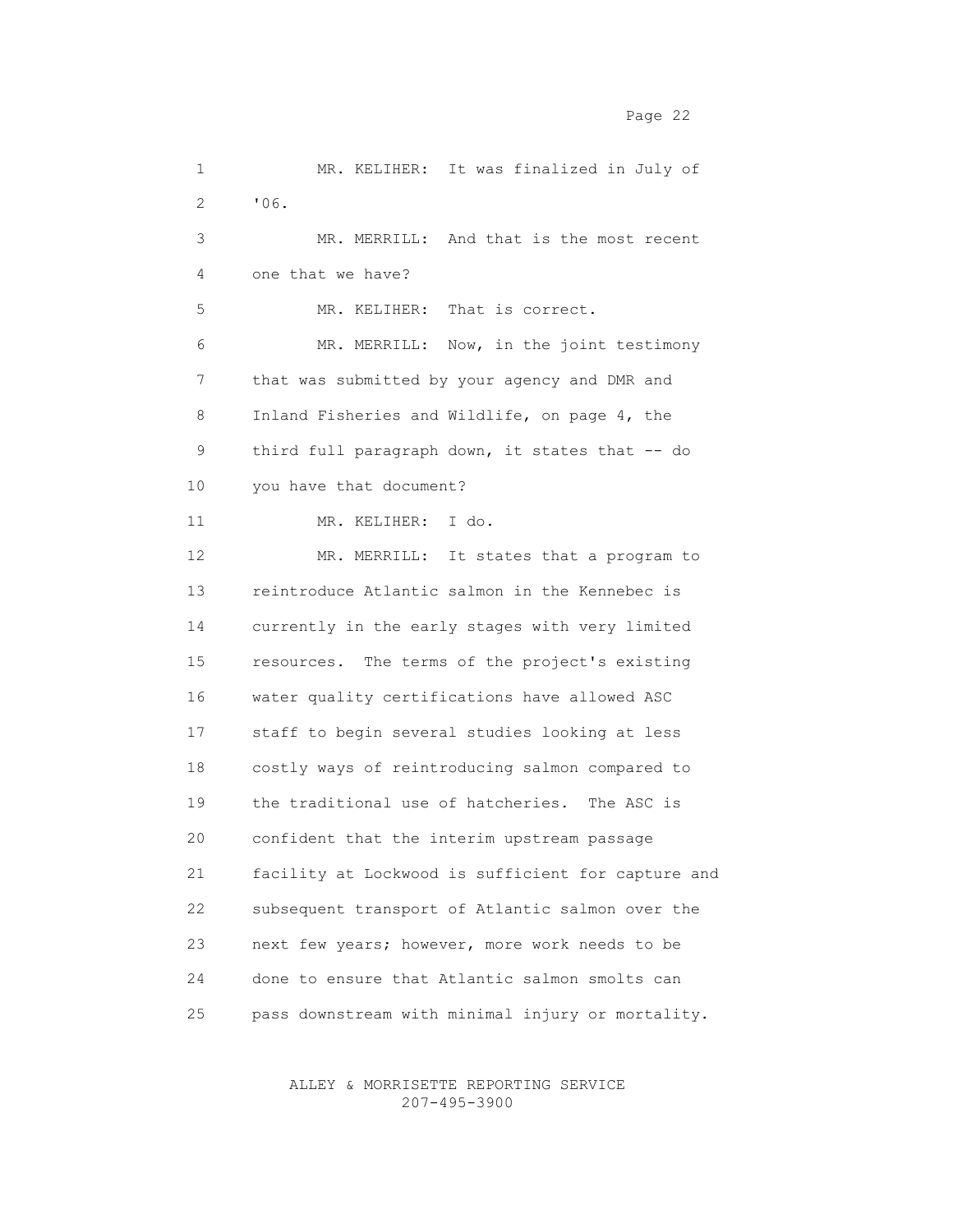MR. KELIHER: It was finalized in July of '06.

MR. MERRILL: And that is the most recent one that we have?

MR. KELIHER: That is correct.

MR. MERRILL: Now, in the joint testimony that was submitted by your agency and DMR and Inland Fisheries and Wildlife, on page 4, the third full paragraph down, it states that -- do you have that document?

MR. KELIHER: I do.

MR. MERRILL: It states that a program to reintroduce Atlantic salmon in the Kennebec is currently in the early stages with very limited resources. The terms of the project's existing water quality certifications have allowed ASC staff to begin several studies looking at less costly ways of reintroducing salmon compared to the traditional use of hatcheries. The ASC is confident that the interim upstream passage facility at Lockwood is sufficient for capture and subsequent transport of Atlantic salmon over the next few years; however, more work needs to be done to ensure that Atlantic salmon smolts can pass downstream with minimal injury or mortality.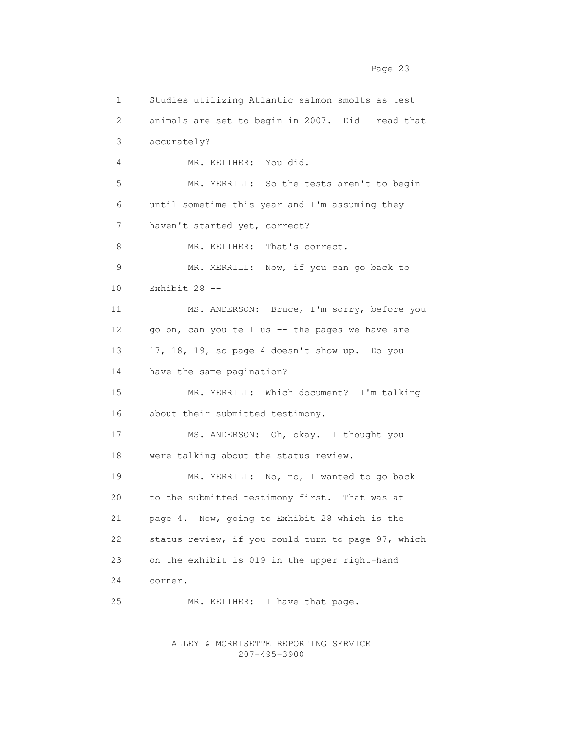1 Studies utilizing Atlantic salmon smolts as test
2 animals are set to begin in 2007. Did I read that
3 accurately?
4 MR. KELIHER: You did.
5 MR. MERRILL: So the tests aren't to begin
6 until sometime this year and I'm assuming they
7 haven't started yet, correct?
8 MR. KELIHER: That's correct.
9 MR. MERRILL: Now, if you can go back to
10 Exhibit 28 --
11 MS. ANDERSON: Bruce, I'm sorry, before you
12 go on, can you tell us -- the pages we have are
13 17, 18, 19, so page 4 doesn't show up. Do you
14 have the same pagination?
15 MR. MERRILL: Which document? I'm talking
16 about their submitted testimony.
17 MS. ANDERSON: Oh, okay. I thought you
18 were talking about the status review.
19 MR. MERRILL: No, no, I wanted to go back
20 to the submitted testimony first. That was at
21 page 4. Now, going to Exhibit 28 which is the
22 status review, if you could turn to page 97, which
23 on the exhibit is 019 in the upper right-hand
24 corner.
25 MR. KELIHER: I have that page.

ALLEY & MORRISETTE REPORTING SERVICE
207-495-3900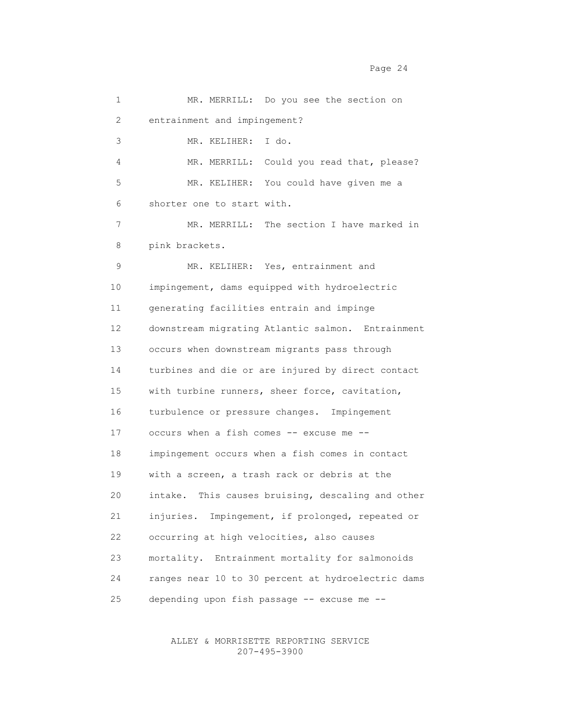1 MR. MERRILL: Do you see the section on
2 entrainment and impingement?
3 MR. KELIHER: I do.
4 MR. MERRILL: Could you read that, please?
5 MR. KELIHER: You could have given me a
6 shorter one to start with.
7 MR. MERRILL: The section I have marked in
8 pink brackets.
9 MR. KELIHER: Yes, entrainment and
10 impingement, dams equipped with hydroelectric
11 generating facilities entrain and impinge
12 downstream migrating Atlantic salmon. Entrainment
13 occurs when downstream migrants pass through
14 turbines and die or are injured by direct contact
15 with turbine runners, sheer force, cavitation,
16 turbulence or pressure changes. Impingement
17 occurs when a fish comes -- excuse me --
18 impingement occurs when a fish comes in contact
19 with a screen, a trash rack or debris at the
20 intake. This causes bruising, descaling and other
21 injuries. Impingement, if prolonged, repeated or
22 occurring at high velocities, also causes
23 mortality. Entrainment mortality for salmonoids
24 ranges near 10 to 30 percent at hydroelectric dams
25 depending upon fish passage -- excuse me --

ALLEY & MORRISETTE REPORTING SERVICE
207-495-3900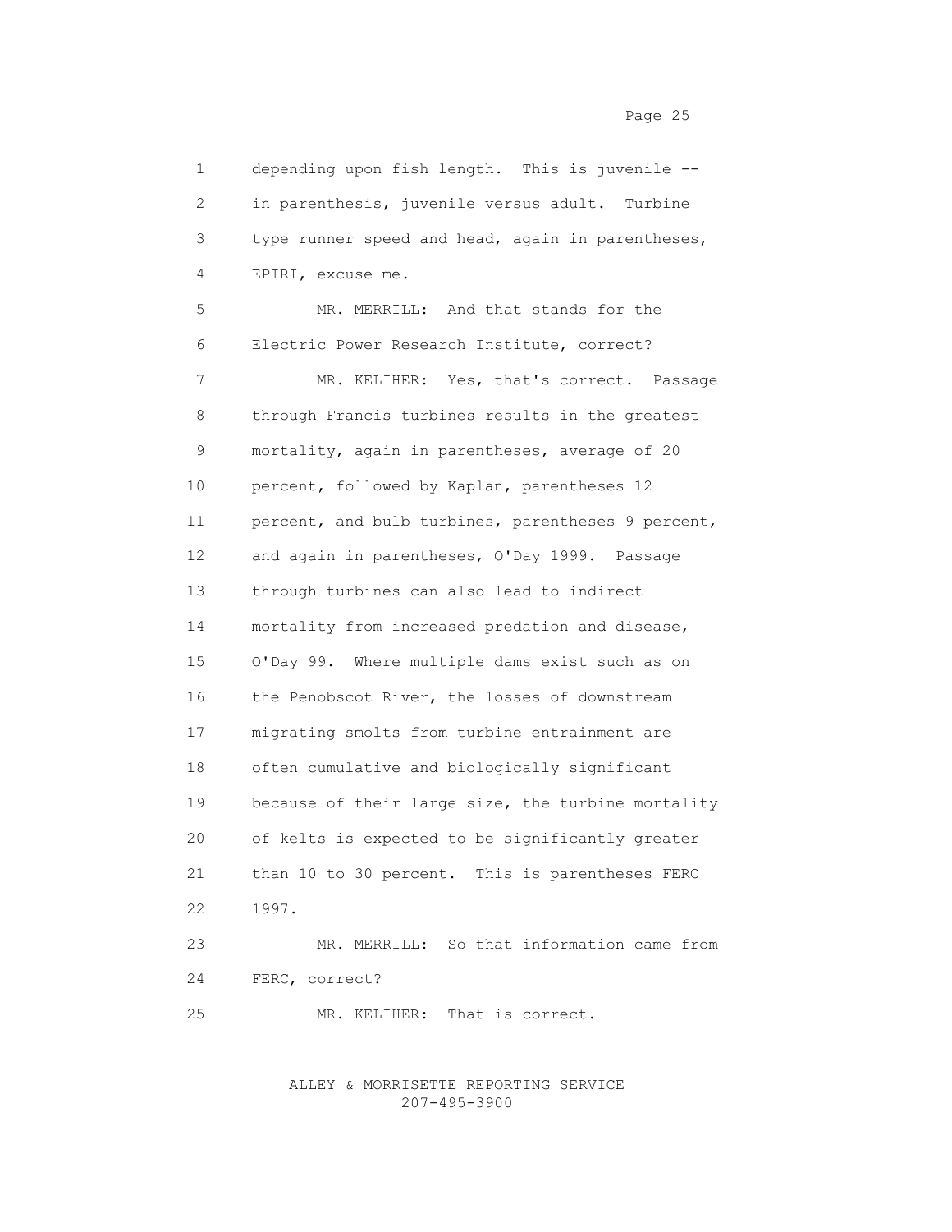depending upon fish length. This is juvenile -- in parenthesis, juvenile versus adult. Turbine type runner speed and head, again in parentheses, EPIRI, excuse me.

MR. MERRILL: And that stands for the Electric Power Research Institute, correct?

MR. KELIHER: Yes, that's correct. Passage through Francis turbines results in the greatest mortality, again in parentheses, average of 20 percent, followed by Kaplan, parentheses 12 percent, and bulb turbines, parentheses 9 percent, and again in parentheses, O'Day 1999. Passage through turbines can also lead to indirect mortality from increased predation and disease, O'Day 99. Where multiple dams exist such as on the Penobscot River, the losses of downstream migrating smolts from turbine entrainment are often cumulative and biologically significant because of their large size, the turbine mortality of kelts is expected to be significantly greater than 10 to 30 percent. This is parentheses FERC 1997.

MR. MERRILL: So that information came from FERC, correct?

MR. KELIHER: That is correct.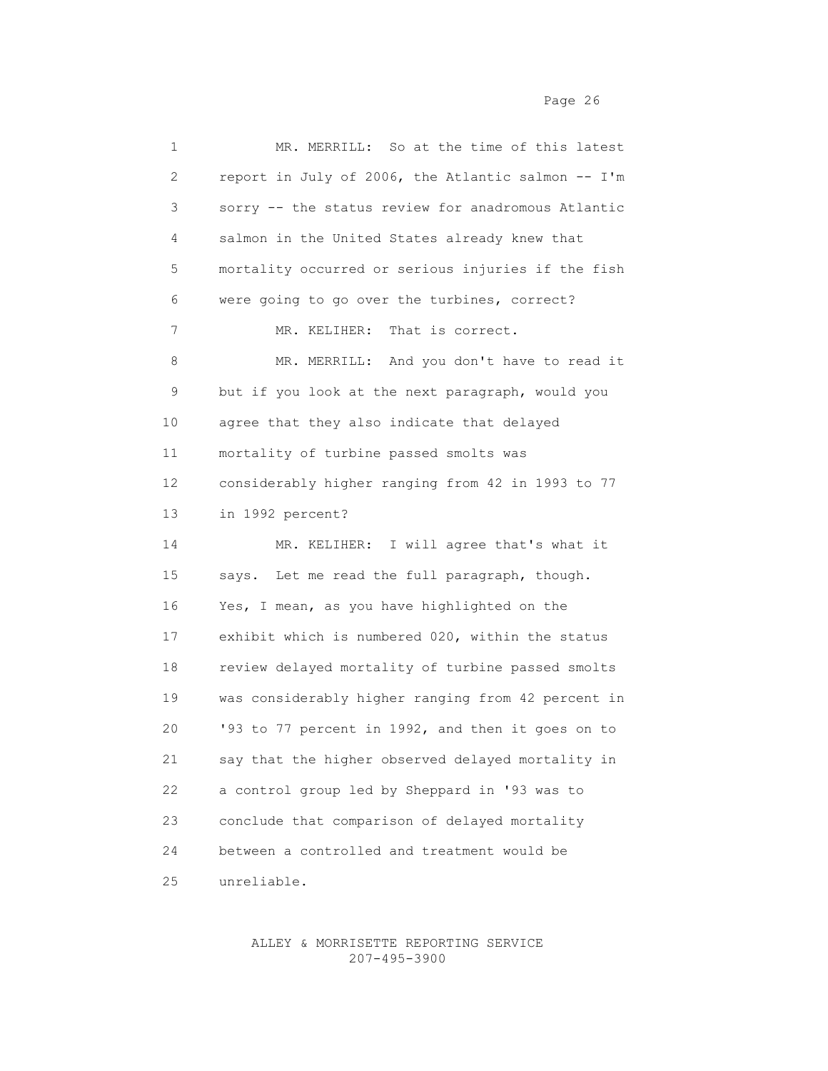MR. MERRILL: So at the time of this latest report in July of 2006, the Atlantic salmon -- I'm sorry -- the status review for anadromous Atlantic salmon in the United States already knew that mortality occurred or serious injuries if the fish were going to go over the turbines, correct?

MR. KELIHER: That is correct.

MR. MERRILL: And you don't have to read it but if you look at the next paragraph, would you agree that they also indicate that delayed mortality of turbine passed smolts was considerably higher ranging from 42 in 1993 to 77 in 1992 percent?

MR. KELIHER: I will agree that's what it says. Let me read the full paragraph, though. Yes, I mean, as you have highlighted on the exhibit which is numbered 020, within the status review delayed mortality of turbine passed smolts was considerably higher ranging from 42 percent in '93 to 77 percent in 1992, and then it goes on to say that the higher observed delayed mortality in a control group led by Sheppard in '93 was to conclude that comparison of delayed mortality between a controlled and treatment would be unreliable.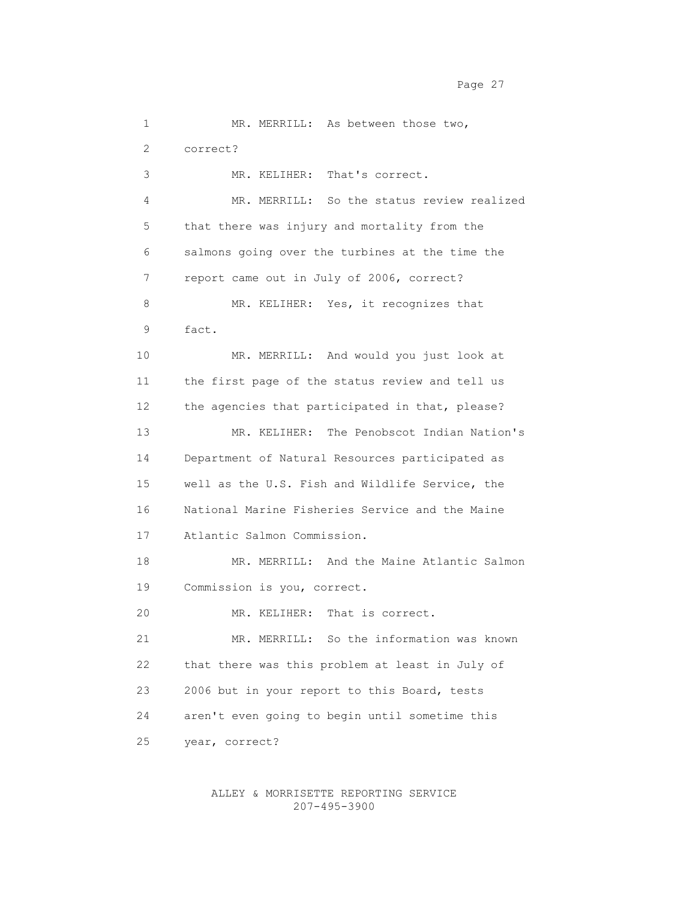MR. MERRILL: As between those two, correct?

MR. KELIHER: That's correct.

MR. MERRILL: So the status review realized that there was injury and mortality from the salmons going over the turbines at the time the report came out in July of 2006, correct?

MR. KELIHER: Yes, it recognizes that fact.

MR. MERRILL: And would you just look at the first page of the status review and tell us the agencies that participated in that, please?

MR. KELIHER: The Penobscot Indian Nation's Department of Natural Resources participated as well as the U.S. Fish and Wildlife Service, the National Marine Fisheries Service and the Maine Atlantic Salmon Commission.

MR. MERRILL: And the Maine Atlantic Salmon Commission is you, correct.

MR. KELIHER: That is correct.

MR. MERRILL: So the information was known that there was this problem at least in July of 2006 but in your report to this Board, tests aren't even going to begin until sometime this year, correct?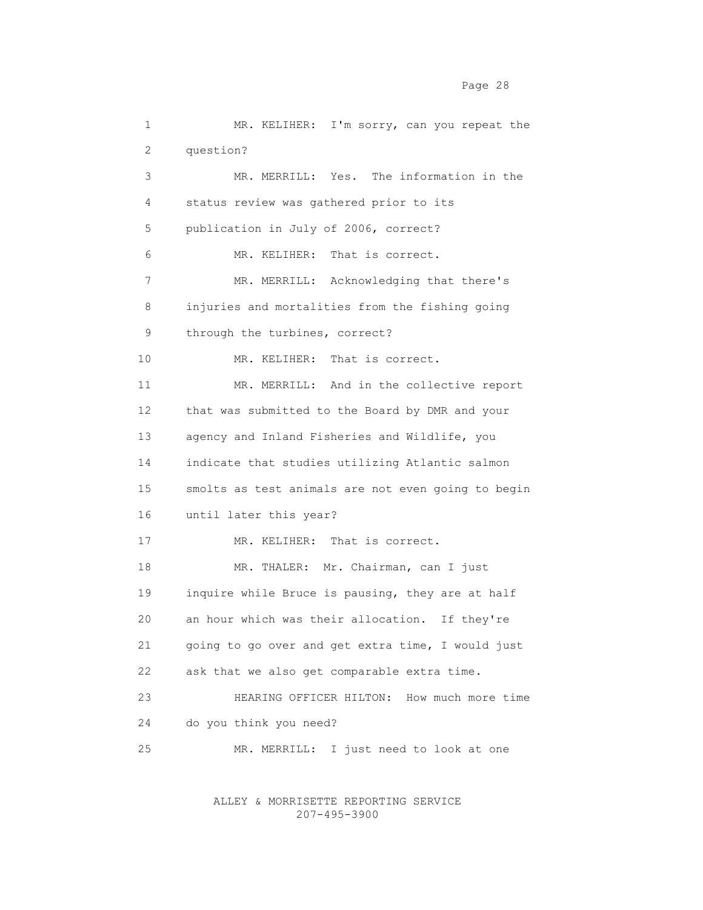MR. KELIHER: I'm sorry, can you repeat the question?

MR. MERRILL: Yes. The information in the status review was gathered prior to its publication in July of 2006, correct?

MR. KELIHER: That is correct.

MR. MERRILL: Acknowledging that there's injuries and mortalities from the fishing going through the turbines, correct?

MR. KELIHER: That is correct.

MR. MERRILL: And in the collective report that was submitted to the Board by DMR and your agency and Inland Fisheries and Wildlife, you indicate that studies utilizing Atlantic salmon smolts as test animals are not even going to begin until later this year?

MR. KELIHER: That is correct.

MR. THALER: Mr. Chairman, can I just inquire while Bruce is pausing, they are at half an hour which was their allocation. If they're going to go over and get extra time, I would just ask that we also get comparable extra time.

HEARING OFFICER HILTON: How much more time do you think you need?

MR. MERRILL: I just need to look at one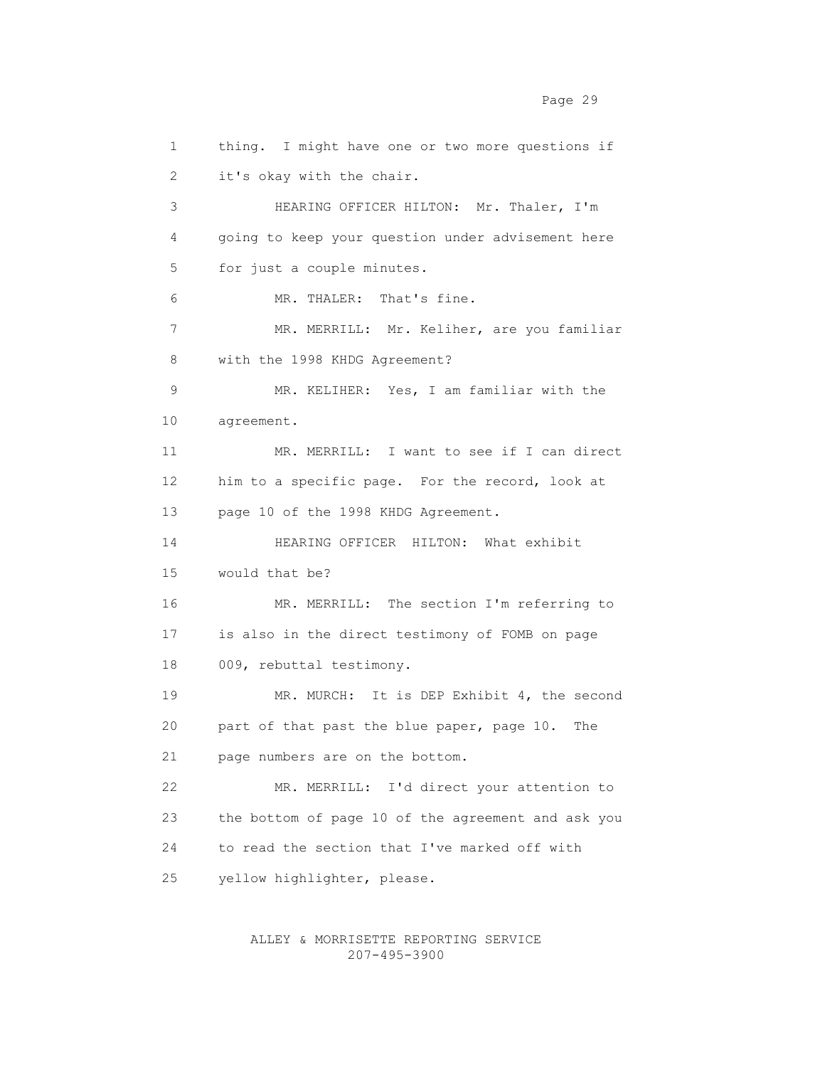1 thing. I might have one or two more questions if
2 it's okay with the chair.
3 HEARING OFFICER HILTON: Mr. Thaler, I'm
4 going to keep your question under advisement here
5 for just a couple minutes.
6 MR. THALER: That's fine.
7 MR. MERRILL: Mr. Keliher, are you familiar
8 with the 1998 KHDG Agreement?
9 MR. KELIHER: Yes, I am familiar with the
10 agreement.
11 MR. MERRILL: I want to see if I can direct
12 him to a specific page. For the record, look at
13 page 10 of the 1998 KHDG Agreement.
14 HEARING OFFICER HILTON: What exhibit
15 would that be?
16 MR. MERRILL: The section I'm referring to
17 is also in the direct testimony of FOMB on page
18 009, rebuttal testimony.
19 MR. MURCH: It is DEP Exhibit 4, the second
20 part of that past the blue paper, page 10. The
21 page numbers are on the bottom.
22 MR. MERRILL: I'd direct your attention to
23 the bottom of page 10 of the agreement and ask you
24 to read the section that I've marked off with
25 yellow highlighter, please.

ALLEY & MORRISETTE REPORTING SERVICE
207-495-3900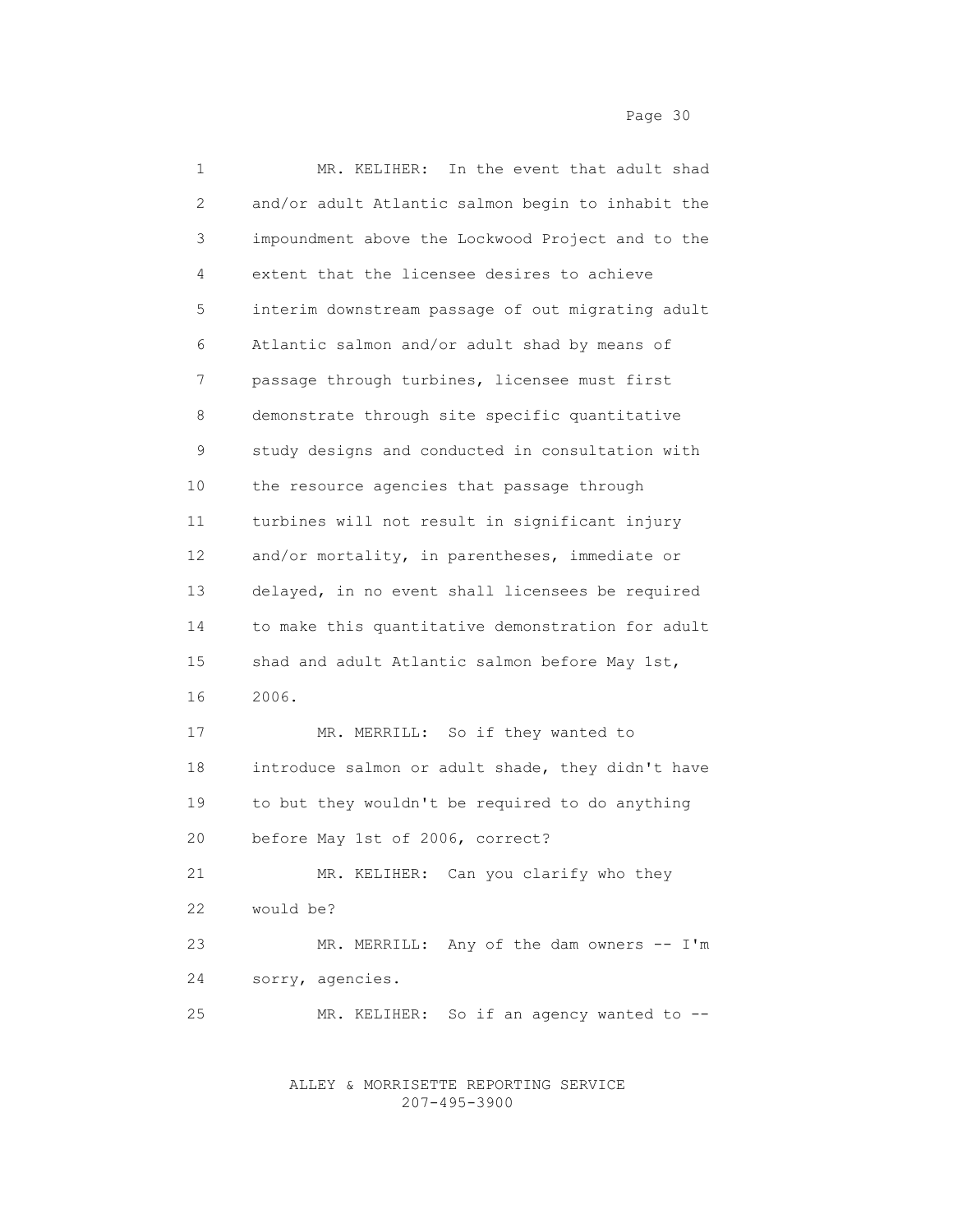MR. KELIHER: In the event that adult shad and/or adult Atlantic salmon begin to inhabit the impoundment above the Lockwood Project and to the extent that the licensee desires to achieve interim downstream passage of out migrating adult Atlantic salmon and/or adult shad by means of passage through turbines, licensee must first demonstrate through site specific quantitative study designs and conducted in consultation with the resource agencies that passage through turbines will not result in significant injury and/or mortality, in parentheses, immediate or delayed, in no event shall licensees be required to make this quantitative demonstration for adult shad and adult Atlantic salmon before May 1st, 2006.

MR. MERRILL: So if they wanted to introduce salmon or adult shade, they didn't have to but they wouldn't be required to do anything before May 1st of 2006, correct?

MR. KELIHER: Can you clarify who they would be?

MR. MERRILL: Any of the dam owners -- I'm sorry, agencies.

MR. KELIHER: So if an agency wanted to --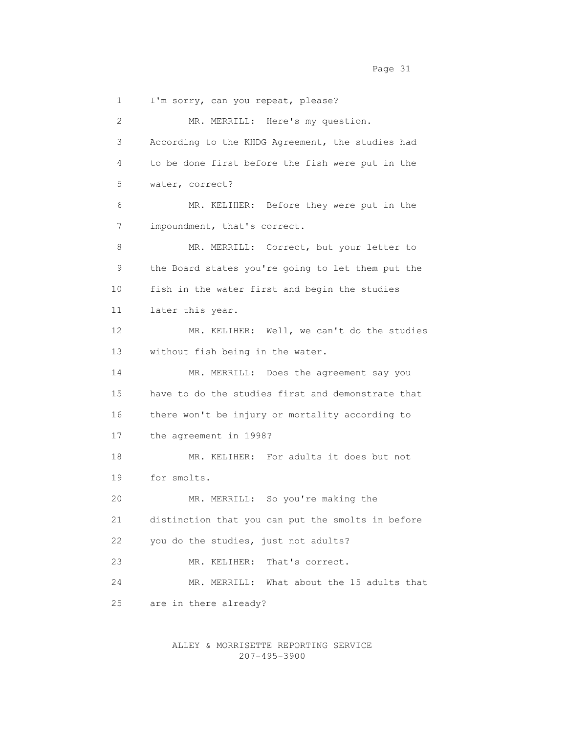I'm sorry, can you repeat, please?

MR. MERRILL: Here's my question. According to the KHDG Agreement, the studies had to be done first before the fish were put in the water, correct?

MR. KELIHER: Before they were put in the impoundment, that's correct.

MR. MERRILL: Correct, but your letter to the Board states you're going to let them put the fish in the water first and begin the studies later this year.

MR. KELIHER: Well, we can't do the studies without fish being in the water.

MR. MERRILL: Does the agreement say you have to do the studies first and demonstrate that there won't be injury or mortality according to the agreement in 1998?

MR. KELIHER: For adults it does but not for smolts.

MR. MERRILL: So you're making the distinction that you can put the smolts in before you do the studies, just not adults?

MR. KELIHER: That's correct.

MR. MERRILL: What about the 15 adults that are in there already?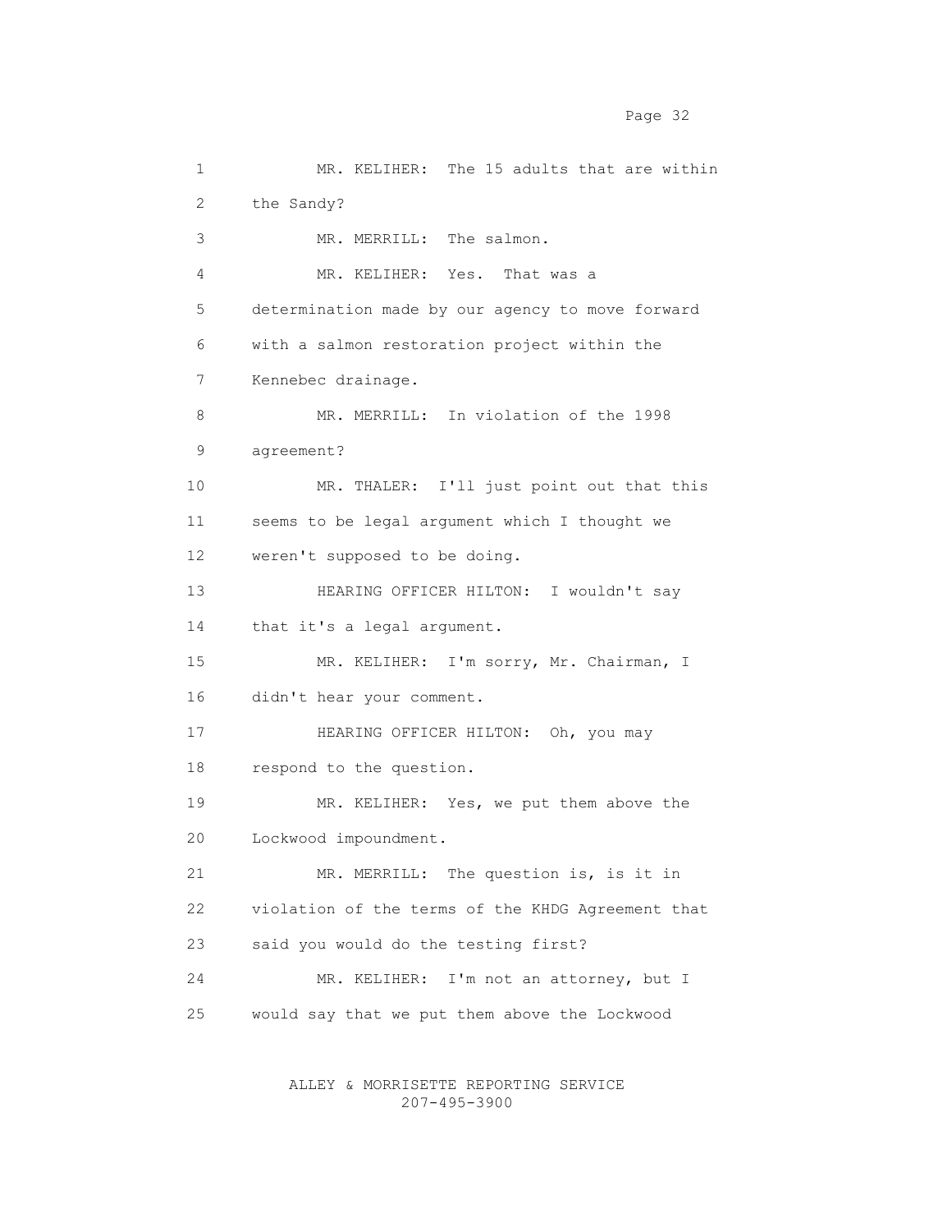MR. KELIHER: The 15 adults that are within the Sandy?

MR. MERRILL: The salmon.

MR. KELIHER: Yes. That was a determination made by our agency to move forward with a salmon restoration project within the Kennebec drainage.

MR. MERRILL: In violation of the 1998 agreement?

MR. THALER: I'll just point out that this seems to be legal argument which I thought we weren't supposed to be doing.

HEARING OFFICER HILTON: I wouldn't say that it's a legal argument.

MR. KELIHER: I'm sorry, Mr. Chairman, I didn't hear your comment.

HEARING OFFICER HILTON: Oh, you may respond to the question.

MR. KELIHER: Yes, we put them above the Lockwood impoundment.

MR. MERRILL: The question is, is it in violation of the terms of the KHDG Agreement that said you would do the testing first?

MR. KELIHER: I'm not an attorney, but I would say that we put them above the Lockwood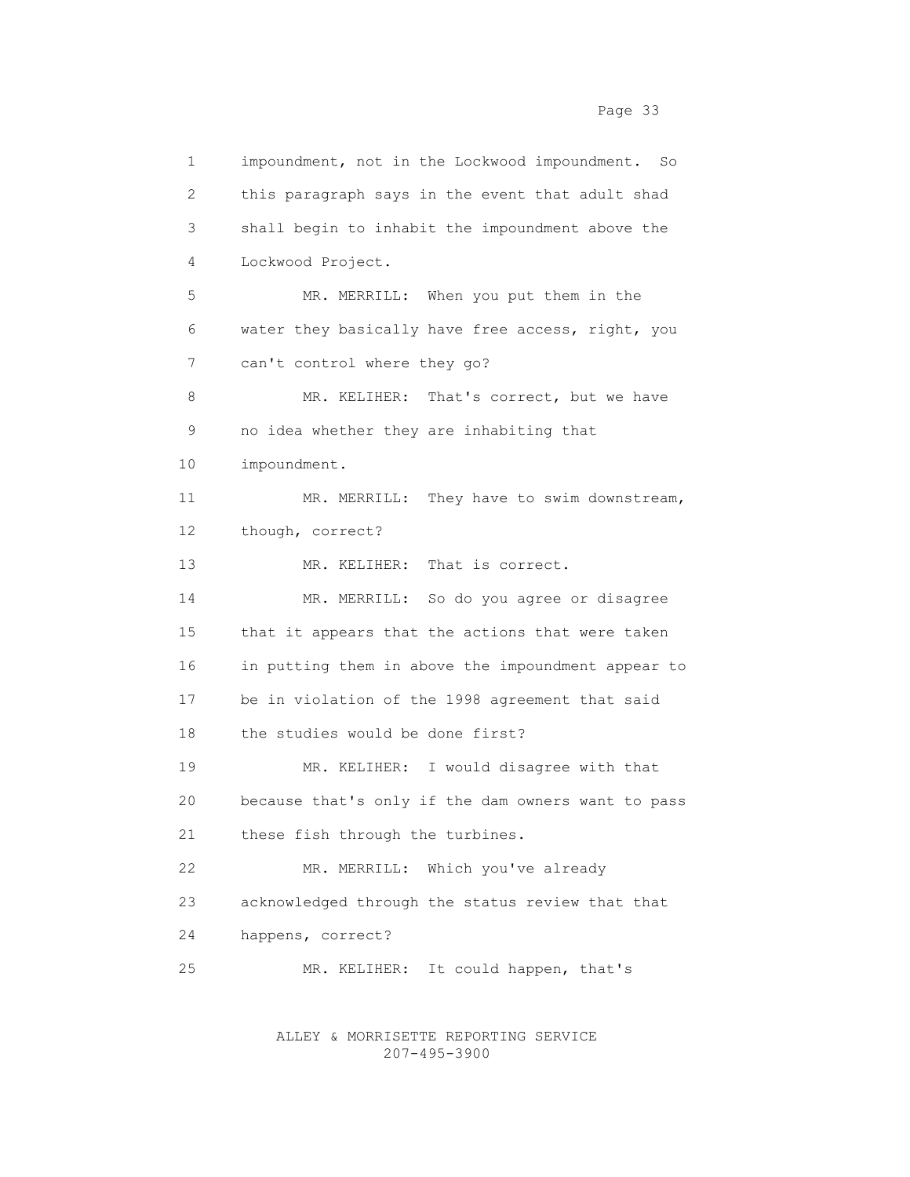impoundment, not in the Lockwood impoundment. So this paragraph says in the event that adult shad shall begin to inhabit the impoundment above the Lockwood Project.

MR. MERRILL: When you put them in the water they basically have free access, right, you can't control where they go?

MR. KELIHER: That's correct, but we have no idea whether they are inhabiting that impoundment.

MR. MERRILL: They have to swim downstream, though, correct?

MR. KELIHER: That is correct.

MR. MERRILL: So do you agree or disagree that it appears that the actions that were taken in putting them in above the impoundment appear to be in violation of the 1998 agreement that said the studies would be done first?

MR. KELIHER: I would disagree with that because that's only if the dam owners want to pass these fish through the turbines.

MR. MERRILL: Which you've already acknowledged through the status review that that happens, correct?

MR. KELIHER: It could happen, that's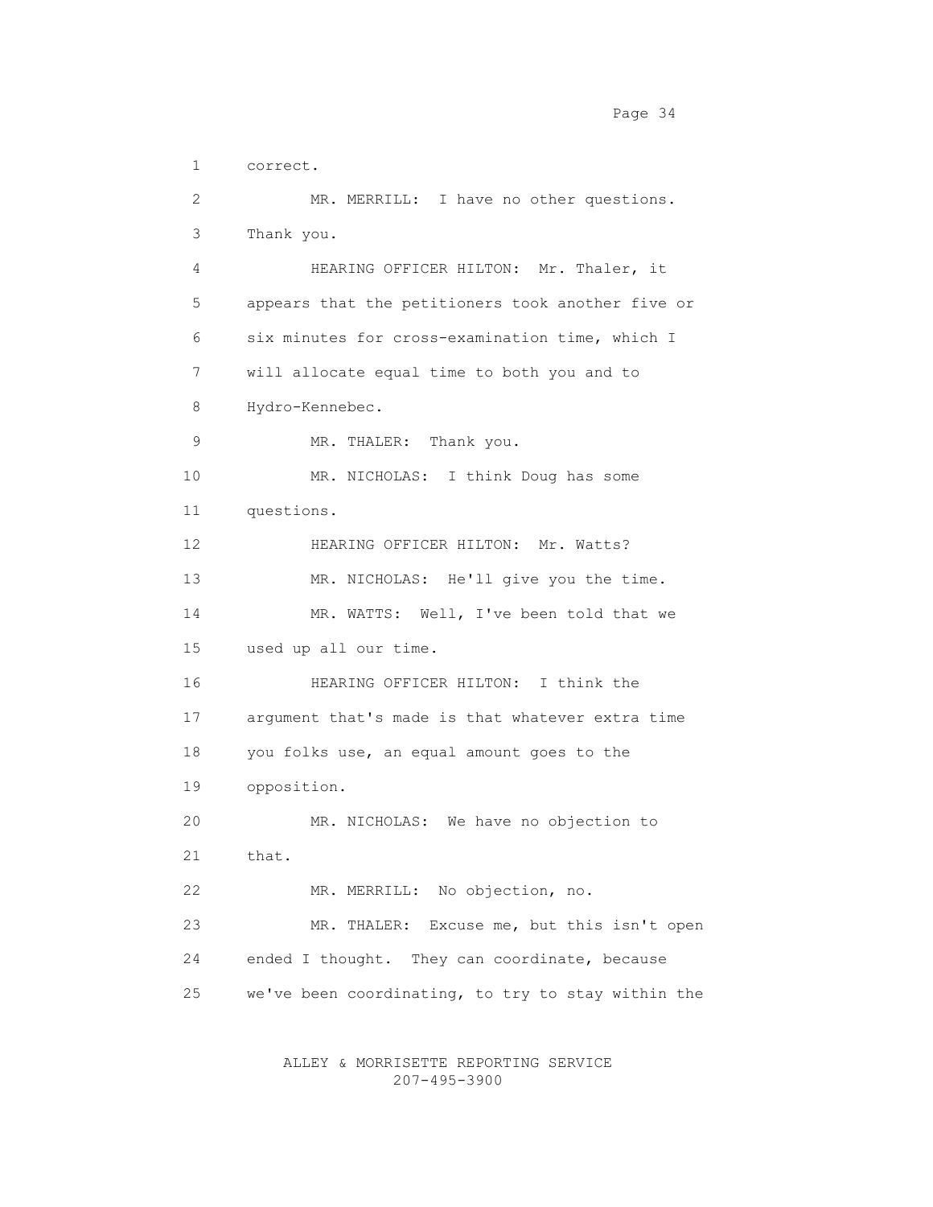correct.

MR. MERRILL: I have no other questions. Thank you.

HEARING OFFICER HILTON: Mr. Thaler, it appears that the petitioners took another five or six minutes for cross-examination time, which I will allocate equal time to both you and to Hydro-Kennebec.

MR. THALER: Thank you.

MR. NICHOLAS: I think Doug has some questions.

HEARING OFFICER HILTON: Mr. Watts?

MR. NICHOLAS: He'll give you the time.

MR. WATTS: Well, I've been told that we used up all our time.

HEARING OFFICER HILTON: I think the argument that's made is that whatever extra time you folks use, an equal amount goes to the opposition.

MR. NICHOLAS: We have no objection to that.

MR. MERRILL: No objection, no.

MR. THALER: Excuse me, but this isn't open ended I thought. They can coordinate, because we've been coordinating, to try to stay within the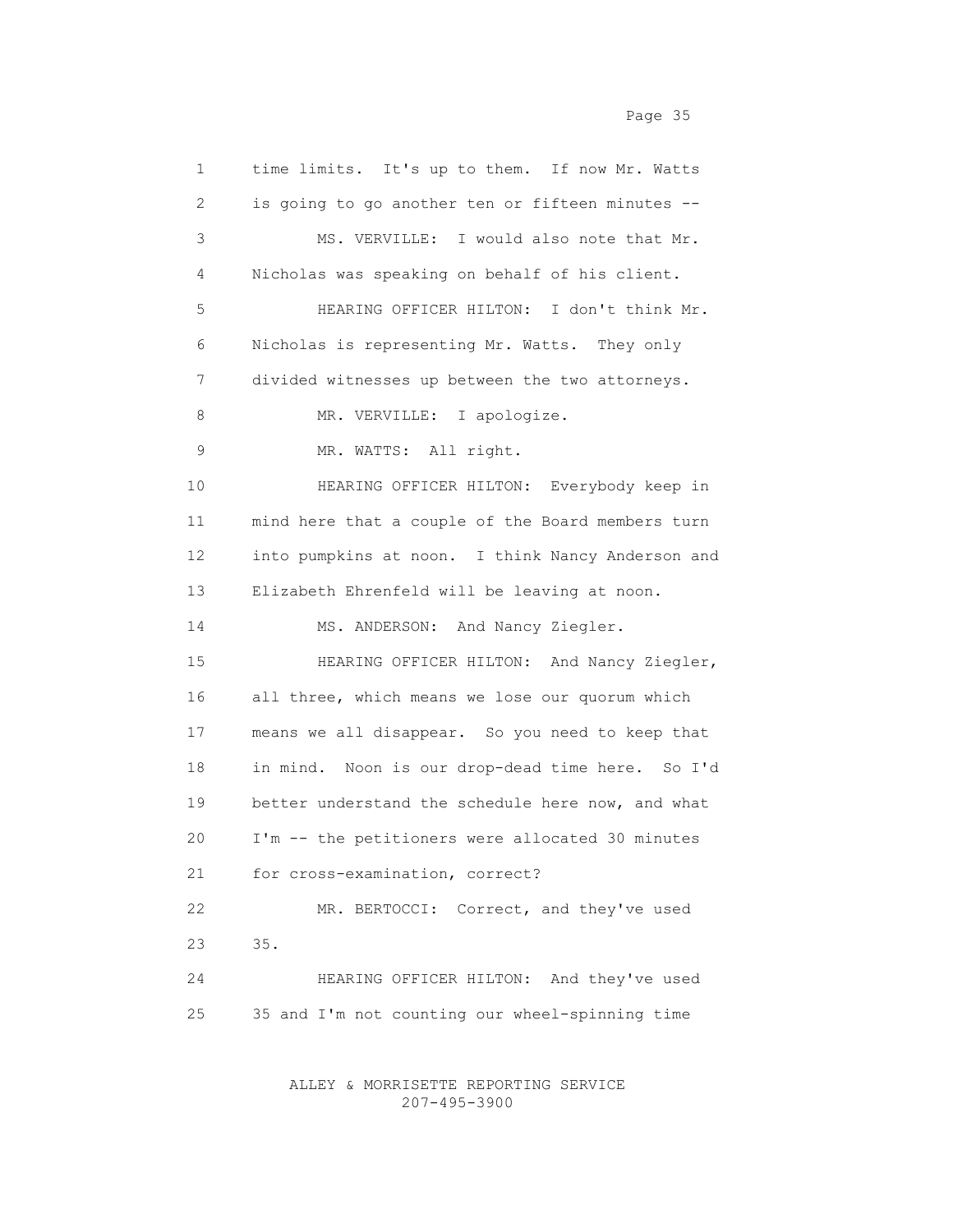1 time limits. It's up to them. If now Mr. Watts
2 is going to go another ten or fifteen minutes --
3 MS. VERVILLE: I would also note that Mr.
4 Nicholas was speaking on behalf of his client.
5 HEARING OFFICER HILTON: I don't think Mr.
6 Nicholas is representing Mr. Watts. They only
7 divided witnesses up between the two attorneys.
8 MR. VERVILLE: I apologize.
9 MR. WATTS: All right.
10 HEARING OFFICER HILTON: Everybody keep in
11 mind here that a couple of the Board members turn
12 into pumpkins at noon. I think Nancy Anderson and
13 Elizabeth Ehrenfeld will be leaving at noon.
14 MS. ANDERSON: And Nancy Ziegler.
15 HEARING OFFICER HILTON: And Nancy Ziegler,
16 all three, which means we lose our quorum which
17 means we all disappear. So you need to keep that
18 in mind. Noon is our drop-dead time here. So I'd
19 better understand the schedule here now, and what
20 I'm -- the petitioners were allocated 30 minutes
21 for cross-examination, correct?
22 MR. BERTOCCI: Correct, and they've used
23 35.
24 HEARING OFFICER HILTON: And they've used
25 35 and I'm not counting our wheel-spinning time

ALLEY & MORRISETTE REPORTING SERVICE
207-495-3900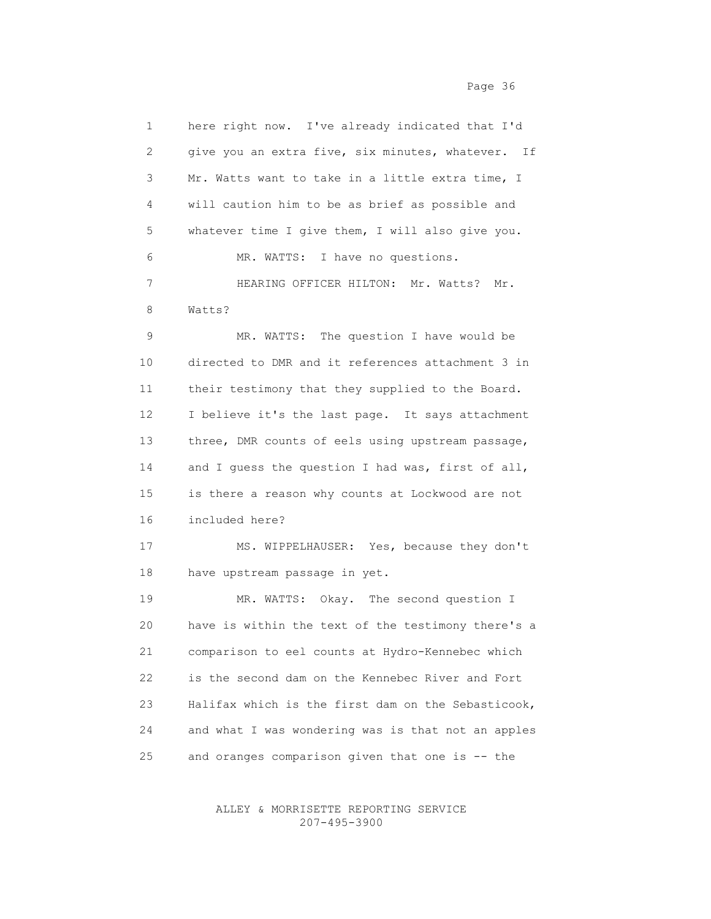here right now. I've already indicated that I'd give you an extra five, six minutes, whatever. If Mr. Watts want to take in a little extra time, I will caution him to be as brief as possible and whatever time I give them, I will also give you.

MR. WATTS: I have no questions.

HEARING OFFICER HILTON: Mr. Watts? Mr. Watts?

MR. WATTS: The question I have would be directed to DMR and it references attachment 3 in their testimony that they supplied to the Board. I believe it's the last page. It says attachment three, DMR counts of eels using upstream passage, and I guess the question I had was, first of all, is there a reason why counts at Lockwood are not included here?

MS. WIPPELHAUSER: Yes, because they don't have upstream passage in yet.

MR. WATTS: Okay. The second question I have is within the text of the testimony there's a comparison to eel counts at Hydro-Kennebec which is the second dam on the Kennebec River and Fort Halifax which is the first dam on the Sebasticook, and what I was wondering was is that not an apples and oranges comparison given that one is -- the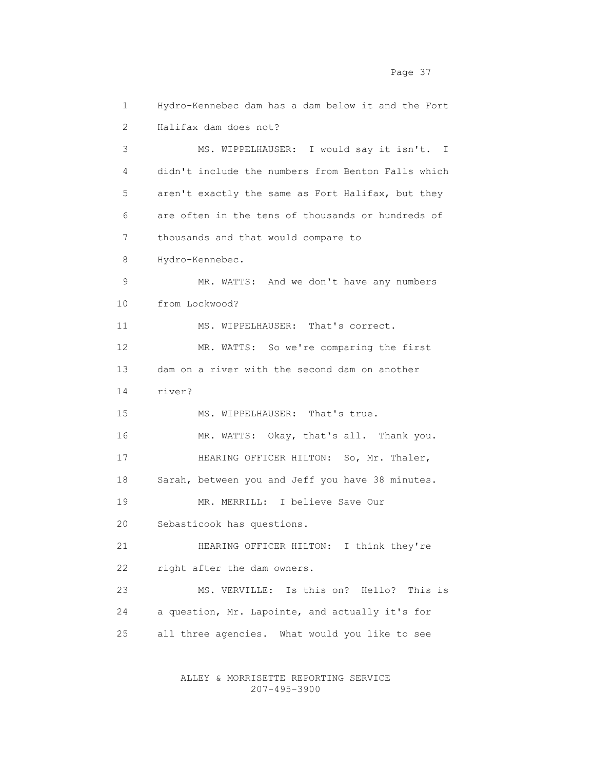Hydro-Kennebec dam has a dam below it and the Fort Halifax dam does not?

MS. WIPPELHAUSER: I would say it isn't. I didn't include the numbers from Benton Falls which aren't exactly the same as Fort Halifax, but they are often in the tens of thousands or hundreds of thousands and that would compare to Hydro-Kennebec.

MR. WATTS: And we don't have any numbers from Lockwood?

MS. WIPPELHAUSER: That's correct.

MR. WATTS: So we're comparing the first dam on a river with the second dam on another river?

MS. WIPPELHAUSER: That's true.

MR. WATTS: Okay, that's all. Thank you.

HEARING OFFICER HILTON: So, Mr. Thaler, Sarah, between you and Jeff you have 38 minutes.

MR. MERRILL: I believe Save Our Sebasticook has questions.

HEARING OFFICER HILTON: I think they're right after the dam owners.

MS. VERVILLE: Is this on? Hello? This is a question, Mr. Lapointe, and actually it's for all three agencies. What would you like to see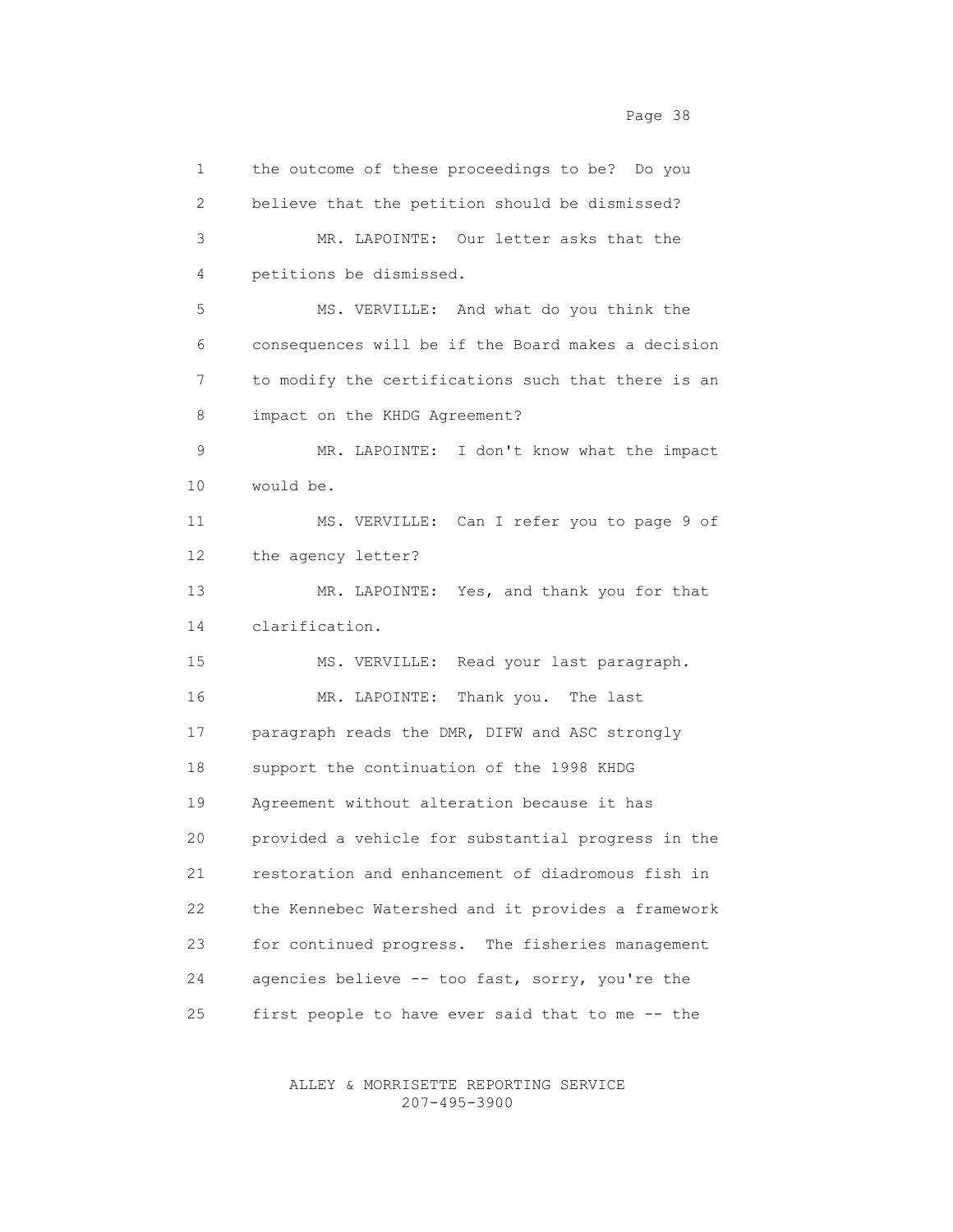1 the outcome of these proceedings to be? Do you
2 believe that the petition should be dismissed?
3 MR. LAPOINTE: Our letter asks that the
4 petitions be dismissed.
5 MS. VERVILLE: And what do you think the
6 consequences will be if the Board makes a decision
7 to modify the certifications such that there is an
8 impact on the KHDG Agreement?
9 MR. LAPOINTE: I don't know what the impact
10 would be.
11 MS. VERVILLE: Can I refer you to page 9 of
12 the agency letter?
13 MR. LAPOINTE: Yes, and thank you for that
14 clarification.
15 MS. VERVILLE: Read your last paragraph.
16 MR. LAPOINTE: Thank you. The last
17 paragraph reads the DMR, DIFW and ASC strongly
18 support the continuation of the 1998 KHDG
19 Agreement without alteration because it has
20 provided a vehicle for substantial progress in the
21 restoration and enhancement of diadromous fish in
22 the Kennebec Watershed and it provides a framework
23 for continued progress. The fisheries management
24 agencies believe -- too fast, sorry, you're the
25 first people to have ever said that to me -- the

ALLEY & MORRISETTE REPORTING SERVICE
207-495-3900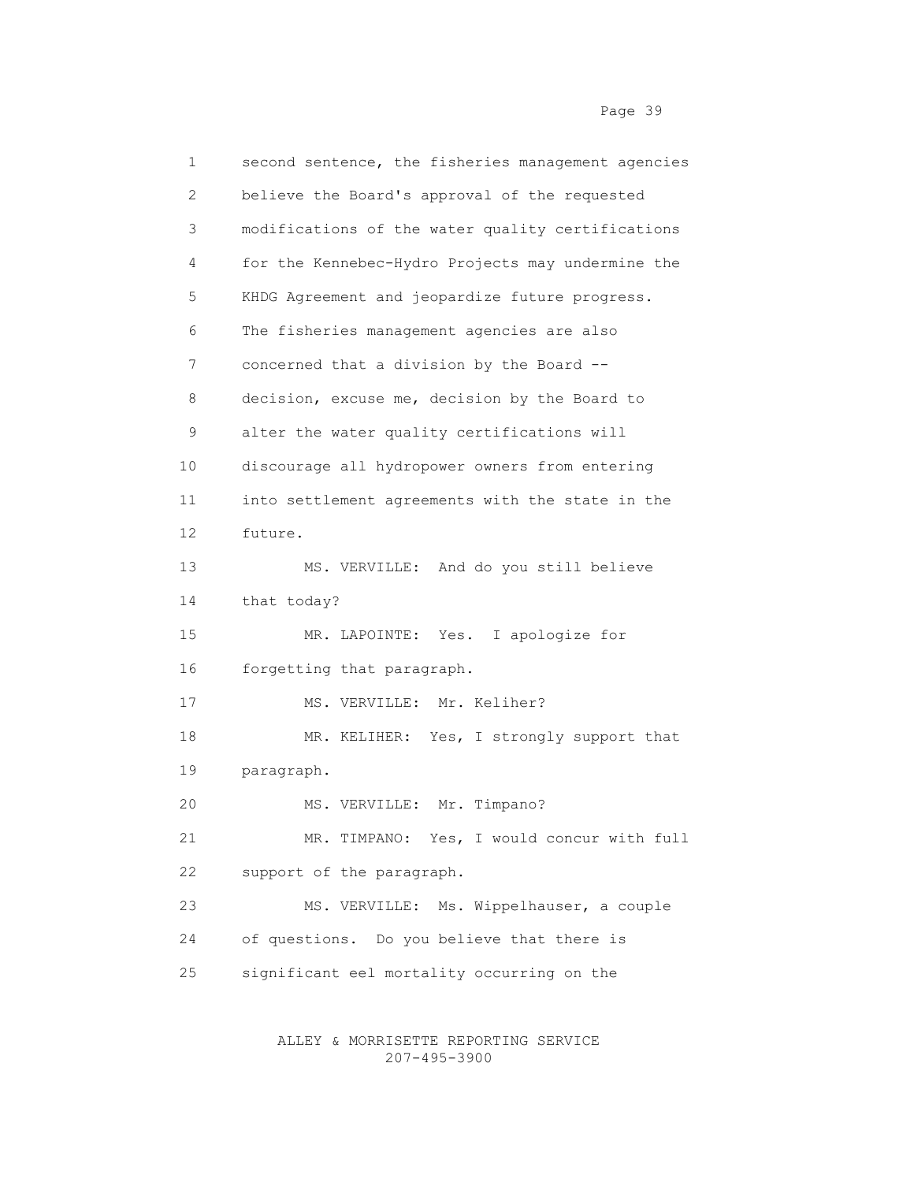second sentence, the fisheries management agencies believe the Board's approval of the requested modifications of the water quality certifications for the Kennebec-Hydro Projects may undermine the KHDG Agreement and jeopardize future progress. The fisheries management agencies are also concerned that a division by the Board -- decision, excuse me, decision by the Board to alter the water quality certifications will discourage all hydropower owners from entering into settlement agreements with the state in the future.

MS. VERVILLE: And do you still believe that today?

MR. LAPOINTE: Yes. I apologize for forgetting that paragraph.

MS. VERVILLE: Mr. Keliher?

MR. KELIHER: Yes, I strongly support that paragraph.

MS. VERVILLE: Mr. Timpano?

MR. TIMPANO: Yes, I would concur with full support of the paragraph.

MS. VERVILLE: Ms. Wippelhauser, a couple of questions. Do you believe that there is significant eel mortality occurring on the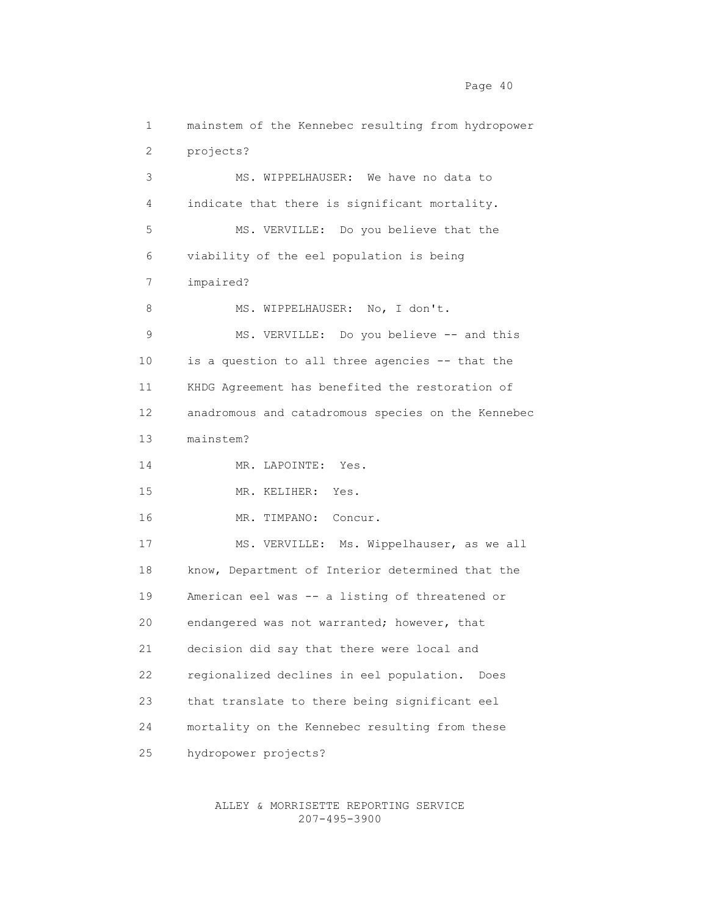1 mainstem of the Kennebec resulting from hydropower
2 projects?
3 MS. WIPPELHAUSER: We have no data to
4 indicate that there is significant mortality.
5 MS. VERVILLE: Do you believe that the
6 viability of the eel population is being
7 impaired?
8 MS. WIPPELHAUSER: No, I don't.
9 MS. VERVILLE: Do you believe -- and this
10 is a question to all three agencies -- that the
11 KHDG Agreement has benefited the restoration of
12 anadromous and catadromous species on the Kennebec
13 mainstem?
14 MR. LAPOINTE: Yes.
15 MR. KELIHER: Yes.
16 MR. TIMPANO: Concur.
17 MS. VERVILLE: Ms. Wippelhauser, as we all
18 know, Department of Interior determined that the
19 American eel was -- a listing of threatened or
20 endangered was not warranted; however, that
21 decision did say that there were local and
22 regionalized declines in eel population. Does
23 that translate to there being significant eel
24 mortality on the Kennebec resulting from these
25 hydropower projects?

ALLEY & MORRISETTE REPORTING SERVICE
207-495-3900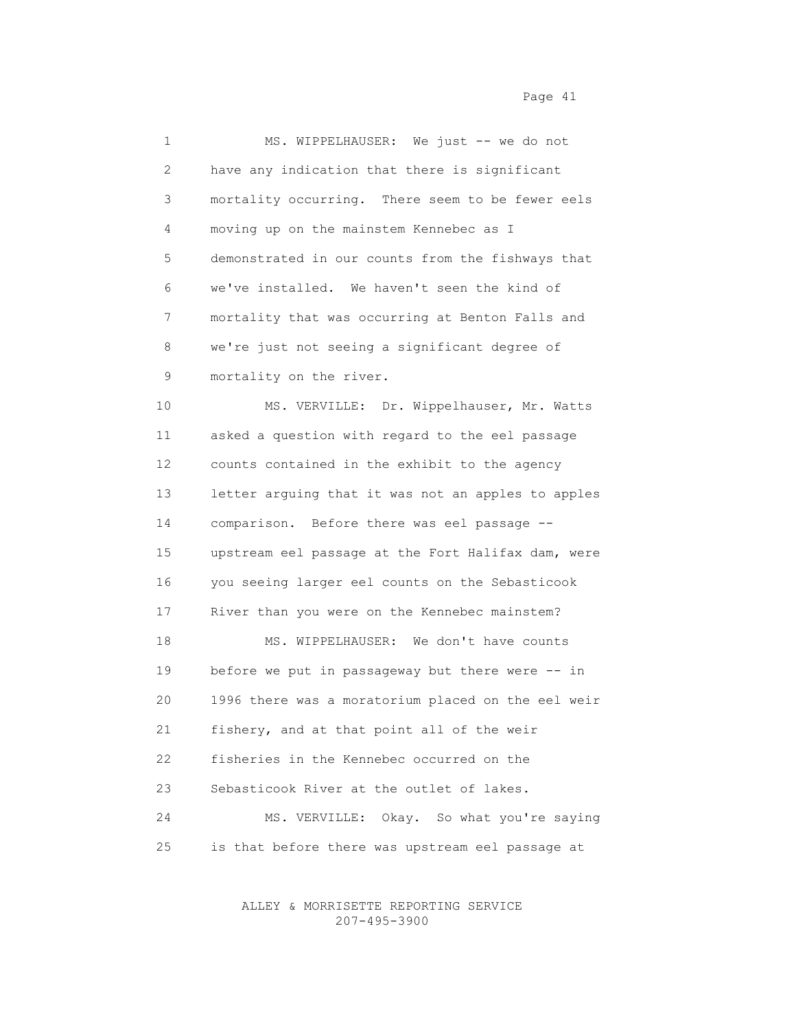1 MS. WIPPELHAUSER: We just -- we do not
2 have any indication that there is significant
3 mortality occurring. There seem to be fewer eels
4 moving up on the mainstem Kennebec as I
5 demonstrated in our counts from the fishways that
6 we've installed. We haven't seen the kind of
7 mortality that was occurring at Benton Falls and
8 we're just not seeing a significant degree of
9 mortality on the river.

10 MS. VERVILLE: Dr. Wippelhauser, Mr. Watts
11 asked a question with regard to the eel passage
12 counts contained in the exhibit to the agency
13 letter arguing that it was not an apples to apples
14 comparison. Before there was eel passage --
15 upstream eel passage at the Fort Halifax dam, were
16 you seeing larger eel counts on the Sebasticook
17 River than you were on the Kennebec mainstem?

18 MS. WIPPELHAUSER: We don't have counts
19 before we put in passageway but there were -- in
20 1996 there was a moratorium placed on the eel weir
21 fishery, and at that point all of the weir
22 fisheries in the Kennebec occurred on the
23 Sebasticook River at the outlet of lakes.

24 MS. VERVILLE: Okay. So what you're saying
25 is that before there was upstream eel passage at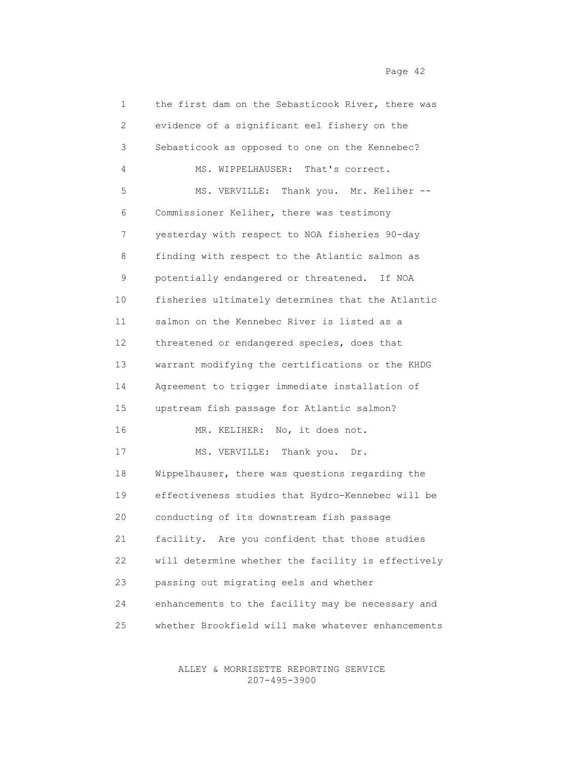1 the first dam on the Sebasticook River, there was
2 evidence of a significant eel fishery on the
3 Sebasticook as opposed to one on the Kennebec?
4 MS. WIPPELHAUSER: That's correct.
5 MS. VERVILLE: Thank you. Mr. Keliher --
6 Commissioner Keliher, there was testimony
7 yesterday with respect to NOA fisheries 90-day
8 finding with respect to the Atlantic salmon as
9 potentially endangered or threatened. If NOA
10 fisheries ultimately determines that the Atlantic
11 salmon on the Kennebec River is listed as a
12 threatened or endangered species, does that
13 warrant modifying the certifications or the KHDG
14 Agreement to trigger immediate installation of
15 upstream fish passage for Atlantic salmon?
16 MR. KELIHER: No, it does not.
17 MS. VERVILLE: Thank you. Dr.
18 Wippelhauser, there was questions regarding the
19 effectiveness studies that Hydro-Kennebec will be
20 conducting of its downstream fish passage
21 facility. Are you confident that those studies
22 will determine whether the facility is effectively
23 passing out migrating eels and whether
24 enhancements to the facility may be necessary and
25 whether Brookfield will make whatever enhancements

ALLEY & MORRISETTE REPORTING SERVICE
207-495-3900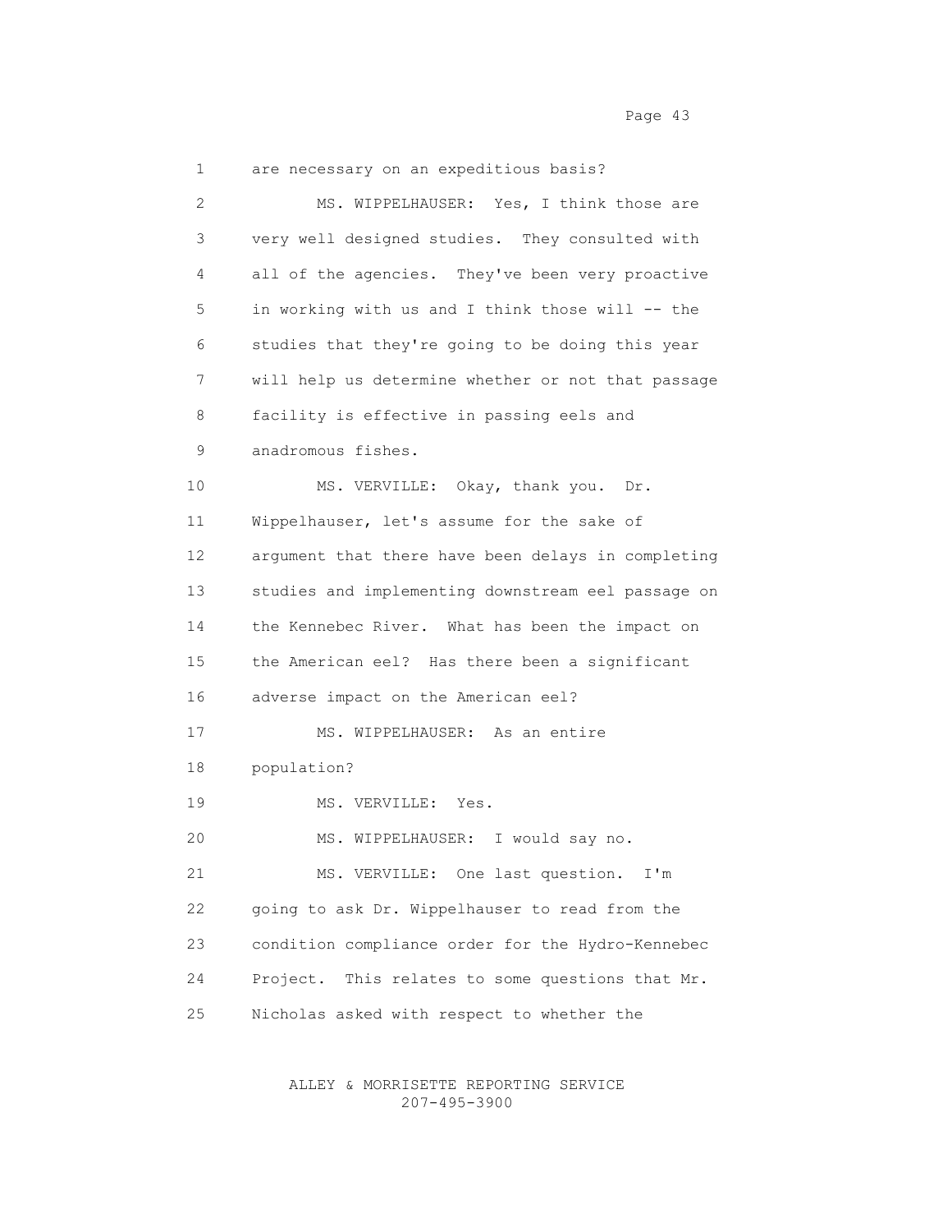are necessary on an expeditious basis?

MS. WIPPELHAUSER: Yes, I think those are very well designed studies. They consulted with all of the agencies. They've been very proactive in working with us and I think those will -- the studies that they're going to be doing this year will help us determine whether or not that passage facility is effective in passing eels and anadromous fishes.

MS. VERVILLE: Okay, thank you. Dr. Wippelhauser, let's assume for the sake of argument that there have been delays in completing studies and implementing downstream eel passage on the Kennebec River. What has been the impact on the American eel? Has there been a significant adverse impact on the American eel?

MS. WIPPELHAUSER: As an entire population?

MS. VERVILLE: Yes.

MS. WIPPELHAUSER: I would say no.

MS. VERVILLE: One last question. I'm going to ask Dr. Wippelhauser to read from the condition compliance order for the Hydro-Kennebec Project. This relates to some questions that Mr. Nicholas asked with respect to whether the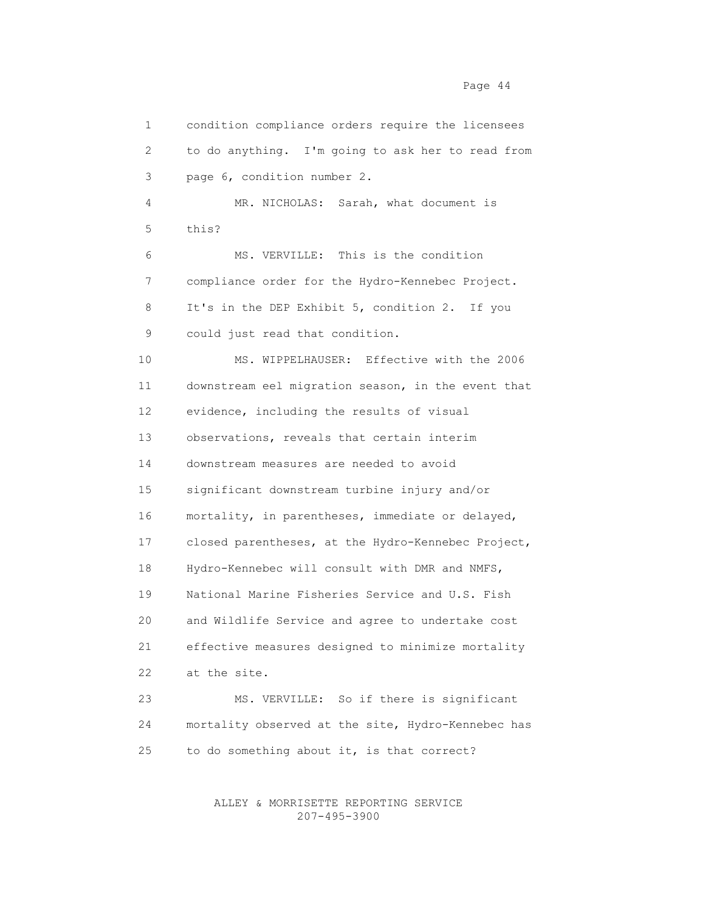condition compliance orders require the licensees to do anything. I'm going to ask her to read from page 6, condition number 2.

MR. NICHOLAS: Sarah, what document is this?

MS. VERVILLE: This is the condition compliance order for the Hydro-Kennebec Project. It's in the DEP Exhibit 5, condition 2. If you could just read that condition.

MS. WIPPELHAUSER: Effective with the 2006 downstream eel migration season, in the event that evidence, including the results of visual observations, reveals that certain interim downstream measures are needed to avoid significant downstream turbine injury and/or mortality, in parentheses, immediate or delayed, closed parentheses, at the Hydro-Kennebec Project, Hydro-Kennebec will consult with DMR and NMFS, National Marine Fisheries Service and U.S. Fish and Wildlife Service and agree to undertake cost effective measures designed to minimize mortality at the site.

MS. VERVILLE: So if there is significant mortality observed at the site, Hydro-Kennebec has to do something about it, is that correct?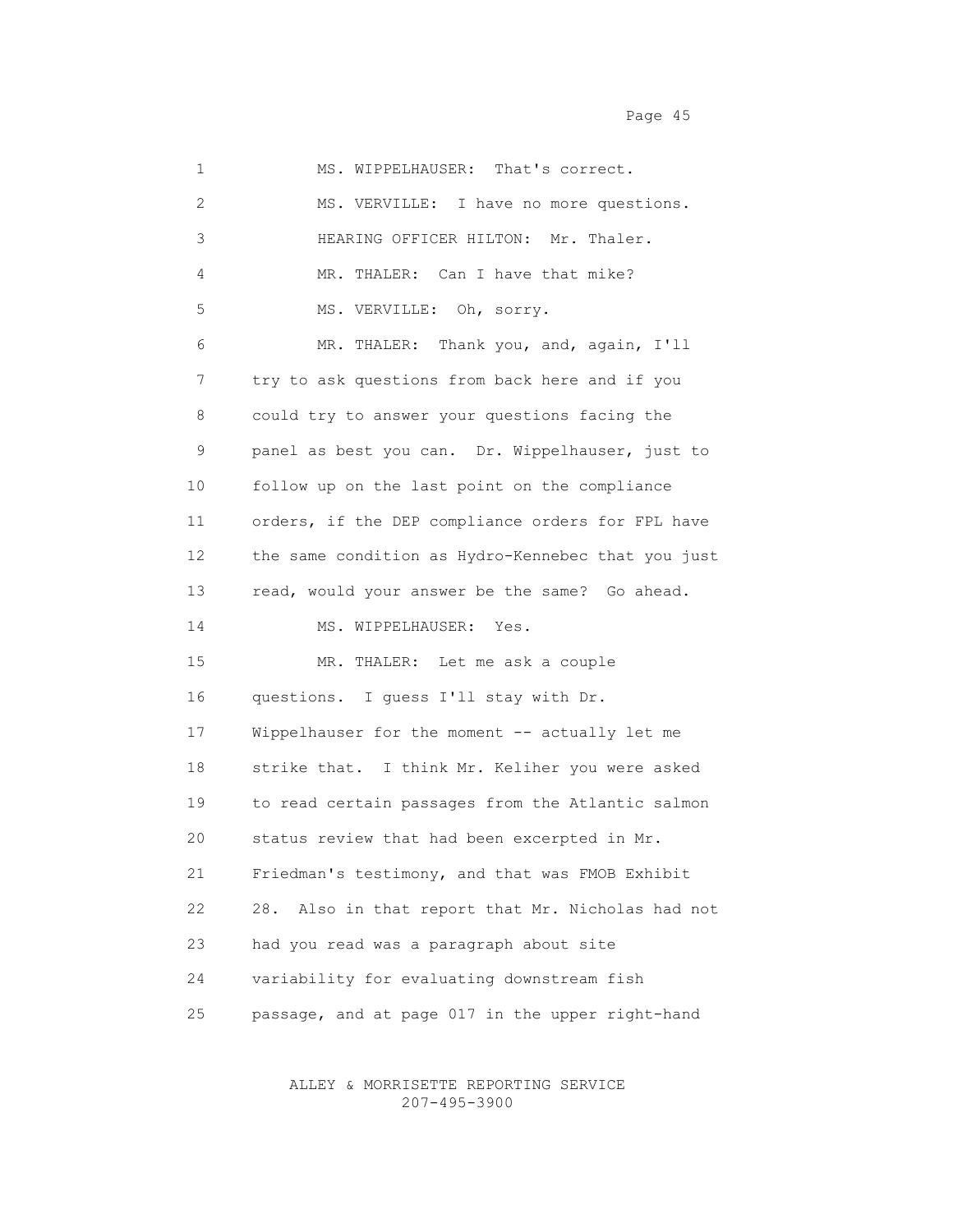MS. WIPPELHAUSER: That's correct.

MS. VERVILLE: I have no more questions.

HEARING OFFICER HILTON: Mr. Thaler.

MR. THALER: Can I have that mike?

MS. VERVILLE: Oh, sorry.

MR. THALER: Thank you, and, again, I'll try to ask questions from back here and if you could try to answer your questions facing the panel as best you can. Dr. Wippelhauser, just to follow up on the last point on the compliance orders, if the DEP compliance orders for FPL have the same condition as Hydro-Kennebec that you just read, would your answer be the same? Go ahead.

MS. WIPPELHAUSER: Yes.

MR. THALER: Let me ask a couple questions. I guess I'll stay with Dr. Wippelhauser for the moment -- actually let me strike that. I think Mr. Keliher you were asked to read certain passages from the Atlantic salmon status review that had been excerpted in Mr. Friedman's testimony, and that was FMOB Exhibit 28. Also in that report that Mr. Nicholas had not had you read was a paragraph about site variability for evaluating downstream fish passage, and at page 017 in the upper right-hand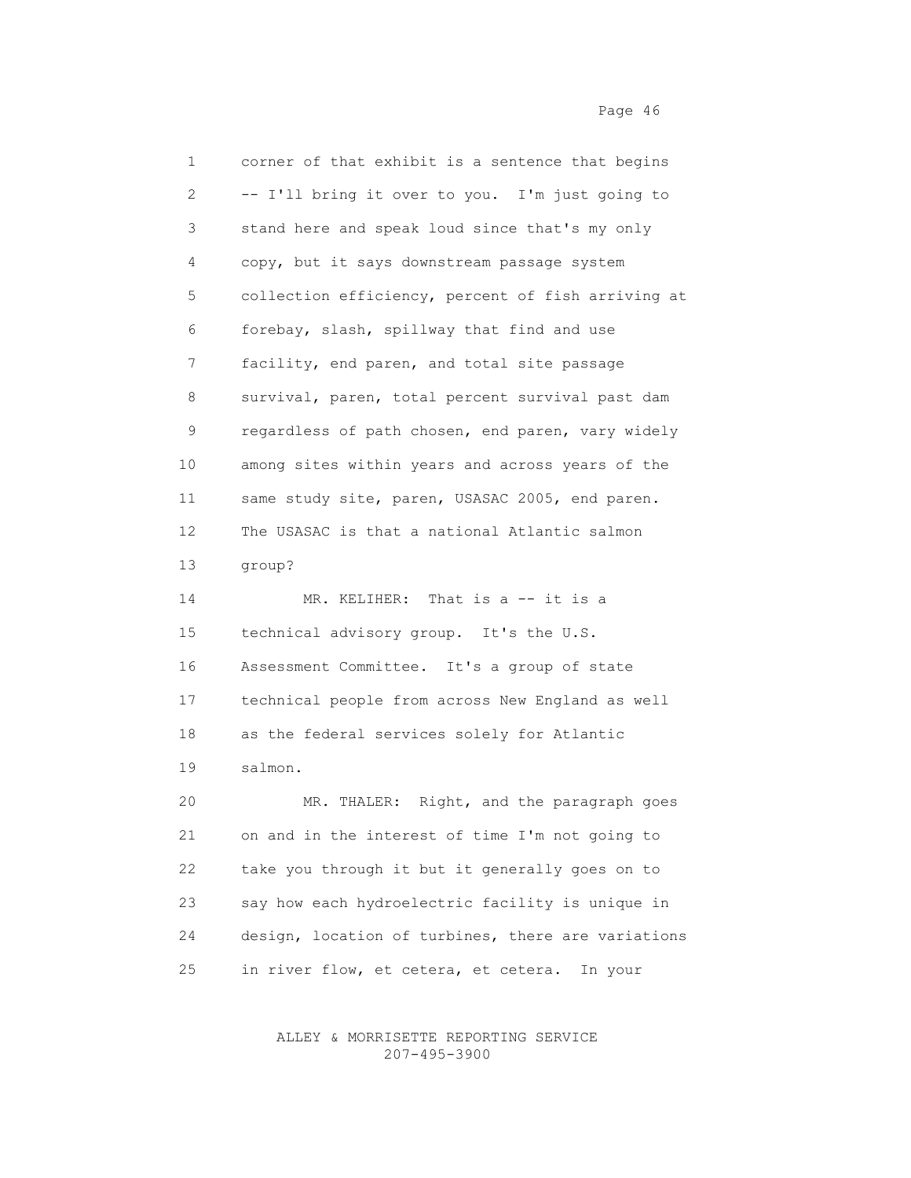corner of that exhibit is a sentence that begins -- I'll bring it over to you. I'm just going to stand here and speak loud since that's my only copy, but it says downstream passage system collection efficiency, percent of fish arriving at forebay, slash, spillway that find and use facility, end paren, and total site passage survival, paren, total percent survival past dam regardless of path chosen, end paren, vary widely among sites within years and across years of the same study site, paren, USASAC 2005, end paren. The USASAC is that a national Atlantic salmon group?

MR. KELIHER: That is a -- it is a technical advisory group. It's the U.S. Assessment Committee. It's a group of state technical people from across New England as well as the federal services solely for Atlantic salmon.

MR. THALER: Right, and the paragraph goes on and in the interest of time I'm not going to take you through it but it generally goes on to say how each hydroelectric facility is unique in design, location of turbines, there are variations in river flow, et cetera, et cetera. In your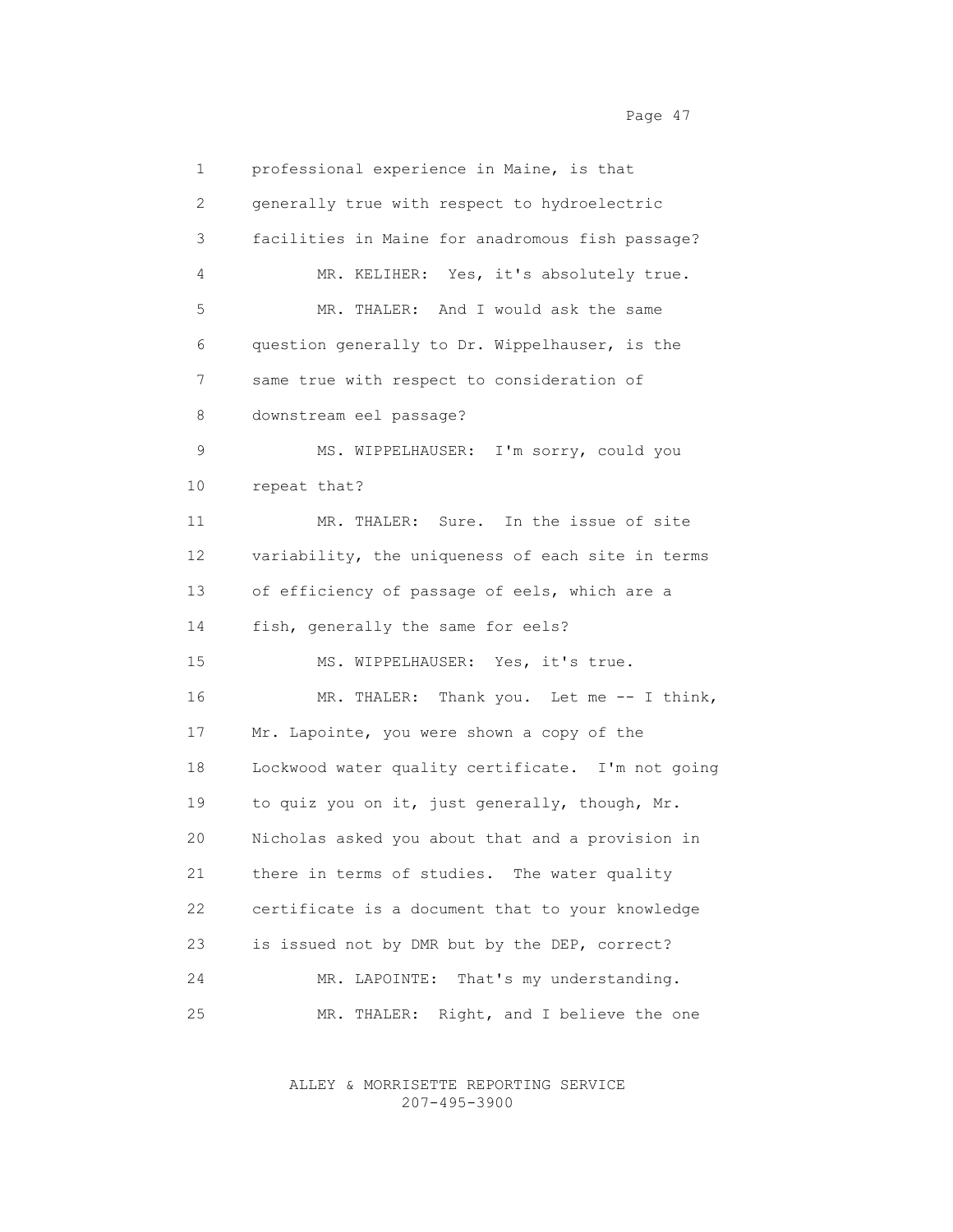professional experience in Maine, is that generally true with respect to hydroelectric facilities in Maine for anadromous fish passage?

MR. KELIHER: Yes, it's absolutely true.

MR. THALER: And I would ask the same question generally to Dr. Wippelhauser, is the same true with respect to consideration of downstream eel passage?

MS. WIPPELHAUSER: I'm sorry, could you repeat that?

MR. THALER: Sure. In the issue of site variability, the uniqueness of each site in terms of efficiency of passage of eels, which are a fish, generally the same for eels?

MS. WIPPELHAUSER: Yes, it's true.

MR. THALER: Thank you. Let me -- I think, Mr. Lapointe, you were shown a copy of the Lockwood water quality certificate. I'm not going to quiz you on it, just generally, though, Mr. Nicholas asked you about that and a provision in there in terms of studies. The water quality certificate is a document that to your knowledge is issued not by DMR but by the DEP, correct?

MR. LAPOINTE: That's my understanding.

MR. THALER: Right, and I believe the one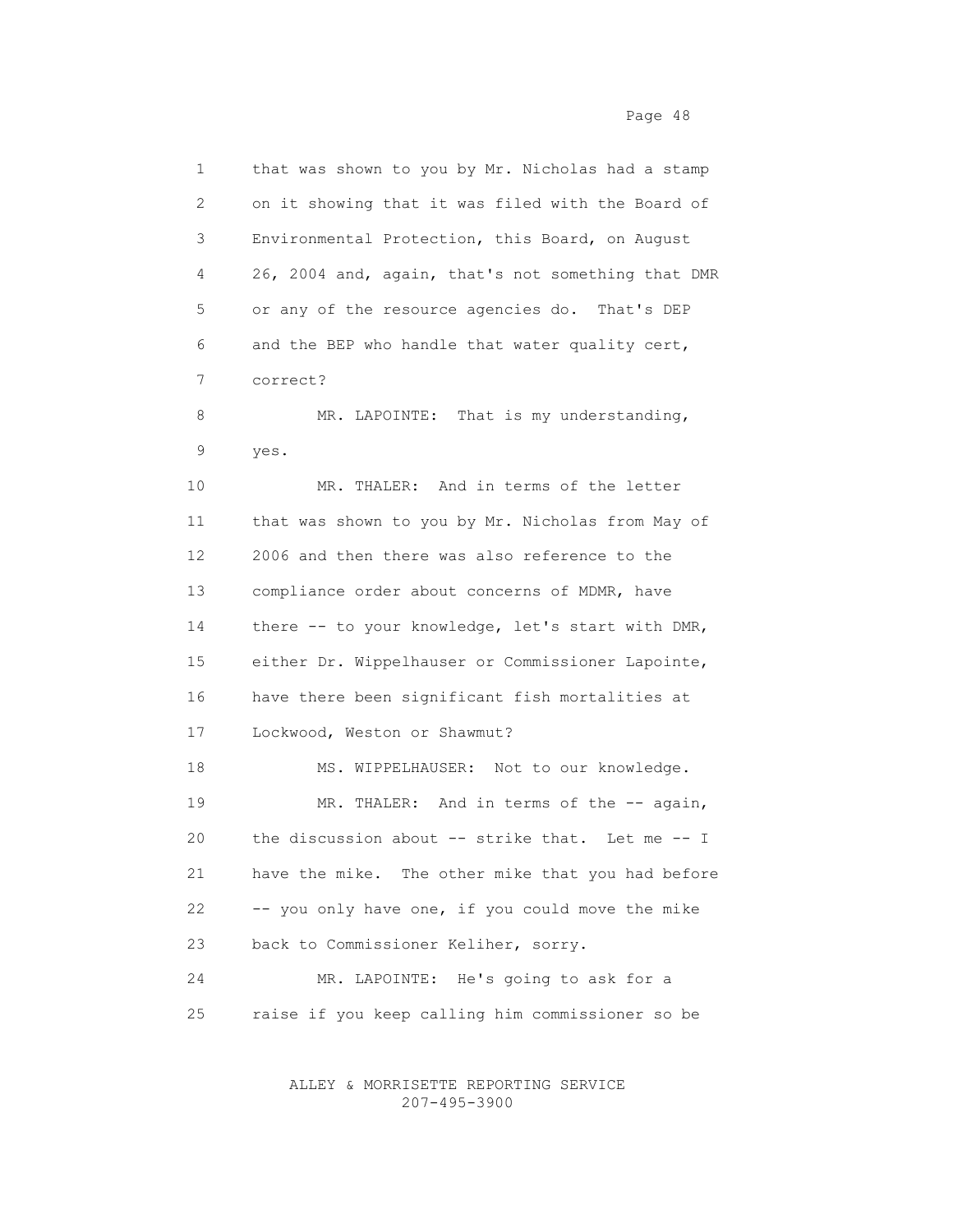that was shown to you by Mr. Nicholas had a stamp on it showing that it was filed with the Board of Environmental Protection, this Board, on August 26, 2004 and, again, that's not something that DMR or any of the resource agencies do. That's DEP and the BEP who handle that water quality cert, correct?

MR. LAPOINTE: That is my understanding, yes.

MR. THALER: And in terms of the letter that was shown to you by Mr. Nicholas from May of 2006 and then there was also reference to the compliance order about concerns of MDMR, have there -- to your knowledge, let's start with DMR, either Dr. Wippelhauser or Commissioner Lapointe, have there been significant fish mortalities at Lockwood, Weston or Shawmut?

MS. WIPPELHAUSER: Not to our knowledge.

MR. THALER: And in terms of the -- again, the discussion about -- strike that. Let me -- I have the mike. The other mike that you had before -- you only have one, if you could move the mike back to Commissioner Keliher, sorry.

MR. LAPOINTE: He's going to ask for a raise if you keep calling him commissioner so be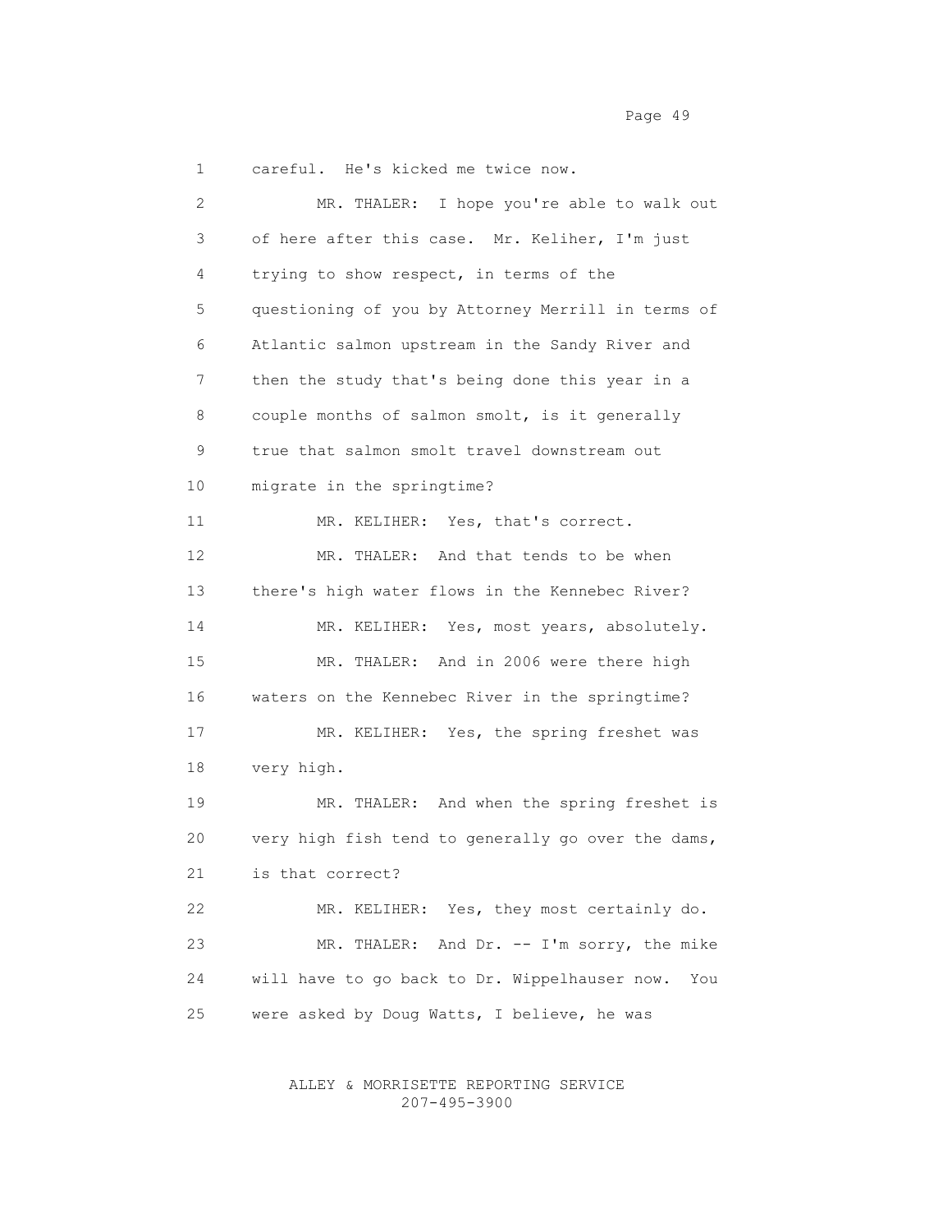careful. He's kicked me twice now.

MR. THALER: I hope you're able to walk out of here after this case. Mr. Keliher, I'm just trying to show respect, in terms of the questioning of you by Attorney Merrill in terms of Atlantic salmon upstream in the Sandy River and then the study that's being done this year in a couple months of salmon smolt, is it generally true that salmon smolt travel downstream out migrate in the springtime?

MR. KELIHER: Yes, that's correct.

MR. THALER: And that tends to be when there's high water flows in the Kennebec River?

MR. KELIHER: Yes, most years, absolutely.

MR. THALER: And in 2006 were there high waters on the Kennebec River in the springtime?

MR. KELIHER: Yes, the spring freshet was very high.

MR. THALER: And when the spring freshet is very high fish tend to generally go over the dams, is that correct?

MR. KELIHER: Yes, they most certainly do.

MR. THALER: And Dr. -- I'm sorry, the mike will have to go back to Dr. Wippelhauser now. You were asked by Doug Watts, I believe, he was

ALLEY & MORRISETTE REPORTING SERVICE
207-495-3900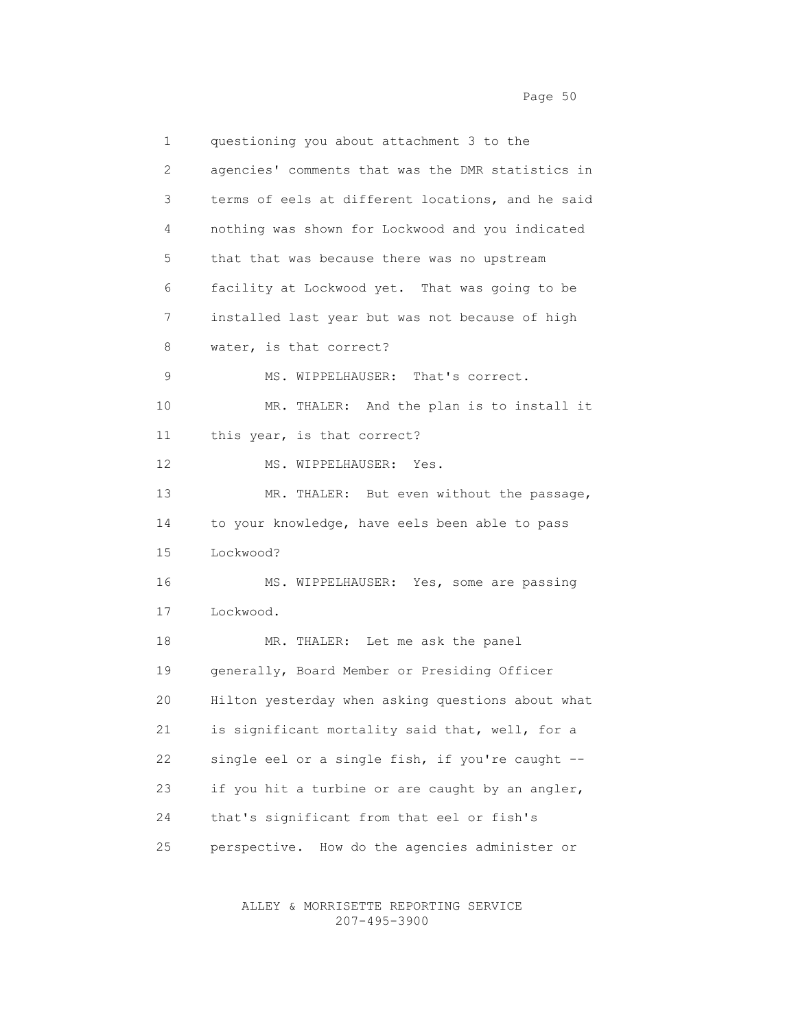questioning you about attachment 3 to the agencies' comments that was the DMR statistics in terms of eels at different locations, and he said nothing was shown for Lockwood and you indicated that that was because there was no upstream facility at Lockwood yet. That was going to be installed last year but was not because of high water, is that correct?

MS. WIPPELHAUSER: That's correct.

MR. THALER: And the plan is to install it this year, is that correct?

MS. WIPPELHAUSER: Yes.

MR. THALER: But even without the passage, to your knowledge, have eels been able to pass Lockwood?

MS. WIPPELHAUSER: Yes, some are passing Lockwood.

MR. THALER: Let me ask the panel generally, Board Member or Presiding Officer Hilton yesterday when asking questions about what is significant mortality said that, well, for a single eel or a single fish, if you're caught -- if you hit a turbine or are caught by an angler, that's significant from that eel or fish's perspective. How do the agencies administer or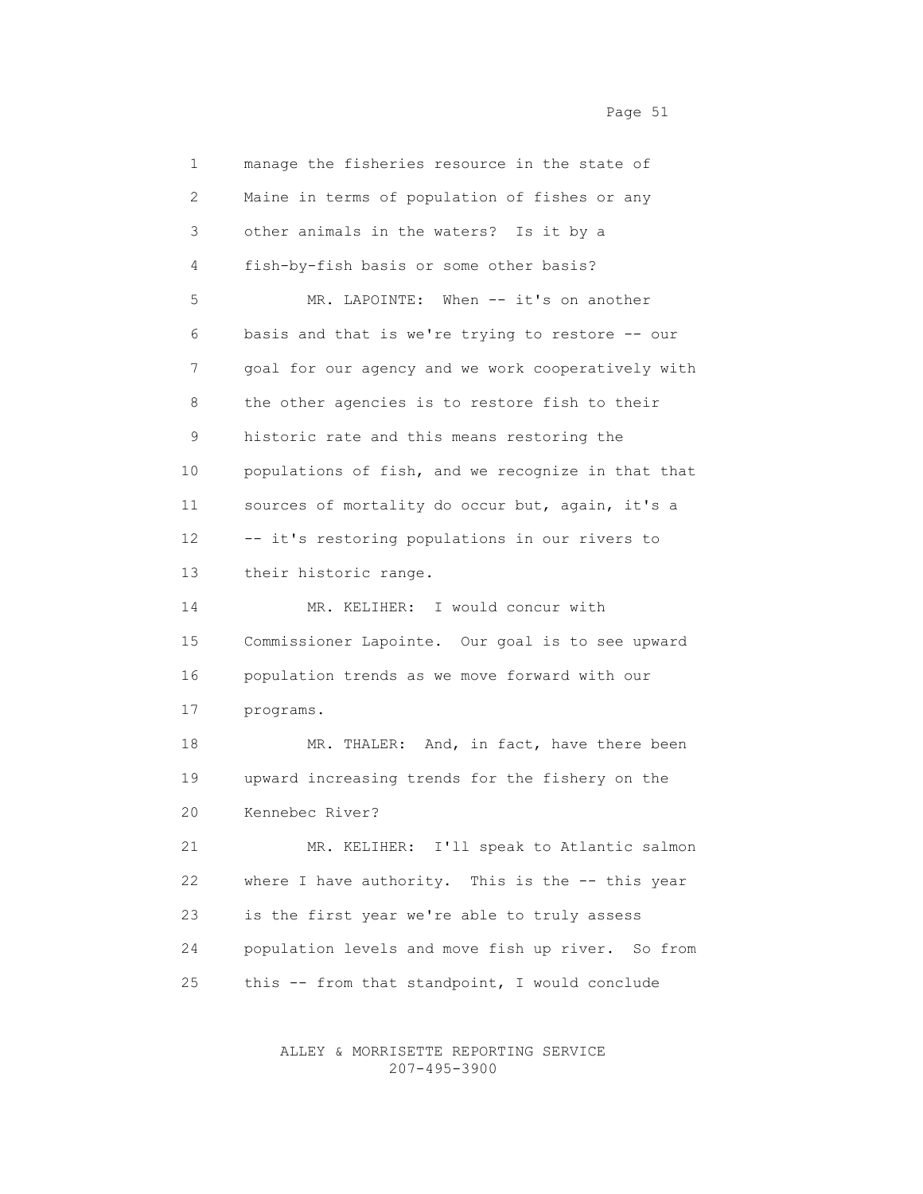manage the fisheries resource in the state of Maine in terms of population of fishes or any other animals in the waters? Is it by a fish-by-fish basis or some other basis?

MR. LAPOINTE: When -- it's on another basis and that is we're trying to restore -- our goal for our agency and we work cooperatively with the other agencies is to restore fish to their historic rate and this means restoring the populations of fish, and we recognize in that that sources of mortality do occur but, again, it's a -- it's restoring populations in our rivers to their historic range.

MR. KELIHER: I would concur with Commissioner Lapointe. Our goal is to see upward population trends as we move forward with our programs.

MR. THALER: And, in fact, have there been upward increasing trends for the fishery on the Kennebec River?

MR. KELIHER: I'll speak to Atlantic salmon where I have authority. This is the -- this year is the first year we're able to truly assess population levels and move fish up river. So from this -- from that standpoint, I would conclude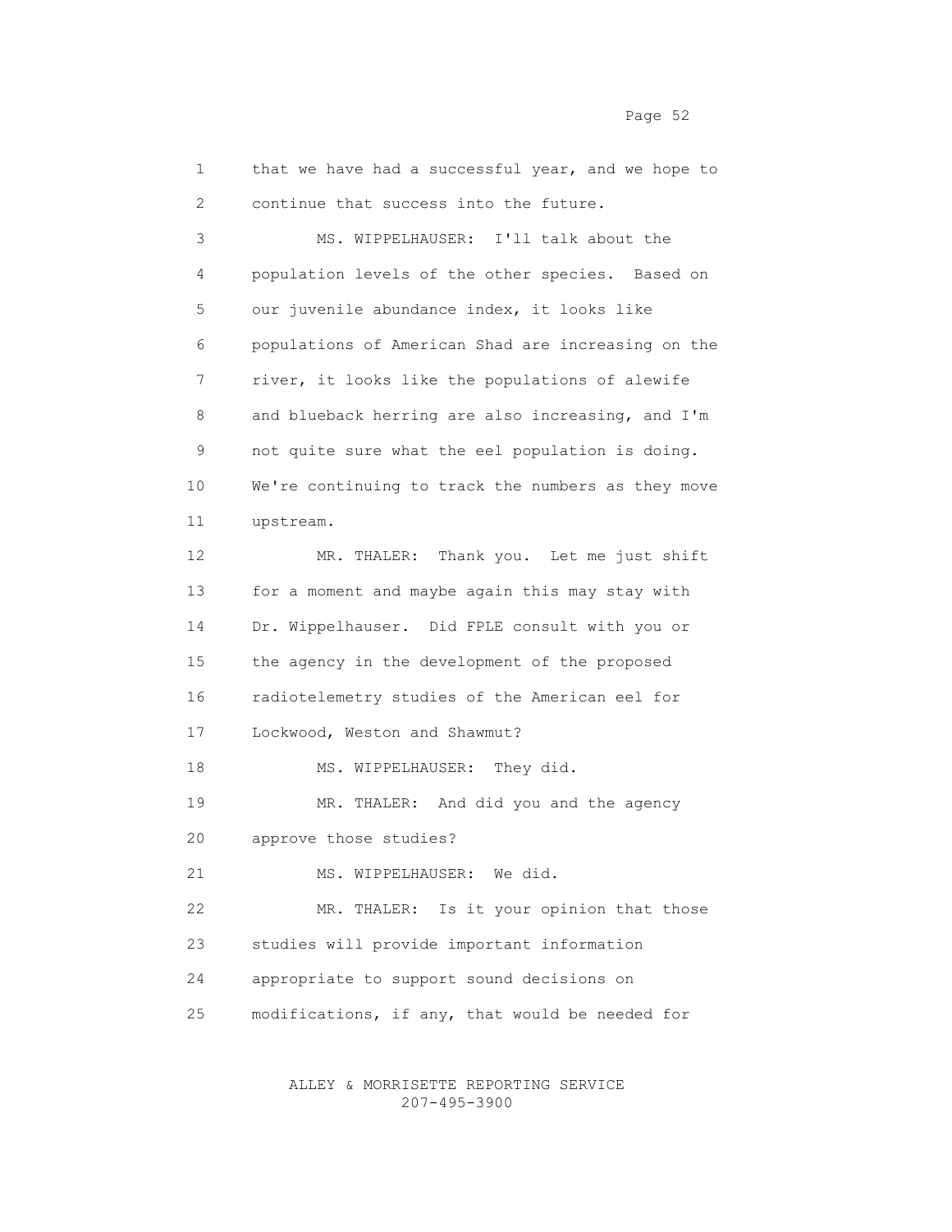that we have had a successful year, and we hope to continue that success into the future.

MS. WIPPELHAUSER: I'll talk about the population levels of the other species. Based on our juvenile abundance index, it looks like populations of American Shad are increasing on the river, it looks like the populations of alewife and blueback herring are also increasing, and I'm not quite sure what the eel population is doing. We're continuing to track the numbers as they move upstream.

MR. THALER: Thank you. Let me just shift for a moment and maybe again this may stay with Dr. Wippelhauser. Did FPLE consult with you or the agency in the development of the proposed radiotelemetry studies of the American eel for Lockwood, Weston and Shawmut?

MS. WIPPELHAUSER: They did.

MR. THALER: And did you and the agency approve those studies?

MS. WIPPELHAUSER: We did.

MR. THALER: Is it your opinion that those studies will provide important information appropriate to support sound decisions on modifications, if any, that would be needed for

ALLEY & MORRISETTE REPORTING SERVICE
207-495-3900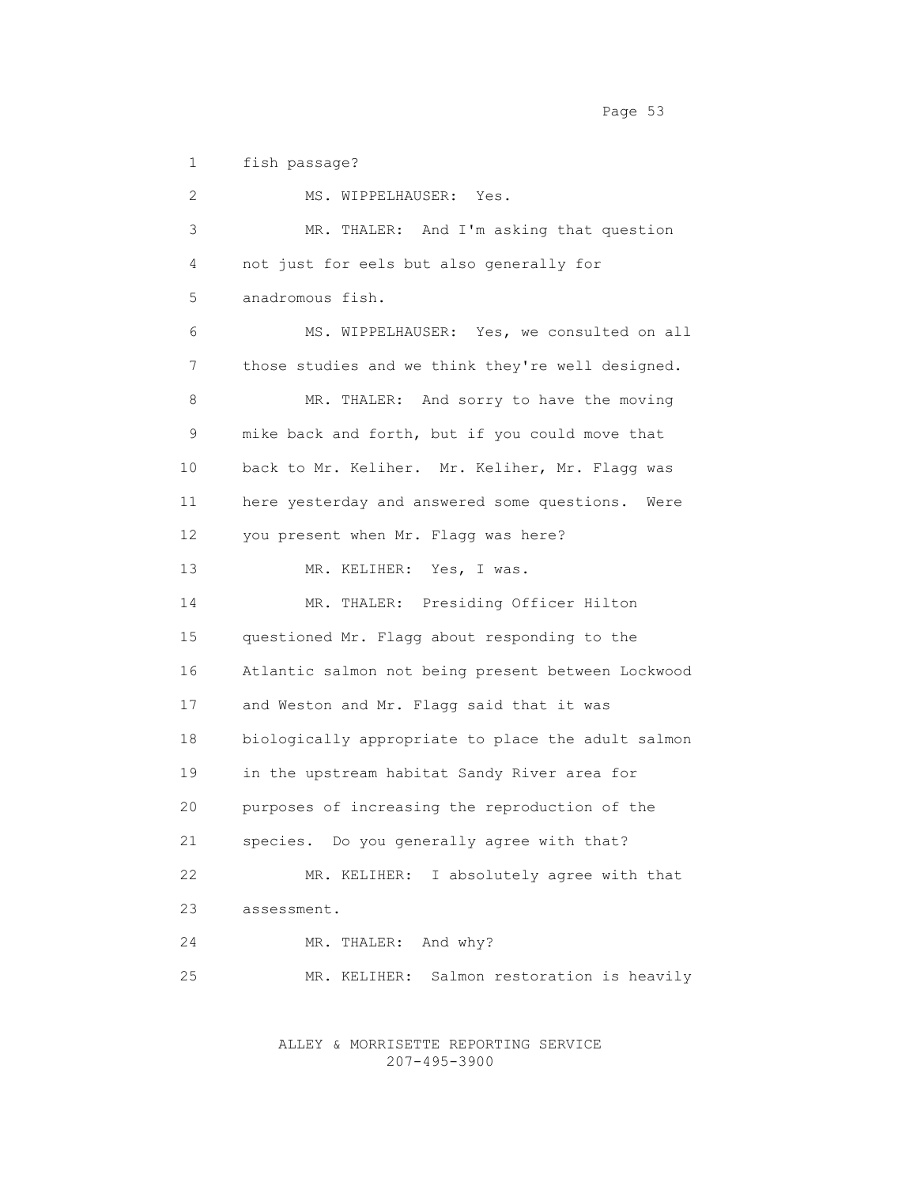fish passage?

MS. WIPPELHAUSER: Yes.

MR. THALER: And I'm asking that question not just for eels but also generally for anadromous fish.

MS. WIPPELHAUSER: Yes, we consulted on all those studies and we think they're well designed.

MR. THALER: And sorry to have the moving mike back and forth, but if you could move that back to Mr. Keliher. Mr. Keliher, Mr. Flagg was here yesterday and answered some questions. Were you present when Mr. Flagg was here?

MR. KELIHER: Yes, I was.

MR. THALER: Presiding Officer Hilton questioned Mr. Flagg about responding to the Atlantic salmon not being present between Lockwood and Weston and Mr. Flagg said that it was biologically appropriate to place the adult salmon in the upstream habitat Sandy River area for purposes of increasing the reproduction of the species. Do you generally agree with that?

MR. KELIHER: I absolutely agree with that assessment.

MR. THALER: And why?

MR. KELIHER: Salmon restoration is heavily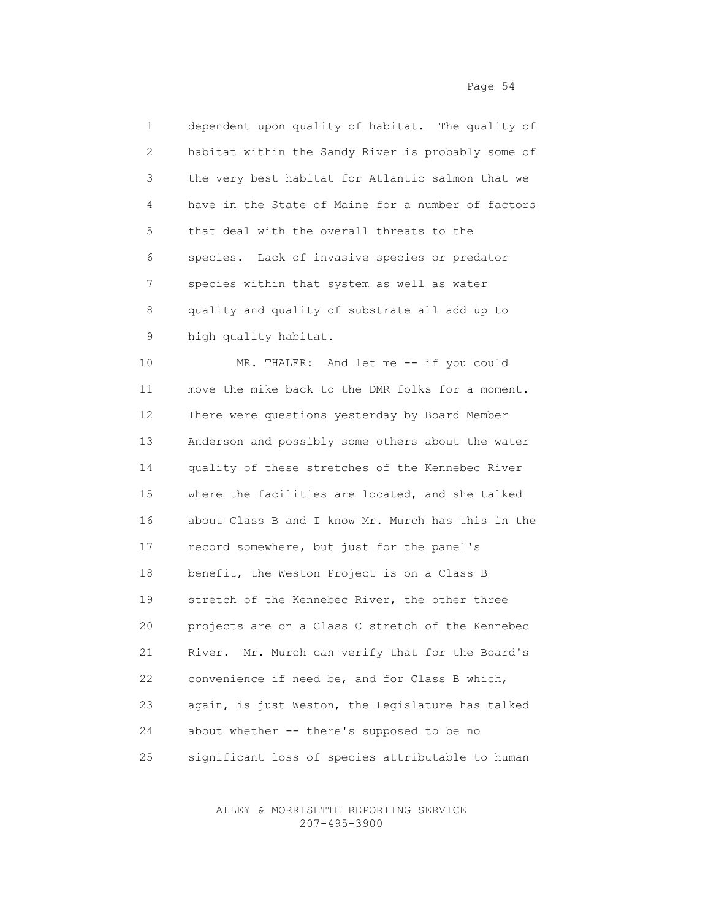dependent upon quality of habitat. The quality of habitat within the Sandy River is probably some of the very best habitat for Atlantic salmon that we have in the State of Maine for a number of factors that deal with the overall threats to the species. Lack of invasive species or predator species within that system as well as water quality and quality of substrate all add up to high quality habitat.

MR. THALER: And let me -- if you could move the mike back to the DMR folks for a moment. There were questions yesterday by Board Member Anderson and possibly some others about the water quality of these stretches of the Kennebec River where the facilities are located, and she talked about Class B and I know Mr. Murch has this in the record somewhere, but just for the panel's benefit, the Weston Project is on a Class B stretch of the Kennebec River, the other three projects are on a Class C stretch of the Kennebec River. Mr. Murch can verify that for the Board's convenience if need be, and for Class B which, again, is just Weston, the Legislature has talked about whether -- there's supposed to be no significant loss of species attributable to human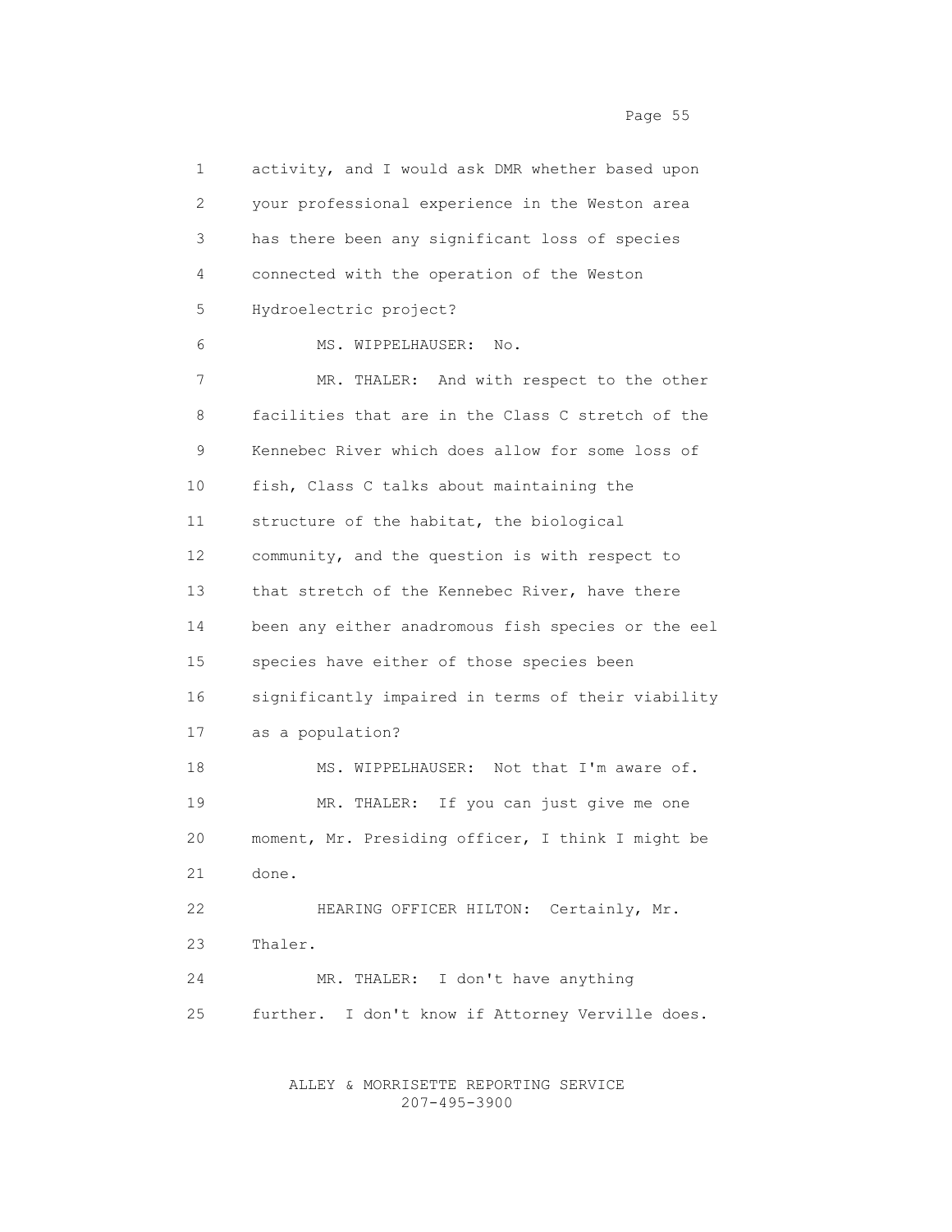activity, and I would ask DMR whether based upon your professional experience in the Weston area has there been any significant loss of species connected with the operation of the Weston Hydroelectric project?

MS. WIPPELHAUSER: No.

MR. THALER: And with respect to the other facilities that are in the Class C stretch of the Kennebec River which does allow for some loss of fish, Class C talks about maintaining the structure of the habitat, the biological community, and the question is with respect to that stretch of the Kennebec River, have there been any either anadromous fish species or the eel species have either of those species been significantly impaired in terms of their viability as a population?

MS. WIPPELHAUSER: Not that I'm aware of.

MR. THALER: If you can just give me one moment, Mr. Presiding officer, I think I might be done.

HEARING OFFICER HILTON: Certainly, Mr. Thaler.

MR. THALER: I don't have anything further. I don't know if Attorney Verville does.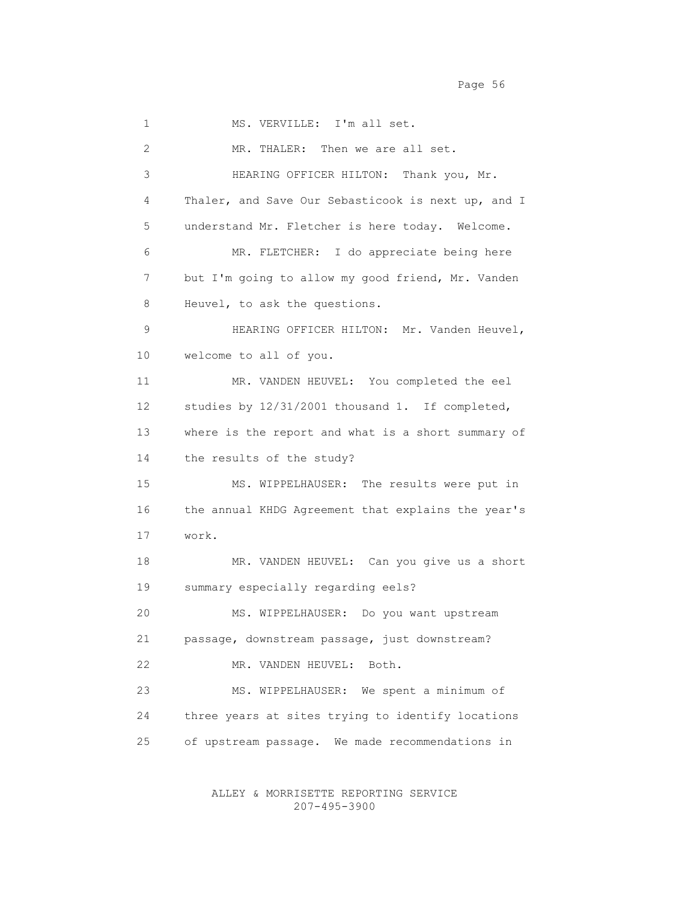MS. VERVILLE: I'm all set.

MR. THALER: Then we are all set.

HEARING OFFICER HILTON: Thank you, Mr. Thaler, and Save Our Sebasticook is next up, and I understand Mr. Fletcher is here today. Welcome.

MR. FLETCHER: I do appreciate being here but I'm going to allow my good friend, Mr. Vanden Heuvel, to ask the questions.

HEARING OFFICER HILTON: Mr. Vanden Heuvel, welcome to all of you.

MR. VANDEN HEUVEL: You completed the eel studies by 12/31/2001 thousand 1. If completed, where is the report and what is a short summary of the results of the study?

MS. WIPPELHAUSER: The results were put in the annual KHDG Agreement that explains the year's work.

MR. VANDEN HEUVEL: Can you give us a short summary especially regarding eels?

MS. WIPPELHAUSER: Do you want upstream passage, downstream passage, just downstream?

MR. VANDEN HEUVEL: Both.

MS. WIPPELHAUSER: We spent a minimum of three years at sites trying to identify locations of upstream passage. We made recommendations in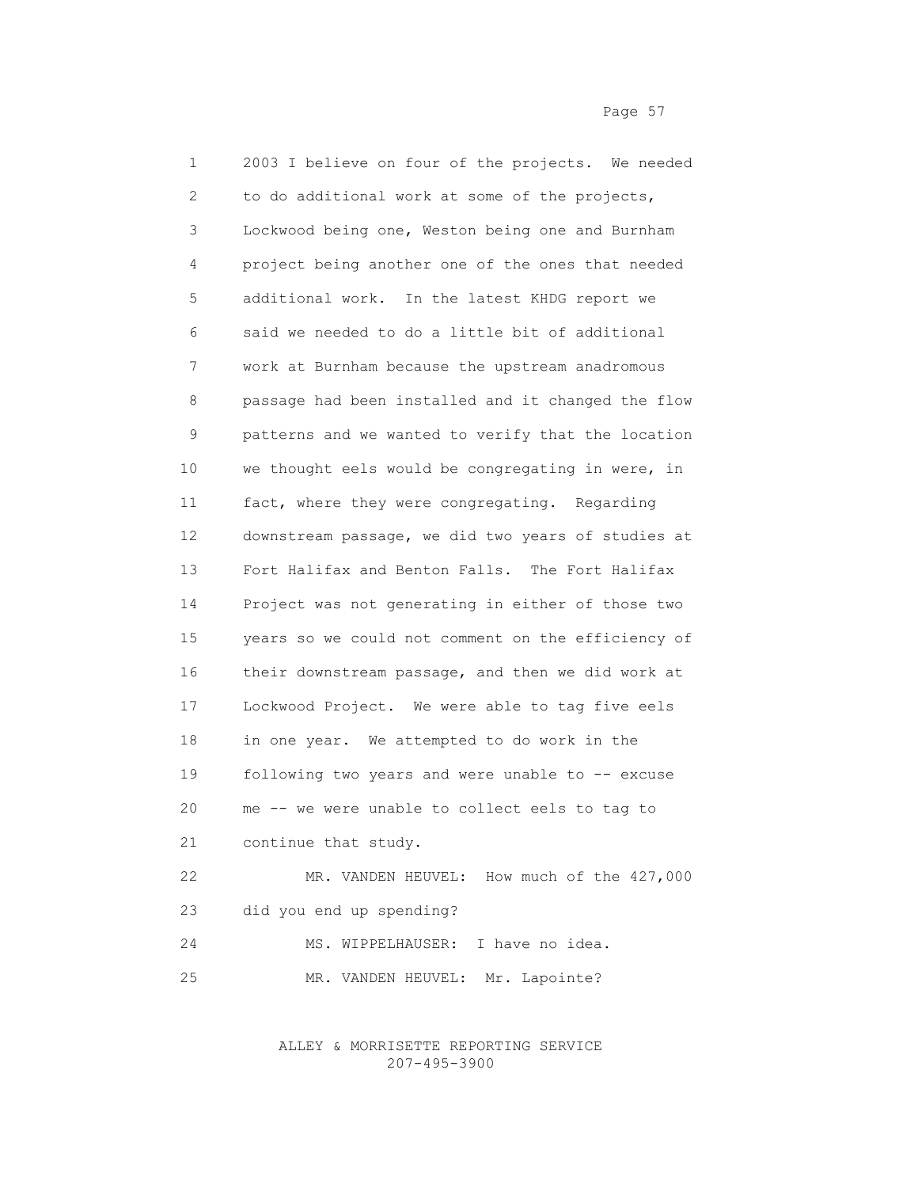2003 I believe on four of the projects. We needed to do additional work at some of the projects, Lockwood being one, Weston being one and Burnham project being another one of the ones that needed additional work. In the latest KHDG report we said we needed to do a little bit of additional work at Burnham because the upstream anadromous passage had been installed and it changed the flow patterns and we wanted to verify that the location we thought eels would be congregating in were, in fact, where they were congregating. Regarding downstream passage, we did two years of studies at Fort Halifax and Benton Falls. The Fort Halifax Project was not generating in either of those two years so we could not comment on the efficiency of their downstream passage, and then we did work at Lockwood Project. We were able to tag five eels in one year. We attempted to do work in the following two years and were unable to -- excuse me -- we were unable to collect eels to tag to continue that study.

MR. VANDEN HEUVEL: How much of the 427,000 did you end up spending?

MS. WIPPELHAUSER: I have no idea.

MR. VANDEN HEUVEL: Mr. Lapointe?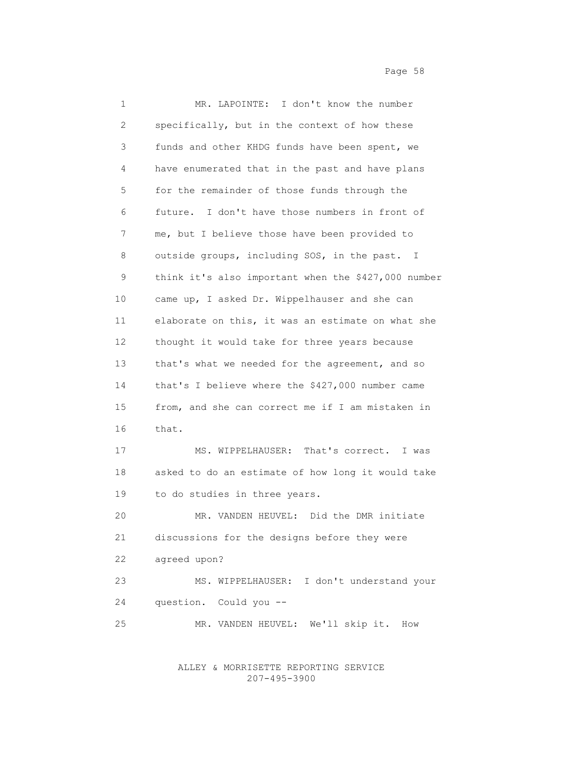MR. LAPOINTE: I don't know the number specifically, but in the context of how these funds and other KHDG funds have been spent, we have enumerated that in the past and have plans for the remainder of those funds through the future. I don't have those numbers in front of me, but I believe those have been provided to outside groups, including SOS, in the past. I think it's also important when the $427,000 number came up, I asked Dr. Wippelhauser and she can elaborate on this, it was an estimate on what she thought it would take for three years because that's what we needed for the agreement, and so that's I believe where the $427,000 number came from, and she can correct me if I am mistaken in that.

MS. WIPPELHAUSER: That's correct. I was asked to do an estimate of how long it would take to do studies in three years.

MR. VANDEN HEUVEL: Did the DMR initiate discussions for the designs before they were agreed upon?

MS. WIPPELHAUSER: I don't understand your question. Could you --

MR. VANDEN HEUVEL: We'll skip it. How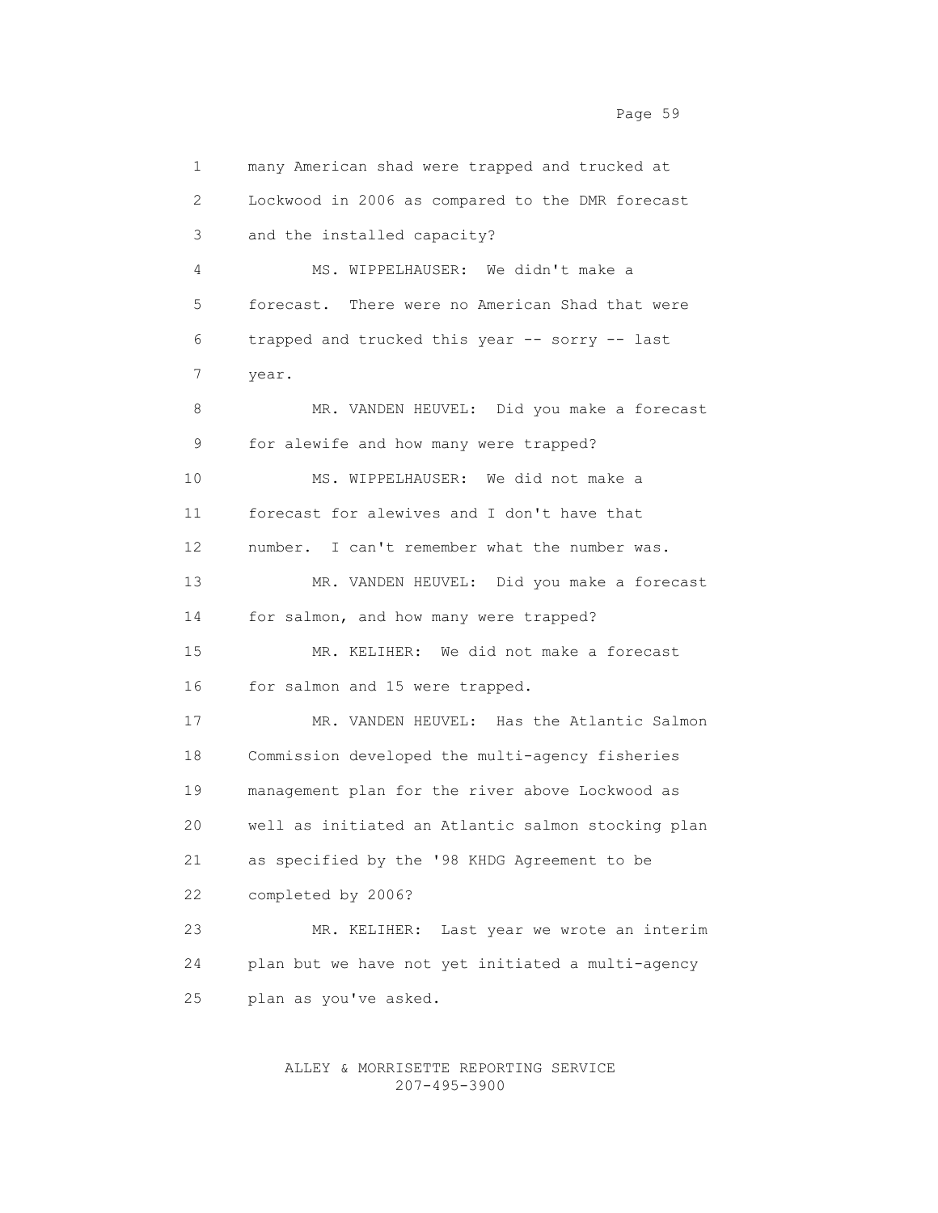many American shad were trapped and trucked at Lockwood in 2006 as compared to the DMR forecast and the installed capacity?

MS. WIPPELHAUSER: We didn't make a forecast. There were no American Shad that were trapped and trucked this year -- sorry -- last year.

MR. VANDEN HEUVEL: Did you make a forecast for alewife and how many were trapped?

MS. WIPPELHAUSER: We did not make a forecast for alewives and I don't have that number. I can't remember what the number was.

MR. VANDEN HEUVEL: Did you make a forecast for salmon, and how many were trapped?

MR. KELIHER: We did not make a forecast for salmon and 15 were trapped.

MR. VANDEN HEUVEL: Has the Atlantic Salmon Commission developed the multi-agency fisheries management plan for the river above Lockwood as well as initiated an Atlantic salmon stocking plan as specified by the '98 KHDG Agreement to be completed by 2006?

MR. KELIHER: Last year we wrote an interim plan but we have not yet initiated a multi-agency plan as you've asked.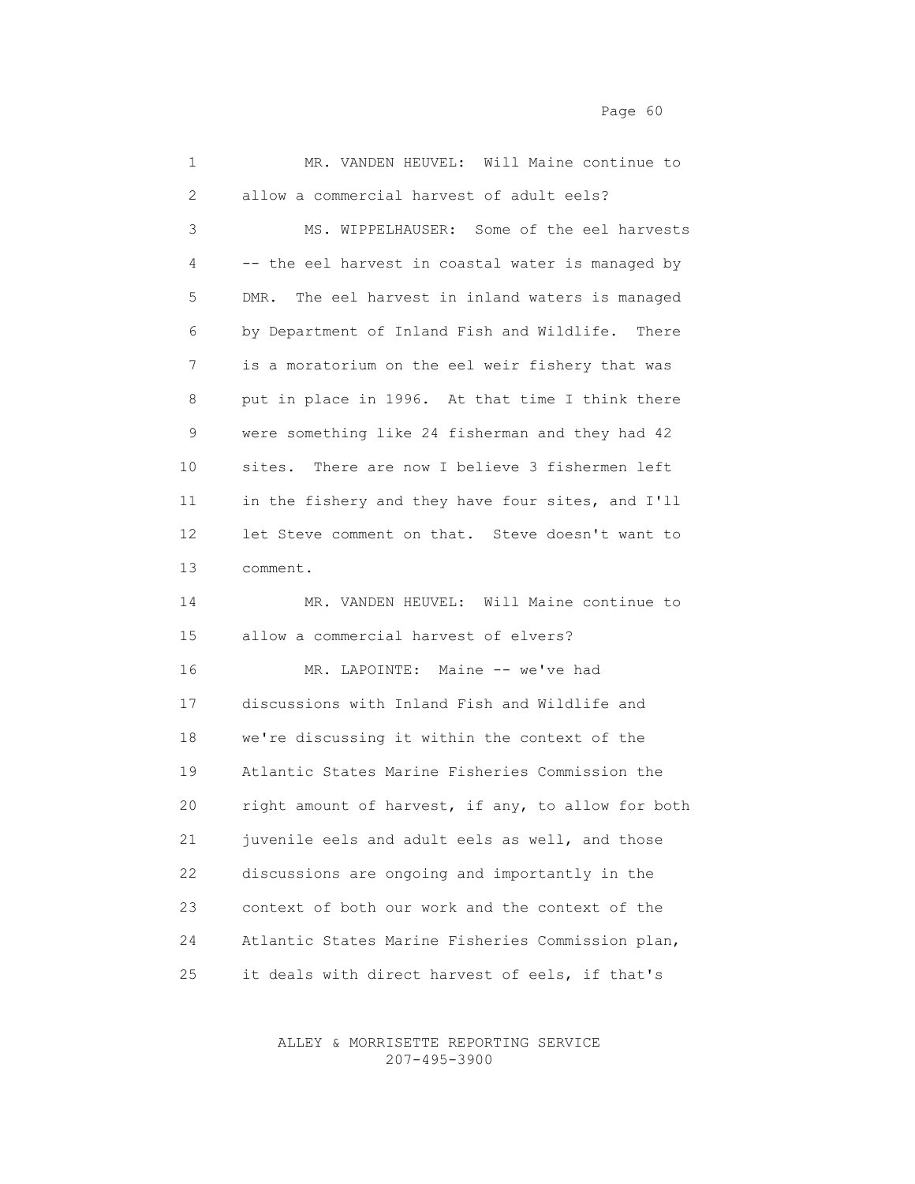MR. VANDEN HEUVEL: Will Maine continue to allow a commercial harvest of adult eels?

MS. WIPPELHAUSER: Some of the eel harvests -- the eel harvest in coastal water is managed by DMR. The eel harvest in inland waters is managed by Department of Inland Fish and Wildlife. There is a moratorium on the eel weir fishery that was put in place in 1996. At that time I think there were something like 24 fisherman and they had 42 sites. There are now I believe 3 fishermen left in the fishery and they have four sites, and I'll let Steve comment on that. Steve doesn't want to comment.

MR. VANDEN HEUVEL: Will Maine continue to allow a commercial harvest of elvers?

MR. LAPOINTE: Maine -- we've had discussions with Inland Fish and Wildlife and we're discussing it within the context of the Atlantic States Marine Fisheries Commission the right amount of harvest, if any, to allow for both juvenile eels and adult eels as well, and those discussions are ongoing and importantly in the context of both our work and the context of the Atlantic States Marine Fisheries Commission plan, it deals with direct harvest of eels, if that's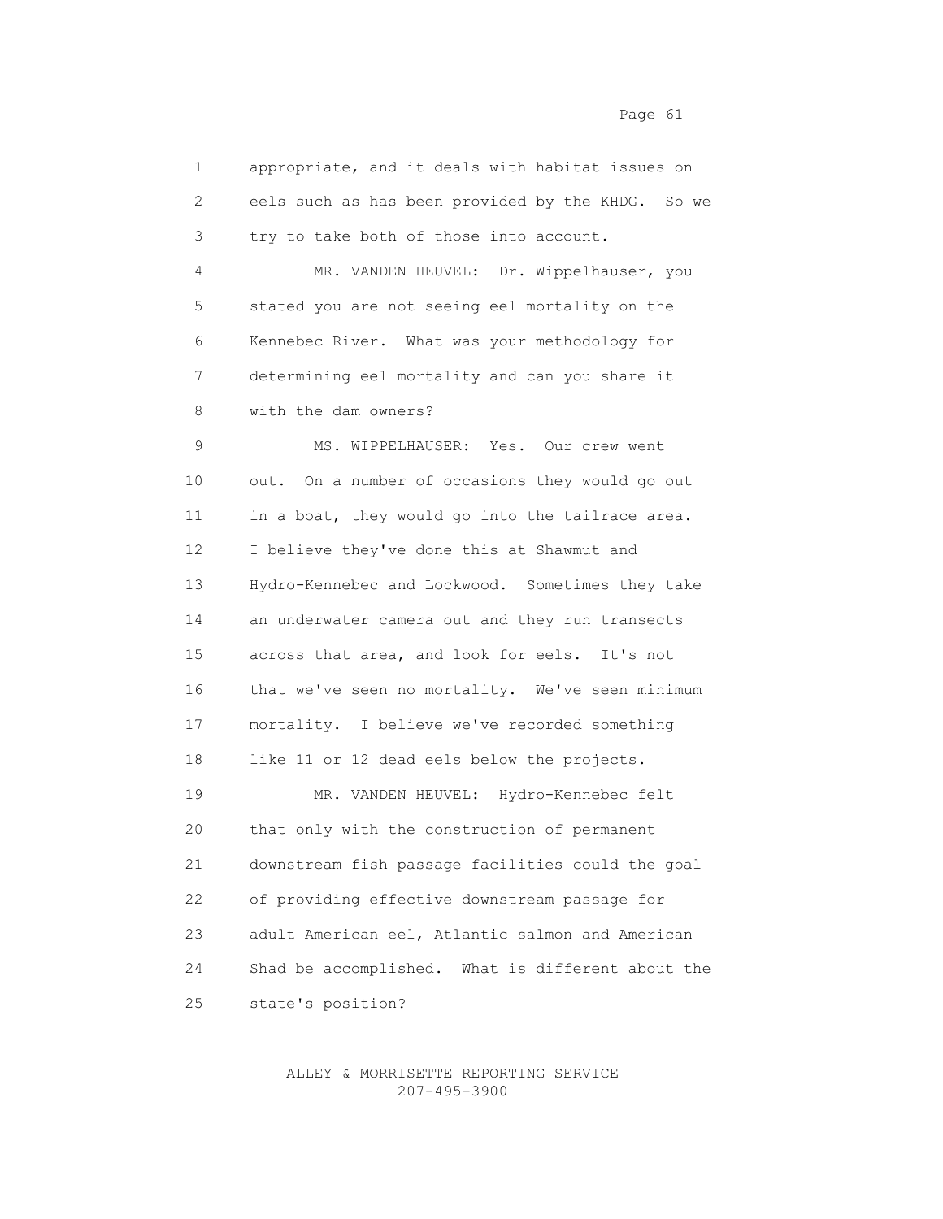appropriate, and it deals with habitat issues on eels such as has been provided by the KHDG. So we try to take both of those into account.

MR. VANDEN HEUVEL: Dr. Wippelhauser, you stated you are not seeing eel mortality on the Kennebec River. What was your methodology for determining eel mortality and can you share it with the dam owners?

MS. WIPPELHAUSER: Yes. Our crew went out. On a number of occasions they would go out in a boat, they would go into the tailrace area. I believe they've done this at Shawmut and Hydro-Kennebec and Lockwood. Sometimes they take an underwater camera out and they run transects across that area, and look for eels. It's not that we've seen no mortality. We've seen minimum mortality. I believe we've recorded something like 11 or 12 dead eels below the projects.

MR. VANDEN HEUVEL: Hydro-Kennebec felt that only with the construction of permanent downstream fish passage facilities could the goal of providing effective downstream passage for adult American eel, Atlantic salmon and American Shad be accomplished. What is different about the state's position?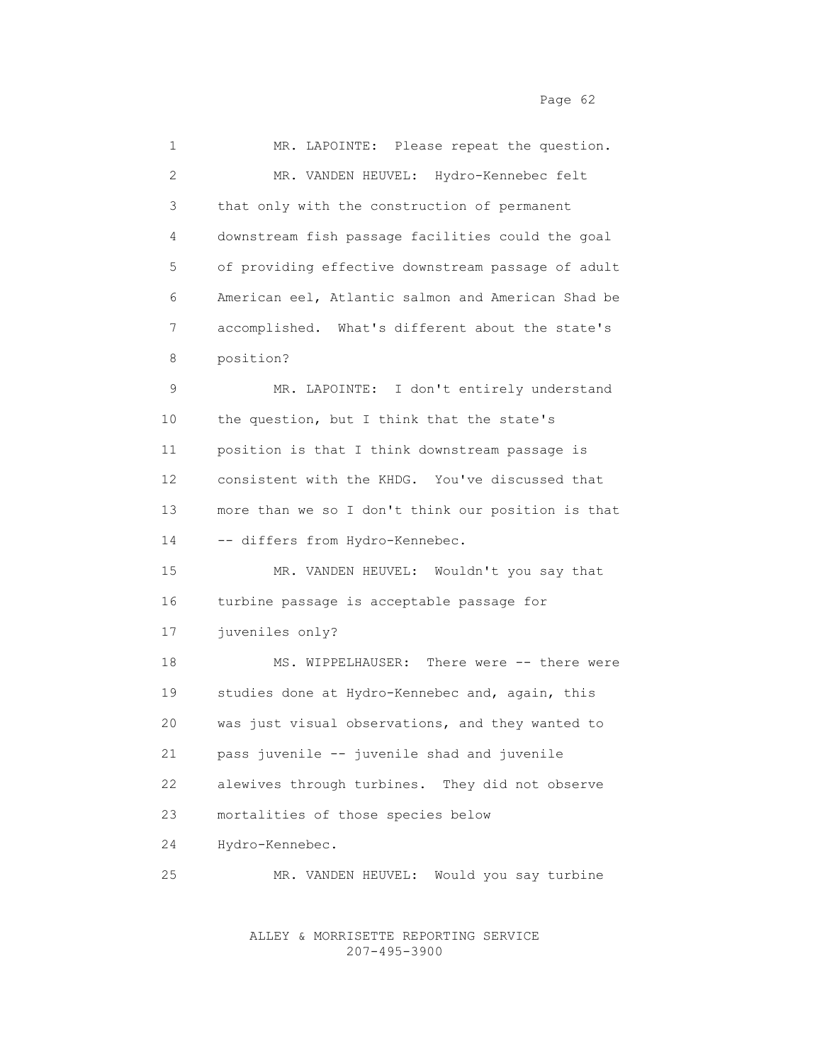MR. LAPOINTE: Please repeat the question.

MR. VANDEN HEUVEL: Hydro-Kennebec felt that only with the construction of permanent downstream fish passage facilities could the goal of providing effective downstream passage of adult American eel, Atlantic salmon and American Shad be accomplished. What's different about the state's position?

MR. LAPOINTE: I don't entirely understand the question, but I think that the state's position is that I think downstream passage is consistent with the KHDG. You've discussed that more than we so I don't think our position is that -- differs from Hydro-Kennebec.

MR. VANDEN HEUVEL: Wouldn't you say that turbine passage is acceptable passage for juveniles only?

MS. WIPPELHAUSER: There were -- there were studies done at Hydro-Kennebec and, again, this was just visual observations, and they wanted to pass juvenile -- juvenile shad and juvenile alewives through turbines. They did not observe mortalities of those species below Hydro-Kennebec.

MR. VANDEN HEUVEL: Would you say turbine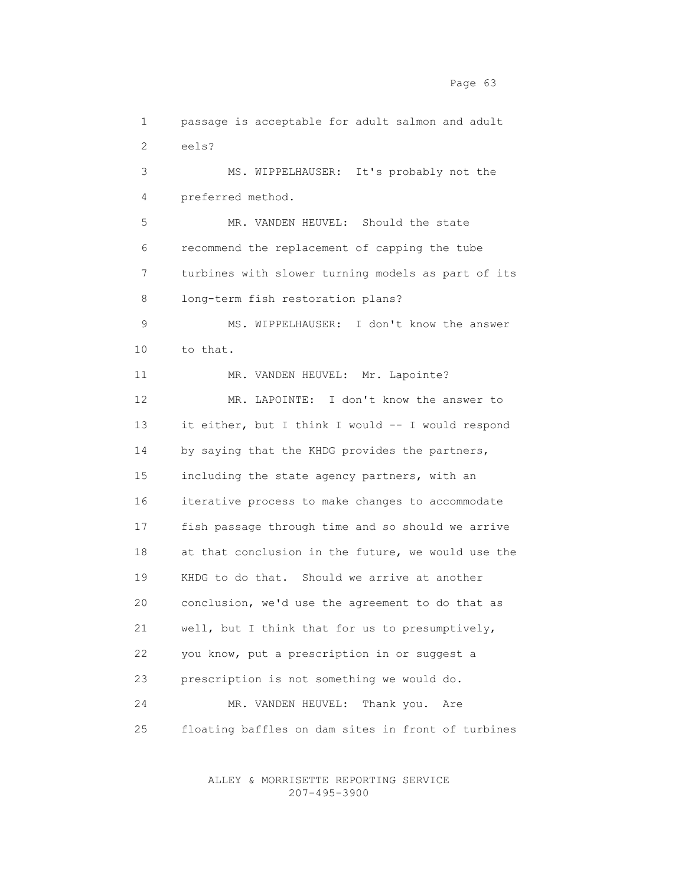passage is acceptable for adult salmon and adult eels?

MS. WIPPELHAUSER: It's probably not the preferred method.

MR. VANDEN HEUVEL: Should the state recommend the replacement of capping the tube turbines with slower turning models as part of its long-term fish restoration plans?

MS. WIPPELHAUSER: I don't know the answer to that.

MR. VANDEN HEUVEL: Mr. Lapointe?

MR. LAPOINTE: I don't know the answer to it either, but I think I would -- I would respond by saying that the KHDG provides the partners, including the state agency partners, with an iterative process to make changes to accommodate fish passage through time and so should we arrive at that conclusion in the future, we would use the KHDG to do that. Should we arrive at another conclusion, we'd use the agreement to do that as well, but I think that for us to presumptively, you know, put a prescription in or suggest a prescription is not something we would do.

MR. VANDEN HEUVEL: Thank you. Are floating baffles on dam sites in front of turbines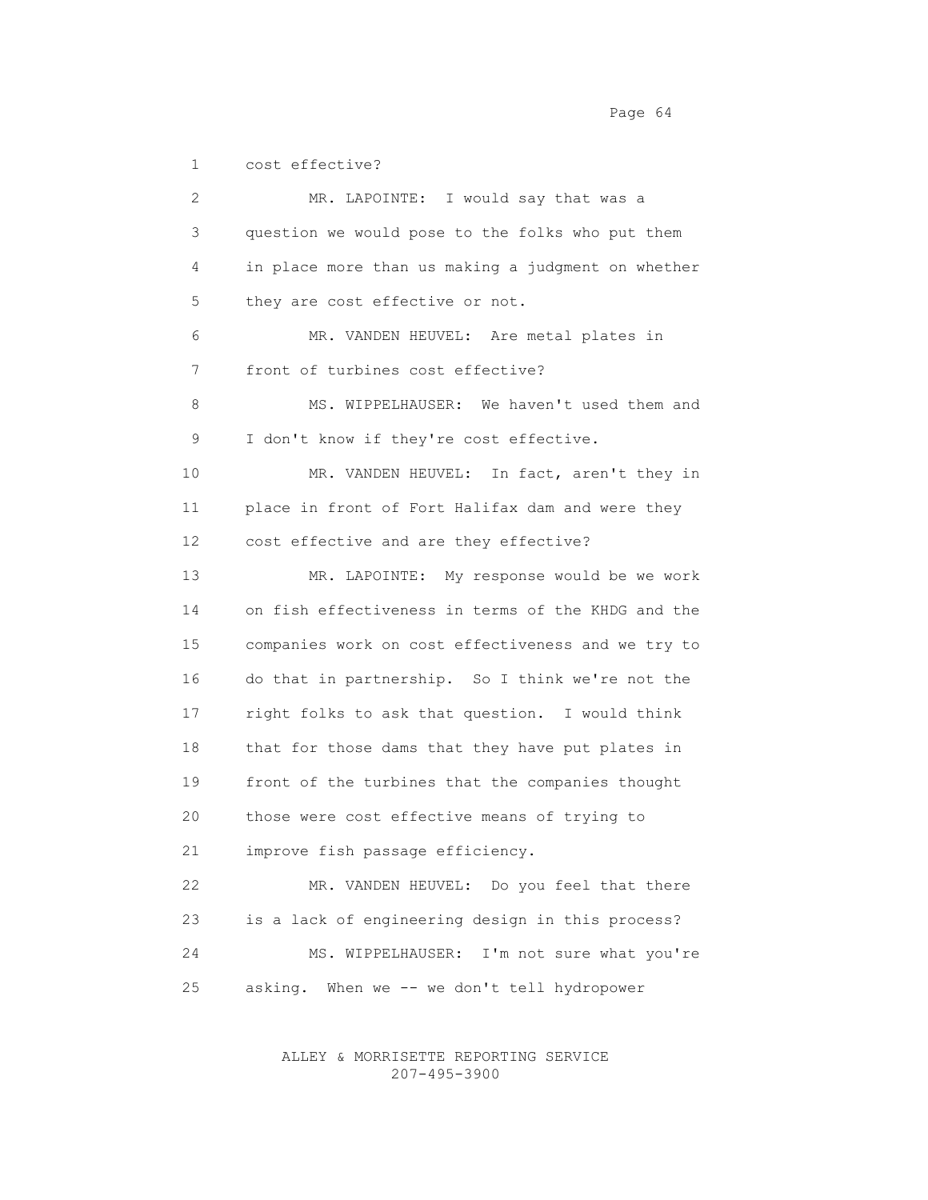cost effective?

MR. LAPOINTE: I would say that was a question we would pose to the folks who put them in place more than us making a judgment on whether they are cost effective or not.

MR. VANDEN HEUVEL: Are metal plates in front of turbines cost effective?

MS. WIPPELHAUSER: We haven't used them and I don't know if they're cost effective.

MR. VANDEN HEUVEL: In fact, aren't they in place in front of Fort Halifax dam and were they cost effective and are they effective?

MR. LAPOINTE: My response would be we work on fish effectiveness in terms of the KHDG and the companies work on cost effectiveness and we try to do that in partnership. So I think we're not the right folks to ask that question. I would think that for those dams that they have put plates in front of the turbines that the companies thought those were cost effective means of trying to improve fish passage efficiency.

MR. VANDEN HEUVEL: Do you feel that there is a lack of engineering design in this process?

MS. WIPPELHAUSER: I'm not sure what you're asking. When we -- we don't tell hydropower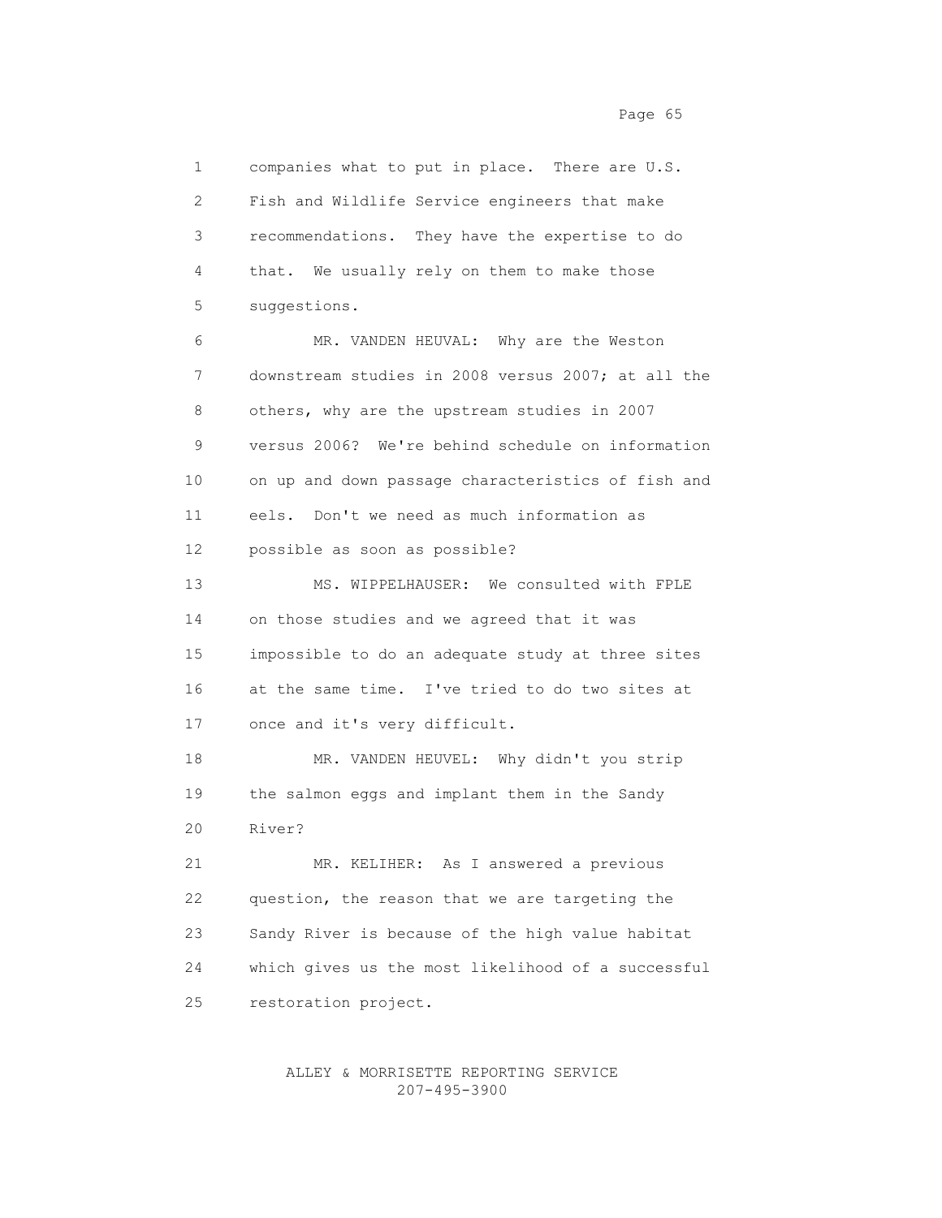companies what to put in place. There are U.S. Fish and Wildlife Service engineers that make recommendations. They have the expertise to do that. We usually rely on them to make those suggestions.

MR. VANDEN HEUVAL: Why are the Weston downstream studies in 2008 versus 2007; at all the others, why are the upstream studies in 2007 versus 2006? We're behind schedule on information on up and down passage characteristics of fish and eels. Don't we need as much information as possible as soon as possible?

MS. WIPPELHAUSER: We consulted with FPLE on those studies and we agreed that it was impossible to do an adequate study at three sites at the same time. I've tried to do two sites at once and it's very difficult.

MR. VANDEN HEUVEL: Why didn't you strip the salmon eggs and implant them in the Sandy River?

MR. KELIHER: As I answered a previous question, the reason that we are targeting the Sandy River is because of the high value habitat which gives us the most likelihood of a successful restoration project.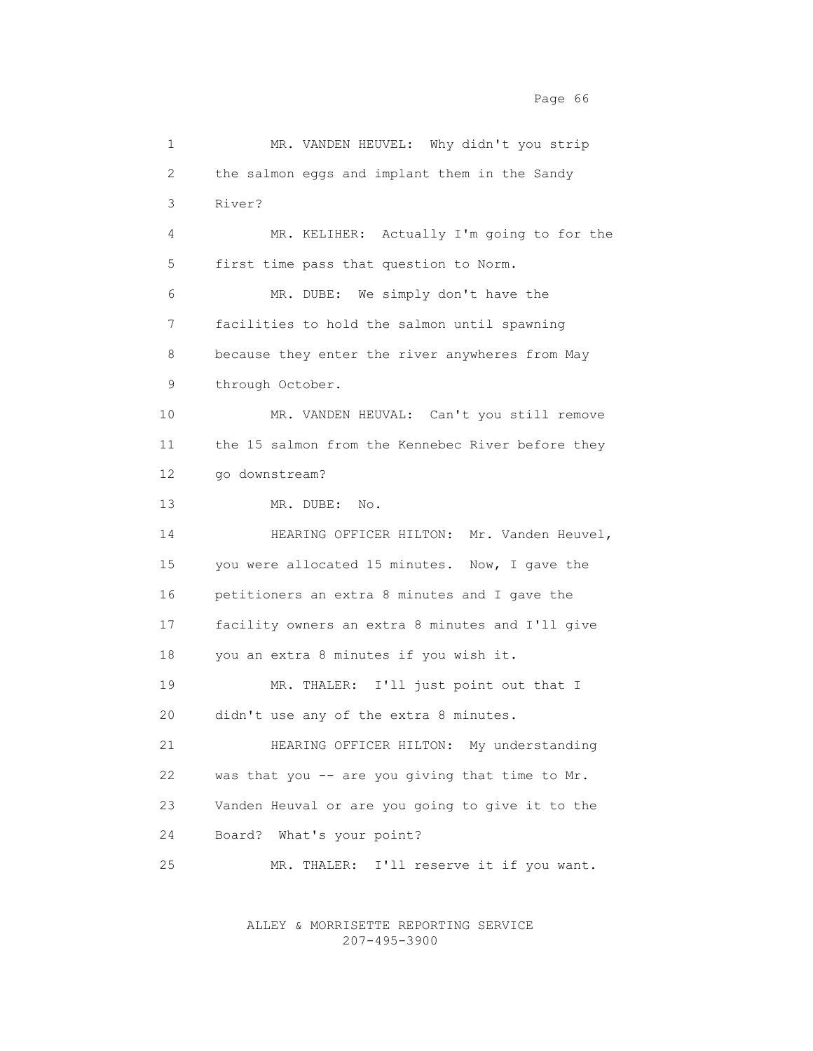MR. VANDEN HEUVEL: Why didn't you strip the salmon eggs and implant them in the Sandy River?

MR. KELIHER: Actually I'm going to for the first time pass that question to Norm.

MR. DUBE: We simply don't have the facilities to hold the salmon until spawning because they enter the river anywheres from May through October.

MR. VANDEN HEUVAL: Can't you still remove the 15 salmon from the Kennebec River before they go downstream?

MR. DUBE: No.

HEARING OFFICER HILTON: Mr. Vanden Heuvel, you were allocated 15 minutes. Now, I gave the petitioners an extra 8 minutes and I gave the facility owners an extra 8 minutes and I'll give you an extra 8 minutes if you wish it.

MR. THALER: I'll just point out that I didn't use any of the extra 8 minutes.

HEARING OFFICER HILTON: My understanding was that you -- are you giving that time to Mr. Vanden Heuval or are you going to give it to the Board? What's your point?

MR. THALER: I'll reserve it if you want.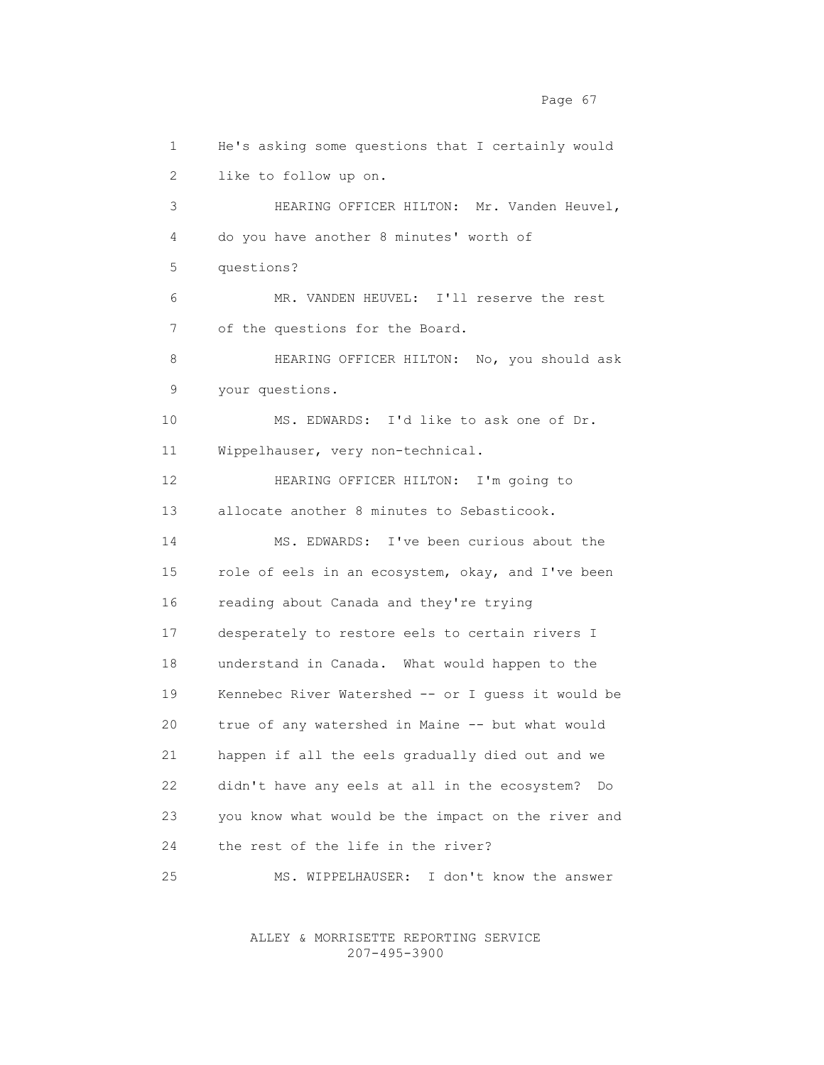He's asking some questions that I certainly would like to follow up on.

HEARING OFFICER HILTON: Mr. Vanden Heuvel, do you have another 8 minutes' worth of questions?

MR. VANDEN HEUVEL: I'll reserve the rest of the questions for the Board.

HEARING OFFICER HILTON: No, you should ask your questions.

MS. EDWARDS: I'd like to ask one of Dr. Wippelhauser, very non-technical.

HEARING OFFICER HILTON: I'm going to allocate another 8 minutes to Sebasticook.

MS. EDWARDS: I've been curious about the role of eels in an ecosystem, okay, and I've been reading about Canada and they're trying desperately to restore eels to certain rivers I understand in Canada. What would happen to the Kennebec River Watershed -- or I guess it would be true of any watershed in Maine -- but what would happen if all the eels gradually died out and we didn't have any eels at all in the ecosystem? Do you know what would be the impact on the river and the rest of the life in the river?

MS. WIPPELHAUSER: I don't know the answer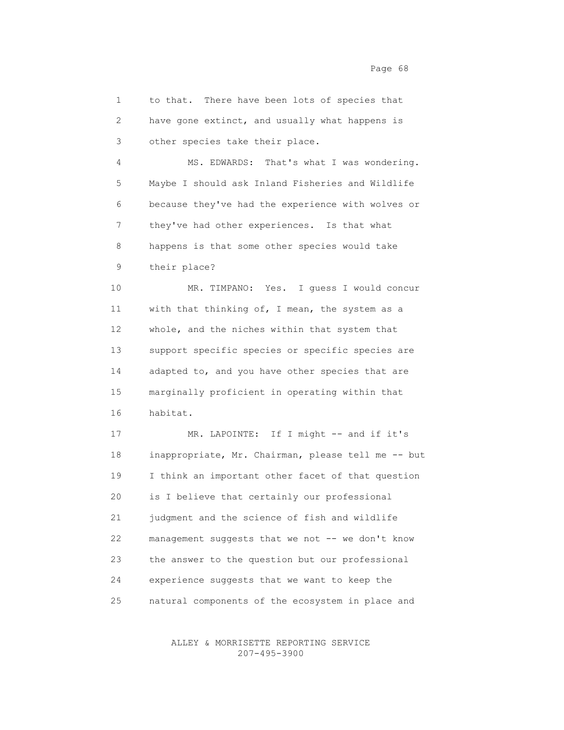to that. There have been lots of species that have gone extinct, and usually what happens is other species take their place.

MS. EDWARDS: That's what I was wondering. Maybe I should ask Inland Fisheries and Wildlife because they've had the experience with wolves or they've had other experiences. Is that what happens is that some other species would take their place?

MR. TIMPANO: Yes. I guess I would concur with that thinking of, I mean, the system as a whole, and the niches within that system that support specific species or specific species are adapted to, and you have other species that are marginally proficient in operating within that habitat.

MR. LAPOINTE: If I might -- and if it's inappropriate, Mr. Chairman, please tell me -- but I think an important other facet of that question is I believe that certainly our professional judgment and the science of fish and wildlife management suggests that we not -- we don't know the answer to the question but our professional experience suggests that we want to keep the natural components of the ecosystem in place and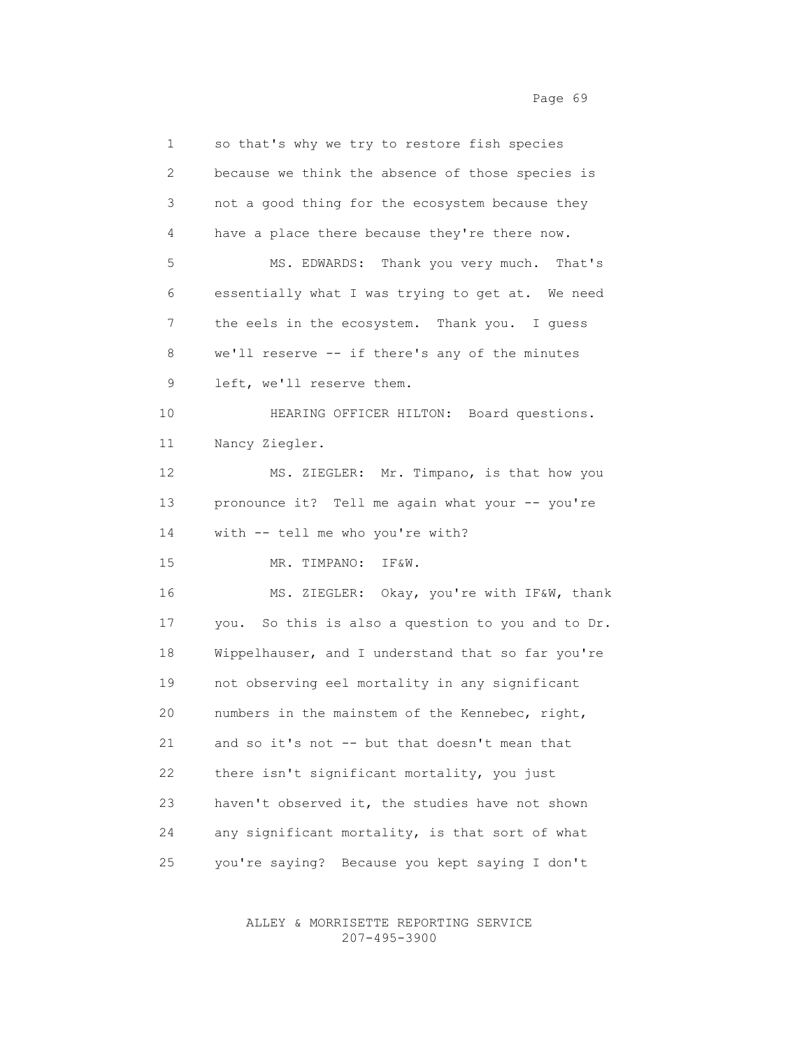1 so that's why we try to restore fish species
2 because we think the absence of those species is
3 not a good thing for the ecosystem because they
4 have a place there because they're there now.

5 MS. EDWARDS: Thank you very much. That's
6 essentially what I was trying to get at. We need
7 the eels in the ecosystem. Thank you. I guess
8 we'll reserve -- if there's any of the minutes
9 left, we'll reserve them.

10 HEARING OFFICER HILTON: Board questions.
11 Nancy Ziegler.

12 MS. ZIEGLER: Mr. Timpano, is that how you
13 pronounce it? Tell me again what your -- you're
14 with -- tell me who you're with?

15 MR. TIMPANO: IF&W.

16 MS. ZIEGLER: Okay, you're with IF&W, thank
17 you. So this is also a question to you and to Dr.
18 Wippelhauser, and I understand that so far you're
19 not observing eel mortality in any significant
20 numbers in the mainstem of the Kennebec, right,
21 and so it's not -- but that doesn't mean that
22 there isn't significant mortality, you just
23 haven't observed it, the studies have not shown
24 any significant mortality, is that sort of what
25 you're saying? Because you kept saying I don't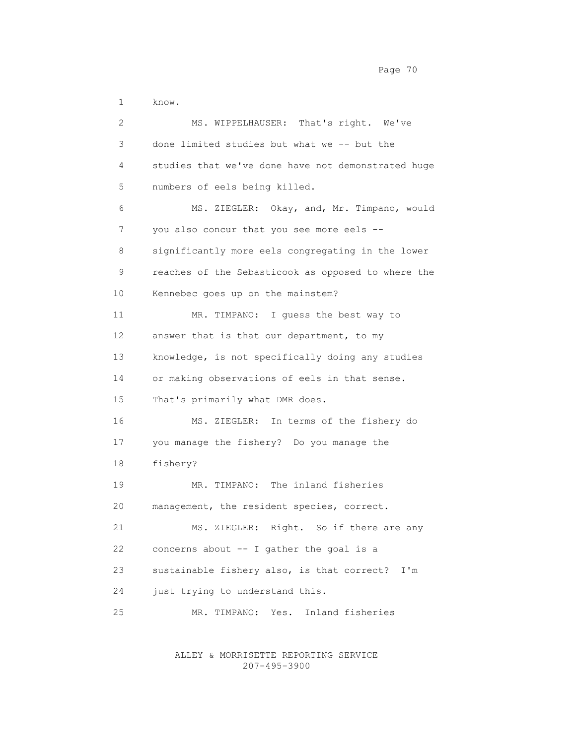know.

MS. WIPPELHAUSER: That's right. We've done limited studies but what we -- but the studies that we've done have not demonstrated huge numbers of eels being killed.

MS. ZIEGLER: Okay, and, Mr. Timpano, would you also concur that you see more eels -- significantly more eels congregating in the lower reaches of the Sebasticook as opposed to where the Kennebec goes up on the mainstem?

MR. TIMPANO: I guess the best way to answer that is that our department, to my knowledge, is not specifically doing any studies or making observations of eels in that sense. That's primarily what DMR does.

MS. ZIEGLER: In terms of the fishery do you manage the fishery? Do you manage the fishery?

MR. TIMPANO: The inland fisheries management, the resident species, correct.

MS. ZIEGLER: Right. So if there are any concerns about -- I gather the goal is a sustainable fishery also, is that correct? I'm just trying to understand this.

MR. TIMPANO: Yes. Inland fisheries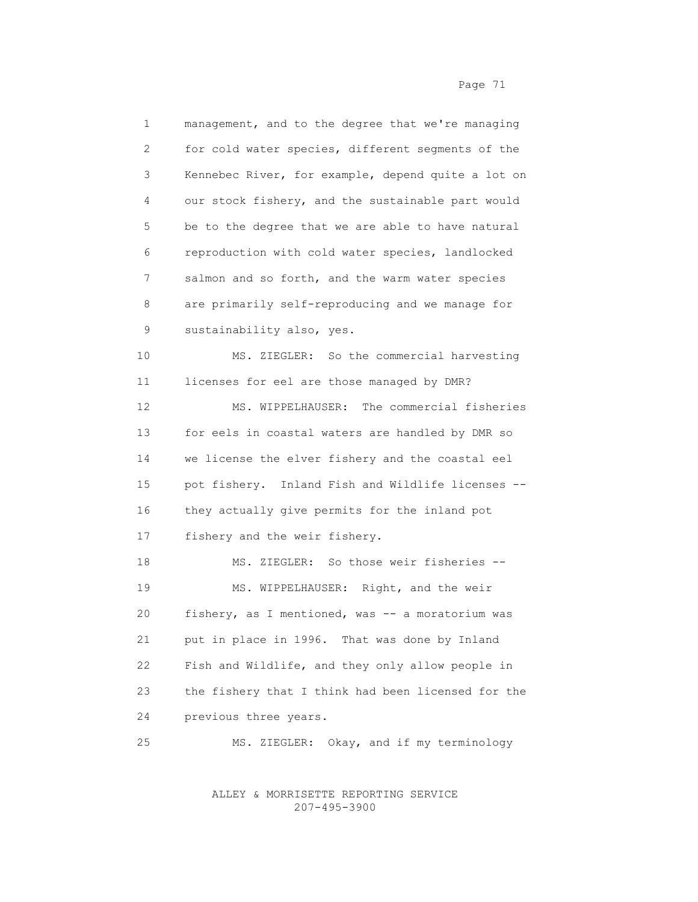1 management, and to the degree that we're managing
2 for cold water species, different segments of the
3 Kennebec River, for example, depend quite a lot on
4 our stock fishery, and the sustainable part would
5 be to the degree that we are able to have natural
6 reproduction with cold water species, landlocked
7 salmon and so forth, and the warm water species
8 are primarily self-reproducing and we manage for
9 sustainability also, yes.

10 MS. ZIEGLER: So the commercial harvesting
11 licenses for eel are those managed by DMR?

12 MS. WIPPELHAUSER: The commercial fisheries
13 for eels in coastal waters are handled by DMR so
14 we license the elver fishery and the coastal eel
15 pot fishery. Inland Fish and Wildlife licenses --
16 they actually give permits for the inland pot
17 fishery and the weir fishery.

18 MS. ZIEGLER: So those weir fisheries --

19 MS. WIPPELHAUSER: Right, and the weir
20 fishery, as I mentioned, was -- a moratorium was
21 put in place in 1996. That was done by Inland
22 Fish and Wildlife, and they only allow people in
23 the fishery that I think had been licensed for the
24 previous three years.

25 MS. ZIEGLER: Okay, and if my terminology

ALLEY & MORRISETTE REPORTING SERVICE
207-495-3900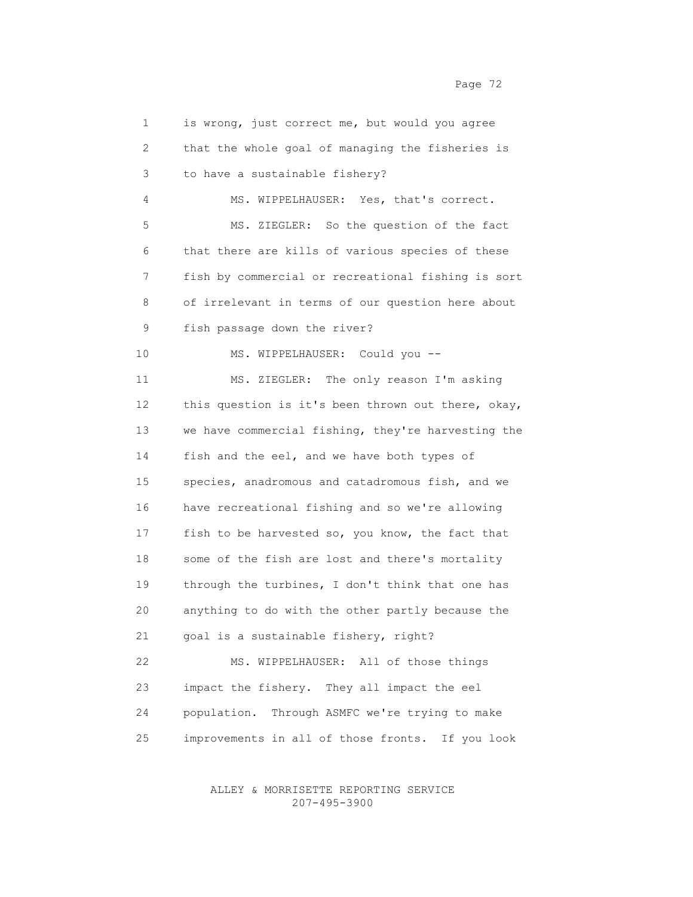is wrong, just correct me, but would you agree that the whole goal of managing the fisheries is to have a sustainable fishery?

MS. WIPPELHAUSER: Yes, that's correct.

MS. ZIEGLER: So the question of the fact that there are kills of various species of these fish by commercial or recreational fishing is sort of irrelevant in terms of our question here about fish passage down the river?

MS. WIPPELHAUSER: Could you --

MS. ZIEGLER: The only reason I'm asking this question is it's been thrown out there, okay, we have commercial fishing, they're harvesting the fish and the eel, and we have both types of species, anadromous and catadromous fish, and we have recreational fishing and so we're allowing fish to be harvested so, you know, the fact that some of the fish are lost and there's mortality through the turbines, I don't think that one has anything to do with the other partly because the goal is a sustainable fishery, right?

MS. WIPPELHAUSER: All of those things impact the fishery. They all impact the eel population. Through ASMFC we're trying to make improvements in all of those fronts. If you look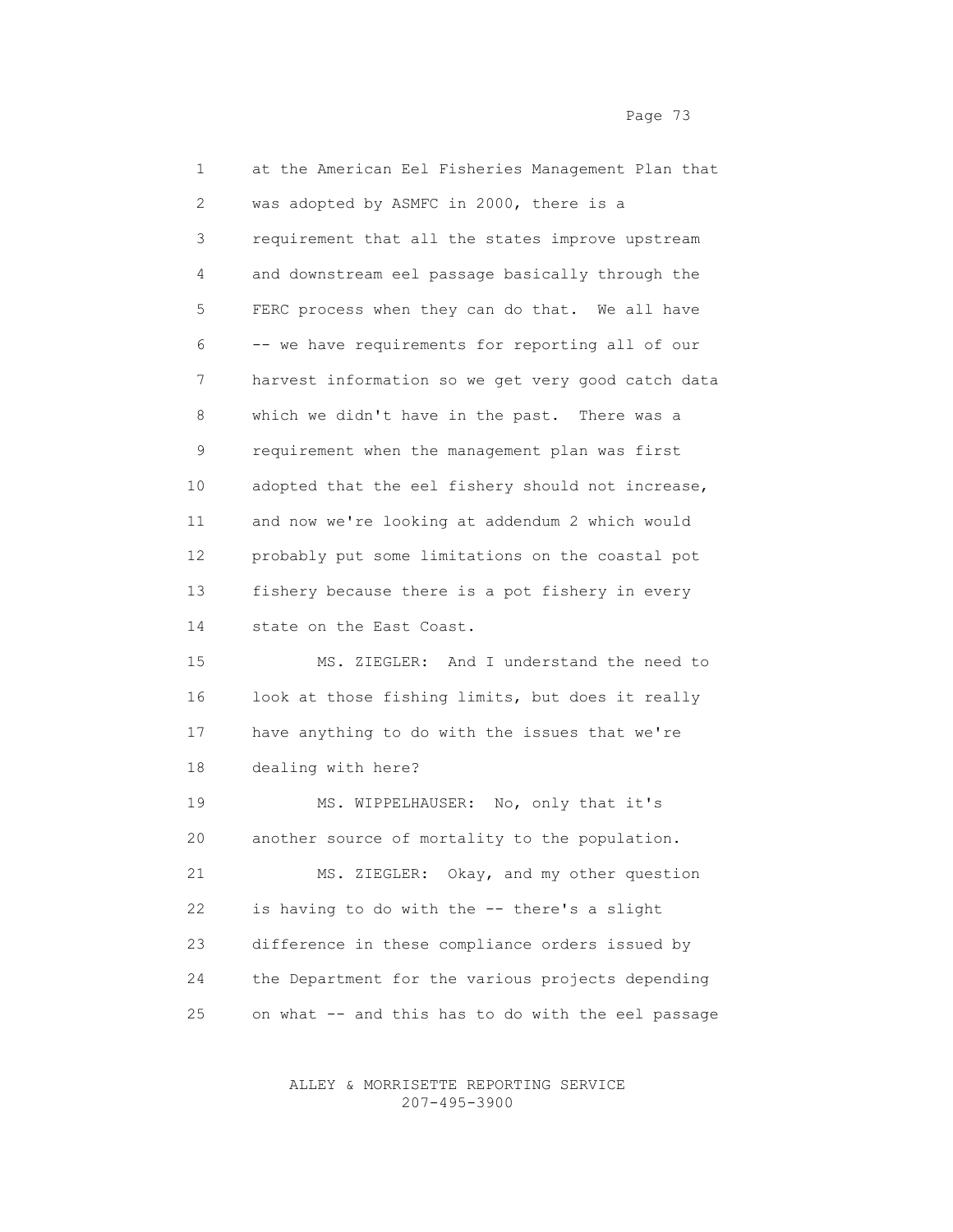at the American Eel Fisheries Management Plan that was adopted by ASMFC in 2000, there is a requirement that all the states improve upstream and downstream eel passage basically through the FERC process when they can do that. We all have -- we have requirements for reporting all of our harvest information so we get very good catch data which we didn't have in the past. There was a requirement when the management plan was first adopted that the eel fishery should not increase, and now we're looking at addendum 2 which would probably put some limitations on the coastal pot fishery because there is a pot fishery in every state on the East Coast.

MS. ZIEGLER: And I understand the need to look at those fishing limits, but does it really have anything to do with the issues that we're dealing with here?

MS. WIPPELHAUSER: No, only that it's another source of mortality to the population.

MS. ZIEGLER: Okay, and my other question is having to do with the -- there's a slight difference in these compliance orders issued by the Department for the various projects depending on what -- and this has to do with the eel passage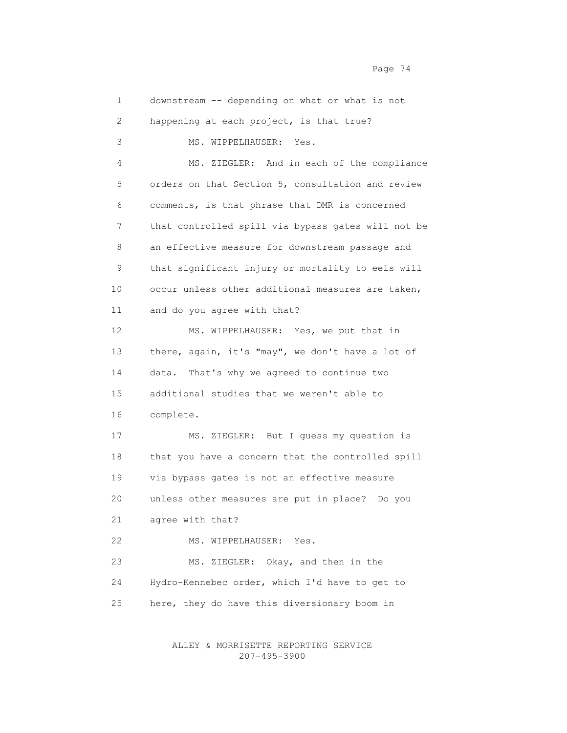downstream -- depending on what or what is not happening at each project, is that true?

MS. WIPPELHAUSER: Yes.

MS. ZIEGLER: And in each of the compliance orders on that Section 5, consultation and review comments, is that phrase that DMR is concerned that controlled spill via bypass gates will not be an effective measure for downstream passage and that significant injury or mortality to eels will occur unless other additional measures are taken, and do you agree with that?

MS. WIPPELHAUSER: Yes, we put that in there, again, it's "may", we don't have a lot of data. That's why we agreed to continue two additional studies that we weren't able to complete.

MS. ZIEGLER: But I guess my question is that you have a concern that the controlled spill via bypass gates is not an effective measure unless other measures are put in place? Do you agree with that?

MS. WIPPELHAUSER: Yes.

MS. ZIEGLER: Okay, and then in the Hydro-Kennebec order, which I'd have to get to here, they do have this diversionary boom in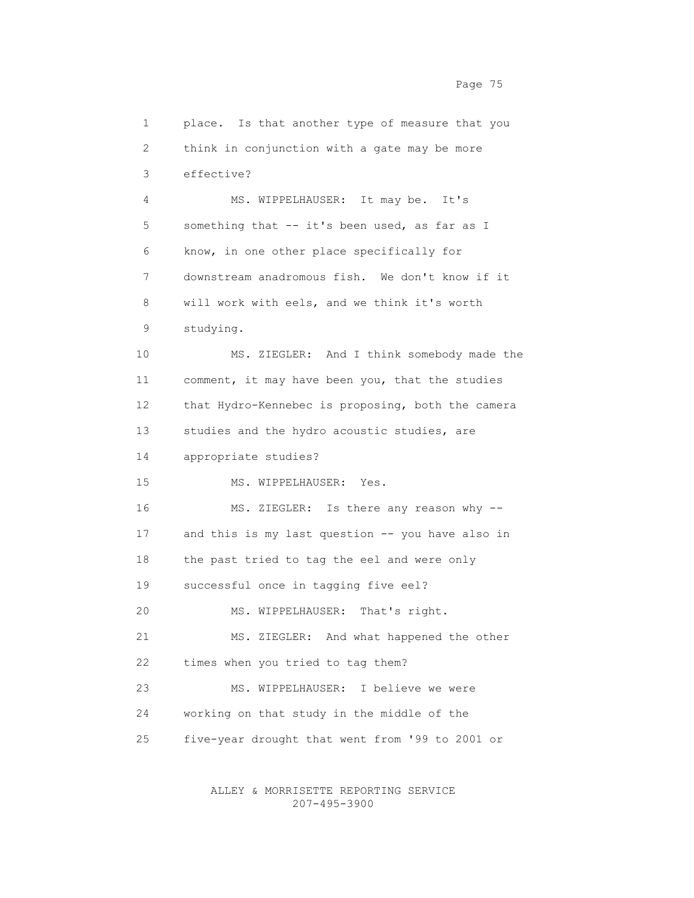place. Is that another type of measure that you think in conjunction with a gate may be more effective?

MS. WIPPELHAUSER: It may be. It's something that -- it's been used, as far as I know, in one other place specifically for downstream anadromous fish. We don't know if it will work with eels, and we think it's worth studying.

MS. ZIEGLER: And I think somebody made the comment, it may have been you, that the studies that Hydro-Kennebec is proposing, both the camera studies and the hydro acoustic studies, are appropriate studies?

MS. WIPPELHAUSER: Yes.

MS. ZIEGLER: Is there any reason why -- and this is my last question -- you have also in the past tried to tag the eel and were only successful once in tagging five eel?

MS. WIPPELHAUSER: That's right.

MS. ZIEGLER: And what happened the other times when you tried to tag them?

MS. WIPPELHAUSER: I believe we were working on that study in the middle of the five-year drought that went from '99 to 2001 or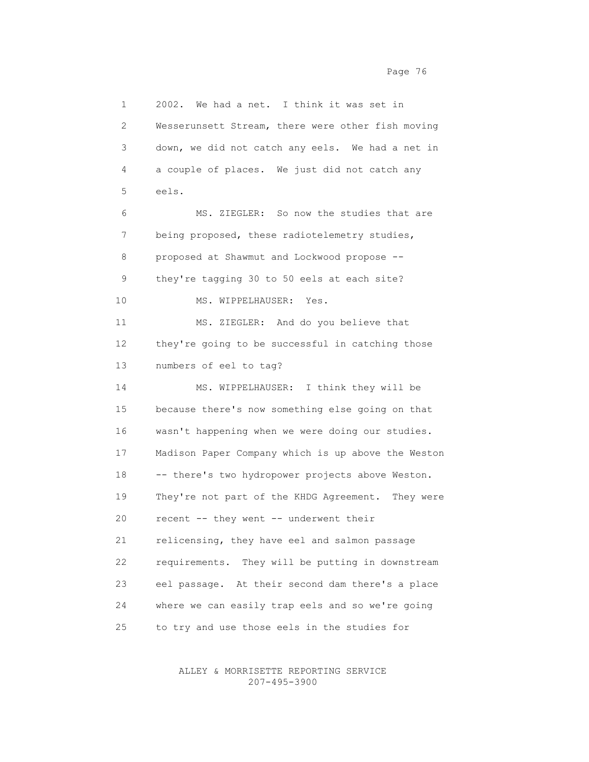2002. We had a net. I think it was set in Wesserunsett Stream, there were other fish moving down, we did not catch any eels. We had a net in a couple of places. We just did not catch any eels.

MS. ZIEGLER: So now the studies that are being proposed, these radiotelemetry studies, proposed at Shawmut and Lockwood propose -- they're tagging 30 to 50 eels at each site?

MS. WIPPELHAUSER: Yes.

MS. ZIEGLER: And do you believe that they're going to be successful in catching those numbers of eel to tag?

MS. WIPPELHAUSER: I think they will be because there's now something else going on that wasn't happening when we were doing our studies. Madison Paper Company which is up above the Weston -- there's two hydropower projects above Weston. They're not part of the KHDG Agreement. They were recent -- they went -- underwent their relicensing, they have eel and salmon passage requirements. They will be putting in downstream eel passage. At their second dam there's a place where we can easily trap eels and so we're going to try and use those eels in the studies for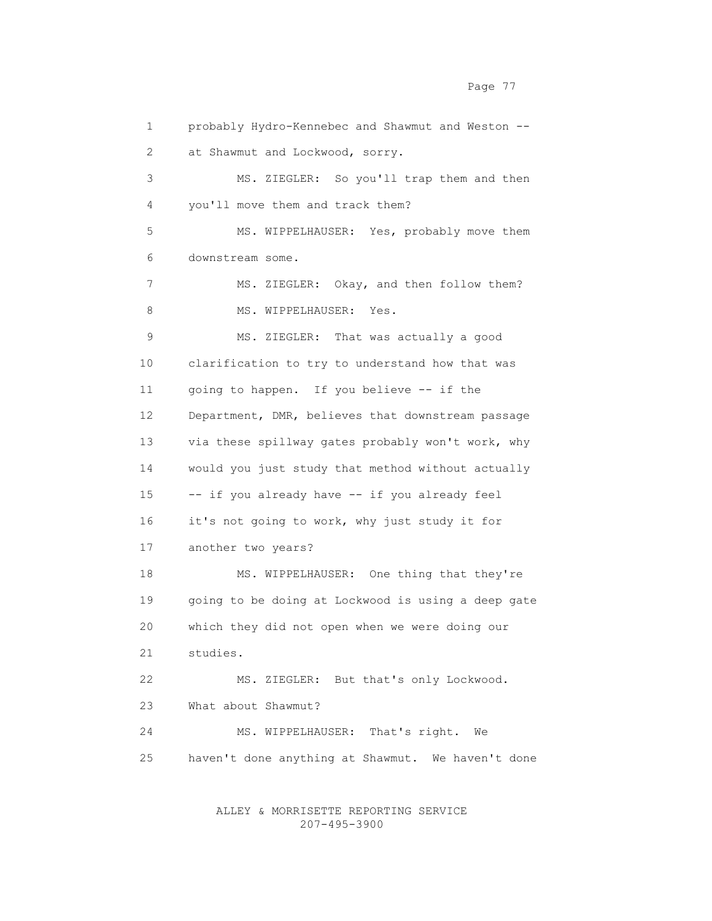probably Hydro-Kennebec and Shawmut and Weston -- at Shawmut and Lockwood, sorry.

MS. ZIEGLER: So you'll trap them and then you'll move them and track them?

MS. WIPPELHAUSER: Yes, probably move them downstream some.

MS. ZIEGLER: Okay, and then follow them?

MS. WIPPELHAUSER: Yes.

MS. ZIEGLER: That was actually a good clarification to try to understand how that was going to happen. If you believe -- if the Department, DMR, believes that downstream passage via these spillway gates probably won't work, why would you just study that method without actually -- if you already have -- if you already feel it's not going to work, why just study it for another two years?

MS. WIPPELHAUSER: One thing that they're going to be doing at Lockwood is using a deep gate which they did not open when we were doing our studies.

MS. ZIEGLER: But that's only Lockwood. What about Shawmut?

MS. WIPPELHAUSER: That's right. We haven't done anything at Shawmut. We haven't done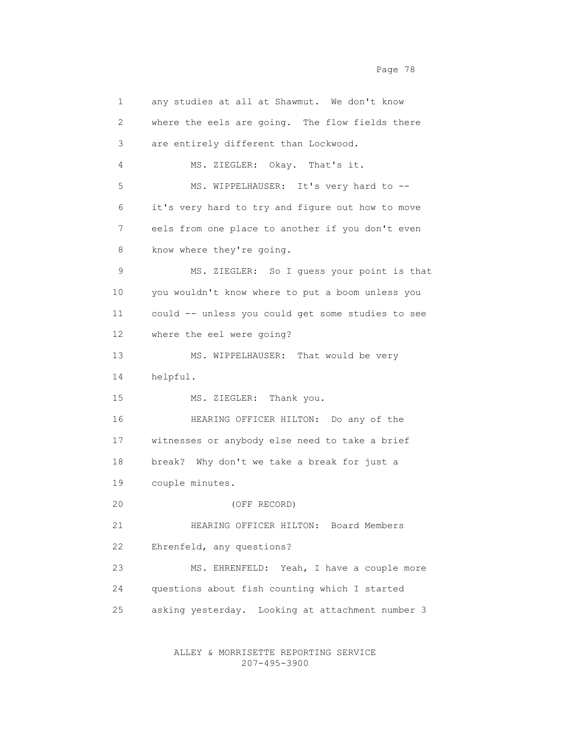any studies at all at Shawmut. We don't know where the eels are going. The flow fields there are entirely different than Lockwood.

MS. ZIEGLER: Okay. That's it.

MS. WIPPELHAUSER: It's very hard to -- it's very hard to try and figure out how to move eels from one place to another if you don't even know where they're going.

MS. ZIEGLER: So I guess your point is that you wouldn't know where to put a boom unless you could -- unless you could get some studies to see where the eel were going?

MS. WIPPELHAUSER: That would be very helpful.

MS. ZIEGLER: Thank you.

HEARING OFFICER HILTON: Do any of the witnesses or anybody else need to take a brief break? Why don't we take a break for just a couple minutes.

(OFF RECORD)

HEARING OFFICER HILTON: Board Members Ehrenfeld, any questions?

MS. EHRENFELD: Yeah, I have a couple more questions about fish counting which I started asking yesterday. Looking at attachment number 3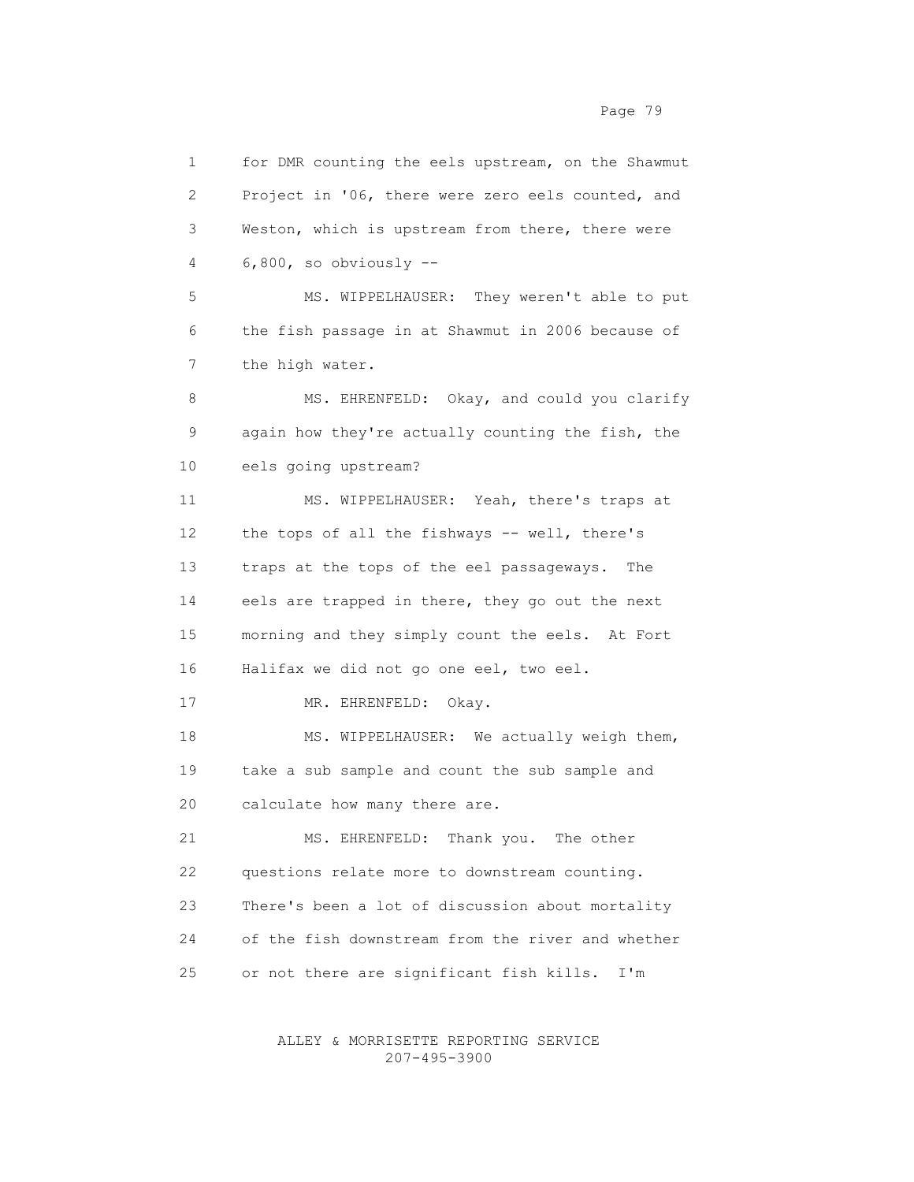for DMR counting the eels upstream, on the Shawmut Project in '06, there were zero eels counted, and Weston, which is upstream from there, there were 6,800, so obviously --

MS. WIPPELHAUSER: They weren't able to put the fish passage in at Shawmut in 2006 because of the high water.

MS. EHRENFELD: Okay, and could you clarify again how they're actually counting the fish, the eels going upstream?

MS. WIPPELHAUSER: Yeah, there's traps at the tops of all the fishways -- well, there's traps at the tops of the eel passageways. The eels are trapped in there, they go out the next morning and they simply count the eels. At Fort Halifax we did not go one eel, two eel.

MR. EHRENFELD: Okay.

MS. WIPPELHAUSER: We actually weigh them, take a sub sample and count the sub sample and calculate how many there are.

MS. EHRENFELD: Thank you. The other questions relate more to downstream counting. There's been a lot of discussion about mortality of the fish downstream from the river and whether or not there are significant fish kills. I'm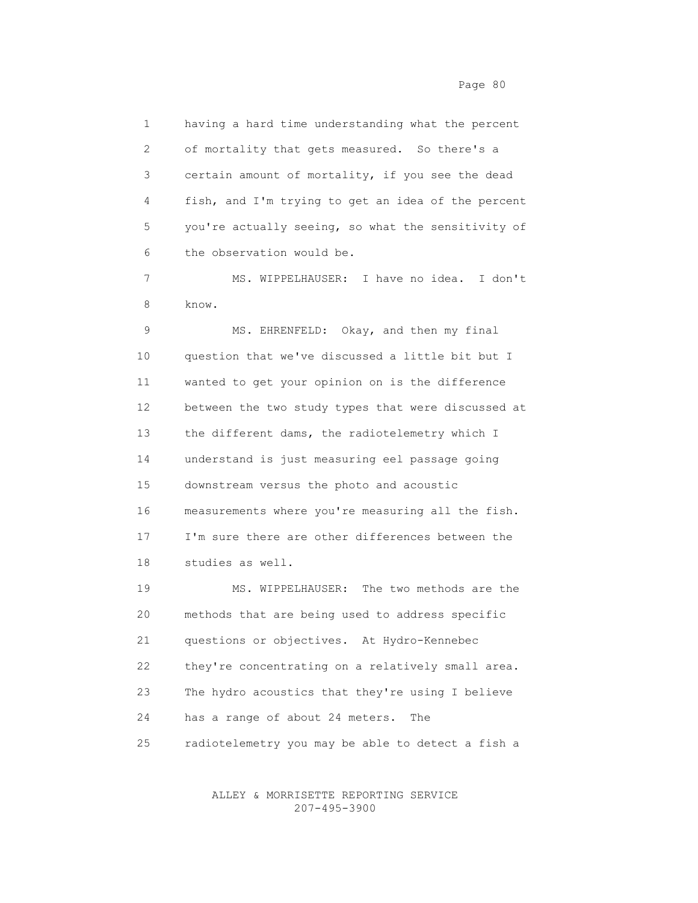having a hard time understanding what the percent of mortality that gets measured. So there's a certain amount of mortality, if you see the dead fish, and I'm trying to get an idea of the percent you're actually seeing, so what the sensitivity of the observation would be.

MS. WIPPELHAUSER: I have no idea. I don't know.

MS. EHRENFELD: Okay, and then my final question that we've discussed a little bit but I wanted to get your opinion on is the difference between the two study types that were discussed at the different dams, the radiotelemetry which I understand is just measuring eel passage going downstream versus the photo and acoustic measurements where you're measuring all the fish. I'm sure there are other differences between the studies as well.

MS. WIPPELHAUSER: The two methods are the methods that are being used to address specific questions or objectives. At Hydro-Kennebec they're concentrating on a relatively small area. The hydro acoustics that they're using I believe has a range of about 24 meters. The radiotelemetry you may be able to detect a fish a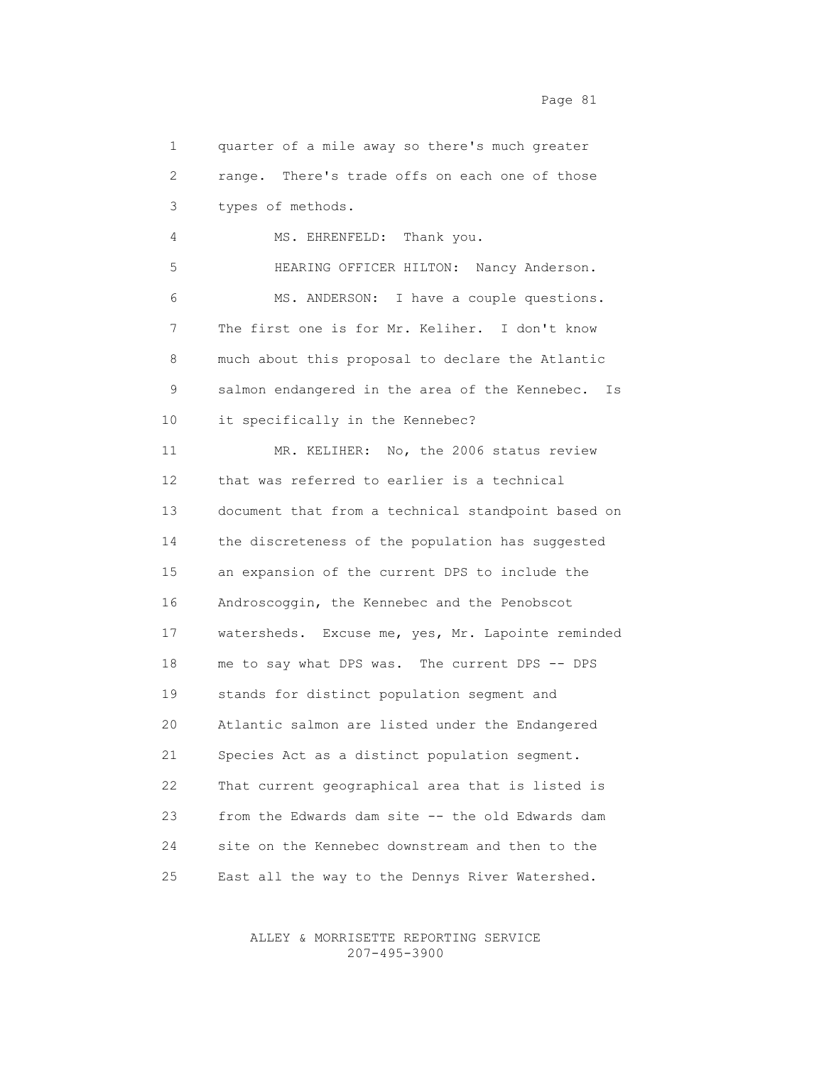quarter of a mile away so there's much greater range. There's trade offs on each one of those types of methods.

MS. EHRENFELD: Thank you.

HEARING OFFICER HILTON: Nancy Anderson.

MS. ANDERSON: I have a couple questions. The first one is for Mr. Keliher. I don't know much about this proposal to declare the Atlantic salmon endangered in the area of the Kennebec. Is it specifically in the Kennebec?

MR. KELIHER: No, the 2006 status review that was referred to earlier is a technical document that from a technical standpoint based on the discreteness of the population has suggested an expansion of the current DPS to include the Androscoggin, the Kennebec and the Penobscot watersheds. Excuse me, yes, Mr. Lapointe reminded me to say what DPS was. The current DPS -- DPS stands for distinct population segment and Atlantic salmon are listed under the Endangered Species Act as a distinct population segment. That current geographical area that is listed is from the Edwards dam site -- the old Edwards dam site on the Kennebec downstream and then to the East all the way to the Dennys River Watershed.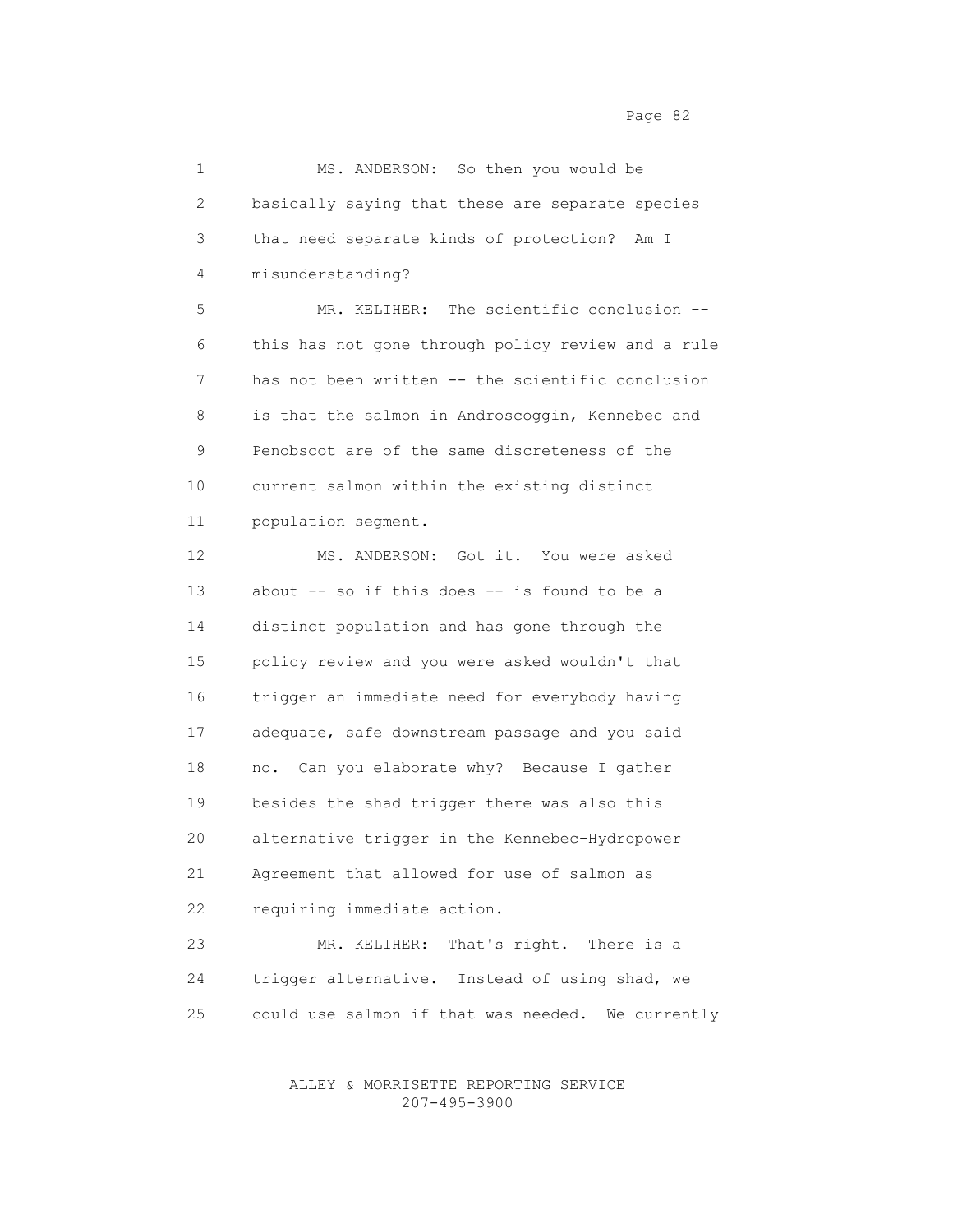MS. ANDERSON: So then you would be basically saying that these are separate species that need separate kinds of protection? Am I misunderstanding?

MR. KELIHER: The scientific conclusion -- this has not gone through policy review and a rule has not been written -- the scientific conclusion is that the salmon in Androscoggin, Kennebec and Penobscot are of the same discreteness of the current salmon within the existing distinct population segment.

MS. ANDERSON: Got it. You were asked about -- so if this does -- is found to be a distinct population and has gone through the policy review and you were asked wouldn't that trigger an immediate need for everybody having adequate, safe downstream passage and you said no. Can you elaborate why? Because I gather besides the shad trigger there was also this alternative trigger in the Kennebec-Hydropower Agreement that allowed for use of salmon as requiring immediate action.

MR. KELIHER: That's right. There is a trigger alternative. Instead of using shad, we could use salmon if that was needed. We currently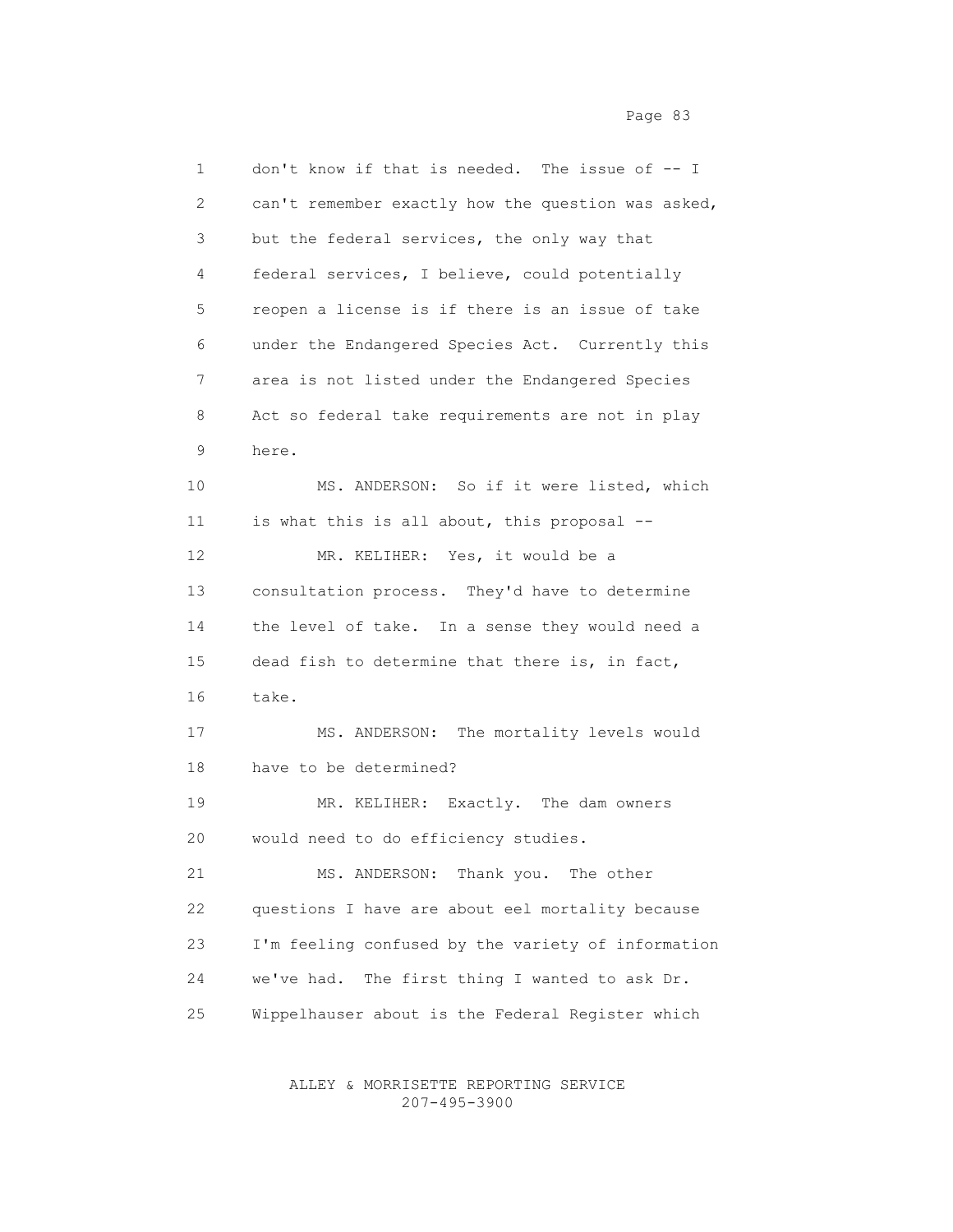don't know if that is needed. The issue of -- I can't remember exactly how the question was asked, but the federal services, the only way that federal services, I believe, could potentially reopen a license is if there is an issue of take under the Endangered Species Act. Currently this area is not listed under the Endangered Species Act so federal take requirements are not in play here.

MS. ANDERSON: So if it were listed, which is what this is all about, this proposal --

MR. KELIHER: Yes, it would be a consultation process. They'd have to determine the level of take. In a sense they would need a dead fish to determine that there is, in fact, take.

MS. ANDERSON: The mortality levels would have to be determined?

MR. KELIHER: Exactly. The dam owners would need to do efficiency studies.

MS. ANDERSON: Thank you. The other questions I have are about eel mortality because I'm feeling confused by the variety of information we've had. The first thing I wanted to ask Dr. Wippelhauser about is the Federal Register which

ALLEY & MORRISETTE REPORTING SERVICE
207-495-3900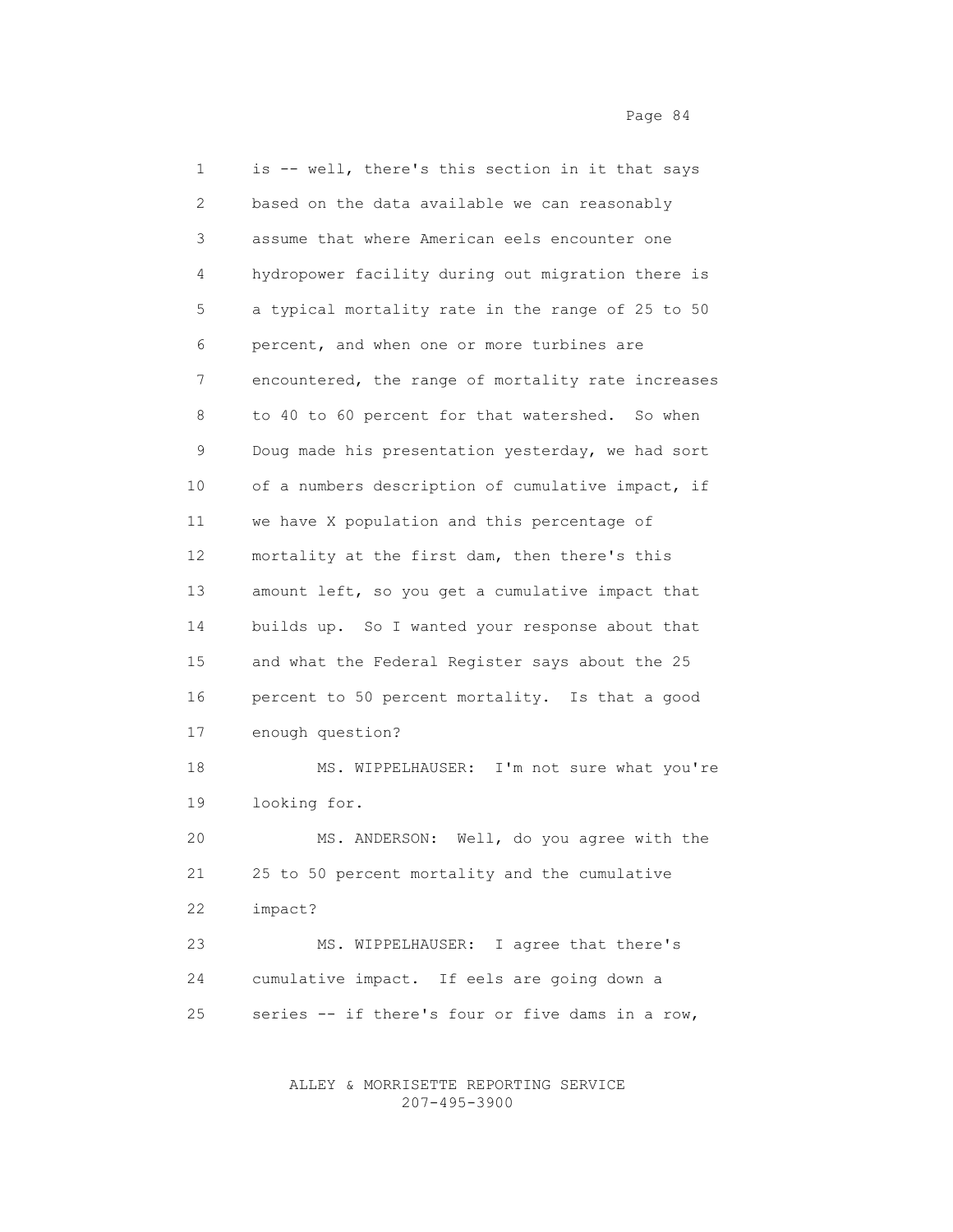is -- well, there's this section in it that says based on the data available we can reasonably assume that where American eels encounter one hydropower facility during out migration there is a typical mortality rate in the range of 25 to 50 percent, and when one or more turbines are encountered, the range of mortality rate increases to 40 to 60 percent for that watershed. So when Doug made his presentation yesterday, we had sort of a numbers description of cumulative impact, if we have X population and this percentage of mortality at the first dam, then there's this amount left, so you get a cumulative impact that builds up. So I wanted your response about that and what the Federal Register says about the 25 percent to 50 percent mortality. Is that a good enough question?

MS. WIPPELHAUSER: I'm not sure what you're looking for.

MS. ANDERSON: Well, do you agree with the 25 to 50 percent mortality and the cumulative impact?

MS. WIPPELHAUSER: I agree that there's cumulative impact. If eels are going down a series -- if there's four or five dams in a row,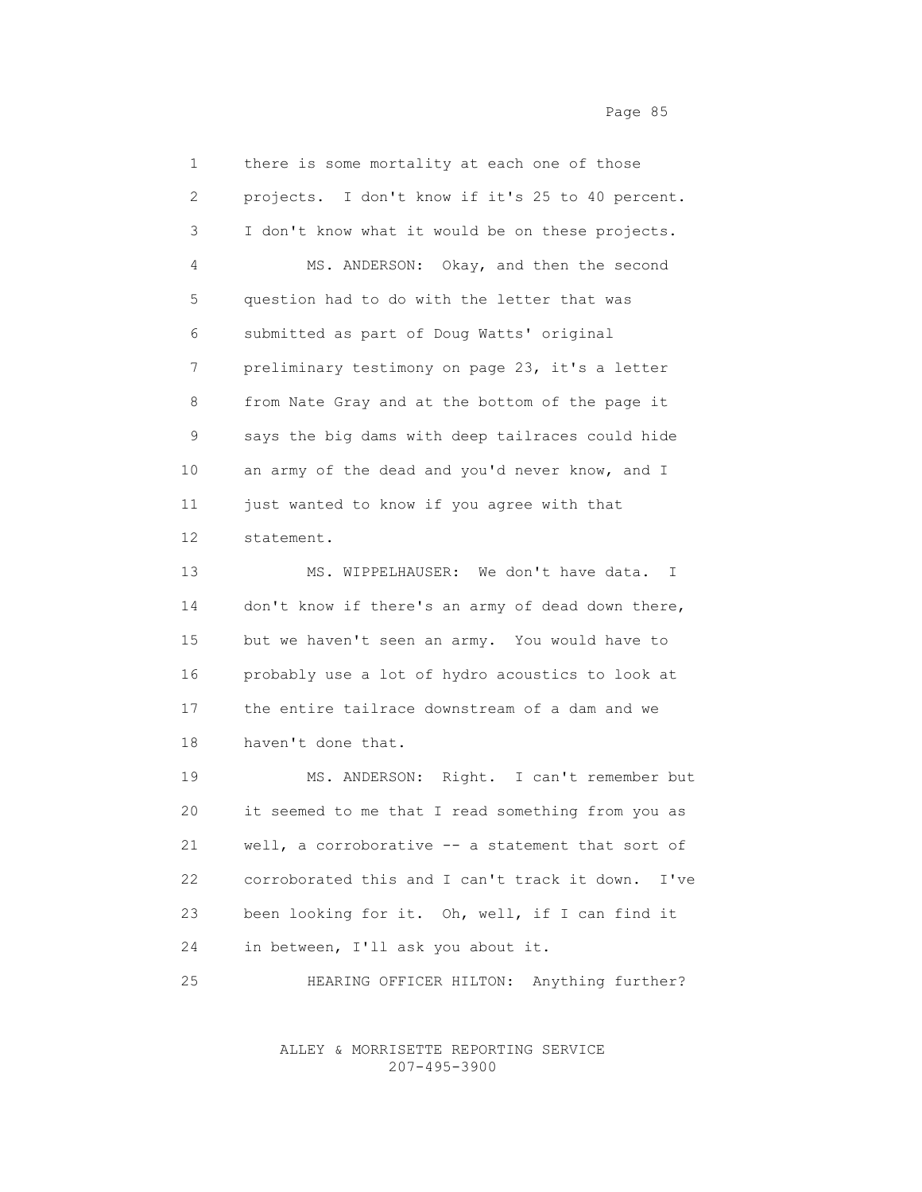1 there is some mortality at each one of those
2 projects. I don't know if it's 25 to 40 percent.
3 I don't know what it would be on these projects.
4 MS. ANDERSON: Okay, and then the second
5 question had to do with the letter that was
6 submitted as part of Doug Watts' original
7 preliminary testimony on page 23, it's a letter
8 from Nate Gray and at the bottom of the page it
9 says the big dams with deep tailraces could hide
10 an army of the dead and you'd never know, and I
11 just wanted to know if you agree with that
12 statement.
13 MS. WIPPELHAUSER: We don't have data. I
14 don't know if there's an army of dead down there,
15 but we haven't seen an army. You would have to
16 probably use a lot of hydro acoustics to look at
17 the entire tailrace downstream of a dam and we
18 haven't done that.
19 MS. ANDERSON: Right. I can't remember but
20 it seemed to me that I read something from you as
21 well, a corroborative -- a statement that sort of
22 corroborated this and I can't track it down. I've
23 been looking for it. Oh, well, if I can find it
24 in between, I'll ask you about it.
25 HEARING OFFICER HILTON: Anything further?

ALLEY & MORRISETTE REPORTING SERVICE
207-495-3900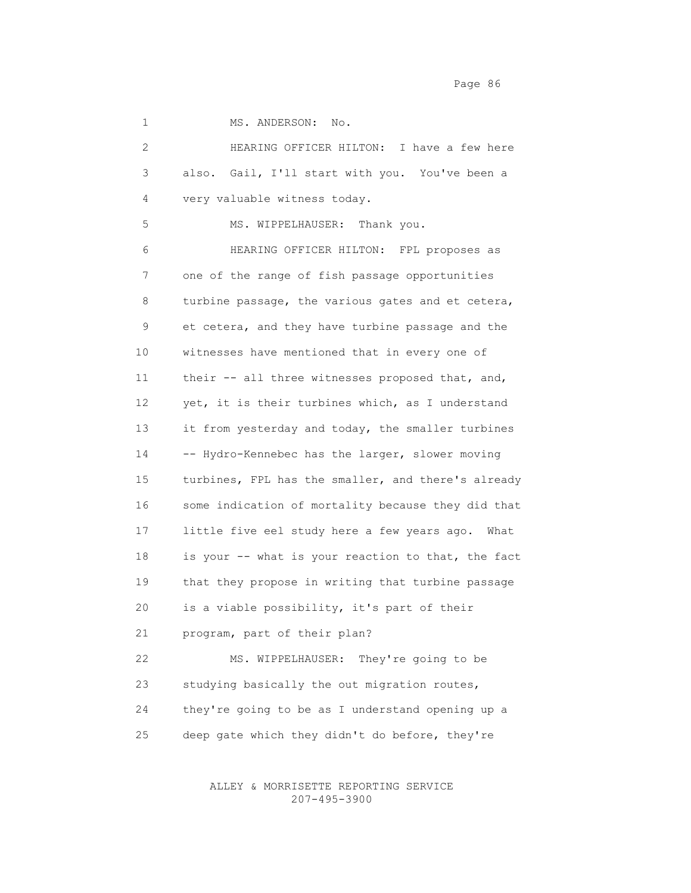MS. ANDERSON: No.

HEARING OFFICER HILTON: I have a few here also. Gail, I'll start with you. You've been a very valuable witness today.

MS. WIPPELHAUSER: Thank you.

HEARING OFFICER HILTON: FPL proposes as one of the range of fish passage opportunities turbine passage, the various gates and et cetera, et cetera, and they have turbine passage and the witnesses have mentioned that in every one of their -- all three witnesses proposed that, and, yet, it is their turbines which, as I understand it from yesterday and today, the smaller turbines -- Hydro-Kennebec has the larger, slower moving turbines, FPL has the smaller, and there's already some indication of mortality because they did that little five eel study here a few years ago. What is your -- what is your reaction to that, the fact that they propose in writing that turbine passage is a viable possibility, it's part of their program, part of their plan?

MS. WIPPELHAUSER: They're going to be studying basically the out migration routes, they're going to be as I understand opening up a deep gate which they didn't do before, they're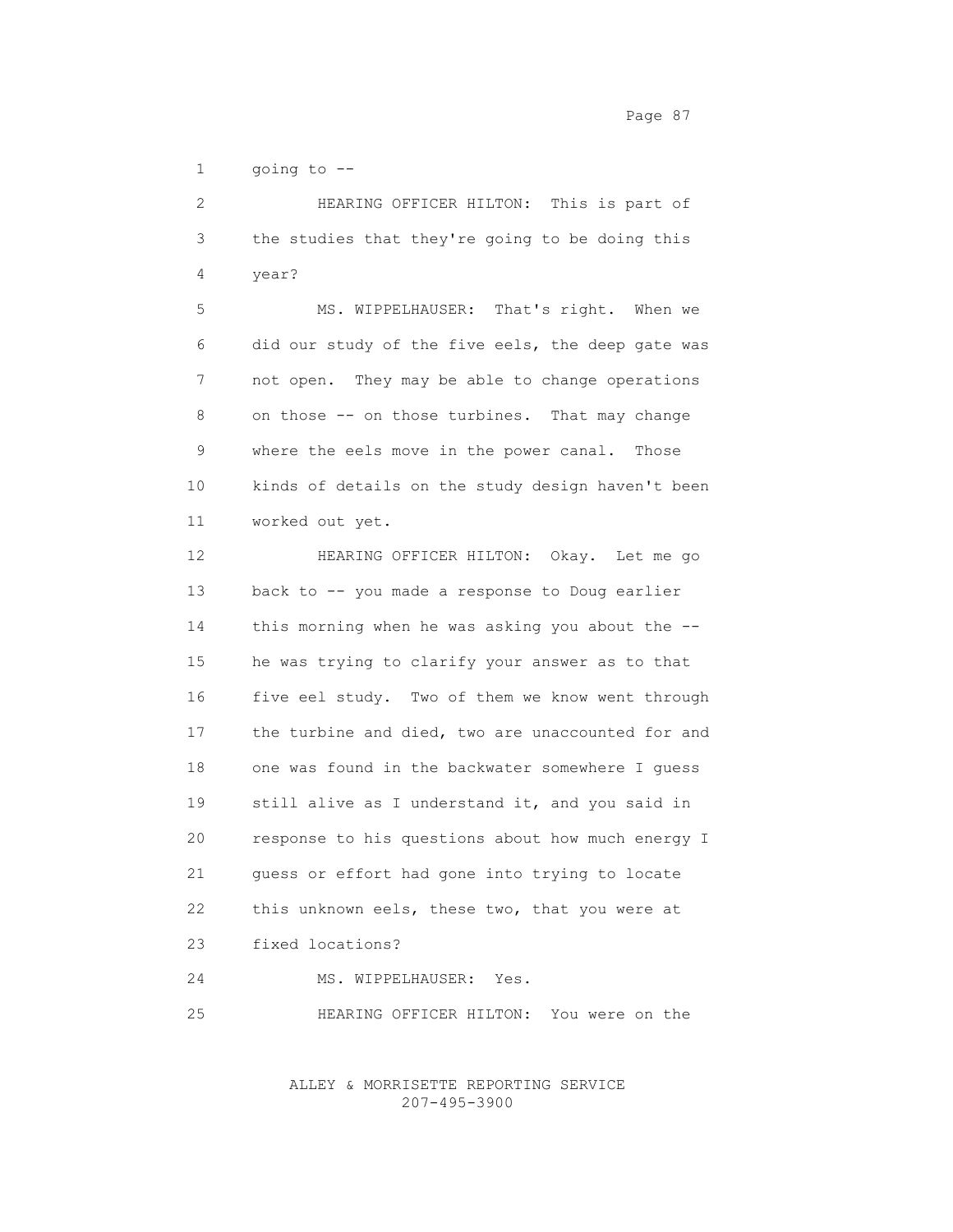going to --

HEARING OFFICER HILTON: This is part of the studies that they're going to be doing this year?

MS. WIPPELHAUSER: That's right. When we did our study of the five eels, the deep gate was not open. They may be able to change operations on those -- on those turbines. That may change where the eels move in the power canal. Those kinds of details on the study design haven't been worked out yet.

HEARING OFFICER HILTON: Okay. Let me go back to -- you made a response to Doug earlier this morning when he was asking you about the -- he was trying to clarify your answer as to that five eel study. Two of them we know went through the turbine and died, two are unaccounted for and one was found in the backwater somewhere I guess still alive as I understand it, and you said in response to his questions about how much energy I guess or effort had gone into trying to locate this unknown eels, these two, that you were at fixed locations?

MS. WIPPELHAUSER: Yes.

HEARING OFFICER HILTON: You were on the

ALLEY & MORRISETTE REPORTING SERVICE
207-495-3900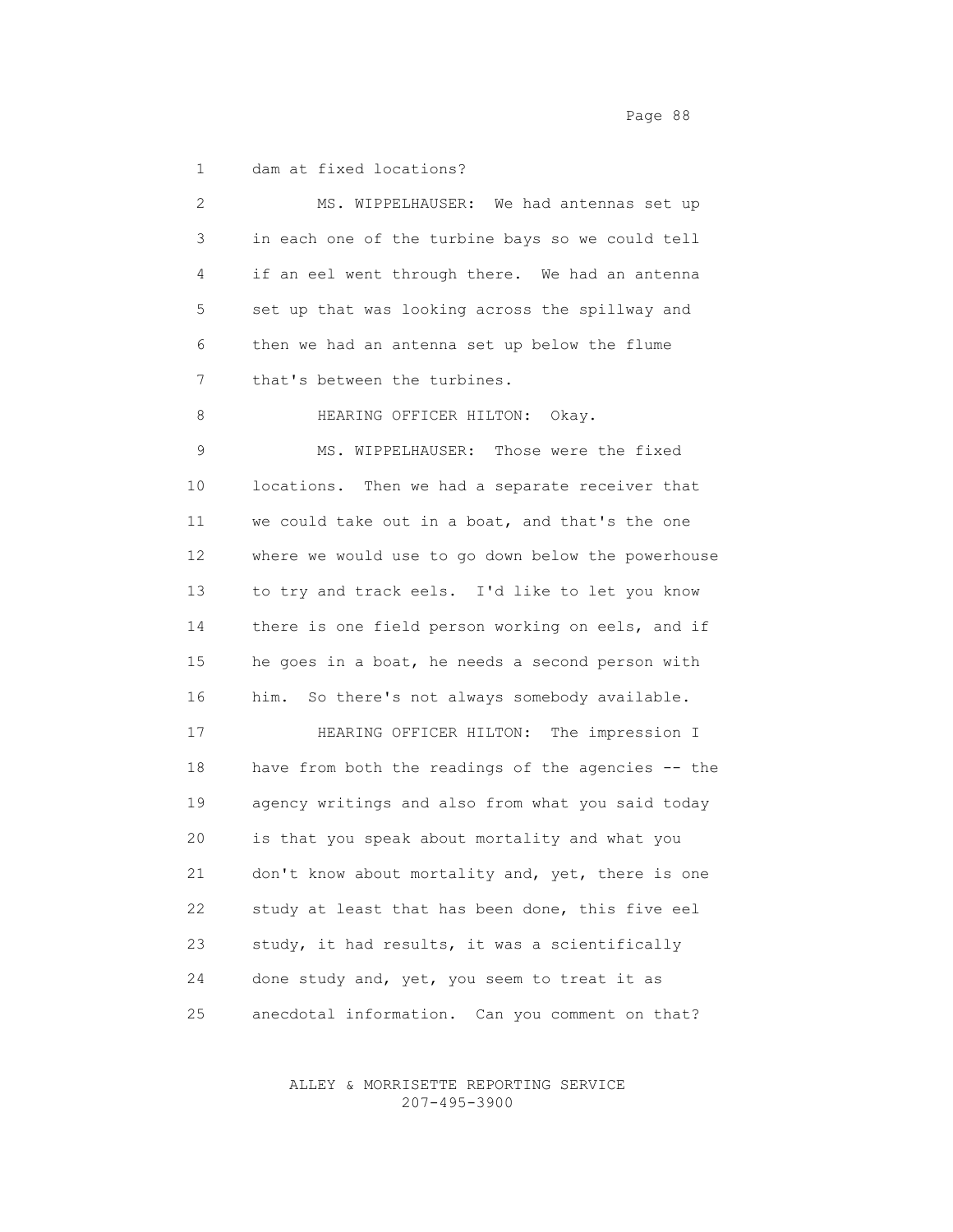dam at fixed locations?

MS. WIPPELHAUSER: We had antennas set up in each one of the turbine bays so we could tell if an eel went through there. We had an antenna set up that was looking across the spillway and then we had an antenna set up below the flume that's between the turbines.

HEARING OFFICER HILTON: Okay.

MS. WIPPELHAUSER: Those were the fixed locations. Then we had a separate receiver that we could take out in a boat, and that's the one where we would use to go down below the powerhouse to try and track eels. I'd like to let you know there is one field person working on eels, and if he goes in a boat, he needs a second person with him. So there's not always somebody available.

HEARING OFFICER HILTON: The impression I have from both the readings of the agencies -- the agency writings and also from what you said today is that you speak about mortality and what you don't know about mortality and, yet, there is one study at least that has been done, this five eel study, it had results, it was a scientifically done study and, yet, you seem to treat it as anecdotal information. Can you comment on that?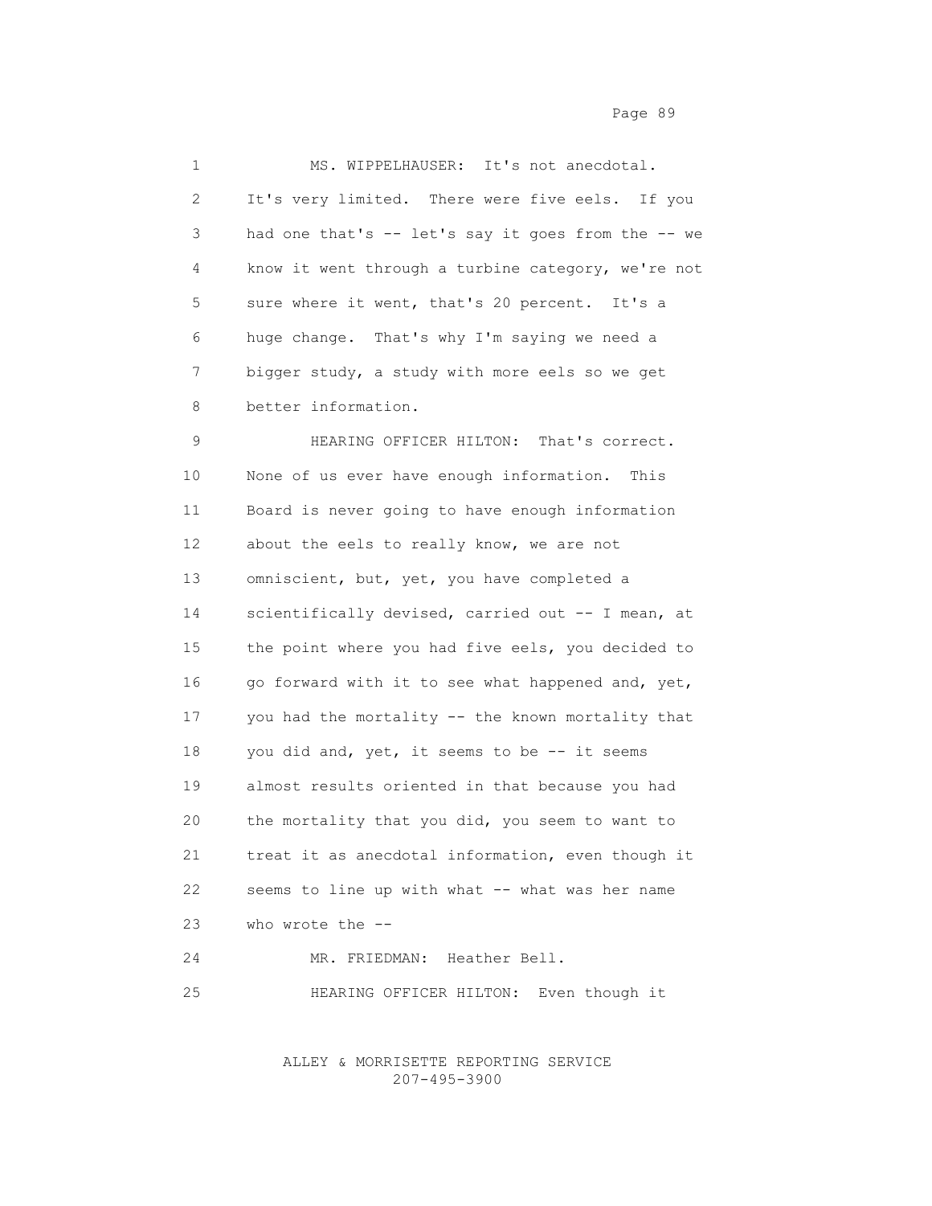MS. WIPPELHAUSER: It's not anecdotal. It's very limited. There were five eels. If you had one that's -- let's say it goes from the -- we know it went through a turbine category, we're not sure where it went, that's 20 percent. It's a huge change. That's why I'm saying we need a bigger study, a study with more eels so we get better information.

HEARING OFFICER HILTON: That's correct. None of us ever have enough information. This Board is never going to have enough information about the eels to really know, we are not omniscient, but, yet, you have completed a scientifically devised, carried out -- I mean, at the point where you had five eels, you decided to go forward with it to see what happened and, yet, you had the mortality -- the known mortality that you did and, yet, it seems to be -- it seems almost results oriented in that because you had the mortality that you did, you seem to want to treat it as anecdotal information, even though it seems to line up with what -- what was her name who wrote the --

MR. FRIEDMAN: Heather Bell.

HEARING OFFICER HILTON: Even though it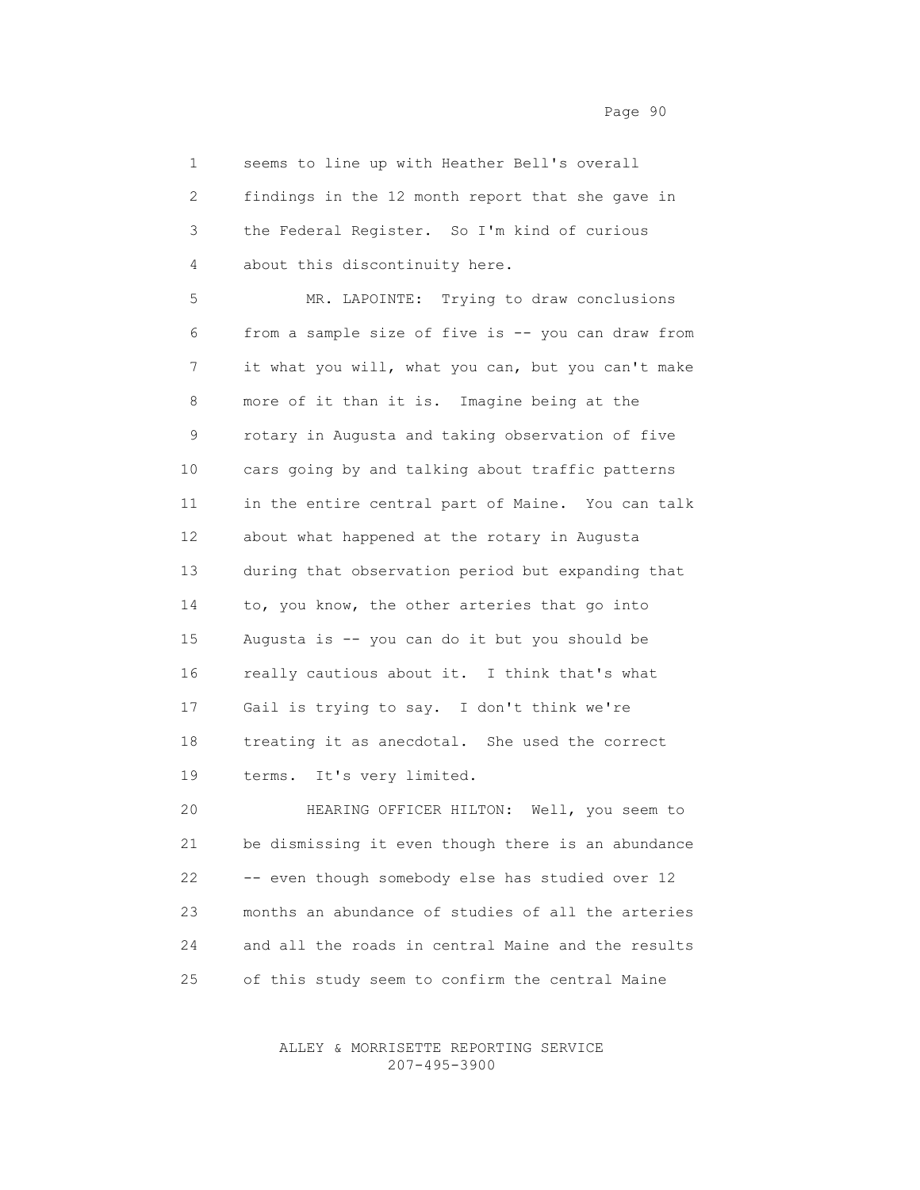1 seems to line up with Heather Bell's overall
2 findings in the 12 month report that she gave in
3 the Federal Register. So I'm kind of curious
4 about this discontinuity here.

5 MR. LAPOINTE: Trying to draw conclusions
6 from a sample size of five is -- you can draw from
7 it what you will, what you can, but you can't make
8 more of it than it is. Imagine being at the
9 rotary in Augusta and taking observation of five
10 cars going by and talking about traffic patterns
11 in the entire central part of Maine. You can talk
12 about what happened at the rotary in Augusta
13 during that observation period but expanding that
14 to, you know, the other arteries that go into
15 Augusta is -- you can do it but you should be
16 really cautious about it. I think that's what
17 Gail is trying to say. I don't think we're
18 treating it as anecdotal. She used the correct
19 terms. It's very limited.

20 HEARING OFFICER HILTON: Well, you seem to
21 be dismissing it even though there is an abundance
22 -- even though somebody else has studied over 12
23 months an abundance of studies of all the arteries
24 and all the roads in central Maine and the results
25 of this study seem to confirm the central Maine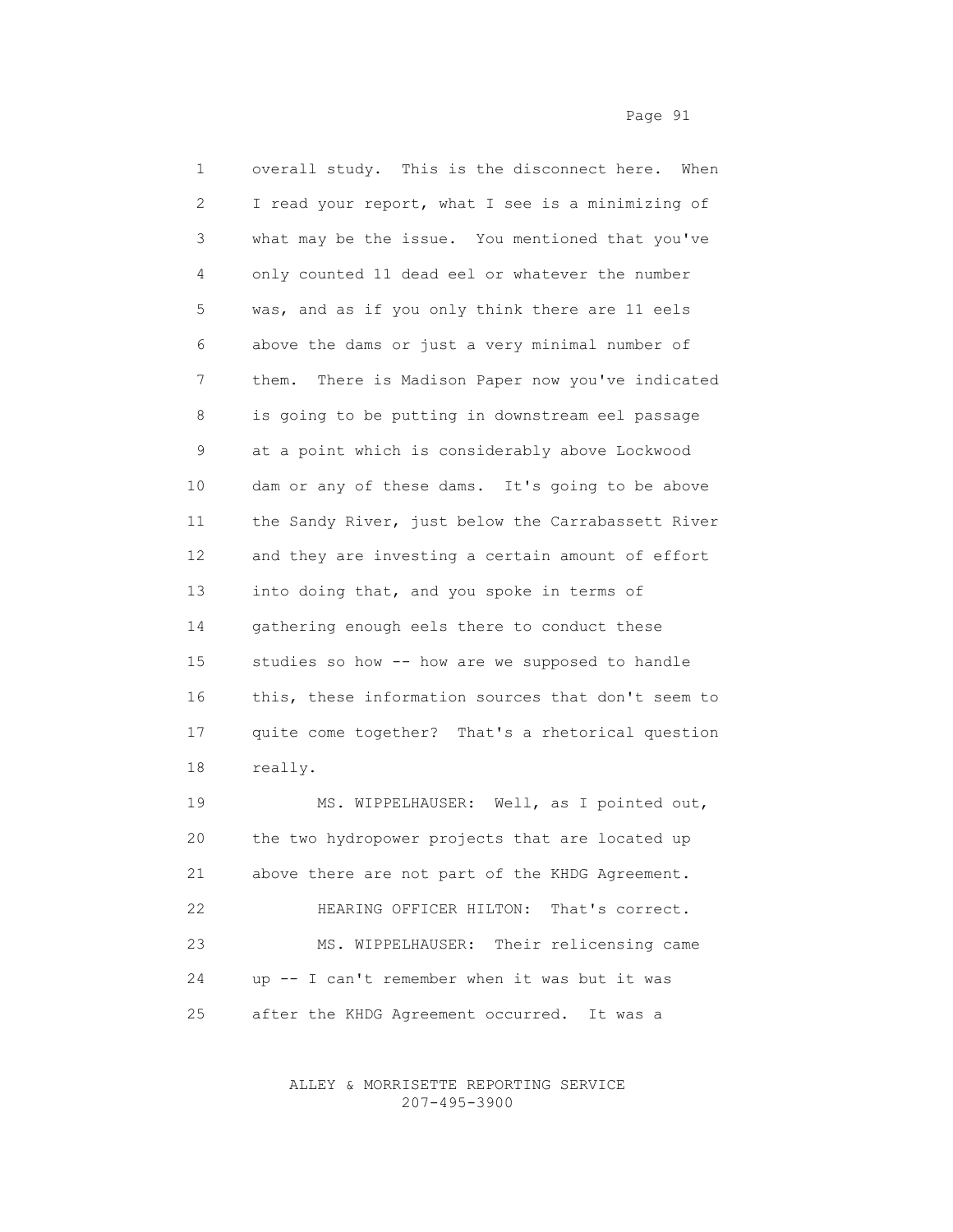overall study. This is the disconnect here. When I read your report, what I see is a minimizing of what may be the issue. You mentioned that you've only counted 11 dead eel or whatever the number was, and as if you only think there are 11 eels above the dams or just a very minimal number of them. There is Madison Paper now you've indicated is going to be putting in downstream eel passage at a point which is considerably above Lockwood dam or any of these dams. It's going to be above the Sandy River, just below the Carrabassett River and they are investing a certain amount of effort into doing that, and you spoke in terms of gathering enough eels there to conduct these studies so how -- how are we supposed to handle this, these information sources that don't seem to quite come together? That's a rhetorical question really.

MS. WIPPELHAUSER: Well, as I pointed out, the two hydropower projects that are located up above there are not part of the KHDG Agreement.

HEARING OFFICER HILTON: That's correct.

MS. WIPPELHAUSER: Their relicensing came up -- I can't remember when it was but it was after the KHDG Agreement occurred. It was a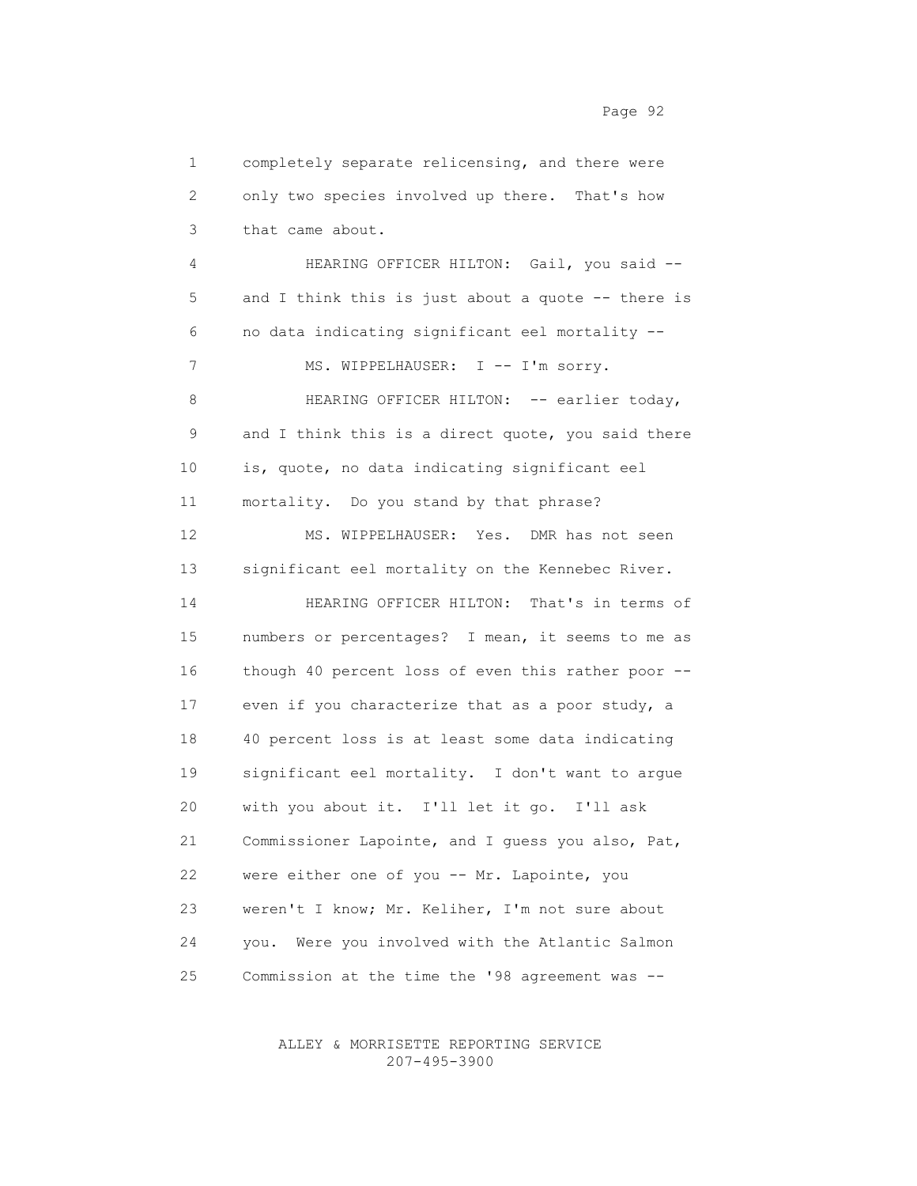completely separate relicensing, and there were only two species involved up there. That's how that came about.

HEARING OFFICER HILTON: Gail, you said -- and I think this is just about a quote -- there is no data indicating significant eel mortality --

MS. WIPPELHAUSER: I -- I'm sorry.

HEARING OFFICER HILTON: -- earlier today, and I think this is a direct quote, you said there is, quote, no data indicating significant eel mortality. Do you stand by that phrase?

MS. WIPPELHAUSER: Yes. DMR has not seen significant eel mortality on the Kennebec River.

HEARING OFFICER HILTON: That's in terms of numbers or percentages? I mean, it seems to me as though 40 percent loss of even this rather poor -- even if you characterize that as a poor study, a 40 percent loss is at least some data indicating significant eel mortality. I don't want to argue with you about it. I'll let it go. I'll ask Commissioner Lapointe, and I guess you also, Pat, were either one of you -- Mr. Lapointe, you weren't I know; Mr. Keliher, I'm not sure about you. Were you involved with the Atlantic Salmon Commission at the time the '98 agreement was --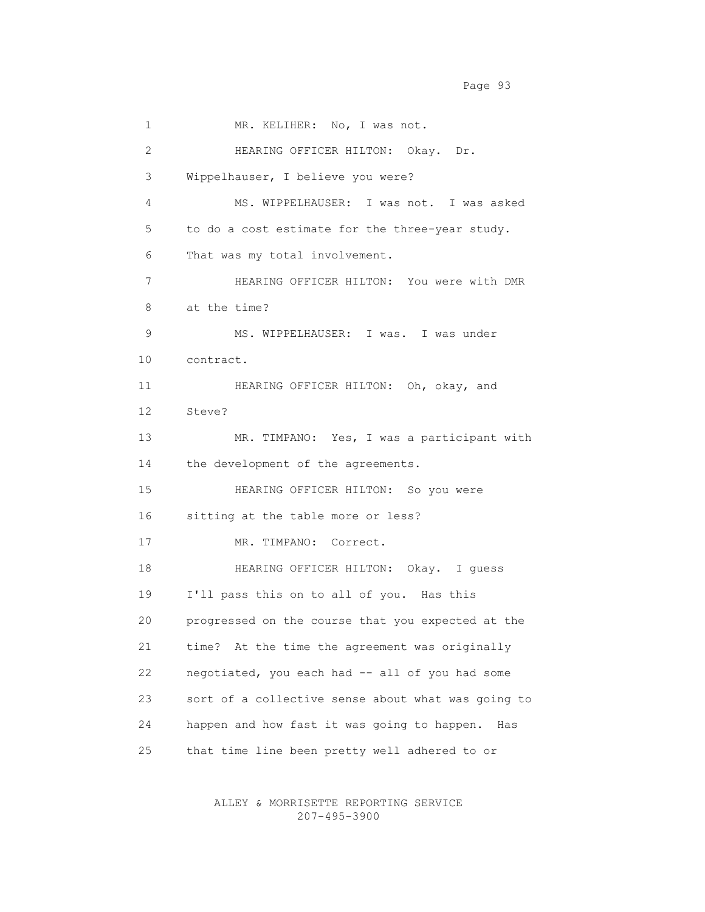MR. KELIHER: No, I was not.

HEARING OFFICER HILTON: Okay. Dr. Wippelhauser, I believe you were?

MS. WIPPELHAUSER: I was not. I was asked to do a cost estimate for the three-year study. That was my total involvement.

HEARING OFFICER HILTON: You were with DMR at the time?

MS. WIPPELHAUSER: I was. I was under contract.

HEARING OFFICER HILTON: Oh, okay, and Steve?

MR. TIMPANO: Yes, I was a participant with the development of the agreements.

HEARING OFFICER HILTON: So you were sitting at the table more or less?

MR. TIMPANO: Correct.

HEARING OFFICER HILTON: Okay. I guess I'll pass this on to all of you. Has this progressed on the course that you expected at the time? At the time the agreement was originally negotiated, you each had -- all of you had some sort of a collective sense about what was going to happen and how fast it was going to happen. Has that time line been pretty well adhered to or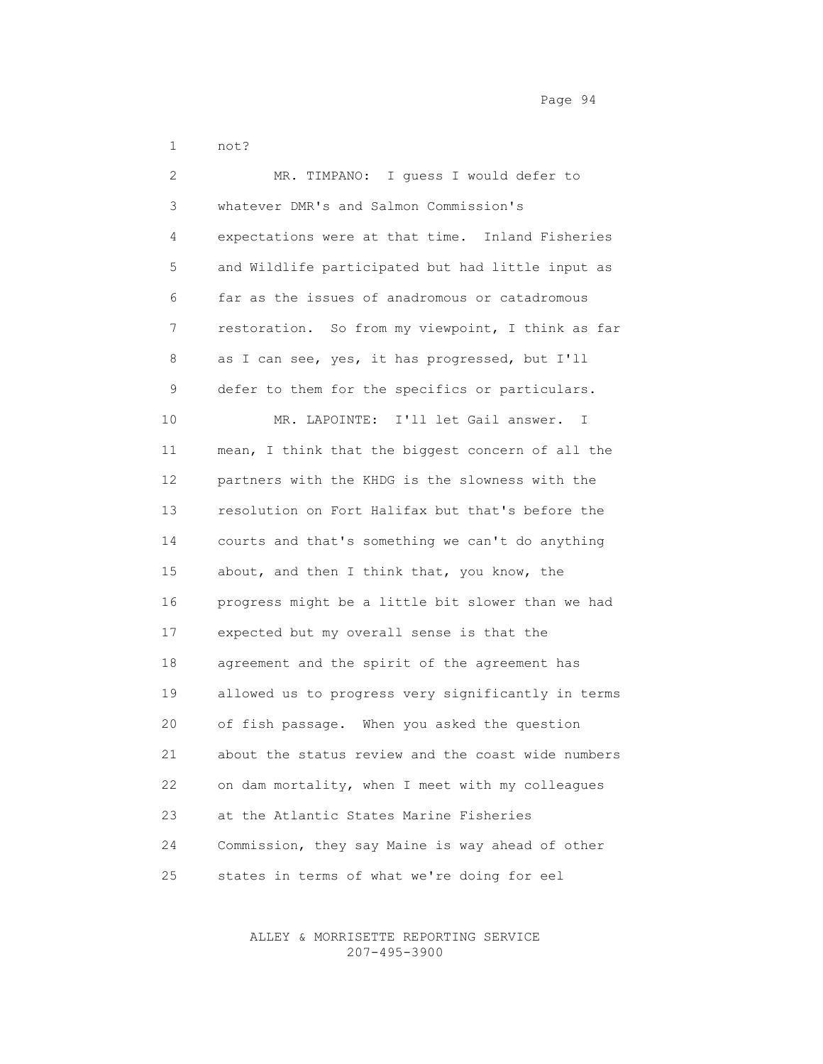not?

MR. TIMPANO: I guess I would defer to whatever DMR's and Salmon Commission's expectations were at that time. Inland Fisheries and Wildlife participated but had little input as far as the issues of anadromous or catadromous restoration. So from my viewpoint, I think as far as I can see, yes, it has progressed, but I'll defer to them for the specifics or particulars.

MR. LAPOINTE: I'll let Gail answer. I mean, I think that the biggest concern of all the partners with the KHDG is the slowness with the resolution on Fort Halifax but that's before the courts and that's something we can't do anything about, and then I think that, you know, the progress might be a little bit slower than we had expected but my overall sense is that the agreement and the spirit of the agreement has allowed us to progress very significantly in terms of fish passage. When you asked the question about the status review and the coast wide numbers on dam mortality, when I meet with my colleagues at the Atlantic States Marine Fisheries Commission, they say Maine is way ahead of other states in terms of what we're doing for eel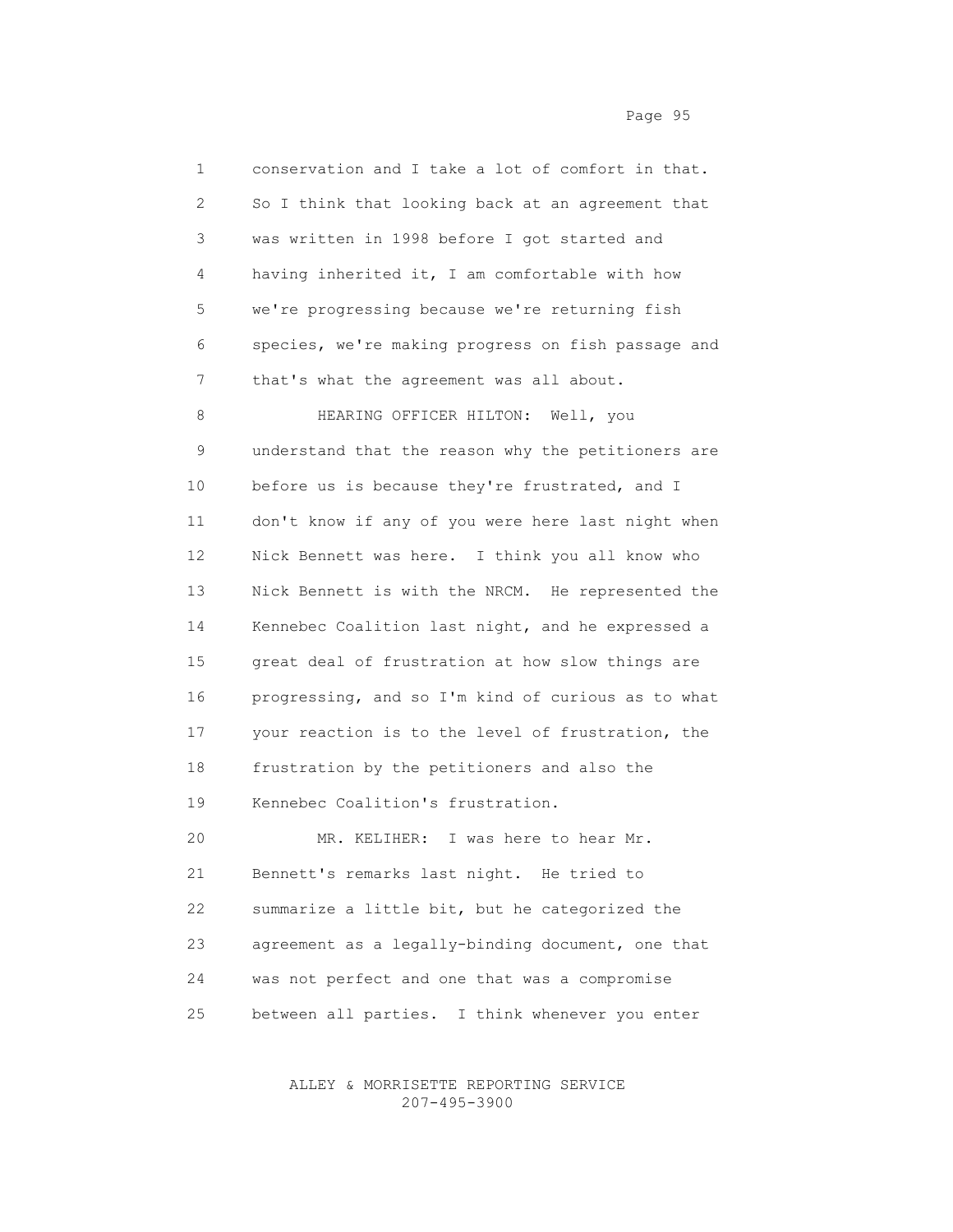conservation and I take a lot of comfort in that. So I think that looking back at an agreement that was written in 1998 before I got started and having inherited it, I am comfortable with how we're progressing because we're returning fish species, we're making progress on fish passage and that's what the agreement was all about.

HEARING OFFICER HILTON: Well, you understand that the reason why the petitioners are before us is because they're frustrated, and I don't know if any of you were here last night when Nick Bennett was here. I think you all know who Nick Bennett is with the NRCM. He represented the Kennebec Coalition last night, and he expressed a great deal of frustration at how slow things are progressing, and so I'm kind of curious as to what your reaction is to the level of frustration, the frustration by the petitioners and also the Kennebec Coalition's frustration.

MR. KELIHER: I was here to hear Mr. Bennett's remarks last night. He tried to summarize a little bit, but he categorized the agreement as a legally-binding document, one that was not perfect and one that was a compromise between all parties. I think whenever you enter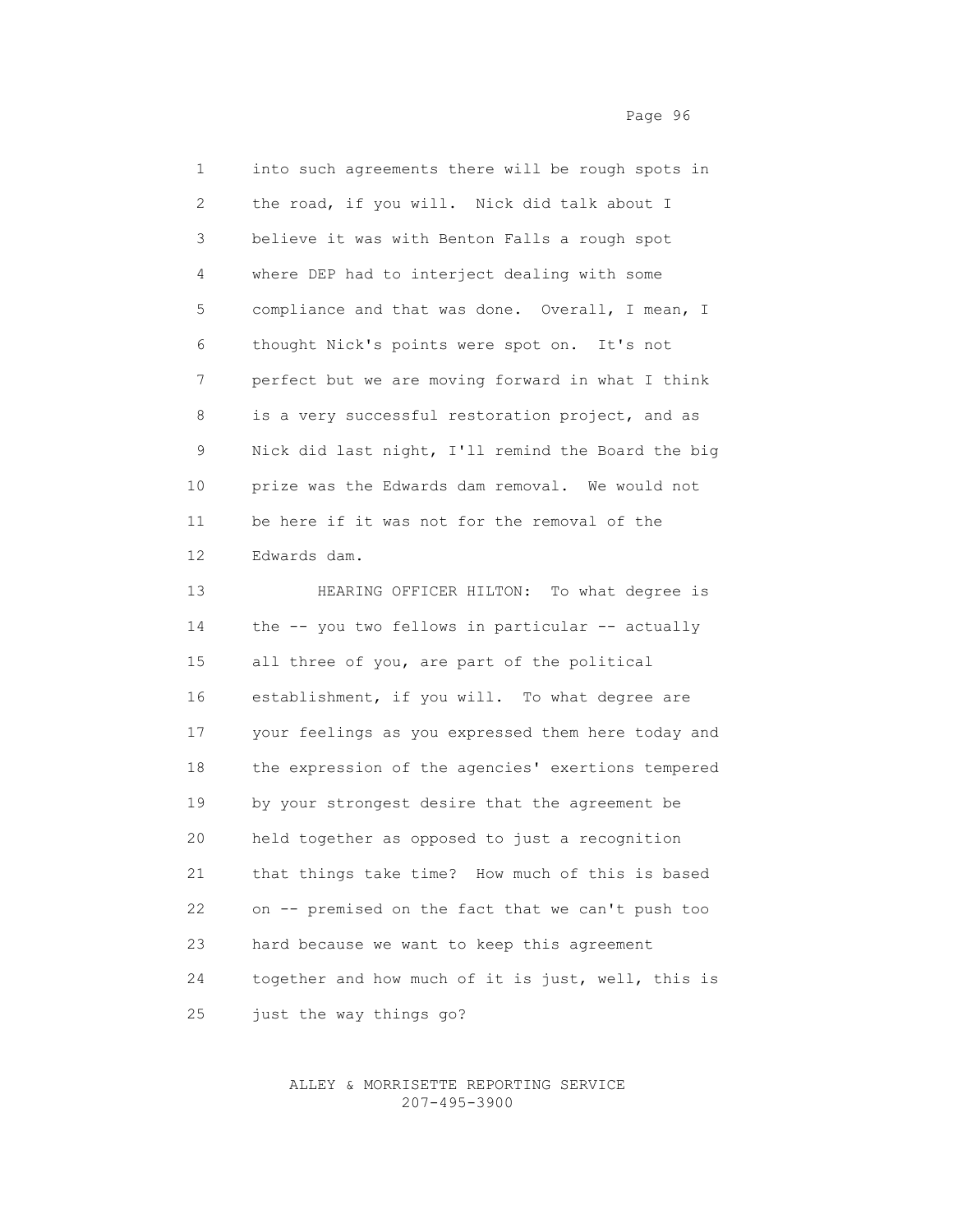into such agreements there will be rough spots in the road, if you will. Nick did talk about I believe it was with Benton Falls a rough spot where DEP had to interject dealing with some compliance and that was done. Overall, I mean, I thought Nick's points were spot on. It's not perfect but we are moving forward in what I think is a very successful restoration project, and as Nick did last night, I'll remind the Board the big prize was the Edwards dam removal. We would not be here if it was not for the removal of the Edwards dam.

HEARING OFFICER HILTON: To what degree is the -- you two fellows in particular -- actually all three of you, are part of the political establishment, if you will. To what degree are your feelings as you expressed them here today and the expression of the agencies' exertions tempered by your strongest desire that the agreement be held together as opposed to just a recognition that things take time? How much of this is based on -- premised on the fact that we can't push too hard because we want to keep this agreement together and how much of it is just, well, this is just the way things go?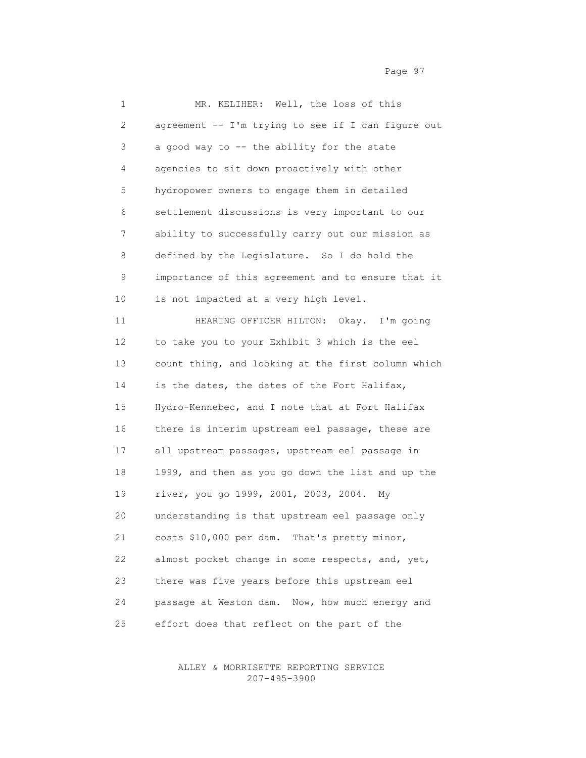MR. KELIHER: Well, the loss of this agreement -- I'm trying to see if I can figure out a good way to -- the ability for the state agencies to sit down proactively with other hydropower owners to engage them in detailed settlement discussions is very important to our ability to successfully carry out our mission as defined by the Legislature. So I do hold the importance of this agreement and to ensure that it is not impacted at a very high level.

HEARING OFFICER HILTON: Okay. I'm going to take you to your Exhibit 3 which is the eel count thing, and looking at the first column which is the dates, the dates of the Fort Halifax, Hydro-Kennebec, and I note that at Fort Halifax there is interim upstream eel passage, these are all upstream passages, upstream eel passage in 1999, and then as you go down the list and up the river, you go 1999, 2001, 2003, 2004. My understanding is that upstream eel passage only costs $10,000 per dam. That's pretty minor, almost pocket change in some respects, and, yet, there was five years before this upstream eel passage at Weston dam. Now, how much energy and effort does that reflect on the part of the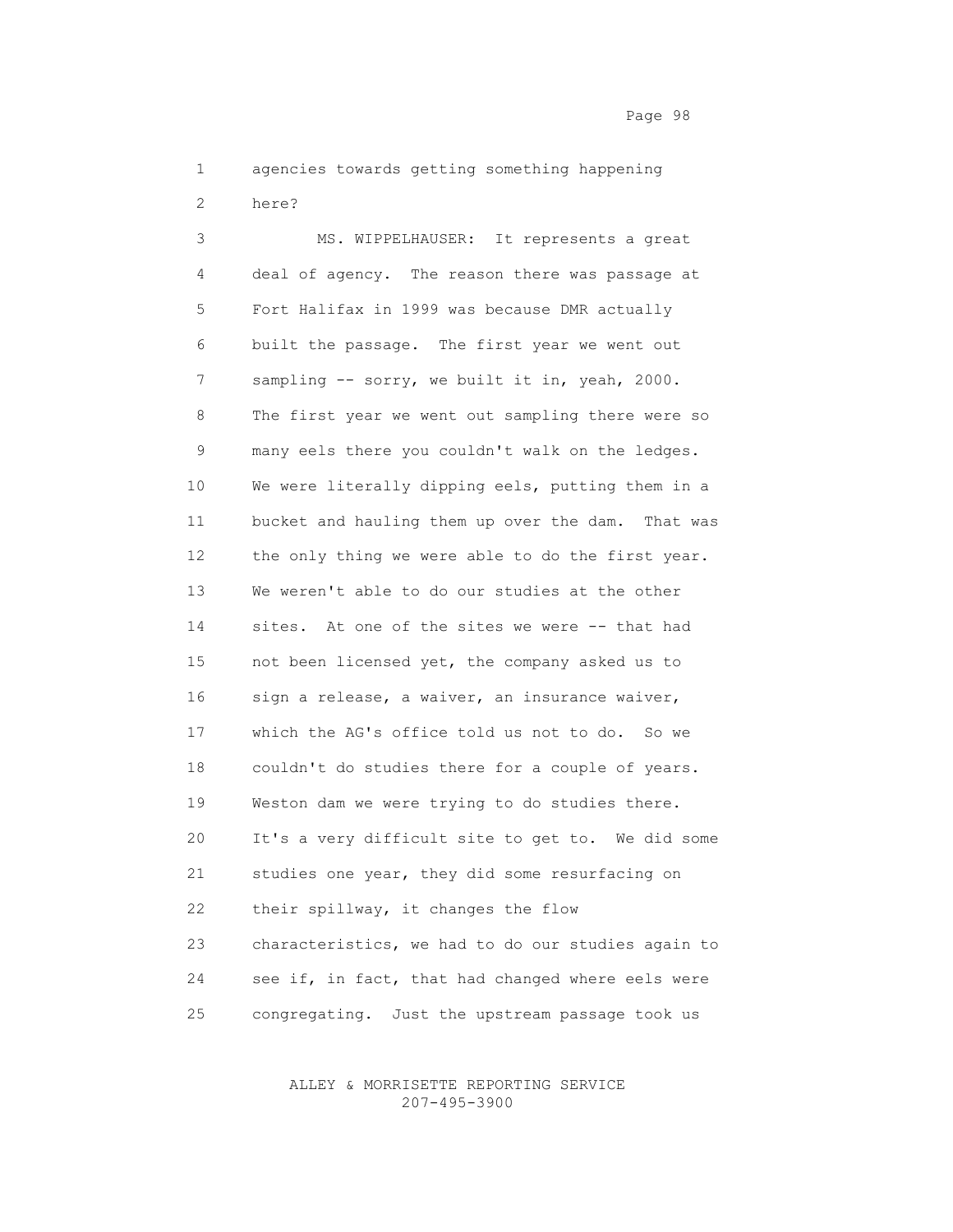agencies towards getting something happening here?

MS. WIPPELHAUSER: It represents a great deal of agency. The reason there was passage at Fort Halifax in 1999 was because DMR actually built the passage. The first year we went out sampling -- sorry, we built it in, yeah, 2000. The first year we went out sampling there were so many eels there you couldn't walk on the ledges. We were literally dipping eels, putting them in a bucket and hauling them up over the dam. That was the only thing we were able to do the first year. We weren't able to do our studies at the other sites. At one of the sites we were -- that had not been licensed yet, the company asked us to sign a release, a waiver, an insurance waiver, which the AG's office told us not to do. So we couldn't do studies there for a couple of years. Weston dam we were trying to do studies there. It's a very difficult site to get to. We did some studies one year, they did some resurfacing on their spillway, it changes the flow characteristics, we had to do our studies again to see if, in fact, that had changed where eels were congregating. Just the upstream passage took us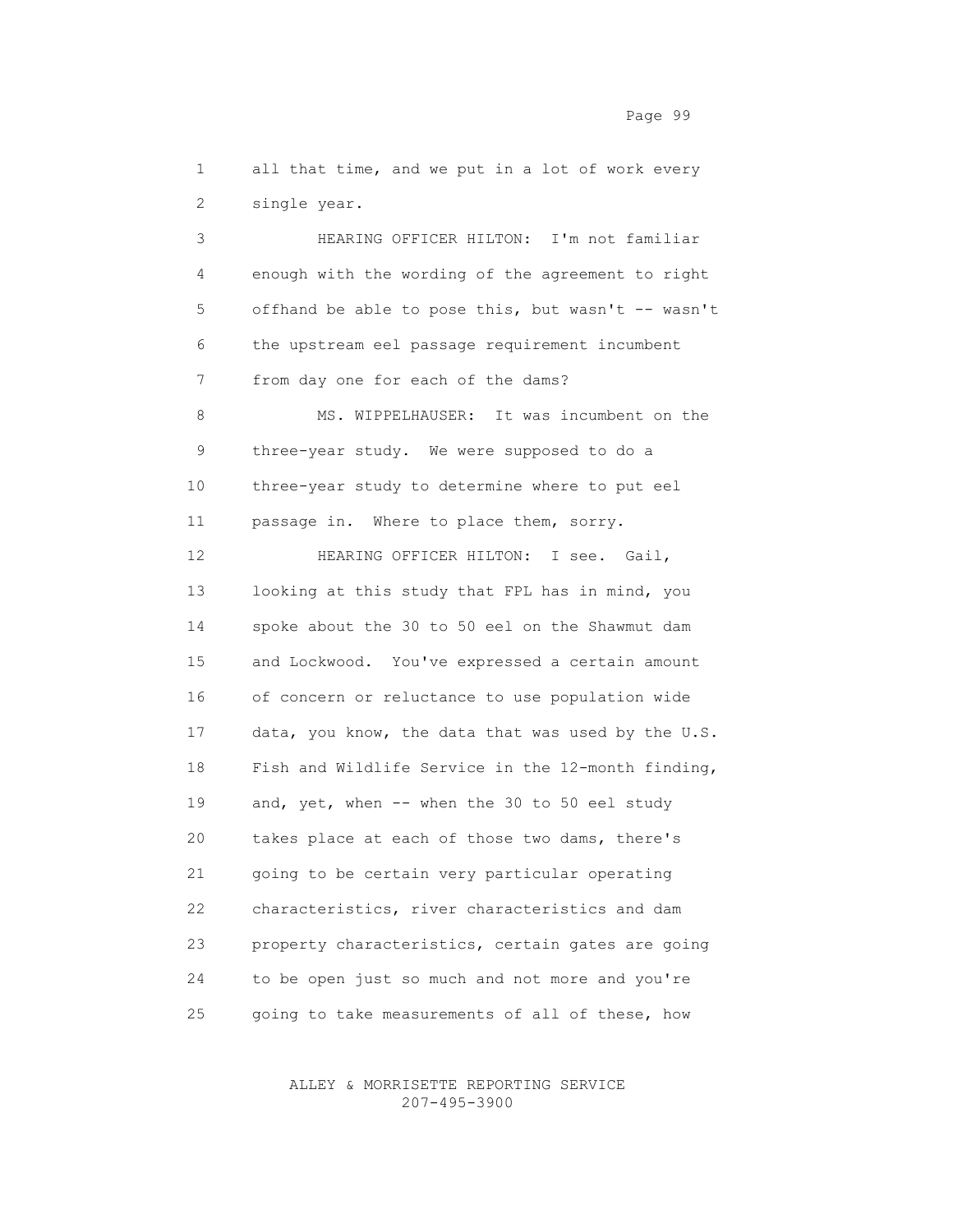all that time, and we put in a lot of work every single year.

HEARING OFFICER HILTON: I'm not familiar enough with the wording of the agreement to right offhand be able to pose this, but wasn't -- wasn't the upstream eel passage requirement incumbent from day one for each of the dams?

MS. WIPPELHAUSER: It was incumbent on the three-year study. We were supposed to do a three-year study to determine where to put eel passage in. Where to place them, sorry.

HEARING OFFICER HILTON: I see. Gail, looking at this study that FPL has in mind, you spoke about the 30 to 50 eel on the Shawmut dam and Lockwood. You've expressed a certain amount of concern or reluctance to use population wide data, you know, the data that was used by the U.S. Fish and Wildlife Service in the 12-month finding, and, yet, when -- when the 30 to 50 eel study takes place at each of those two dams, there's going to be certain very particular operating characteristics, river characteristics and dam property characteristics, certain gates are going to be open just so much and not more and you're going to take measurements of all of these, how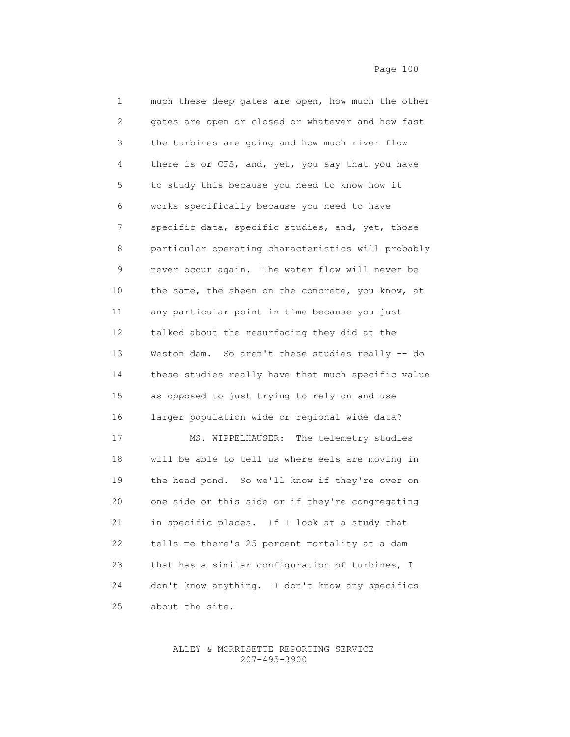much these deep gates are open, how much the other gates are open or closed or whatever and how fast the turbines are going and how much river flow there is or CFS, and, yet, you say that you have to study this because you need to know how it works specifically because you need to have specific data, specific studies, and, yet, those particular operating characteristics will probably never occur again. The water flow will never be the same, the sheen on the concrete, you know, at any particular point in time because you just talked about the resurfacing they did at the Weston dam. So aren't these studies really -- do these studies really have that much specific value as opposed to just trying to rely on and use larger population wide or regional wide data?

MS. WIPPELHAUSER: The telemetry studies will be able to tell us where eels are moving in the head pond. So we'll know if they're over on one side or this side or if they're congregating in specific places. If I look at a study that tells me there's 25 percent mortality at a dam that has a similar configuration of turbines, I don't know anything. I don't know any specifics about the site.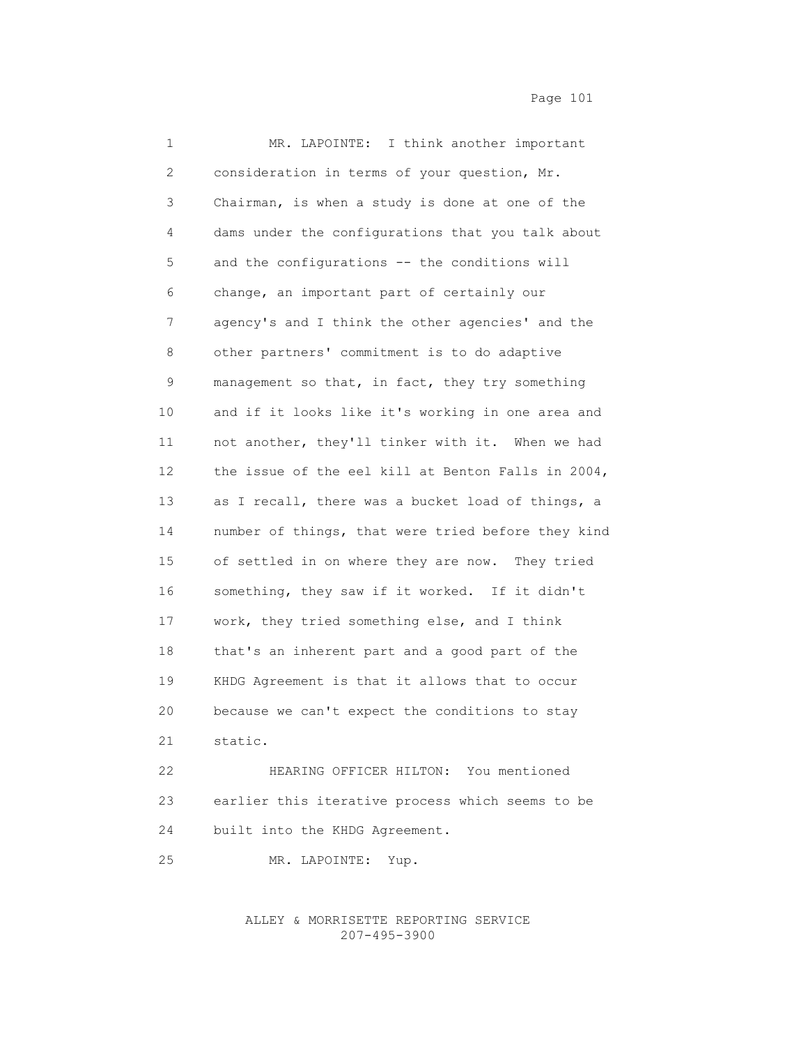MR. LAPOINTE: I think another important consideration in terms of your question, Mr. Chairman, is when a study is done at one of the dams under the configurations that you talk about and the configurations -- the conditions will change, an important part of certainly our agency's and I think the other agencies' and the other partners' commitment is to do adaptive management so that, in fact, they try something and if it looks like it's working in one area and not another, they'll tinker with it. When we had the issue of the eel kill at Benton Falls in 2004, as I recall, there was a bucket load of things, a number of things, that were tried before they kind of settled in on where they are now. They tried something, they saw if it worked. If it didn't work, they tried something else, and I think that's an inherent part and a good part of the KHDG Agreement is that it allows that to occur because we can't expect the conditions to stay static.

HEARING OFFICER HILTON: You mentioned earlier this iterative process which seems to be built into the KHDG Agreement.

MR. LAPOINTE: Yup.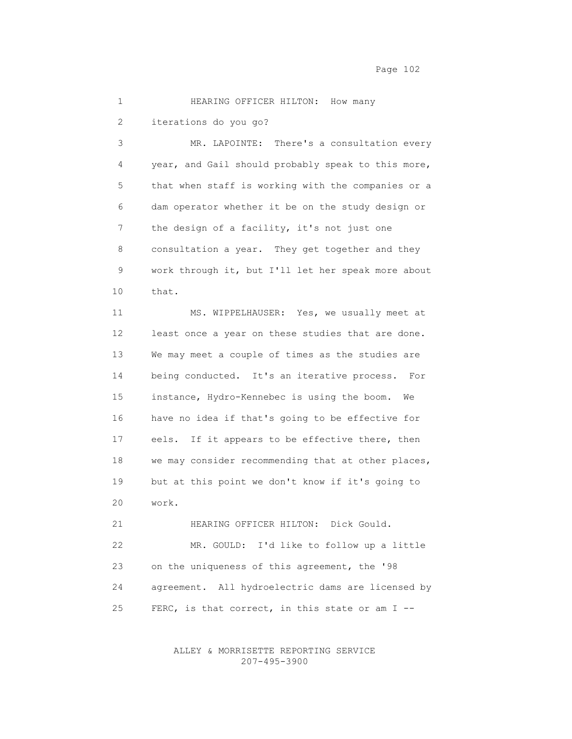HEARING OFFICER HILTON: How many iterations do you go?

MR. LAPOINTE: There's a consultation every year, and Gail should probably speak to this more, that when staff is working with the companies or a dam operator whether it be on the study design or the design of a facility, it's not just one consultation a year. They get together and they work through it, but I'll let her speak more about that.

MS. WIPPELHAUSER: Yes, we usually meet at least once a year on these studies that are done. We may meet a couple of times as the studies are being conducted. It's an iterative process. For instance, Hydro-Kennebec is using the boom. We have no idea if that's going to be effective for eels. If it appears to be effective there, then we may consider recommending that at other places, but at this point we don't know if it's going to work.

HEARING OFFICER HILTON: Dick Gould.

MR. GOULD: I'd like to follow up a little on the uniqueness of this agreement, the '98 agreement. All hydroelectric dams are licensed by FERC, is that correct, in this state or am I --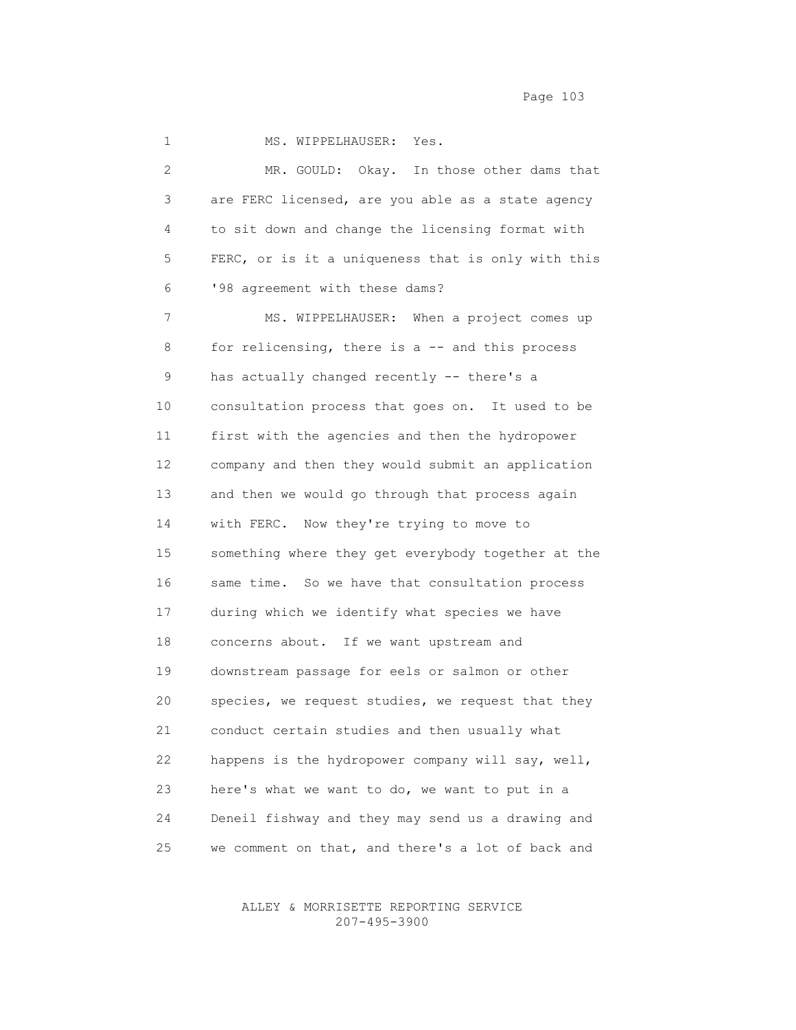MS. WIPPELHAUSER: Yes.

MR. GOULD: Okay. In those other dams that are FERC licensed, are you able as a state agency to sit down and change the licensing format with FERC, or is it a uniqueness that is only with this '98 agreement with these dams?

MS. WIPPELHAUSER: When a project comes up for relicensing, there is a -- and this process has actually changed recently -- there's a consultation process that goes on. It used to be first with the agencies and then the hydropower company and then they would submit an application and then we would go through that process again with FERC. Now they're trying to move to something where they get everybody together at the same time. So we have that consultation process during which we identify what species we have concerns about. If we want upstream and downstream passage for eels or salmon or other species, we request studies, we request that they conduct certain studies and then usually what happens is the hydropower company will say, well, here's what we want to do, we want to put in a Deneil fishway and they may send us a drawing and we comment on that, and there's a lot of back and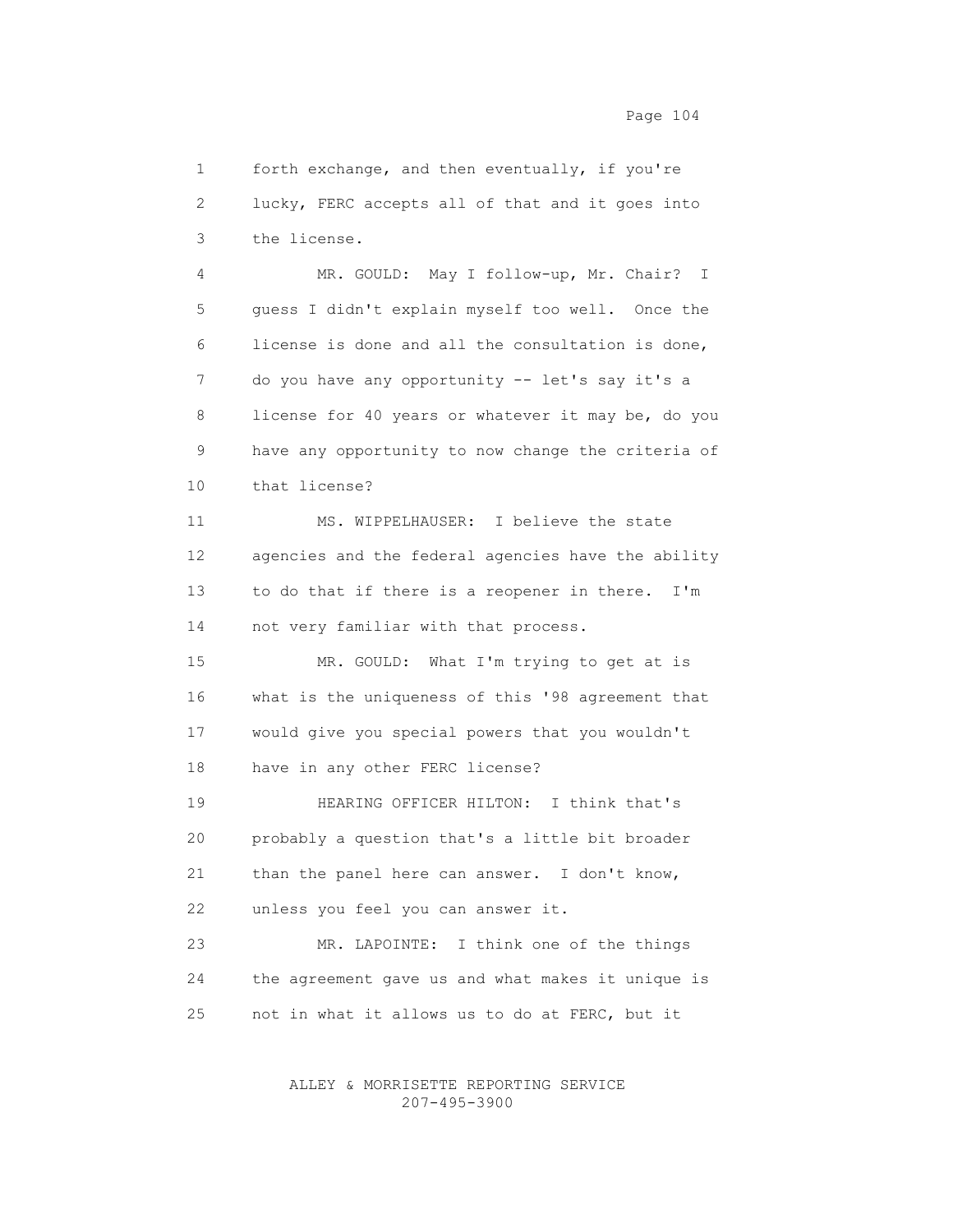forth exchange, and then eventually, if you're lucky, FERC accepts all of that and it goes into the license.

MR. GOULD: May I follow-up, Mr. Chair? I guess I didn't explain myself too well. Once the license is done and all the consultation is done, do you have any opportunity -- let's say it's a license for 40 years or whatever it may be, do you have any opportunity to now change the criteria of that license?

MS. WIPPELHAUSER: I believe the state agencies and the federal agencies have the ability to do that if there is a reopener in there. I'm not very familiar with that process.

MR. GOULD: What I'm trying to get at is what is the uniqueness of this '98 agreement that would give you special powers that you wouldn't have in any other FERC license?

HEARING OFFICER HILTON: I think that's probably a question that's a little bit broader than the panel here can answer. I don't know, unless you feel you can answer it.

MR. LAPOINTE: I think one of the things the agreement gave us and what makes it unique is not in what it allows us to do at FERC, but it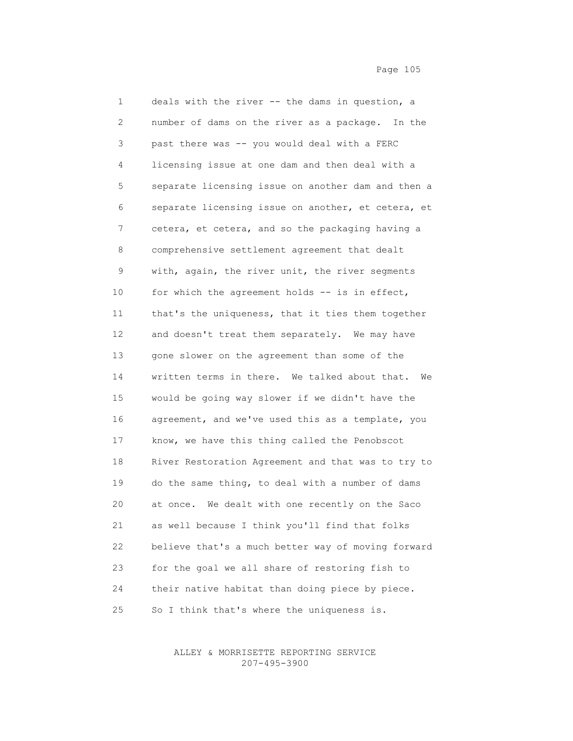deals with the river -- the dams in question, a number of dams on the river as a package. In the past there was -- you would deal with a FERC licensing issue at one dam and then deal with a separate licensing issue on another dam and then a separate licensing issue on another, et cetera, et cetera, et cetera, and so the packaging having a comprehensive settlement agreement that dealt with, again, the river unit, the river segments for which the agreement holds -- is in effect, that's the uniqueness, that it ties them together and doesn't treat them separately. We may have gone slower on the agreement than some of the written terms in there. We talked about that. We would be going way slower if we didn't have the agreement, and we've used this as a template, you know, we have this thing called the Penobscot River Restoration Agreement and that was to try to do the same thing, to deal with a number of dams at once. We dealt with one recently on the Saco as well because I think you'll find that folks believe that's a much better way of moving forward for the goal we all share of restoring fish to their native habitat than doing piece by piece. So I think that's where the uniqueness is.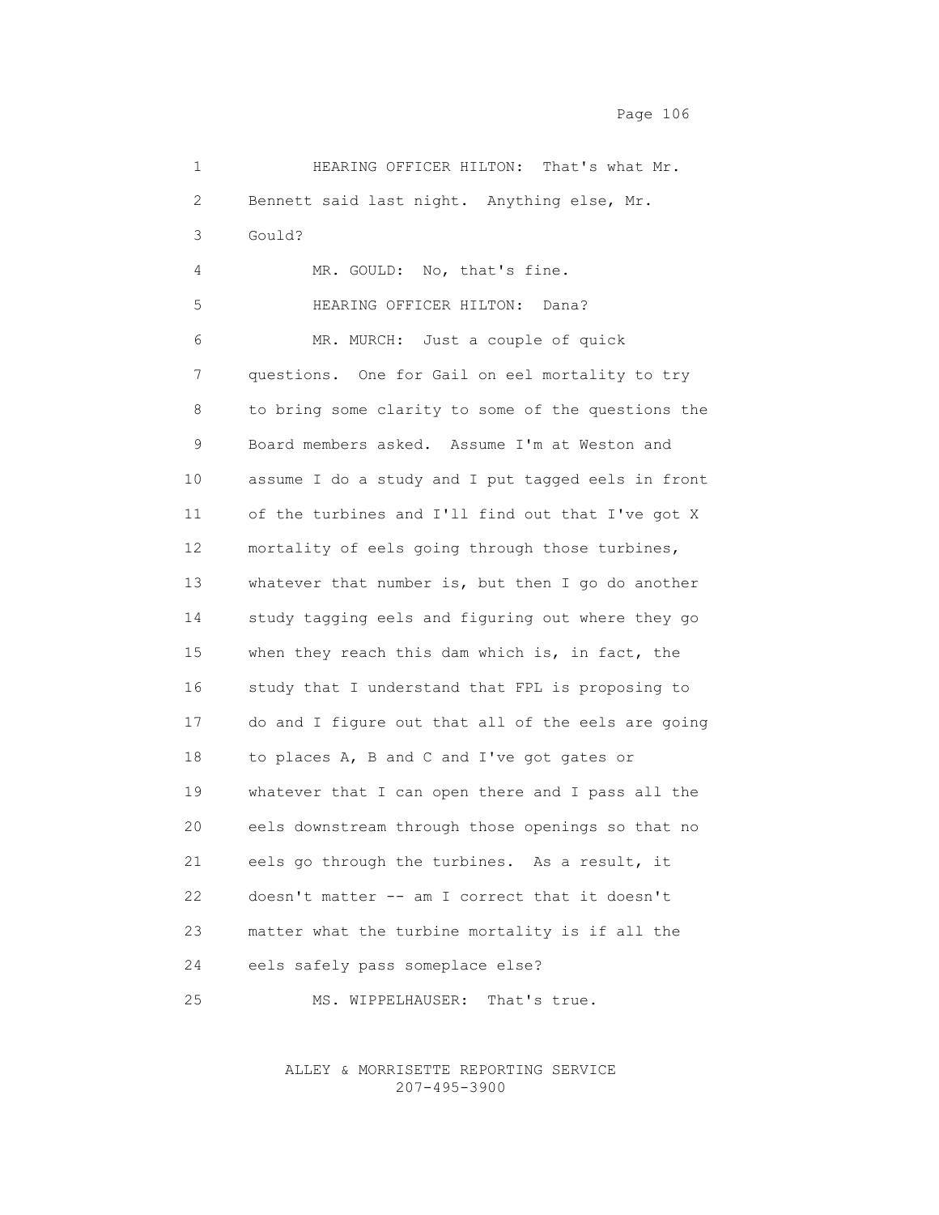HEARING OFFICER HILTON: That's what Mr. Bennett said last night. Anything else, Mr. Gould?

MR. GOULD: No, that's fine.

HEARING OFFICER HILTON: Dana?

MR. MURCH: Just a couple of quick questions. One for Gail on eel mortality to try to bring some clarity to some of the questions the Board members asked. Assume I'm at Weston and assume I do a study and I put tagged eels in front of the turbines and I'll find out that I've got X mortality of eels going through those turbines, whatever that number is, but then I go do another study tagging eels and figuring out where they go when they reach this dam which is, in fact, the study that I understand that FPL is proposing to do and I figure out that all of the eels are going to places A, B and C and I've got gates or whatever that I can open there and I pass all the eels downstream through those openings so that no eels go through the turbines. As a result, it doesn't matter -- am I correct that it doesn't matter what the turbine mortality is if all the eels safely pass someplace else?

MS. WIPPELHAUSER: That's true.

ALLEY & MORRISETTE REPORTING SERVICE
207-495-3900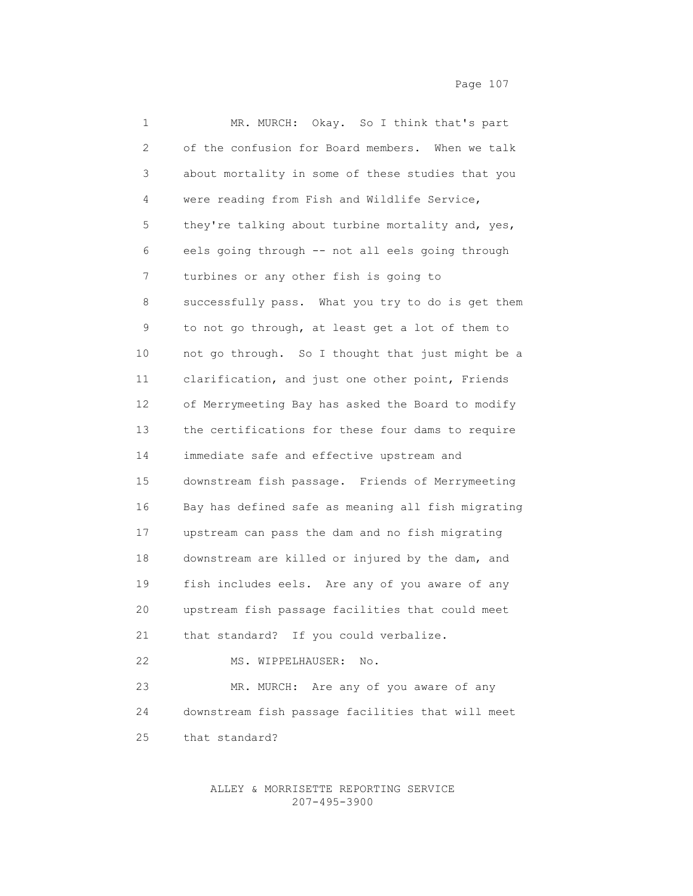MR. MURCH: Okay. So I think that's part of the confusion for Board members. When we talk about mortality in some of these studies that you were reading from Fish and Wildlife Service, they're talking about turbine mortality and, yes, eels going through -- not all eels going through turbines or any other fish is going to successfully pass. What you try to do is get them to not go through, at least get a lot of them to not go through. So I thought that just might be a clarification, and just one other point, Friends of Merrymeeting Bay has asked the Board to modify the certifications for these four dams to require immediate safe and effective upstream and downstream fish passage. Friends of Merrymeeting Bay has defined safe as meaning all fish migrating upstream can pass the dam and no fish migrating downstream are killed or injured by the dam, and fish includes eels. Are any of you aware of any upstream fish passage facilities that could meet that standard? If you could verbalize.

MS. WIPPELHAUSER: No.

MR. MURCH: Are any of you aware of any downstream fish passage facilities that will meet that standard?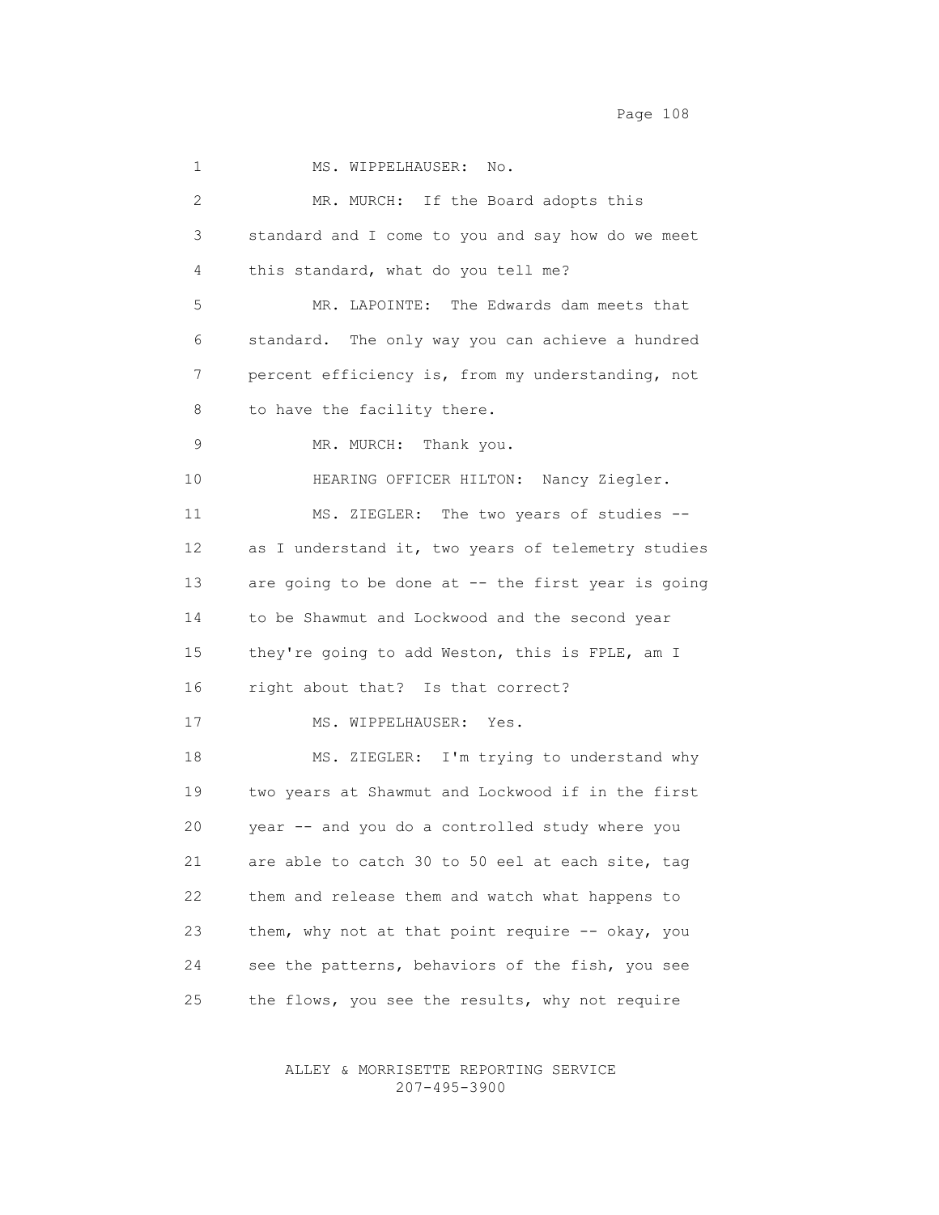1 MS. WIPPELHAUSER: No.

2 MR. MURCH: If the Board adopts this

3 standard and I come to you and say how do we meet

4 this standard, what do you tell me?

5 MR. LAPOINTE: The Edwards dam meets that

6 standard. The only way you can achieve a hundred

7 percent efficiency is, from my understanding, not

8 to have the facility there.

9 MR. MURCH: Thank you.

10 HEARING OFFICER HILTON: Nancy Ziegler.

11 MS. ZIEGLER: The two years of studies --

12 as I understand it, two years of telemetry studies

13 are going to be done at -- the first year is going

14 to be Shawmut and Lockwood and the second year

15 they're going to add Weston, this is FPLE, am I

16 right about that? Is that correct?

17 MS. WIPPELHAUSER: Yes.

18 MS. ZIEGLER: I'm trying to understand why

19 two years at Shawmut and Lockwood if in the first

20 year -- and you do a controlled study where you

21 are able to catch 30 to 50 eel at each site, tag

22 them and release them and watch what happens to

23 them, why not at that point require -- okay, you

24 see the patterns, behaviors of the fish, you see

25 the flows, you see the results, why not require

ALLEY & MORRISETTE REPORTING SERVICE
207-495-3900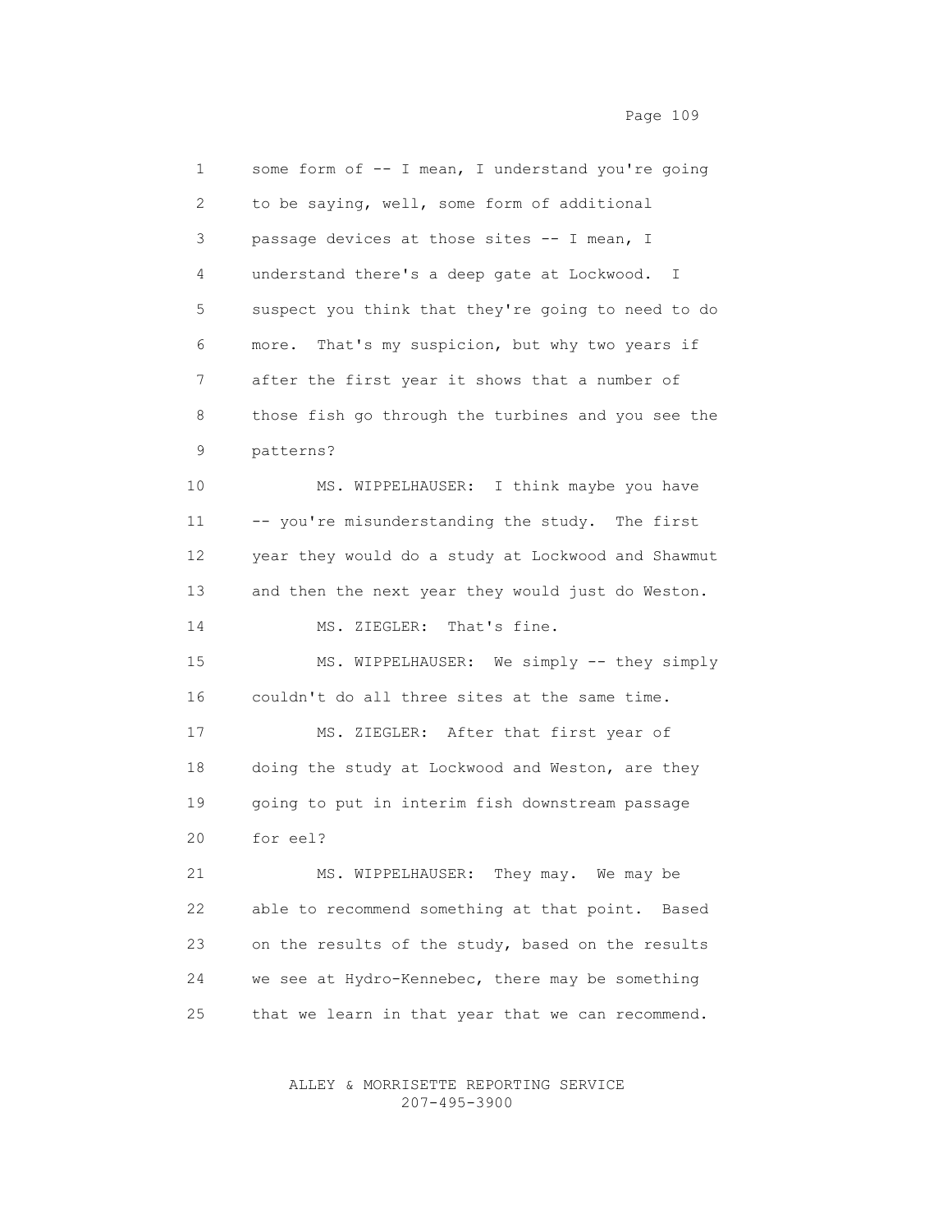1 some form of -- I mean, I understand you're going
2 to be saying, well, some form of additional
3 passage devices at those sites -- I mean, I
4 understand there's a deep gate at Lockwood. I
5 suspect you think that they're going to need to do
6 more. That's my suspicion, but why two years if
7 after the first year it shows that a number of
8 those fish go through the turbines and you see the
9 patterns?
10 MS. WIPPELHAUSER: I think maybe you have
11 -- you're misunderstanding the study. The first
12 year they would do a study at Lockwood and Shawmut
13 and then the next year they would just do Weston.
14 MS. ZIEGLER: That's fine.
15 MS. WIPPELHAUSER: We simply -- they simply
16 couldn't do all three sites at the same time.
17 MS. ZIEGLER: After that first year of
18 doing the study at Lockwood and Weston, are they
19 going to put in interim fish downstream passage
20 for eel?
21 MS. WIPPELHAUSER: They may. We may be
22 able to recommend something at that point. Based
23 on the results of the study, based on the results
24 we see at Hydro-Kennebec, there may be something
25 that we learn in that year that we can recommend.

ALLEY & MORRISETTE REPORTING SERVICE
207-495-3900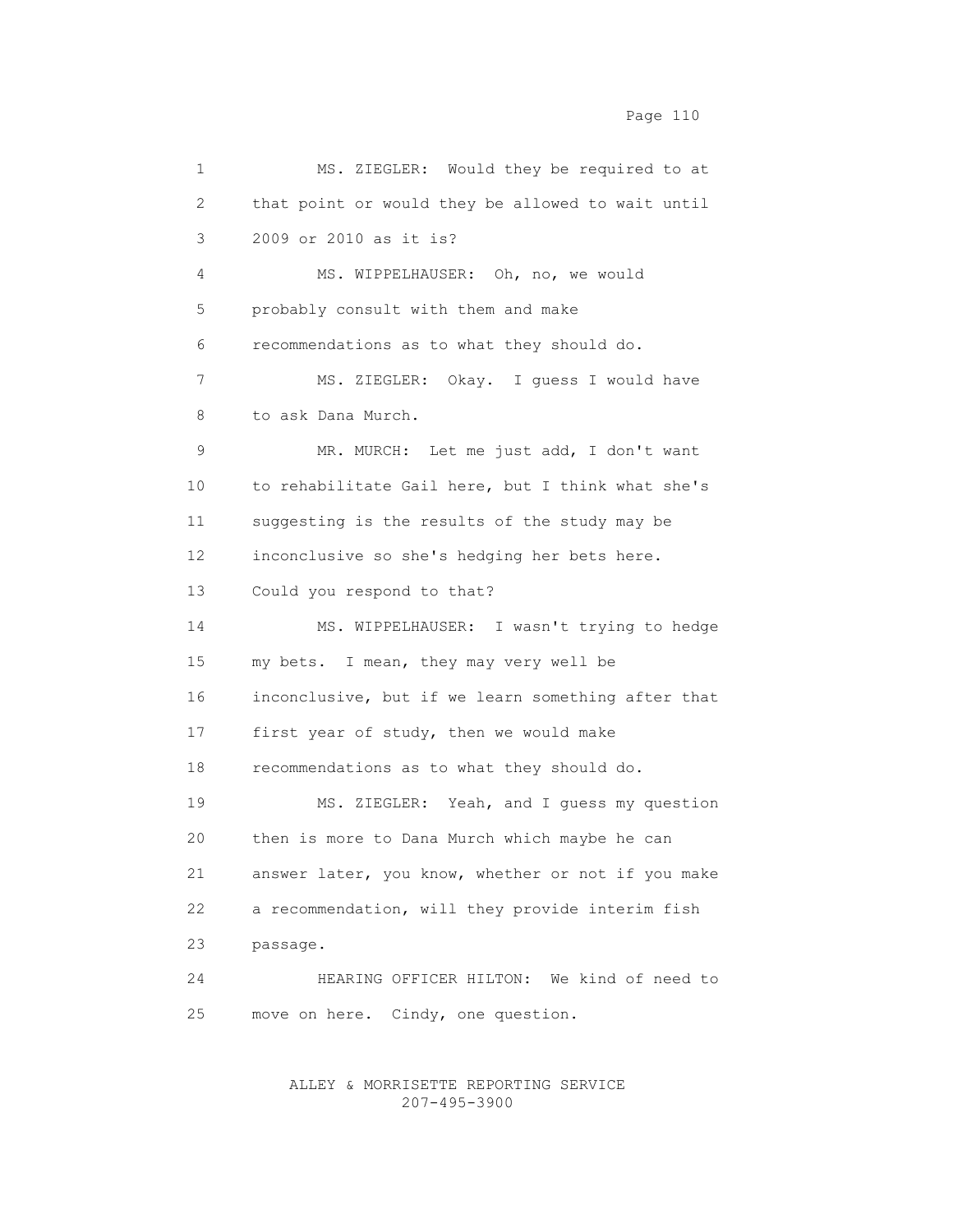1 MS. ZIEGLER: Would they be required to at
2 that point or would they be allowed to wait until
3 2009 or 2010 as it is?
4 MS. WIPPELHAUSER: Oh, no, we would
5 probably consult with them and make
6 recommendations as to what they should do.
7 MS. ZIEGLER: Okay. I guess I would have
8 to ask Dana Murch.
9 MR. MURCH: Let me just add, I don't want
10 to rehabilitate Gail here, but I think what she's
11 suggesting is the results of the study may be
12 inconclusive so she's hedging her bets here.
13 Could you respond to that?
14 MS. WIPPELHAUSER: I wasn't trying to hedge
15 my bets. I mean, they may very well be
16 inconclusive, but if we learn something after that
17 first year of study, then we would make
18 recommendations as to what they should do.
19 MS. ZIEGLER: Yeah, and I guess my question
20 then is more to Dana Murch which maybe he can
21 answer later, you know, whether or not if you make
22 a recommendation, will they provide interim fish
23 passage.
24 HEARING OFFICER HILTON: We kind of need to
25 move on here. Cindy, one question.

ALLEY & MORRISETTE REPORTING SERVICE
207-495-3900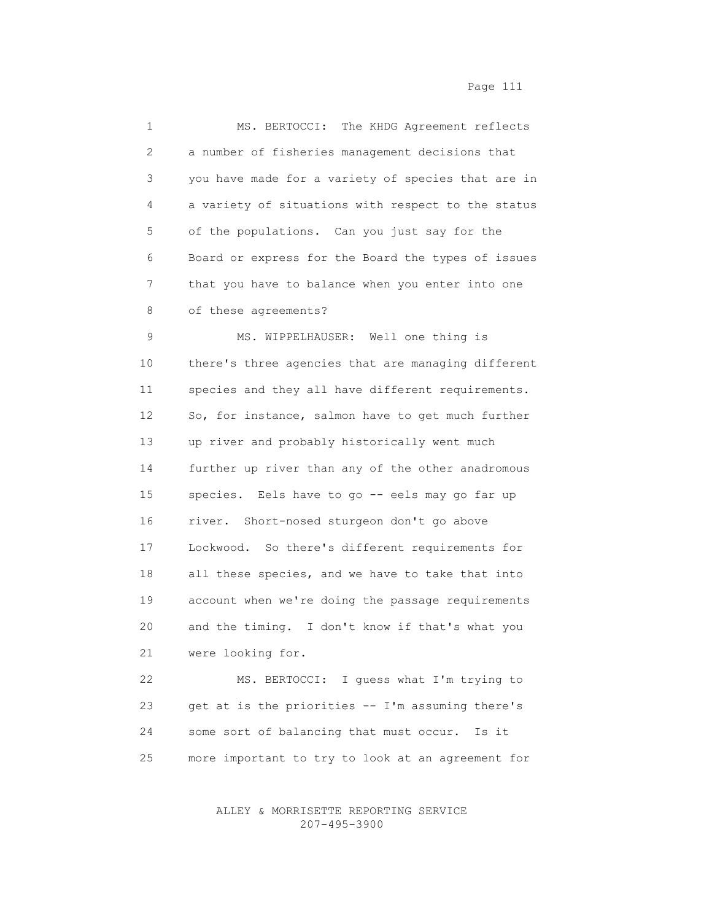MS. BERTOCCI: The KHDG Agreement reflects a number of fisheries management decisions that you have made for a variety of species that are in a variety of situations with respect to the status of the populations. Can you just say for the Board or express for the Board the types of issues that you have to balance when you enter into one of these agreements?

MS. WIPPELHAUSER: Well one thing is there's three agencies that are managing different species and they all have different requirements. So, for instance, salmon have to get much further up river and probably historically went much further up river than any of the other anadromous species. Eels have to go -- eels may go far up river. Short-nosed sturgeon don't go above Lockwood. So there's different requirements for all these species, and we have to take that into account when we're doing the passage requirements and the timing. I don't know if that's what you were looking for.

MS. BERTOCCI: I guess what I'm trying to get at is the priorities -- I'm assuming there's some sort of balancing that must occur. Is it more important to try to look at an agreement for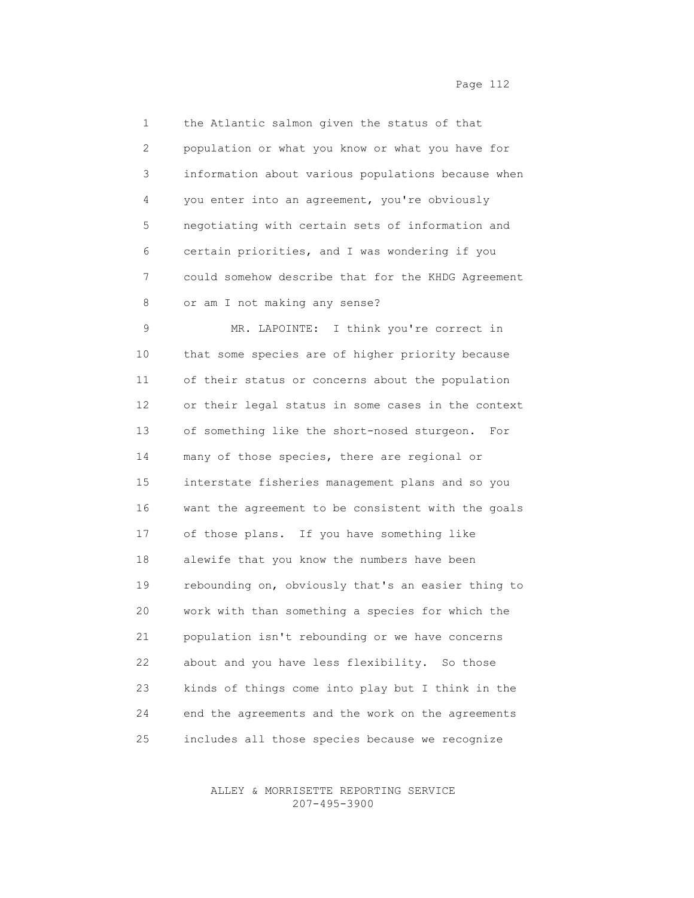the Atlantic salmon given the status of that population or what you know or what you have for information about various populations because when you enter into an agreement, you're obviously negotiating with certain sets of information and certain priorities, and I was wondering if you could somehow describe that for the KHDG Agreement or am I not making any sense?

MR. LAPOINTE: I think you're correct in that some species are of higher priority because of their status or concerns about the population or their legal status in some cases in the context of something like the short-nosed sturgeon. For many of those species, there are regional or interstate fisheries management plans and so you want the agreement to be consistent with the goals of those plans. If you have something like alewife that you know the numbers have been rebounding on, obviously that's an easier thing to work with than something a species for which the population isn't rebounding or we have concerns about and you have less flexibility. So those kinds of things come into play but I think in the end the agreements and the work on the agreements includes all those species because we recognize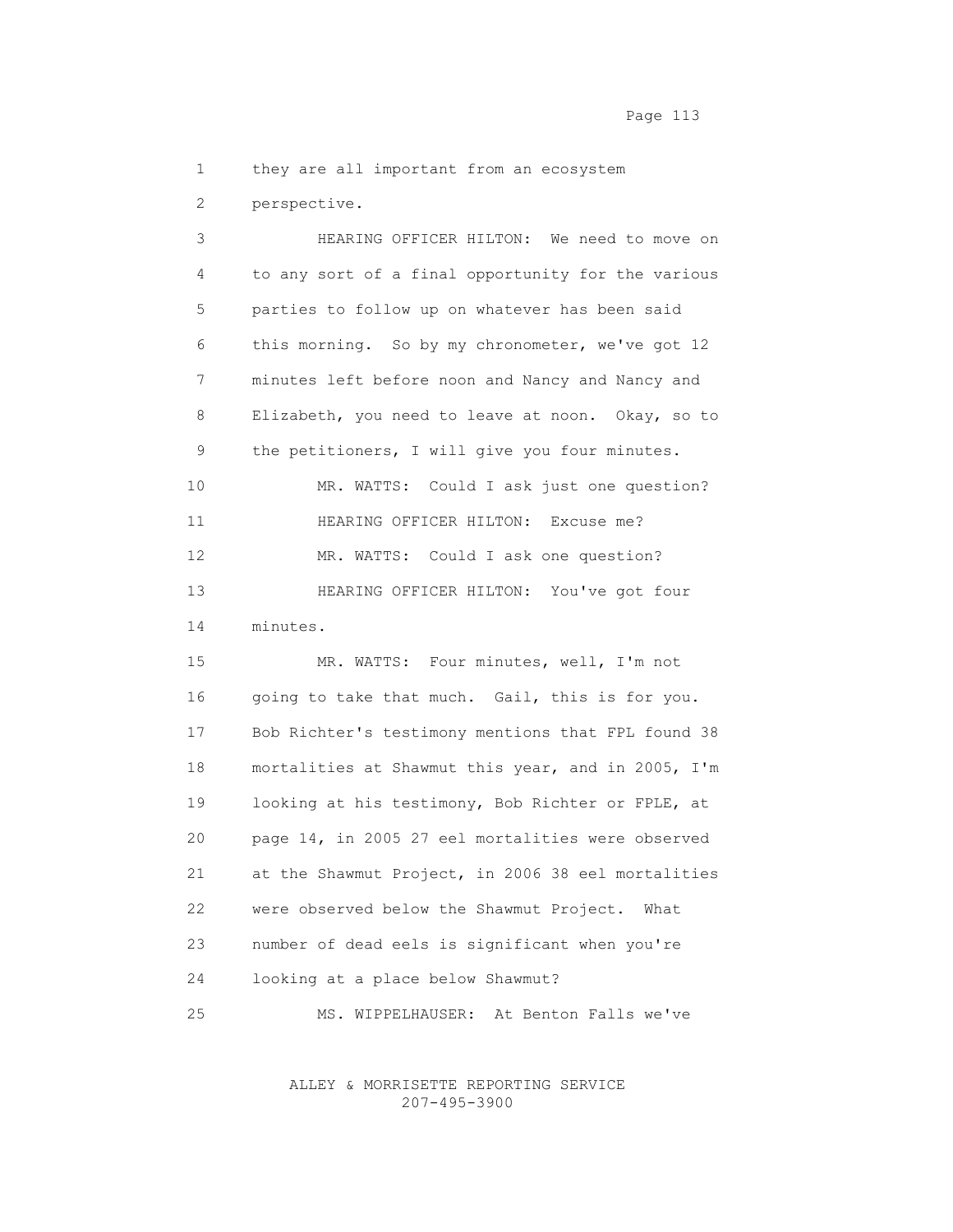they are all important from an ecosystem perspective.

HEARING OFFICER HILTON: We need to move on to any sort of a final opportunity for the various parties to follow up on whatever has been said this morning. So by my chronometer, we've got 12 minutes left before noon and Nancy and Nancy and Elizabeth, you need to leave at noon. Okay, so to the petitioners, I will give you four minutes.

MR. WATTS: Could I ask just one question?

HEARING OFFICER HILTON: Excuse me?

MR. WATTS: Could I ask one question?

HEARING OFFICER HILTON: You've got four minutes.

MR. WATTS: Four minutes, well, I'm not going to take that much. Gail, this is for you. Bob Richter's testimony mentions that FPL found 38 mortalities at Shawmut this year, and in 2005, I'm looking at his testimony, Bob Richter or FPLE, at page 14, in 2005 27 eel mortalities were observed at the Shawmut Project, in 2006 38 eel mortalities were observed below the Shawmut Project. What number of dead eels is significant when you're looking at a place below Shawmut?

MS. WIPPELHAUSER: At Benton Falls we've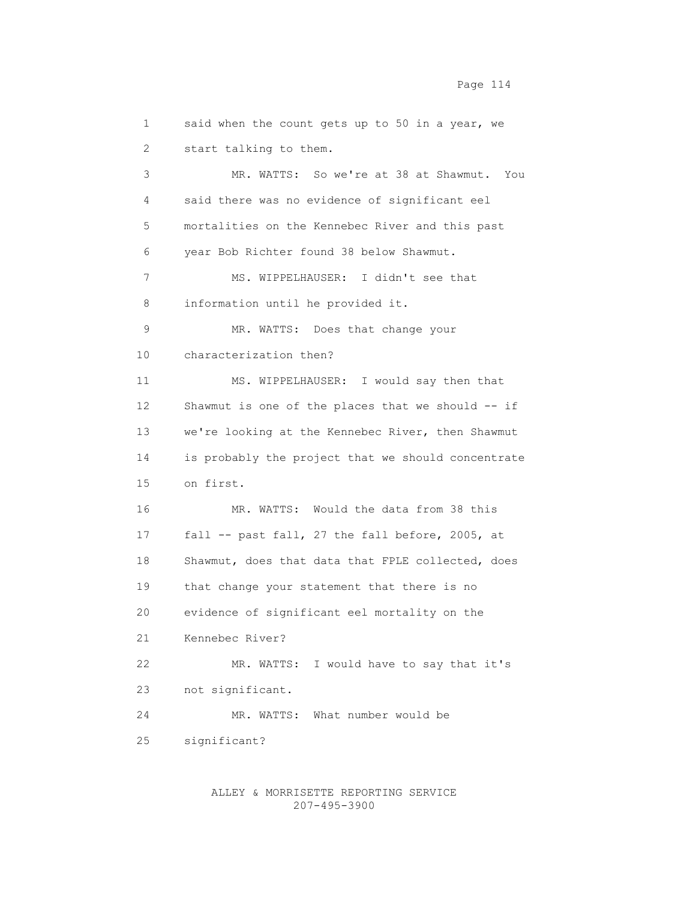said when the count gets up to 50 in a year, we start talking to them.

MR. WATTS: So we're at 38 at Shawmut. You said there was no evidence of significant eel mortalities on the Kennebec River and this past year Bob Richter found 38 below Shawmut.

MS. WIPPELHAUSER: I didn't see that information until he provided it.

MR. WATTS: Does that change your characterization then?

MS. WIPPELHAUSER: I would say then that Shawmut is one of the places that we should -- if we're looking at the Kennebec River, then Shawmut is probably the project that we should concentrate on first.

MR. WATTS: Would the data from 38 this fall -- past fall, 27 the fall before, 2005, at Shawmut, does that data that FPLE collected, does that change your statement that there is no evidence of significant eel mortality on the Kennebec River?

MR. WATTS: I would have to say that it's not significant.

MR. WATTS: What number would be significant?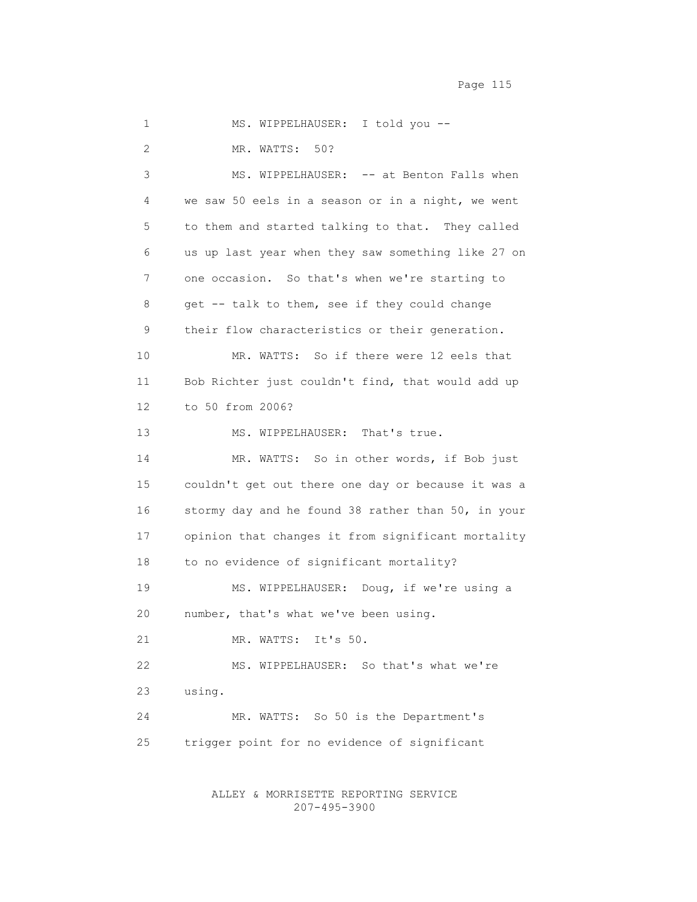1 MS. WIPPELHAUSER: I told you --

2 MR. WATTS: 50?

3 MS. WIPPELHAUSER: -- at Benton Falls when

4 we saw 50 eels in a season or in a night, we went

5 to them and started talking to that. They called

6 us up last year when they saw something like 27 on

7 one occasion. So that's when we're starting to

8 get -- talk to them, see if they could change

9 their flow characteristics or their generation.

10 MR. WATTS: So if there were 12 eels that

11 Bob Richter just couldn't find, that would add up

12 to 50 from 2006?

13 MS. WIPPELHAUSER: That's true.

14 MR. WATTS: So in other words, if Bob just

15 couldn't get out there one day or because it was a

16 stormy day and he found 38 rather than 50, in your

17 opinion that changes it from significant mortality

18 to no evidence of significant mortality?

19 MS. WIPPELHAUSER: Doug, if we're using a

20 number, that's what we've been using.

21 MR. WATTS: It's 50.

22 MS. WIPPELHAUSER: So that's what we're

23 using.

24 MR. WATTS: So 50 is the Department's

25 trigger point for no evidence of significant

ALLEY & MORRISETTE REPORTING SERVICE
207-495-3900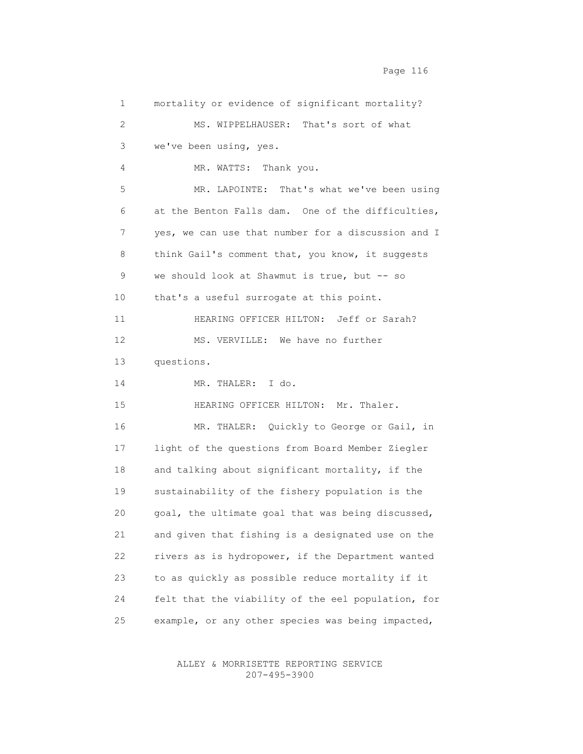mortality or evidence of significant mortality?

MS. WIPPELHAUSER: That's sort of what we've been using, yes.

MR. WATTS: Thank you.

MR. LAPOINTE: That's what we've been using at the Benton Falls dam. One of the difficulties, yes, we can use that number for a discussion and I think Gail's comment that, you know, it suggests we should look at Shawmut is true, but -- so that's a useful surrogate at this point.

HEARING OFFICER HILTON: Jeff or Sarah?

MS. VERVILLE: We have no further questions.

MR. THALER: I do.

HEARING OFFICER HILTON: Mr. Thaler.

MR. THALER: Quickly to George or Gail, in light of the questions from Board Member Ziegler and talking about significant mortality, if the sustainability of the fishery population is the goal, the ultimate goal that was being discussed, and given that fishing is a designated use on the rivers as is hydropower, if the Department wanted to as quickly as possible reduce mortality if it felt that the viability of the eel population, for example, or any other species was being impacted,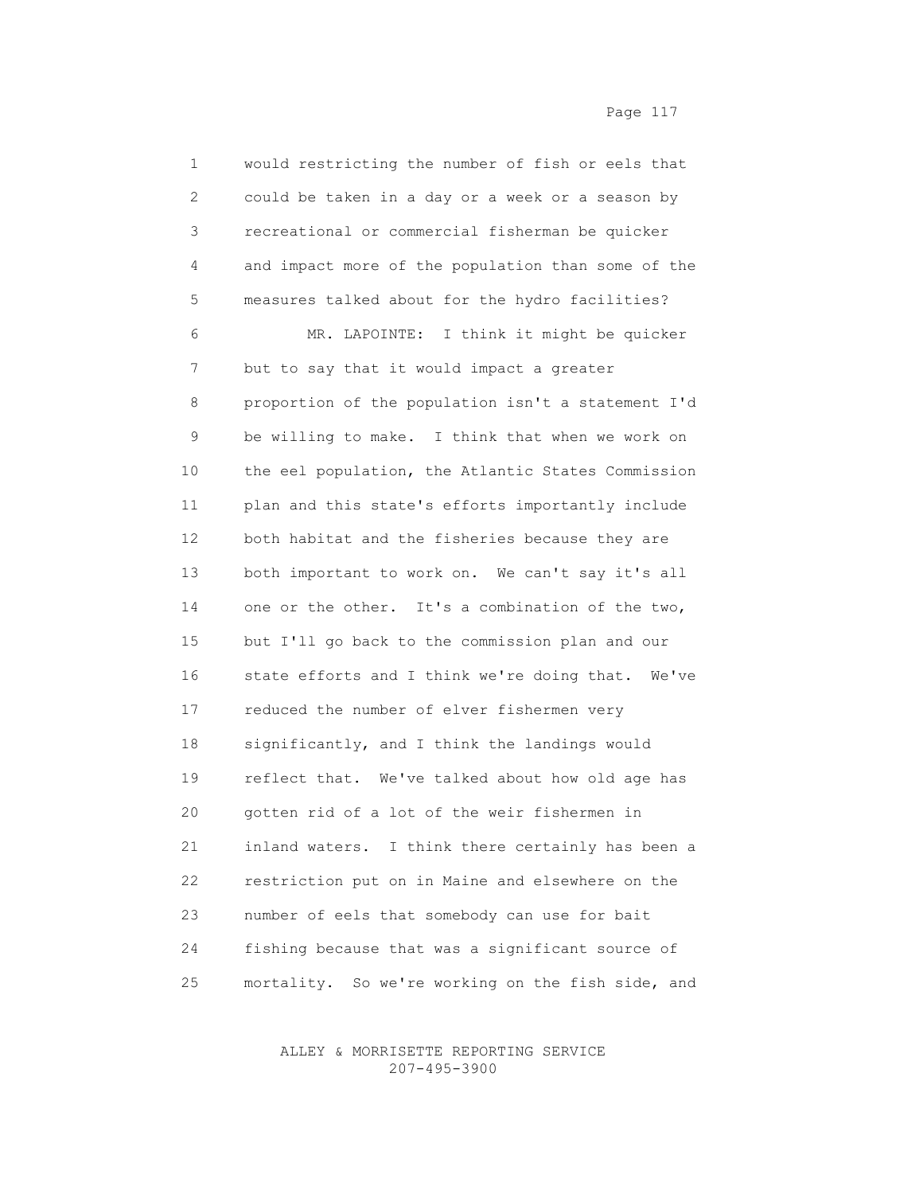would restricting the number of fish or eels that could be taken in a day or a week or a season by recreational or commercial fisherman be quicker and impact more of the population than some of the measures talked about for the hydro facilities?

MR. LAPOINTE: I think it might be quicker but to say that it would impact a greater proportion of the population isn't a statement I'd be willing to make. I think that when we work on the eel population, the Atlantic States Commission plan and this state's efforts importantly include both habitat and the fisheries because they are both important to work on. We can't say it's all one or the other. It's a combination of the two, but I'll go back to the commission plan and our state efforts and I think we're doing that. We've reduced the number of elver fishermen very significantly, and I think the landings would reflect that. We've talked about how old age has gotten rid of a lot of the weir fishermen in inland waters. I think there certainly has been a restriction put on in Maine and elsewhere on the number of eels that somebody can use for bait fishing because that was a significant source of mortality. So we're working on the fish side, and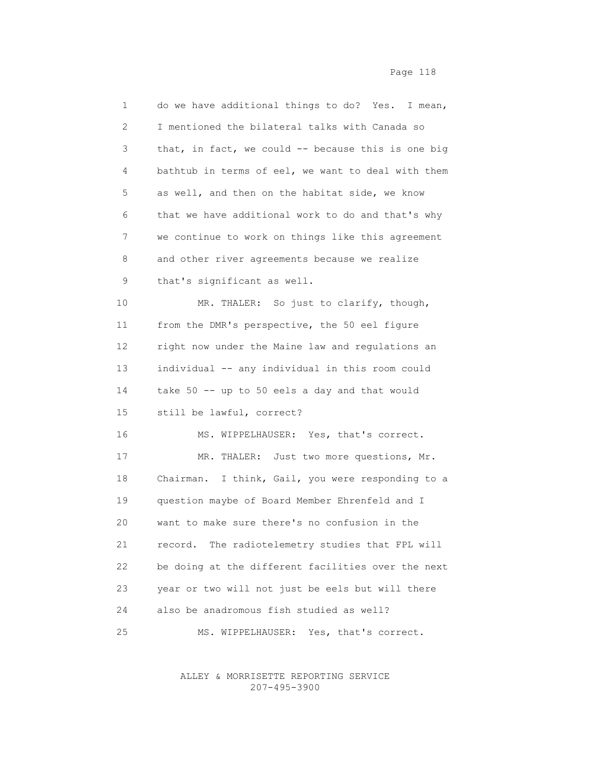do we have additional things to do? Yes. I mean, I mentioned the bilateral talks with Canada so that, in fact, we could -- because this is one big bathtub in terms of eel, we want to deal with them as well, and then on the habitat side, we know that we have additional work to do and that's why we continue to work on things like this agreement and other river agreements because we realize that's significant as well.

MR. THALER: So just to clarify, though, from the DMR's perspective, the 50 eel figure right now under the Maine law and regulations an individual -- any individual in this room could take 50 -- up to 50 eels a day and that would still be lawful, correct?

MS. WIPPELHAUSER: Yes, that's correct.

MR. THALER: Just two more questions, Mr. Chairman. I think, Gail, you were responding to a question maybe of Board Member Ehrenfeld and I want to make sure there's no confusion in the record. The radiotelemetry studies that FPL will be doing at the different facilities over the next year or two will not just be eels but will there also be anadromous fish studied as well?

MS. WIPPELHAUSER: Yes, that's correct.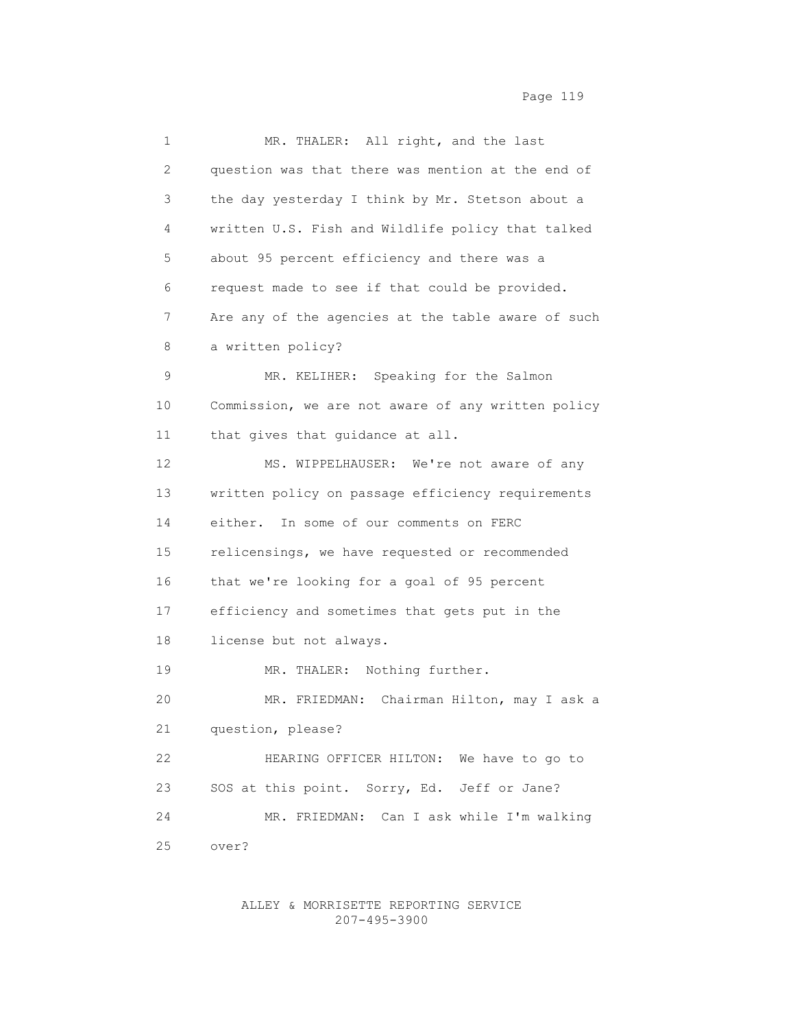MR. THALER: All right, and the last question was that there was mention at the end of the day yesterday I think by Mr. Stetson about a written U.S. Fish and Wildlife policy that talked about 95 percent efficiency and there was a request made to see if that could be provided. Are any of the agencies at the table aware of such a written policy?

MR. KELIHER: Speaking for the Salmon Commission, we are not aware of any written policy that gives that guidance at all.

MS. WIPPELHAUSER: We're not aware of any written policy on passage efficiency requirements either. In some of our comments on FERC relicensings, we have requested or recommended that we're looking for a goal of 95 percent efficiency and sometimes that gets put in the license but not always.

MR. THALER: Nothing further.

MR. FRIEDMAN: Chairman Hilton, may I ask a question, please?

HEARING OFFICER HILTON: We have to go to SOS at this point. Sorry, Ed. Jeff or Jane?

MR. FRIEDMAN: Can I ask while I'm walking over?

ALLEY & MORRISETTE REPORTING SERVICE
207-495-3900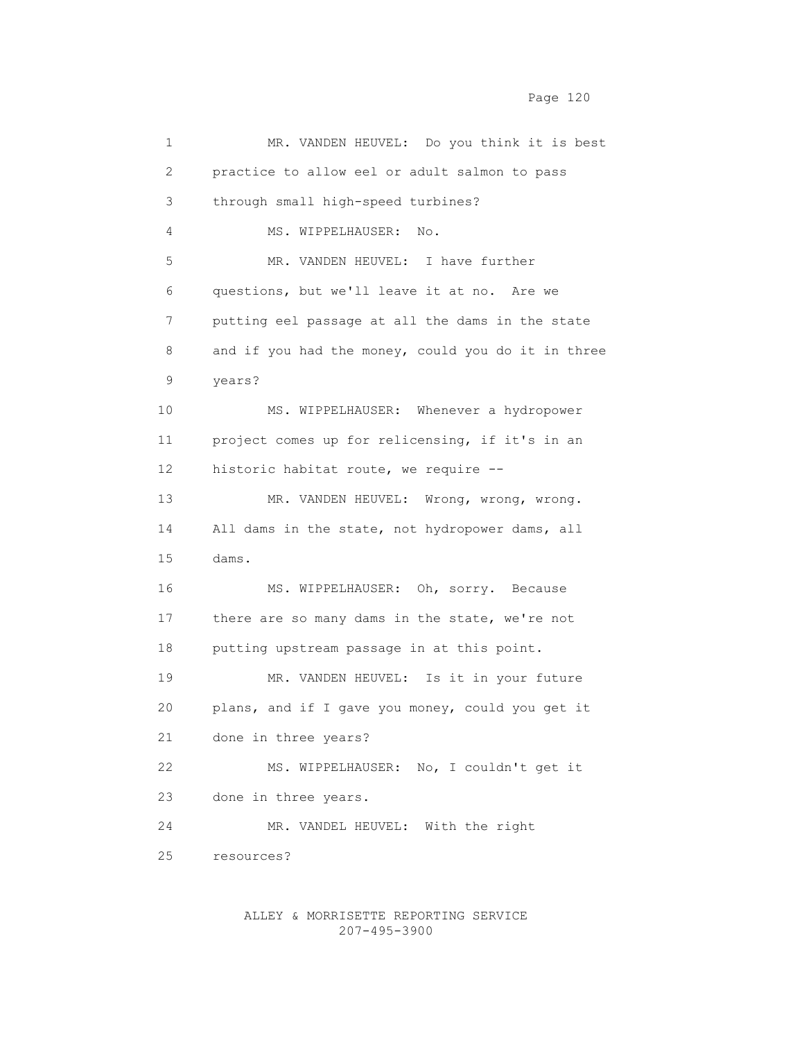MR. VANDEN HEUVEL: Do you think it is best practice to allow eel or adult salmon to pass through small high-speed turbines?

MS. WIPPELHAUSER: No.

MR. VANDEN HEUVEL: I have further questions, but we'll leave it at no. Are we putting eel passage at all the dams in the state and if you had the money, could you do it in three years?

MS. WIPPELHAUSER: Whenever a hydropower project comes up for relicensing, if it's in an historic habitat route, we require --

MR. VANDEN HEUVEL: Wrong, wrong, wrong. All dams in the state, not hydropower dams, all dams.

MS. WIPPELHAUSER: Oh, sorry. Because there are so many dams in the state, we're not putting upstream passage in at this point.

MR. VANDEN HEUVEL: Is it in your future plans, and if I gave you money, could you get it done in three years?

MS. WIPPELHAUSER: No, I couldn't get it done in three years.

MR. VANDEL HEUVEL: With the right resources?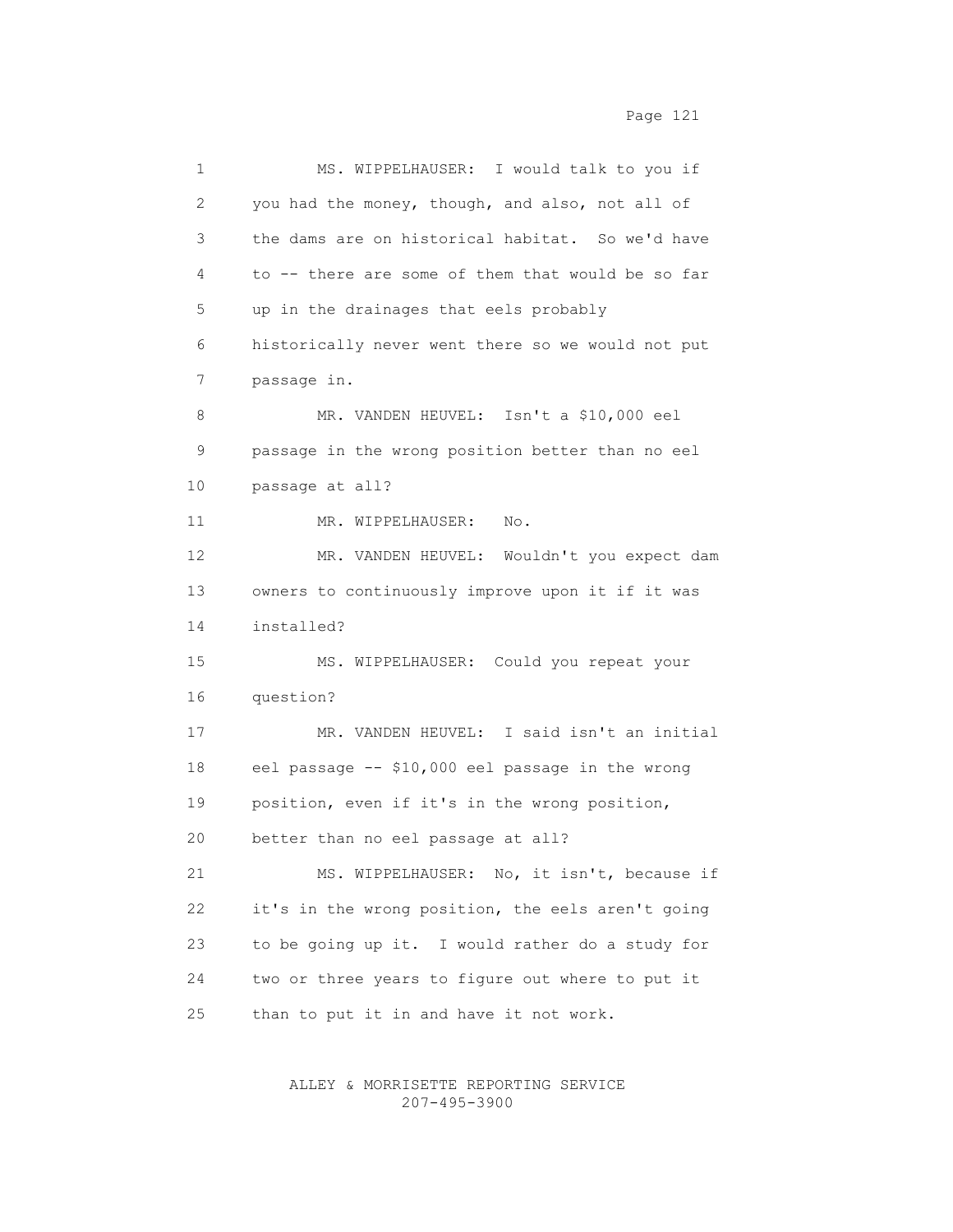MS. WIPPELHAUSER: I would talk to you if you had the money, though, and also, not all of the dams are on historical habitat. So we'd have to -- there are some of them that would be so far up in the drainages that eels probably historically never went there so we would not put passage in.

MR. VANDEN HEUVEL: Isn't a $10,000 eel passage in the wrong position better than no eel passage at all?

MR. WIPPELHAUSER: No.

MR. VANDEN HEUVEL: Wouldn't you expect dam owners to continuously improve upon it if it was installed?

MS. WIPPELHAUSER: Could you repeat your question?

MR. VANDEN HEUVEL: I said isn't an initial eel passage -- $10,000 eel passage in the wrong position, even if it's in the wrong position, better than no eel passage at all?

MS. WIPPELHAUSER: No, it isn't, because if it's in the wrong position, the eels aren't going to be going up it. I would rather do a study for two or three years to figure out where to put it than to put it in and have it not work.

ALLEY & MORRISETTE REPORTING SERVICE
207-495-3900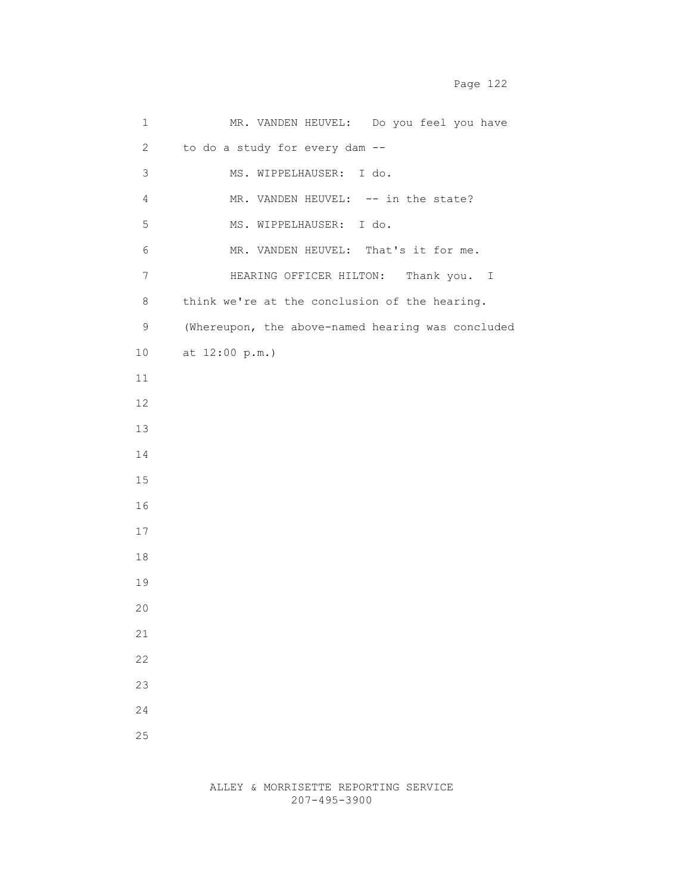MR. VANDEN HEUVEL: Do you feel you have to do a study for every dam --

MS. WIPPELHAUSER: I do.

MR. VANDEN HEUVEL: -- in the state?

MS. WIPPELHAUSER: I do.

MR. VANDEN HEUVEL: That's it for me.

HEARING OFFICER HILTON: Thank you. I think we're at the conclusion of the hearing.

(Whereupon, the above-named hearing was concluded at 12:00 p.m.)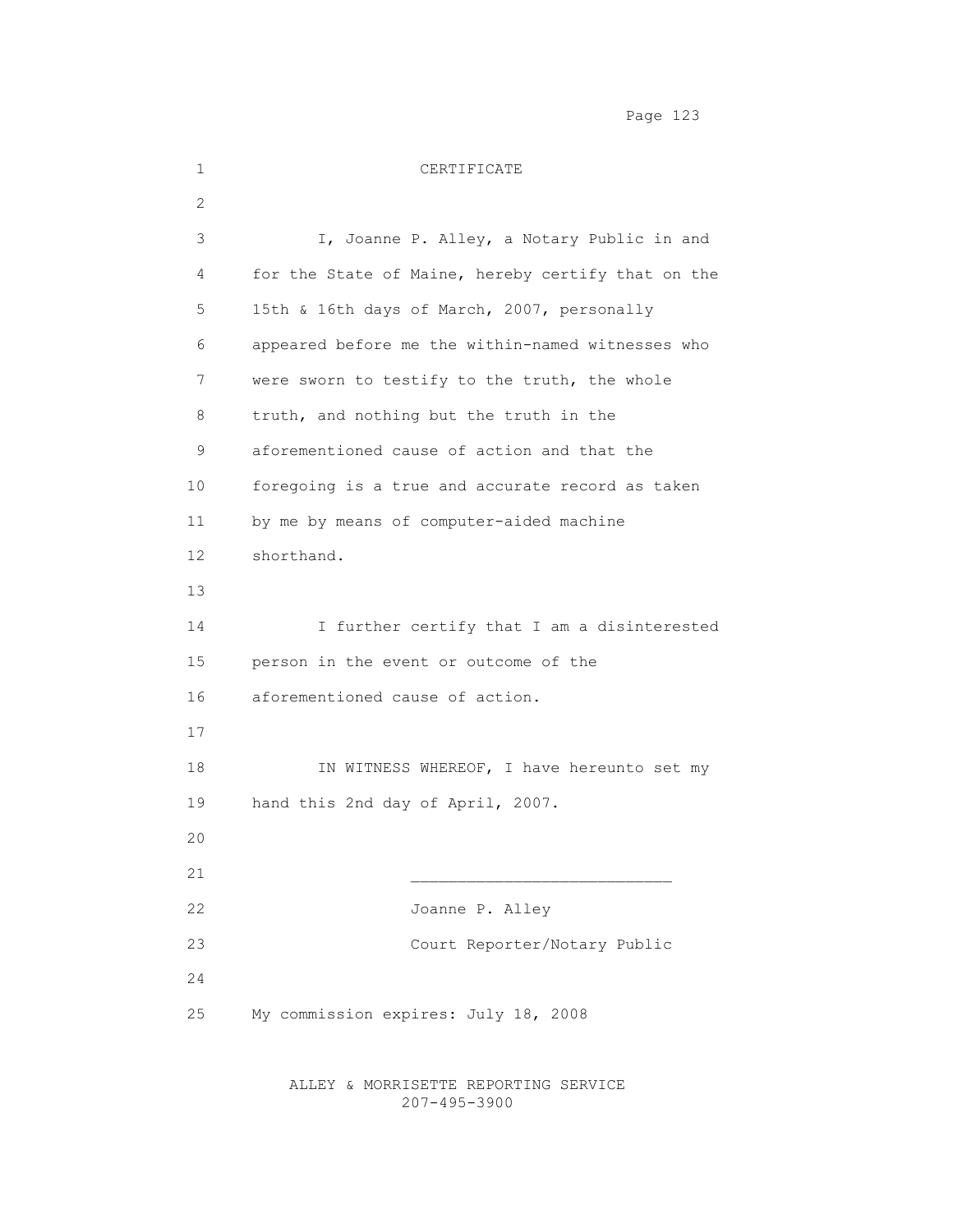# CERTIFICATE

I, Joanne P. Alley, a Notary Public in and for the State of Maine, hereby certify that on the 15th & 16th days of March, 2007, personally appeared before me the within-named witnesses who were sworn to testify to the truth, the whole truth, and nothing but the truth in the aforementioned cause of action and that the foregoing is a true and accurate record as taken by me by means of computer-aided machine shorthand.

I further certify that I am a disinterested person in the event or outcome of the aforementioned cause of action.

IN WITNESS WHEREOF, I have hereunto set my hand this 2nd day of April, 2007.

___________________________

Joanne P. Alley

Court Reporter/Notary Public

My commission expires: July 18, 2008

ALLEY & MORRISETTE REPORTING SERVICE
207-495-3900